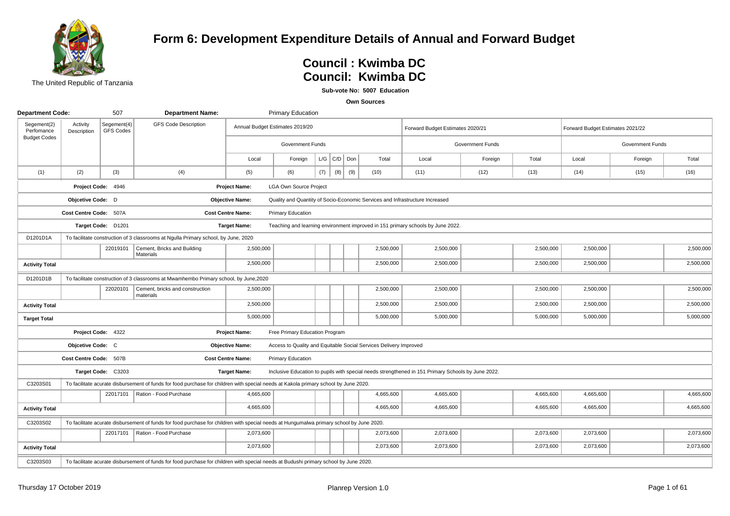The United Republic of Tanzania

# Form 6: Development Expenditure Details of Annual and Forward Budget

## Council : Kwimba DC
## Council: Kwimba DC

**Sub-vote No: 5007 Education**

**Own Sources**

**Department Code:** 507 **Department Name:** Primary Education

| Segement(2) Perfomance Budget Codes | Activity Description | Segement(4) GFS Codes | GFS Code Description | Annual Budget Estimates 2019/20 | | | | | | Forward Budget Estimates 2020/21 | | | Forward Budget Estimates 2021/22 | | |
|---|---|---|---|---|---|---|---|---|---|---|---|---|---|---|---|
| | | | | Government Funds | | | | | | Government Funds | | | Government Funds | | |
| | | | | Local | Foreign | L/G | C/D | Don | Total | Local | Foreign | Total | Local | Foreign | Total |
| (1) | (2) | (3) | (4) | (5) | (6) | (7) | (8) | (9) | (10) | (11) | (12) | (13) | (14) | (15) | (16) |
| **Project Code:** 4946 | | | | **Project Name:** LGA Own Source Project | | | | | | | | | | | |
| **Objcetive Code:** D | | | | **Objective Name:** Quality and Quantity of Socio-Economic Services and Infrastructure Increased | | | | | | | | | | | |
| **Cost Centre Code:** 507A | | | | **Cost Centre Name:** Primary Education | | | | | | | | | | | |
| **Target Code:** D1201 | | | | **Target Name:** Teaching and learning environment improved in 151 primary schools by June 2022. | | | | | | | | | | | |
| D1201D1A | To facilitate construction of 3 classrooms at Ngulla Primary school, by June, 2020 | | | | | | | | | | | | | | |
| | | 22019101 | Cement, Bricks and Building Materials | 2,500,000 | | | | | 2,500,000 | 2,500,000 | | 2,500,000 | 2,500,000 | | 2,500,000 |
| **Activity Total** | | | | 2,500,000 | | | | | 2,500,000 | 2,500,000 | | 2,500,000 | 2,500,000 | | 2,500,000 |
| D1201D1B | To facilitate construction of 3 classrooms at Mwamhembo Primary school, by June,2020 | | | | | | | | | | | | | | |
| | | 22020101 | Cement, bricks and construction materials | 2,500,000 | | | | | 2,500,000 | 2,500,000 | | 2,500,000 | 2,500,000 | | 2,500,000 |
| **Activity Total** | | | | 2,500,000 | | | | | 2,500,000 | 2,500,000 | | 2,500,000 | 2,500,000 | | 2,500,000 |
| **Target Total** | | | | 5,000,000 | | | | | 5,000,000 | 5,000,000 | | 5,000,000 | 5,000,000 | | 5,000,000 |
| **Project Code:** 4322 | | | | **Project Name:** Free Primary Education Program | | | | | | | | | | | |
| **Objcetive Code:** C | | | | **Objective Name:** Access to Quality and Equitable Social Services Delivery Improved | | | | | | | | | | | |
| **Cost Centre Code:** 507B | | | | **Cost Centre Name:** Primary Education | | | | | | | | | | | |
| **Target Code:** C3203 | | | | **Target Name:** Inclusive Education to pupils with special needs strengthened in 151 Primary Schools by June 2022. | | | | | | | | | | | |
| C3203S01 | To facilitate acurate disbursement of funds for food purchase for children with special needs at Kakola primary school by June 2020. | | | | | | | | | | | | | | |
| | | 22017101 | Ration - Food Purchase | 4,665,600 | | | | | 4,665,600 | 4,665,600 | | 4,665,600 | 4,665,600 | | 4,665,600 |
| **Activity Total** | | | | 4,665,600 | | | | | 4,665,600 | 4,665,600 | | 4,665,600 | 4,665,600 | | 4,665,600 |
| C3203S02 | To facilitate acurate disbursement of funds for food purchase for children with special needs at Hungumalwa primary school by June 2020. | | | | | | | | | | | | | | |
| | | 22017101 | Ration - Food Purchase | 2,073,600 | | | | | 2,073,600 | 2,073,600 | | 2,073,600 | 2,073,600 | | 2,073,600 |
| **Activity Total** | | | | 2,073,600 | | | | | 2,073,600 | 2,073,600 | | 2,073,600 | 2,073,600 | | 2,073,600 |
| C3203S03 | To facilitate acurate disbursement of funds for food purchase for children with special needs at Budushi primary school by June 2020. | | | | | | | | | | | | | | |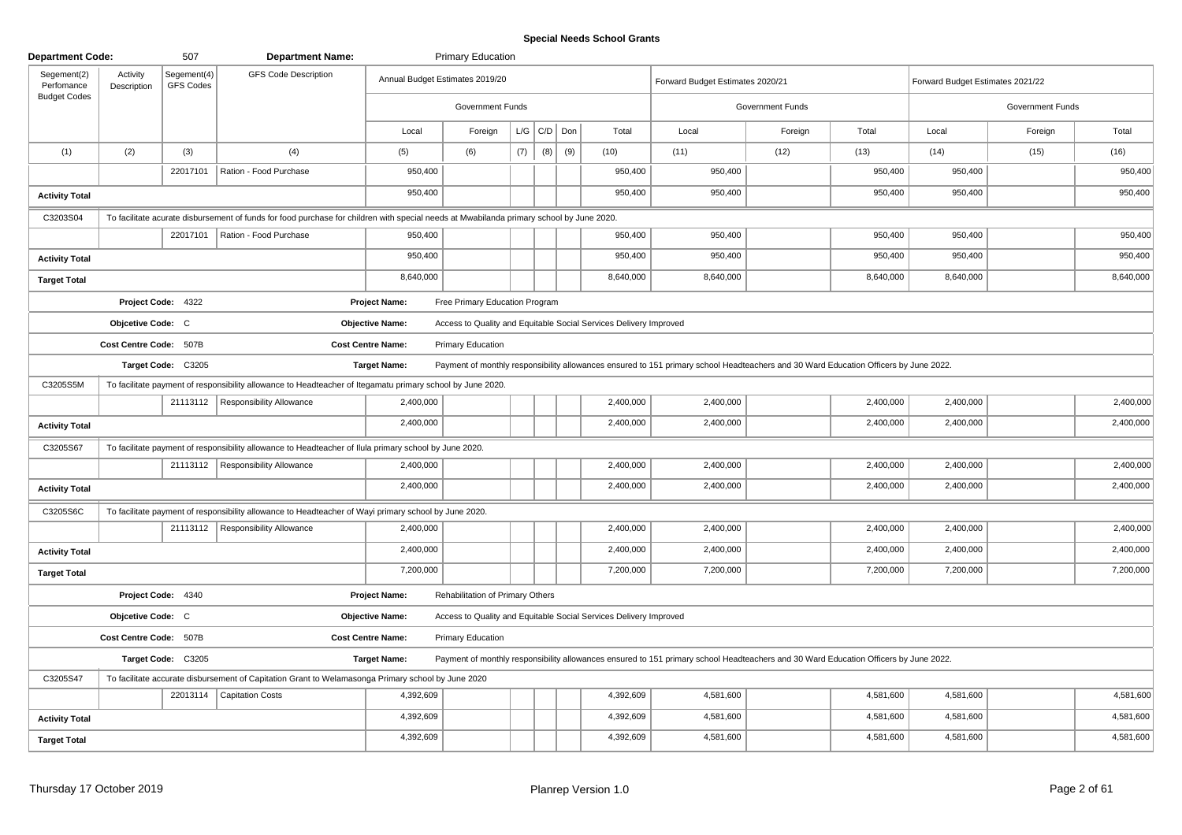# Special Needs School Grants

| Department Code: | | 507 | Department Name: | | Primary Education | | | | | | | | | | |
|---|---|---|---|---|---|---|---|---|---|---|---|---|---|---|---|
| Segement(2) Perfomance Budget Codes | Activity Description | Segement(4) GFS Codes | GFS Code Description | Annual Budget Estimates 2019/20 | | | | | | Forward Budget Estimates 2020/21 | | | Forward Budget Estimates 2021/22 | | |
| | | | | Government Funds | | | | | | Government Funds | | | Government Funds | | |
| | | | | Local | Foreign | L/G | C/D | Don | Total | Local | Foreign | Total | Local | Foreign | Total |
| (1) | (2) | (3) | (4) | (5) | (6) | (7) | (8) | (9) | (10) | (11) | (12) | (13) | (14) | (15) | (16) |
| | | 22017101 | Ration - Food Purchase | 950,400 | | | | | 950,400 | 950,400 | | 950,400 | 950,400 | | 950,400 |
| **Activity Total** | | | | 950,400 | | | | | 950,400 | 950,400 | | 950,400 | 950,400 | | 950,400 |
| C3203S04 | To facilitate acurate disbursement of funds for food purchase for children with special needs at Mwabilanda primary school by June 2020. | | | | | | | | | | | | | | |
| | | 22017101 | Ration - Food Purchase | 950,400 | | | | | 950,400 | 950,400 | | 950,400 | 950,400 | | 950,400 |
| **Activity Total** | | | | 950,400 | | | | | 950,400 | 950,400 | | 950,400 | 950,400 | | 950,400 |
| **Target Total** | | | | 8,640,000 | | | | | 8,640,000 | 8,640,000 | | 8,640,000 | 8,640,000 | | 8,640,000 |
| | **Project Code:** 4322 | | | **Project Name:** | Free Primary Education Program | | | | | | | | | | |
| | **Objcetive Code:** C | | | **Objective Name:** | Access to Quality and Equitable Social Services Delivery Improved | | | | | | | | | | |
| | **Cost Centre Code:** 507B | | | **Cost Centre Name:** | Primary Education | | | | | | | | | | |
| | **Target Code:** C3205 | | | **Target Name:** | Payment of monthly responsibility allowances ensured to 151 primary school Headteachers and 30 Ward Education Officers by June 2022. | | | | | | | | | | |
| C3205S5M | To facilitate payment of responsibility allowance to Headteacher of Itegamatu primary school by June 2020. | | | | | | | | | | | | | | |
| | | 21113112 | Responsibility Allowance | 2,400,000 | | | | | 2,400,000 | 2,400,000 | | 2,400,000 | 2,400,000 | | 2,400,000 |
| **Activity Total** | | | | 2,400,000 | | | | | 2,400,000 | 2,400,000 | | 2,400,000 | 2,400,000 | | 2,400,000 |
| C3205S67 | To facilitate payment of responsibility allowance to Headteacher of Ilula primary school by June 2020. | | | | | | | | | | | | | | |
| | | 21113112 | Responsibility Allowance | 2,400,000 | | | | | 2,400,000 | 2,400,000 | | 2,400,000 | 2,400,000 | | 2,400,000 |
| **Activity Total** | | | | 2,400,000 | | | | | 2,400,000 | 2,400,000 | | 2,400,000 | 2,400,000 | | 2,400,000 |
| C3205S6C | To facilitate payment of responsibility allowance to Headteacher of Wayi primary school by June 2020. | | | | | | | | | | | | | | |
| | | 21113112 | Responsibility Allowance | 2,400,000 | | | | | 2,400,000 | 2,400,000 | | 2,400,000 | 2,400,000 | | 2,400,000 |
| **Activity Total** | | | | 2,400,000 | | | | | 2,400,000 | 2,400,000 | | 2,400,000 | 2,400,000 | | 2,400,000 |
| **Target Total** | | | | 7,200,000 | | | | | 7,200,000 | 7,200,000 | | 7,200,000 | 7,200,000 | | 7,200,000 |
| | **Project Code:** 4340 | | | **Project Name:** | Rehabilitation of Primary Others | | | | | | | | | | |
| | **Objcetive Code:** C | | | **Objective Name:** | Access to Quality and Equitable Social Services Delivery Improved | | | | | | | | | | |
| | **Cost Centre Code:** 507B | | | **Cost Centre Name:** | Primary Education | | | | | | | | | | |
| | **Target Code:** C3205 | | | **Target Name:** | Payment of monthly responsibility allowances ensured to 151 primary school Headteachers and 30 Ward Education Officers by June 2022. | | | | | | | | | | |
| C3205S47 | To facilitate accurate disbursement of Capitation Grant to Welamasonga Primary school by June 2020 | | | | | | | | | | | | | | |
| | | 22013114 | Capitation Costs | 4,392,609 | | | | | 4,392,609 | 4,581,600 | | 4,581,600 | 4,581,600 | | 4,581,600 |
| **Activity Total** | | | | 4,392,609 | | | | | 4,392,609 | 4,581,600 | | 4,581,600 | 4,581,600 | | 4,581,600 |
| **Target Total** | | | | 4,392,609 | | | | | 4,392,609 | 4,581,600 | | 4,581,600 | 4,581,600 | | 4,581,600 |

Thursday 17 October 2019 Planrep Version 1.0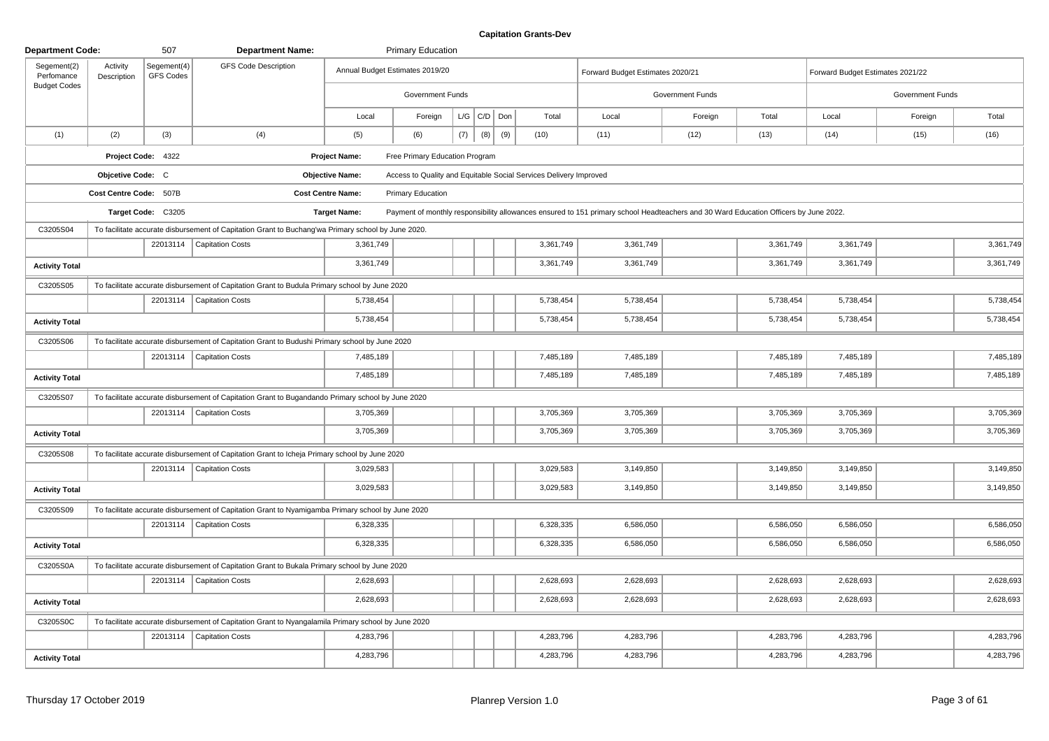# Capitation Grants-Dev

**Department Code:** 507 **Department Name:** Primary Education

| Segement(2) Perfomance Budget Codes | Activity Description | Segement(4) GFS Codes | GFS Code Description | Annual Budget Estimates 2019/20 | | | | | | Forward Budget Estimates 2020/21 | | | Forward Budget Estimates 2021/22 | | |
|---|---|---|---|---|---|---|---|---|---|---|---|---|---|---|---|
| | | | | Government Funds | | | | | | Government Funds | | | Government Funds | | |
| | | | | Local | Foreign | L/G | C/D | Don | Total | Local | Foreign | Total | Local | Foreign | Total |
| (1) | (2) | (3) | (4) | (5) | (6) | (7) | (8) | (9) | (10) | (11) | (12) | (13) | (14) | (15) | (16) |
| **Project Code:** 4322 | | | | **Project Name:** Free Primary Education Program | | | | | | | | | | | |
| **Objcetive Code:** C | | | | **Objective Name:** Access to Quality and Equitable Social Services Delivery Improved | | | | | | | | | | | |
| **Cost Centre Code:** 507B | | | | **Cost Centre Name:** Primary Education | | | | | | | | | | | |
| **Target Code:** C3205 | | | | **Target Name:** Payment of monthly responsibility allowances ensured to 151 primary school Headteachers and 30 Ward Education Officers by June 2022. | | | | | | | | | | | |
| C3205S04 | To facilitate accurate disbursement of Capitation Grant to Buchang'wa Primary school by June 2020. | | | | | | | | | | | | | | |
| | | 22013114 | Capitation Costs | 3,361,749 | | | | | 3,361,749 | 3,361,749 | | 3,361,749 | 3,361,749 | | 3,361,749 |
| **Activity Total** | | | | 3,361,749 | | | | | 3,361,749 | 3,361,749 | | 3,361,749 | 3,361,749 | | 3,361,749 |
| C3205S05 | To facilitate accurate disbursement of Capitation Grant to Budula Primary school by June 2020 | | | | | | | | | | | | | | |
| | | 22013114 | Capitation Costs | 5,738,454 | | | | | 5,738,454 | 5,738,454 | | 5,738,454 | 5,738,454 | | 5,738,454 |
| **Activity Total** | | | | 5,738,454 | | | | | 5,738,454 | 5,738,454 | | 5,738,454 | 5,738,454 | | 5,738,454 |
| C3205S06 | To facilitate accurate disbursement of Capitation Grant to Budushi Primary school by June 2020 | | | | | | | | | | | | | | |
| | | 22013114 | Capitation Costs | 7,485,189 | | | | | 7,485,189 | 7,485,189 | | 7,485,189 | 7,485,189 | | 7,485,189 |
| **Activity Total** | | | | 7,485,189 | | | | | 7,485,189 | 7,485,189 | | 7,485,189 | 7,485,189 | | 7,485,189 |
| C3205S07 | To facilitate accurate disbursement of Capitation Grant to Bugandando Primary school by June 2020 | | | | | | | | | | | | | | |
| | | 22013114 | Capitation Costs | 3,705,369 | | | | | 3,705,369 | 3,705,369 | | 3,705,369 | 3,705,369 | | 3,705,369 |
| **Activity Total** | | | | 3,705,369 | | | | | 3,705,369 | 3,705,369 | | 3,705,369 | 3,705,369 | | 3,705,369 |
| C3205S08 | To facilitate accurate disbursement of Capitation Grant to Icheja Primary school by June 2020 | | | | | | | | | | | | | | |
| | | 22013114 | Capitation Costs | 3,029,583 | | | | | 3,029,583 | 3,149,850 | | 3,149,850 | 3,149,850 | | 3,149,850 |
| **Activity Total** | | | | 3,029,583 | | | | | 3,029,583 | 3,149,850 | | 3,149,850 | 3,149,850 | | 3,149,850 |
| C3205S09 | To facilitate accurate disbursement of Capitation Grant to Nyamigamba Primary school by June 2020 | | | | | | | | | | | | | | |
| | | 22013114 | Capitation Costs | 6,328,335 | | | | | 6,328,335 | 6,586,050 | | 6,586,050 | 6,586,050 | | 6,586,050 |
| **Activity Total** | | | | 6,328,335 | | | | | 6,328,335 | 6,586,050 | | 6,586,050 | 6,586,050 | | 6,586,050 |
| C3205S0A | To facilitate accurate disbursement of Capitation Grant to Bukala Primary school by June 2020 | | | | | | | | | | | | | | |
| | | 22013114 | Capitation Costs | 2,628,693 | | | | | 2,628,693 | 2,628,693 | | 2,628,693 | 2,628,693 | | 2,628,693 |
| **Activity Total** | | | | 2,628,693 | | | | | 2,628,693 | 2,628,693 | | 2,628,693 | 2,628,693 | | 2,628,693 |
| C3205S0C | To facilitate accurate disbursement of Capitation Grant to Nyangalamila Primary school by June 2020 | | | | | | | | | | | | | | |
| | | 22013114 | Capitation Costs | 4,283,796 | | | | | 4,283,796 | 4,283,796 | | 4,283,796 | 4,283,796 | | 4,283,796 |
| **Activity Total** | | | | 4,283,796 | | | | | 4,283,796 | 4,283,796 | | 4,283,796 | 4,283,796 | | 4,283,796 |

Thursday 17 October 2019 — Planrep Version 1.0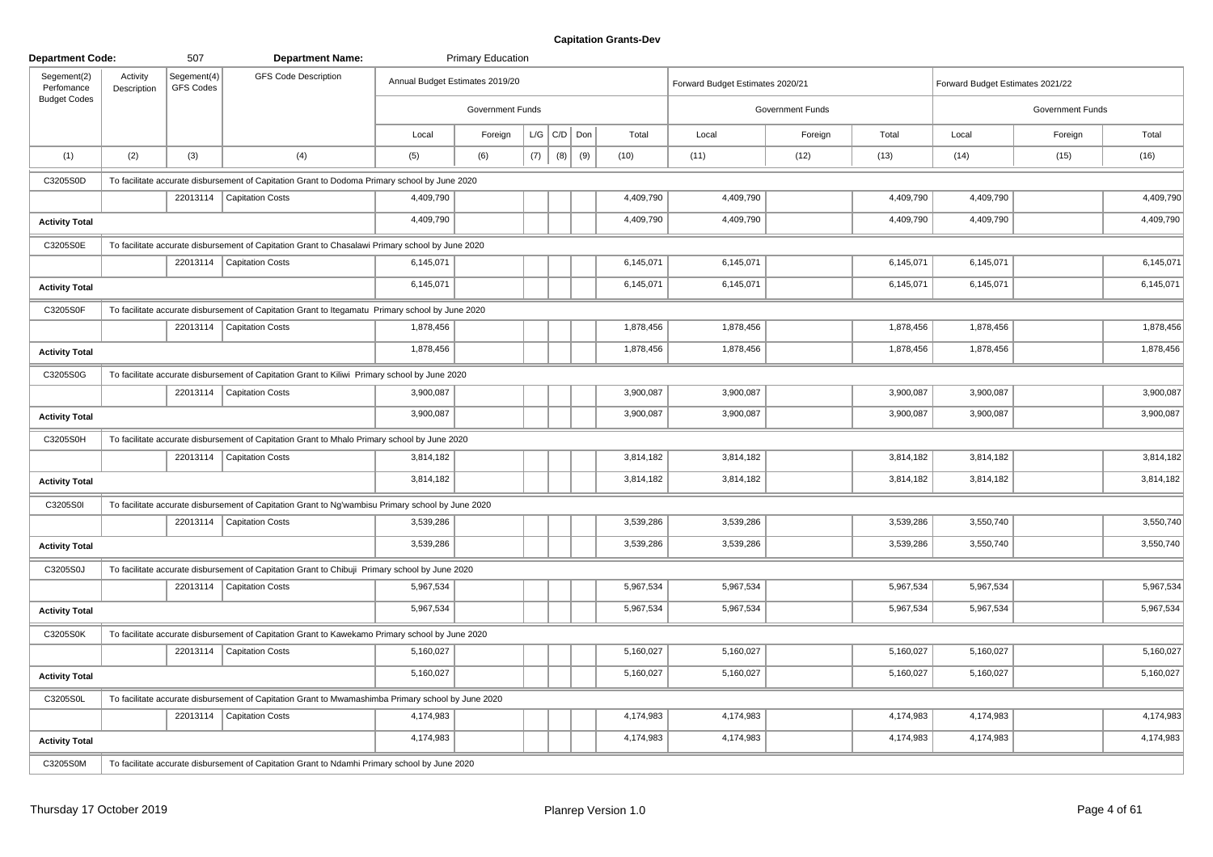**Capitation Grants-Dev**

**Department Code:** 507 **Department Name:** Primary Education

| Segement(2) Perfomance Budget Codes | Activity Description | Segement(4) GFS Codes | GFS Code Description | Annual Budget Estimates 2019/20 | | | | | | Forward Budget Estimates 2020/21 | | | Forward Budget Estimates 2021/22 | | |
|---|---|---|---|---|---|---|---|---|---|---|---|---|---|---|---|
| | | | | Government Funds | | | | | | Government Funds | | | Government Funds | | |
| | | | | Local | Foreign | L/G | C/D | Don | Total | Local | Foreign | Total | Local | Foreign | Total |
| (1) | (2) | (3) | (4) | (5) | (6) | (7) | (8) | (9) | (10) | (11) | (12) | (13) | (14) | (15) | (16) |
| C3205S0D | To facilitate accurate disbursement of Capitation Grant to Dodoma Primary school by June 2020 | | | | | | | | | | | | | | |
| | | 22013114 | Capitation Costs | 4,409,790 | | | | | 4,409,790 | 4,409,790 | | 4,409,790 | 4,409,790 | | 4,409,790 |
| **Activity Total** | | | | 4,409,790 | | | | | 4,409,790 | 4,409,790 | | 4,409,790 | 4,409,790 | | 4,409,790 |
| C3205S0E | To facilitate accurate disbursement of Capitation Grant to Chasalawi Primary school by June 2020 | | | | | | | | | | | | | | |
| | | 22013114 | Capitation Costs | 6,145,071 | | | | | 6,145,071 | 6,145,071 | | 6,145,071 | 6,145,071 | | 6,145,071 |
| **Activity Total** | | | | 6,145,071 | | | | | 6,145,071 | 6,145,071 | | 6,145,071 | 6,145,071 | | 6,145,071 |
| C3205S0F | To facilitate accurate disbursement of Capitation Grant to Itegamatu Primary school by June 2020 | | | | | | | | | | | | | | |
| | | 22013114 | Capitation Costs | 1,878,456 | | | | | 1,878,456 | 1,878,456 | | 1,878,456 | 1,878,456 | | 1,878,456 |
| **Activity Total** | | | | 1,878,456 | | | | | 1,878,456 | 1,878,456 | | 1,878,456 | 1,878,456 | | 1,878,456 |
| C3205S0G | To facilitate accurate disbursement of Capitation Grant to Kiliwi Primary school by June 2020 | | | | | | | | | | | | | | |
| | | 22013114 | Capitation Costs | 3,900,087 | | | | | 3,900,087 | 3,900,087 | | 3,900,087 | 3,900,087 | | 3,900,087 |
| **Activity Total** | | | | 3,900,087 | | | | | 3,900,087 | 3,900,087 | | 3,900,087 | 3,900,087 | | 3,900,087 |
| C3205S0H | To facilitate accurate disbursement of Capitation Grant to Mhalo Primary school by June 2020 | | | | | | | | | | | | | | |
| | | 22013114 | Capitation Costs | 3,814,182 | | | | | 3,814,182 | 3,814,182 | | 3,814,182 | 3,814,182 | | 3,814,182 |
| **Activity Total** | | | | 3,814,182 | | | | | 3,814,182 | 3,814,182 | | 3,814,182 | 3,814,182 | | 3,814,182 |
| C3205S0I | To facilitate accurate disbursement of Capitation Grant to Ng'wambisu Primary school by June 2020 | | | | | | | | | | | | | | |
| | | 22013114 | Capitation Costs | 3,539,286 | | | | | 3,539,286 | 3,539,286 | | 3,539,286 | 3,550,740 | | 3,550,740 |
| **Activity Total** | | | | 3,539,286 | | | | | 3,539,286 | 3,539,286 | | 3,539,286 | 3,550,740 | | 3,550,740 |
| C3205S0J | To facilitate accurate disbursement of Capitation Grant to Chibuji Primary school by June 2020 | | | | | | | | | | | | | | |
| | | 22013114 | Capitation Costs | 5,967,534 | | | | | 5,967,534 | 5,967,534 | | 5,967,534 | 5,967,534 | | 5,967,534 |
| **Activity Total** | | | | 5,967,534 | | | | | 5,967,534 | 5,967,534 | | 5,967,534 | 5,967,534 | | 5,967,534 |
| C3205S0K | To facilitate accurate disbursement of Capitation Grant to Kawekamo Primary school by June 2020 | | | | | | | | | | | | | | |
| | | 22013114 | Capitation Costs | 5,160,027 | | | | | 5,160,027 | 5,160,027 | | 5,160,027 | 5,160,027 | | 5,160,027 |
| **Activity Total** | | | | 5,160,027 | | | | | 5,160,027 | 5,160,027 | | 5,160,027 | 5,160,027 | | 5,160,027 |
| C3205S0L | To facilitate accurate disbursement of Capitation Grant to Mwamashimba Primary school by June 2020 | | | | | | | | | | | | | | |
| | | 22013114 | Capitation Costs | 4,174,983 | | | | | 4,174,983 | 4,174,983 | | 4,174,983 | 4,174,983 | | 4,174,983 |
| **Activity Total** | | | | 4,174,983 | | | | | 4,174,983 | 4,174,983 | | 4,174,983 | 4,174,983 | | 4,174,983 |
| C3205S0M | To facilitate accurate disbursement of Capitation Grant to Ndamhi Primary school by June 2020 | | | | | | | | | | | | | | |

Thursday 17 October 2019 Planrep Version 1.0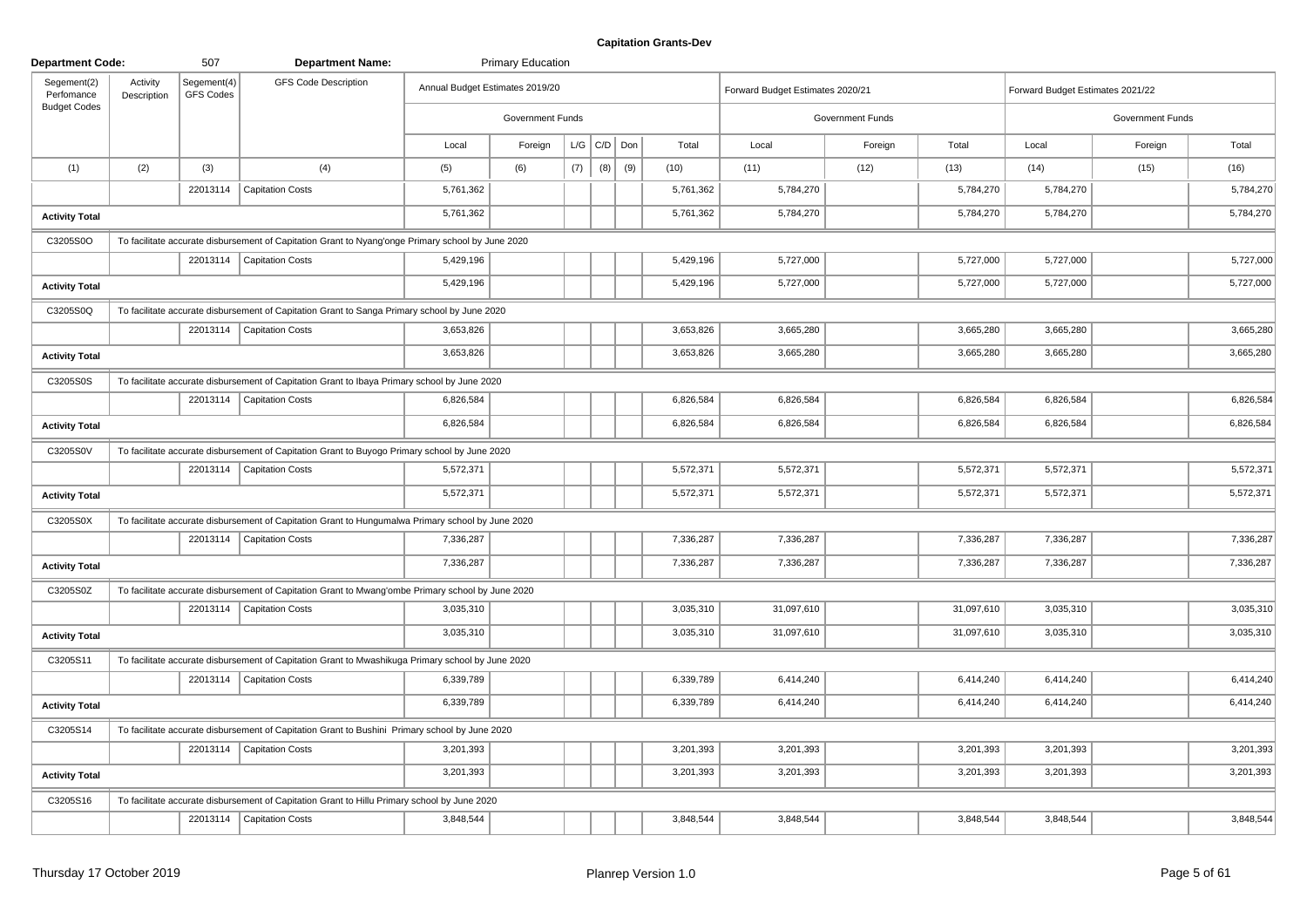**Capitation Grants-Dev**

**Department Code:** 507 **Department Name:** Primary Education

| Segement(2) Perfomance Budget Codes | Activity Description | Segement(4) GFS Codes | GFS Code Description | Annual Budget Estimates 2019/20 | | | | | | Forward Budget Estimates 2020/21 | | | Forward Budget Estimates 2021/22 | | |
|---|---|---|---|---|---|---|---|---|---|---|---|---|---|---|---|
| | | | | Government Funds | | | | | | Government Funds | | | Government Funds | | |
| | | | | Local | Foreign | L/G | C/D | Don | Total | Local | Foreign | Total | Local | Foreign | Total |
| (1) | (2) | (3) | (4) | (5) | (6) | (7) | (8) | (9) | (10) | (11) | (12) | (13) | (14) | (15) | (16) |
| | | 22013114 | Capitation Costs | 5,761,362 | | | | | 5,761,362 | 5,784,270 | | 5,784,270 | 5,784,270 | | 5,784,270 |
| **Activity Total** | | | | 5,761,362 | | | | | 5,761,362 | 5,784,270 | | 5,784,270 | 5,784,270 | | 5,784,270 |
| C3205S0O | To facilitate accurate disbursement of Capitation Grant to Nyang'onge Primary school by June 2020 | | | | | | | | | | | | | | |
| | | 22013114 | Capitation Costs | 5,429,196 | | | | | 5,429,196 | 5,727,000 | | 5,727,000 | 5,727,000 | | 5,727,000 |
| **Activity Total** | | | | 5,429,196 | | | | | 5,429,196 | 5,727,000 | | 5,727,000 | 5,727,000 | | 5,727,000 |
| C3205S0Q | To facilitate accurate disbursement of Capitation Grant to Sanga Primary school by June 2020 | | | | | | | | | | | | | | |
| | | 22013114 | Capitation Costs | 3,653,826 | | | | | 3,653,826 | 3,665,280 | | 3,665,280 | 3,665,280 | | 3,665,280 |
| **Activity Total** | | | | 3,653,826 | | | | | 3,653,826 | 3,665,280 | | 3,665,280 | 3,665,280 | | 3,665,280 |
| C3205S0S | To facilitate accurate disbursement of Capitation Grant to Ibaya Primary school by June 2020 | | | | | | | | | | | | | | |
| | | 22013114 | Capitation Costs | 6,826,584 | | | | | 6,826,584 | 6,826,584 | | 6,826,584 | 6,826,584 | | 6,826,584 |
| **Activity Total** | | | | 6,826,584 | | | | | 6,826,584 | 6,826,584 | | 6,826,584 | 6,826,584 | | 6,826,584 |
| C3205S0V | To facilitate accurate disbursement of Capitation Grant to Buyogo Primary school by June 2020 | | | | | | | | | | | | | | |
| | | 22013114 | Capitation Costs | 5,572,371 | | | | | 5,572,371 | 5,572,371 | | 5,572,371 | 5,572,371 | | 5,572,371 |
| **Activity Total** | | | | 5,572,371 | | | | | 5,572,371 | 5,572,371 | | 5,572,371 | 5,572,371 | | 5,572,371 |
| C3205S0X | To facilitate accurate disbursement of Capitation Grant to Hungumalwa Primary school by June 2020 | | | | | | | | | | | | | | |
| | | 22013114 | Capitation Costs | 7,336,287 | | | | | 7,336,287 | 7,336,287 | | 7,336,287 | 7,336,287 | | 7,336,287 |
| **Activity Total** | | | | 7,336,287 | | | | | 7,336,287 | 7,336,287 | | 7,336,287 | 7,336,287 | | 7,336,287 |
| C3205S0Z | To facilitate accurate disbursement of Capitation Grant to Mwang'ombe Primary school by June 2020 | | | | | | | | | | | | | | |
| | | 22013114 | Capitation Costs | 3,035,310 | | | | | 3,035,310 | 31,097,610 | | 31,097,610 | 3,035,310 | | 3,035,310 |
| **Activity Total** | | | | 3,035,310 | | | | | 3,035,310 | 31,097,610 | | 31,097,610 | 3,035,310 | | 3,035,310 |
| C3205S11 | To facilitate accurate disbursement of Capitation Grant to Mwashikuga Primary school by June 2020 | | | | | | | | | | | | | | |
| | | 22013114 | Capitation Costs | 6,339,789 | | | | | 6,339,789 | 6,414,240 | | 6,414,240 | 6,414,240 | | 6,414,240 |
| **Activity Total** | | | | 6,339,789 | | | | | 6,339,789 | 6,414,240 | | 6,414,240 | 6,414,240 | | 6,414,240 |
| C3205S14 | To facilitate accurate disbursement of Capitation Grant to Bushini Primary school by June 2020 | | | | | | | | | | | | | | |
| | | 22013114 | Capitation Costs | 3,201,393 | | | | | 3,201,393 | 3,201,393 | | 3,201,393 | 3,201,393 | | 3,201,393 |
| **Activity Total** | | | | 3,201,393 | | | | | 3,201,393 | 3,201,393 | | 3,201,393 | 3,201,393 | | 3,201,393 |
| C3205S16 | To facilitate accurate disbursement of Capitation Grant to Hillu Primary school by June 2020 | | | | | | | | | | | | | | |
| | | 22013114 | Capitation Costs | 3,848,544 | | | | | 3,848,544 | 3,848,544 | | 3,848,544 | 3,848,544 | | 3,848,544 |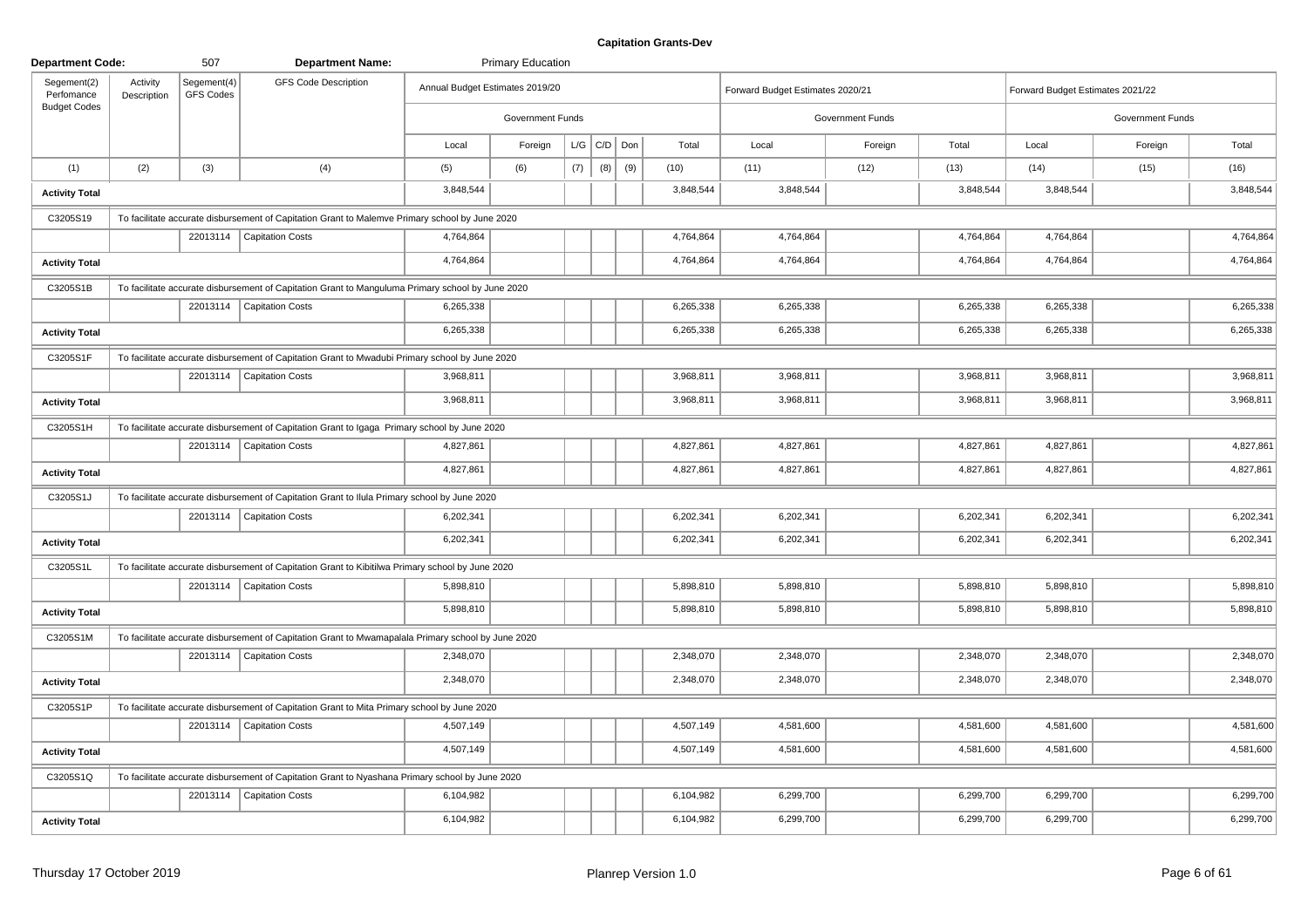# Capitation Grants-Dev

**Department Code:** 507 **Department Name:** Primary Education

| Segement(2) Perfomance Budget Codes | Activity Description | Segement(4) GFS Codes | GFS Code Description | Annual Budget Estimates 2019/20 | | | | | | Forward Budget Estimates 2020/21 | | | Forward Budget Estimates 2021/22 | | |
|---|---|---|---|---|---|---|---|---|---|---|---|---|---|---|---|
| | | | | Government Funds | | | | | | Government Funds | | | Government Funds | | |
| | | | | Local | Foreign | L/G | C/D | Don | Total | Local | Foreign | Total | Local | Foreign | Total |
| (1) | (2) | (3) | (4) | (5) | (6) | (7) | (8) | (9) | (10) | (11) | (12) | (13) | (14) | (15) | (16) |
| **Activity Total** | | | | 3,848,544 | | | | | 3,848,544 | 3,848,544 | | 3,848,544 | 3,848,544 | | 3,848,544 |
| C3205S19 | To facilitate accurate disbursement of Capitation Grant to Malemve Primary school by June 2020 | | | | | | | | | | | | | | |
| | | 22013114 | Capitation Costs | 4,764,864 | | | | | 4,764,864 | 4,764,864 | | 4,764,864 | 4,764,864 | | 4,764,864 |
| **Activity Total** | | | | 4,764,864 | | | | | 4,764,864 | 4,764,864 | | 4,764,864 | 4,764,864 | | 4,764,864 |
| C3205S1B | To facilitate accurate disbursement of Capitation Grant to Manguluma Primary school by June 2020 | | | | | | | | | | | | | | |
| | | 22013114 | Capitation Costs | 6,265,338 | | | | | 6,265,338 | 6,265,338 | | 6,265,338 | 6,265,338 | | 6,265,338 |
| **Activity Total** | | | | 6,265,338 | | | | | 6,265,338 | 6,265,338 | | 6,265,338 | 6,265,338 | | 6,265,338 |
| C3205S1F | To facilitate accurate disbursement of Capitation Grant to Mwadubi Primary school by June 2020 | | | | | | | | | | | | | | |
| | | 22013114 | Capitation Costs | 3,968,811 | | | | | 3,968,811 | 3,968,811 | | 3,968,811 | 3,968,811 | | 3,968,811 |
| **Activity Total** | | | | 3,968,811 | | | | | 3,968,811 | 3,968,811 | | 3,968,811 | 3,968,811 | | 3,968,811 |
| C3205S1H | To facilitate accurate disbursement of Capitation Grant to Igaga Primary school by June 2020 | | | | | | | | | | | | | | |
| | | 22013114 | Capitation Costs | 4,827,861 | | | | | 4,827,861 | 4,827,861 | | 4,827,861 | 4,827,861 | | 4,827,861 |
| **Activity Total** | | | | 4,827,861 | | | | | 4,827,861 | 4,827,861 | | 4,827,861 | 4,827,861 | | 4,827,861 |
| C3205S1J | To facilitate accurate disbursement of Capitation Grant to Ilula Primary school by June 2020 | | | | | | | | | | | | | | |
| | | 22013114 | Capitation Costs | 6,202,341 | | | | | 6,202,341 | 6,202,341 | | 6,202,341 | 6,202,341 | | 6,202,341 |
| **Activity Total** | | | | 6,202,341 | | | | | 6,202,341 | 6,202,341 | | 6,202,341 | 6,202,341 | | 6,202,341 |
| C3205S1L | To facilitate accurate disbursement of Capitation Grant to Kibitilwa Primary school by June 2020 | | | | | | | | | | | | | | |
| | | 22013114 | Capitation Costs | 5,898,810 | | | | | 5,898,810 | 5,898,810 | | 5,898,810 | 5,898,810 | | 5,898,810 |
| **Activity Total** | | | | 5,898,810 | | | | | 5,898,810 | 5,898,810 | | 5,898,810 | 5,898,810 | | 5,898,810 |
| C3205S1M | To facilitate accurate disbursement of Capitation Grant to Mwamapalala Primary school by June 2020 | | | | | | | | | | | | | | |
| | | 22013114 | Capitation Costs | 2,348,070 | | | | | 2,348,070 | 2,348,070 | | 2,348,070 | 2,348,070 | | 2,348,070 |
| **Activity Total** | | | | 2,348,070 | | | | | 2,348,070 | 2,348,070 | | 2,348,070 | 2,348,070 | | 2,348,070 |
| C3205S1P | To facilitate accurate disbursement of Capitation Grant to Mita Primary school by June 2020 | | | | | | | | | | | | | | |
| | | 22013114 | Capitation Costs | 4,507,149 | | | | | 4,507,149 | 4,581,600 | | 4,581,600 | 4,581,600 | | 4,581,600 |
| **Activity Total** | | | | 4,507,149 | | | | | 4,507,149 | 4,581,600 | | 4,581,600 | 4,581,600 | | 4,581,600 |
| C3205S1Q | To facilitate accurate disbursement of Capitation Grant to Nyashana Primary school by June 2020 | | | | | | | | | | | | | | |
| | | 22013114 | Capitation Costs | 6,104,982 | | | | | 6,104,982 | 6,299,700 | | 6,299,700 | 6,299,700 | | 6,299,700 |
| **Activity Total** | | | | 6,104,982 | | | | | 6,104,982 | 6,299,700 | | 6,299,700 | 6,299,700 | | 6,299,700 |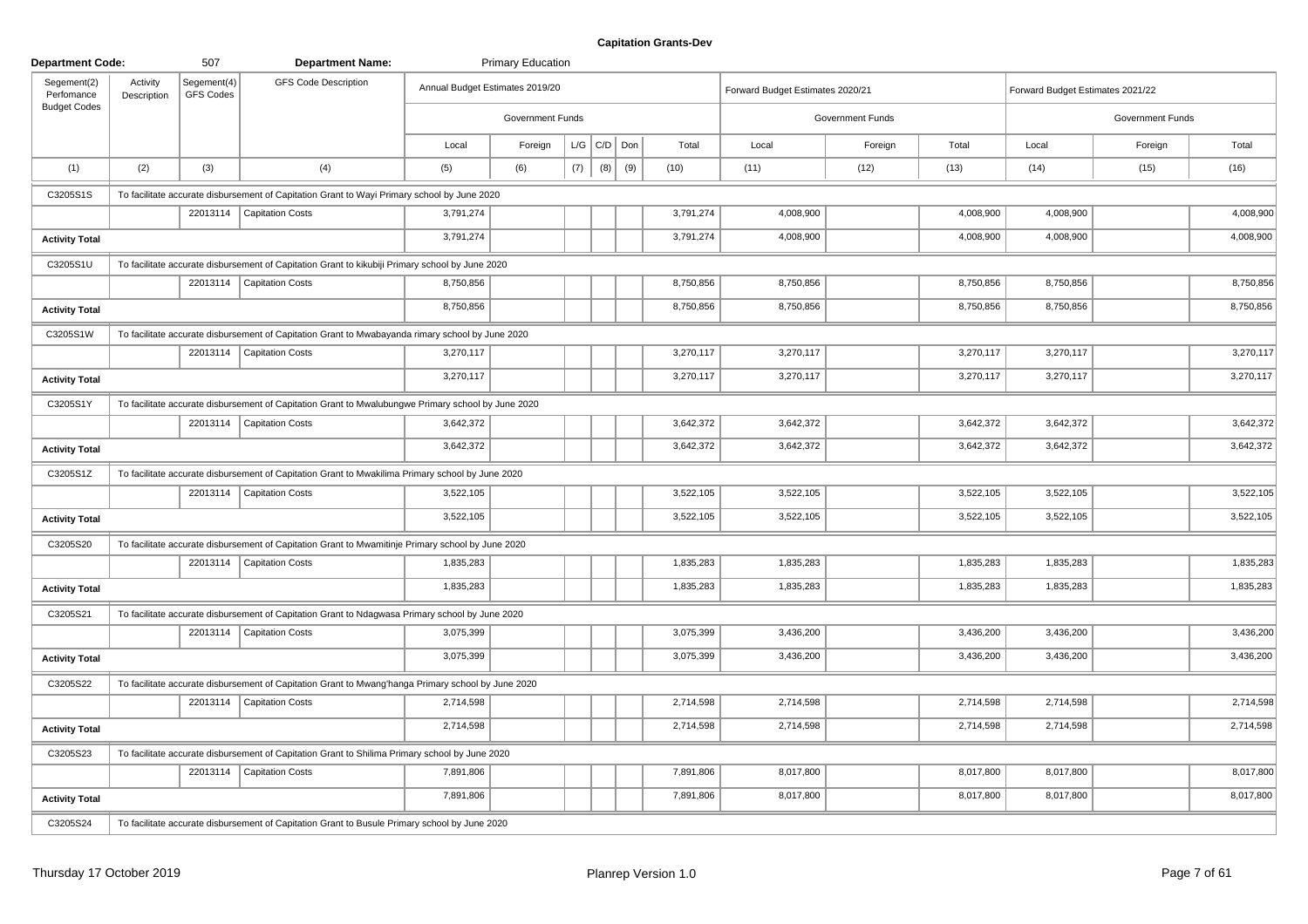# Capitation Grants-Dev

| Department Code: | | 507 | Department Name: | Primary Education | | | | | | | | | | | |
|---|---|---|---|---|---|---|---|---|---|---|---|---|---|---|---|
| Segement(2) Perfomance Budget Codes | Activity Description | Segement(4) GFS Codes | GFS Code Description | Annual Budget Estimates 2019/20 | | | | | | Forward Budget Estimates 2020/21 | | | Forward Budget Estimates 2021/22 | | |
| | | | | Government Funds | | | | | | Government Funds | | | Government Funds | | |
| | | | | Local | Foreign | L/G | C/D | Don | Total | Local | Foreign | Total | Local | Foreign | Total |
| (1) | (2) | (3) | (4) | (5) | (6) | (7) | (8) | (9) | (10) | (11) | (12) | (13) | (14) | (15) | (16) |
| C3205S1S | To facilitate accurate disbursement of Capitation Grant to Wayi Primary school by June 2020 | | | | | | | | | | | | | | |
| | | 22013114 | Capitation Costs | 3,791,274 | | | | | 3,791,274 | 4,008,900 | | 4,008,900 | 4,008,900 | | 4,008,900 |
| Activity Total | | | | 3,791,274 | | | | | 3,791,274 | 4,008,900 | | 4,008,900 | 4,008,900 | | 4,008,900 |
| C3205S1U | To facilitate accurate disbursement of Capitation Grant to kikubiji Primary school by June 2020 | | | | | | | | | | | | | | |
| | | 22013114 | Capitation Costs | 8,750,856 | | | | | 8,750,856 | 8,750,856 | | 8,750,856 | 8,750,856 | | 8,750,856 |
| Activity Total | | | | 8,750,856 | | | | | 8,750,856 | 8,750,856 | | 8,750,856 | 8,750,856 | | 8,750,856 |
| C3205S1W | To facilitate accurate disbursement of Capitation Grant to Mwabayanda rimary school by June 2020 | | | | | | | | | | | | | | |
| | | 22013114 | Capitation Costs | 3,270,117 | | | | | 3,270,117 | 3,270,117 | | 3,270,117 | 3,270,117 | | 3,270,117 |
| Activity Total | | | | 3,270,117 | | | | | 3,270,117 | 3,270,117 | | 3,270,117 | 3,270,117 | | 3,270,117 |
| C3205S1Y | To facilitate accurate disbursement of Capitation Grant to Mwalubungwe Primary school by June 2020 | | | | | | | | | | | | | | |
| | | 22013114 | Capitation Costs | 3,642,372 | | | | | 3,642,372 | 3,642,372 | | 3,642,372 | 3,642,372 | | 3,642,372 |
| Activity Total | | | | 3,642,372 | | | | | 3,642,372 | 3,642,372 | | 3,642,372 | 3,642,372 | | 3,642,372 |
| C3205S1Z | To facilitate accurate disbursement of Capitation Grant to Mwakilima Primary school by June 2020 | | | | | | | | | | | | | | |
| | | 22013114 | Capitation Costs | 3,522,105 | | | | | 3,522,105 | 3,522,105 | | 3,522,105 | 3,522,105 | | 3,522,105 |
| Activity Total | | | | 3,522,105 | | | | | 3,522,105 | 3,522,105 | | 3,522,105 | 3,522,105 | | 3,522,105 |
| C3205S20 | To facilitate accurate disbursement of Capitation Grant to Mwamitinje Primary school by June 2020 | | | | | | | | | | | | | | |
| | | 22013114 | Capitation Costs | 1,835,283 | | | | | 1,835,283 | 1,835,283 | | 1,835,283 | 1,835,283 | | 1,835,283 |
| Activity Total | | | | 1,835,283 | | | | | 1,835,283 | 1,835,283 | | 1,835,283 | 1,835,283 | | 1,835,283 |
| C3205S21 | To facilitate accurate disbursement of Capitation Grant to Ndagwasa Primary school by June 2020 | | | | | | | | | | | | | | |
| | | 22013114 | Capitation Costs | 3,075,399 | | | | | 3,075,399 | 3,436,200 | | 3,436,200 | 3,436,200 | | 3,436,200 |
| Activity Total | | | | 3,075,399 | | | | | 3,075,399 | 3,436,200 | | 3,436,200 | 3,436,200 | | 3,436,200 |
| C3205S22 | To facilitate accurate disbursement of Capitation Grant to Mwang'hanga Primary school by June 2020 | | | | | | | | | | | | | | |
| | | 22013114 | Capitation Costs | 2,714,598 | | | | | 2,714,598 | 2,714,598 | | 2,714,598 | 2,714,598 | | 2,714,598 |
| Activity Total | | | | 2,714,598 | | | | | 2,714,598 | 2,714,598 | | 2,714,598 | 2,714,598 | | 2,714,598 |
| C3205S23 | To facilitate accurate disbursement of Capitation Grant to Shilima Primary school by June 2020 | | | | | | | | | | | | | | |
| | | 22013114 | Capitation Costs | 7,891,806 | | | | | 7,891,806 | 8,017,800 | | 8,017,800 | 8,017,800 | | 8,017,800 |
| Activity Total | | | | 7,891,806 | | | | | 7,891,806 | 8,017,800 | | 8,017,800 | 8,017,800 | | 8,017,800 |
| C3205S24 | To facilitate accurate disbursement of Capitation Grant to Busule Primary school by June 2020 | | | | | | | | | | | | | | |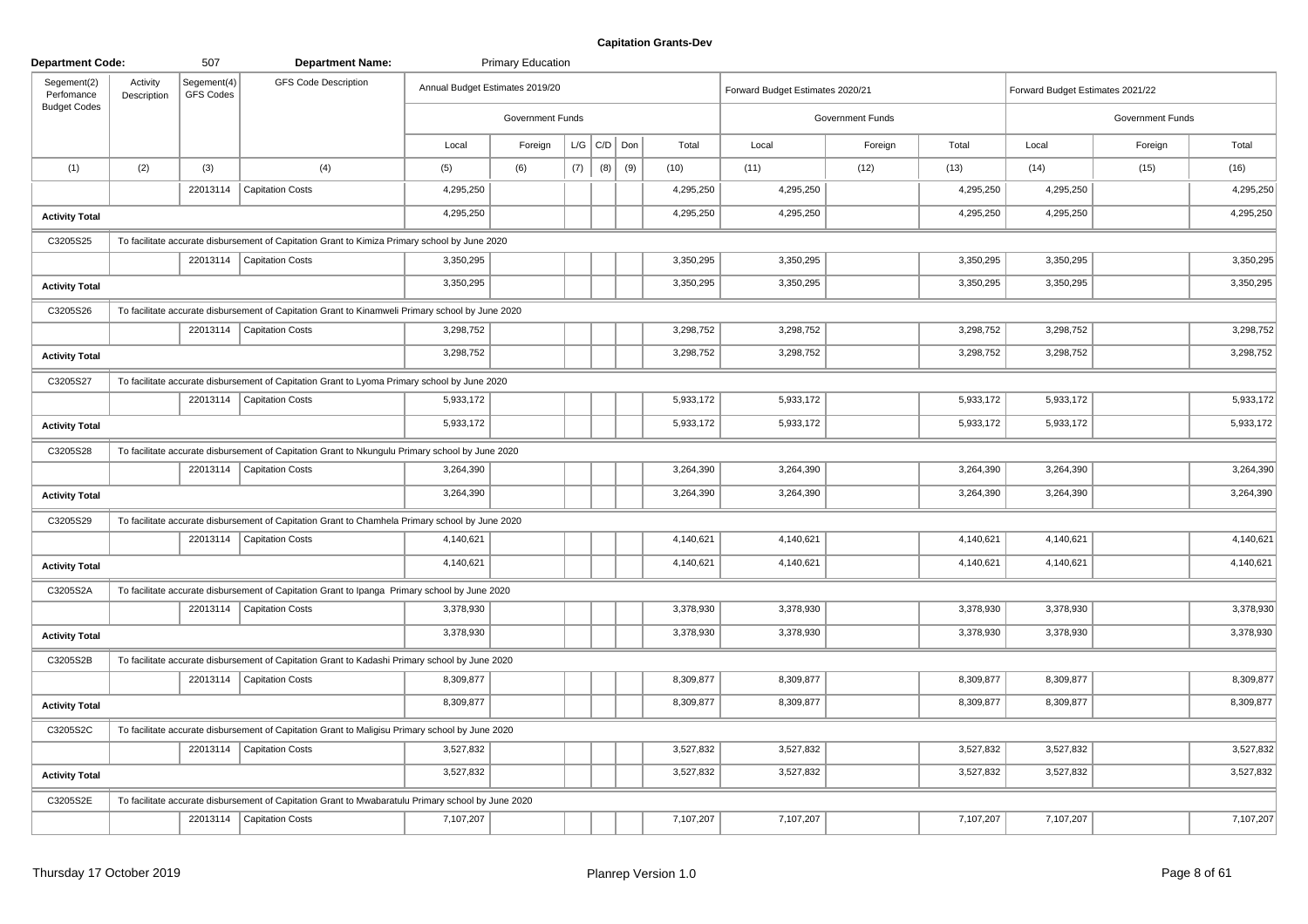## Capitation Grants-Dev

**Department Code:** 507 **Department Name:** Primary Education

| Segement(2) Perfomance Budget Codes | Activity Description | Segement(4) GFS Codes | GFS Code Description | Annual Budget Estimates 2019/20 | | | | | | Forward Budget Estimates 2020/21 | | | Forward Budget Estimates 2021/22 | | |
|---|---|---|---|---|---|---|---|---|---|---|---|---|---|---|---|
| | | | | Government Funds | | | | | | Government Funds | | | Government Funds | | |
| | | | | Local | Foreign | L/G | C/D | Don | Total | Local | Foreign | Total | Local | Foreign | Total |
| (1) | (2) | (3) | (4) | (5) | (6) | (7) | (8) | (9) | (10) | (11) | (12) | (13) | (14) | (15) | (16) |
| | | 22013114 | Capitation Costs | 4,295,250 | | | | | 4,295,250 | 4,295,250 | | 4,295,250 | 4,295,250 | | 4,295,250 |
| **Activity Total** | | | | 4,295,250 | | | | | 4,295,250 | 4,295,250 | | 4,295,250 | 4,295,250 | | 4,295,250 |
| C3205S25 | To facilitate accurate disbursement of Capitation Grant to Kimiza Primary school by June 2020 | | | | | | | | | | | | | | |
| | | 22013114 | Capitation Costs | 3,350,295 | | | | | 3,350,295 | 3,350,295 | | 3,350,295 | 3,350,295 | | 3,350,295 |
| **Activity Total** | | | | 3,350,295 | | | | | 3,350,295 | 3,350,295 | | 3,350,295 | 3,350,295 | | 3,350,295 |
| C3205S26 | To facilitate accurate disbursement of Capitation Grant to Kinamweli Primary school by June 2020 | | | | | | | | | | | | | | |
| | | 22013114 | Capitation Costs | 3,298,752 | | | | | 3,298,752 | 3,298,752 | | 3,298,752 | 3,298,752 | | 3,298,752 |
| **Activity Total** | | | | 3,298,752 | | | | | 3,298,752 | 3,298,752 | | 3,298,752 | 3,298,752 | | 3,298,752 |
| C3205S27 | To facilitate accurate disbursement of Capitation Grant to Lyoma Primary school by June 2020 | | | | | | | | | | | | | | |
| | | 22013114 | Capitation Costs | 5,933,172 | | | | | 5,933,172 | 5,933,172 | | 5,933,172 | 5,933,172 | | 5,933,172 |
| **Activity Total** | | | | 5,933,172 | | | | | 5,933,172 | 5,933,172 | | 5,933,172 | 5,933,172 | | 5,933,172 |
| C3205S28 | To facilitate accurate disbursement of Capitation Grant to Nkungulu Primary school by June 2020 | | | | | | | | | | | | | | |
| | | 22013114 | Capitation Costs | 3,264,390 | | | | | 3,264,390 | 3,264,390 | | 3,264,390 | 3,264,390 | | 3,264,390 |
| **Activity Total** | | | | 3,264,390 | | | | | 3,264,390 | 3,264,390 | | 3,264,390 | 3,264,390 | | 3,264,390 |
| C3205S29 | To facilitate accurate disbursement of Capitation Grant to Chamhela Primary school by June 2020 | | | | | | | | | | | | | | |
| | | 22013114 | Capitation Costs | 4,140,621 | | | | | 4,140,621 | 4,140,621 | | 4,140,621 | 4,140,621 | | 4,140,621 |
| **Activity Total** | | | | 4,140,621 | | | | | 4,140,621 | 4,140,621 | | 4,140,621 | 4,140,621 | | 4,140,621 |
| C3205S2A | To facilitate accurate disbursement of Capitation Grant to Ipanga Primary school by June 2020 | | | | | | | | | | | | | | |
| | | 22013114 | Capitation Costs | 3,378,930 | | | | | 3,378,930 | 3,378,930 | | 3,378,930 | 3,378,930 | | 3,378,930 |
| **Activity Total** | | | | 3,378,930 | | | | | 3,378,930 | 3,378,930 | | 3,378,930 | 3,378,930 | | 3,378,930 |
| C3205S2B | To facilitate accurate disbursement of Capitation Grant to Kadashi Primary school by June 2020 | | | | | | | | | | | | | | |
| | | 22013114 | Capitation Costs | 8,309,877 | | | | | 8,309,877 | 8,309,877 | | 8,309,877 | 8,309,877 | | 8,309,877 |
| **Activity Total** | | | | 8,309,877 | | | | | 8,309,877 | 8,309,877 | | 8,309,877 | 8,309,877 | | 8,309,877 |
| C3205S2C | To facilitate accurate disbursement of Capitation Grant to Maligisu Primary school by June 2020 | | | | | | | | | | | | | | |
| | | 22013114 | Capitation Costs | 3,527,832 | | | | | 3,527,832 | 3,527,832 | | 3,527,832 | 3,527,832 | | 3,527,832 |
| **Activity Total** | | | | 3,527,832 | | | | | 3,527,832 | 3,527,832 | | 3,527,832 | 3,527,832 | | 3,527,832 |
| C3205S2E | To facilitate accurate disbursement of Capitation Grant to Mwabaratulu Primary school by June 2020 | | | | | | | | | | | | | | |
| | | 22013114 | Capitation Costs | 7,107,207 | | | | | 7,107,207 | 7,107,207 | | 7,107,207 | 7,107,207 | | 7,107,207 |

Thursday 17 October 2019 — Planrep Version 1.0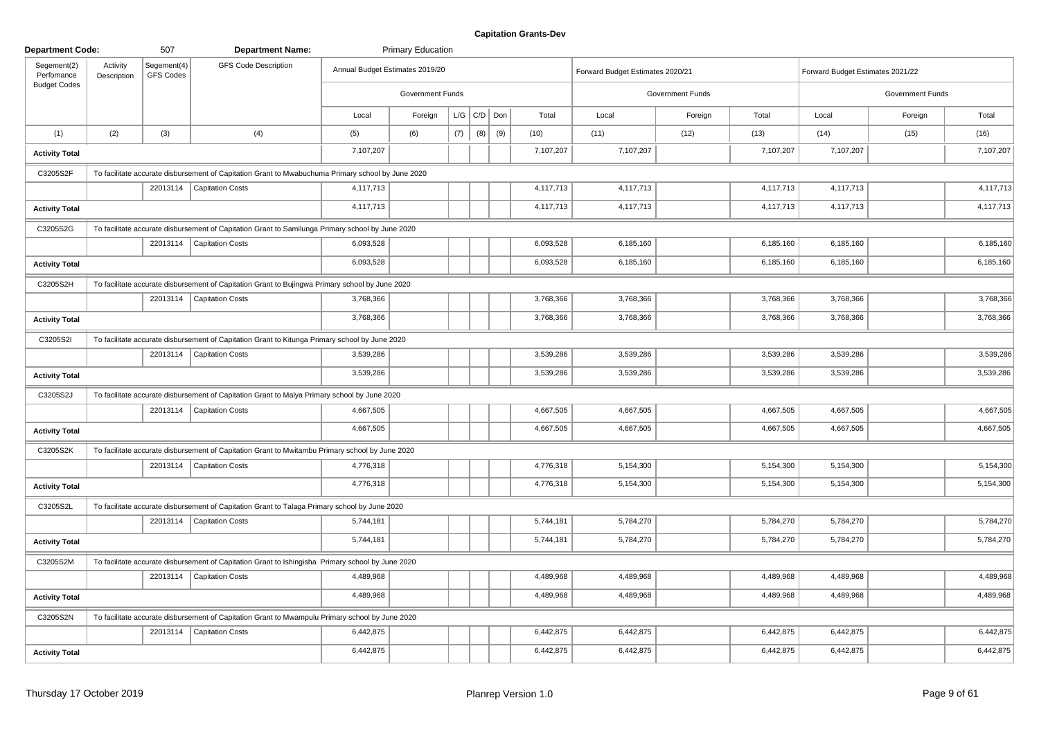## Capitation Grants-Dev

**Department Code:** 507 **Department Name:** Primary Education

| Segement(2) Perfomance Budget Codes | Activity Description | Segement(4) GFS Codes | GFS Code Description | Annual Budget Estimates 2019/20 | | | | | | Forward Budget Estimates 2020/21 | | | Forward Budget Estimates 2021/22 | | |
|---|---|---|---|---|---|---|---|---|---|---|---|---|---|---|---|
| | | | | Government Funds | | | | | | Government Funds | | | Government Funds | | |
| | | | | Local | Foreign | L/G | C/D | Don | Total | Local | Foreign | Total | Local | Foreign | Total |
| (1) | (2) | (3) | (4) | (5) | (6) | (7) | (8) | (9) | (10) | (11) | (12) | (13) | (14) | (15) | (16) |
| **Activity Total** | | | | 7,107,207 | | | | | 7,107,207 | 7,107,207 | | 7,107,207 | 7,107,207 | | 7,107,207 |
| C3205S2F | To facilitate accurate disbursement of Capitation Grant to Mwabuchuma Primary school by June 2020 | | | | | | | | | | | | | | |
| | | 22013114 | Capitation Costs | 4,117,713 | | | | | 4,117,713 | 4,117,713 | | 4,117,713 | 4,117,713 | | 4,117,713 |
| **Activity Total** | | | | 4,117,713 | | | | | 4,117,713 | 4,117,713 | | 4,117,713 | 4,117,713 | | 4,117,713 |
| C3205S2G | To facilitate accurate disbursement of Capitation Grant to Samilunga Primary school by June 2020 | | | | | | | | | | | | | | |
| | | 22013114 | Capitation Costs | 6,093,528 | | | | | 6,093,528 | 6,185,160 | | 6,185,160 | 6,185,160 | | 6,185,160 |
| **Activity Total** | | | | 6,093,528 | | | | | 6,093,528 | 6,185,160 | | 6,185,160 | 6,185,160 | | 6,185,160 |
| C3205S2H | To facilitate accurate disbursement of Capitation Grant to Bujingwa Primary school by June 2020 | | | | | | | | | | | | | | |
| | | 22013114 | Capitation Costs | 3,768,366 | | | | | 3,768,366 | 3,768,366 | | 3,768,366 | 3,768,366 | | 3,768,366 |
| **Activity Total** | | | | 3,768,366 | | | | | 3,768,366 | 3,768,366 | | 3,768,366 | 3,768,366 | | 3,768,366 |
| C3205S2I | To facilitate accurate disbursement of Capitation Grant to Kitunga Primary school by June 2020 | | | | | | | | | | | | | | |
| | | 22013114 | Capitation Costs | 3,539,286 | | | | | 3,539,286 | 3,539,286 | | 3,539,286 | 3,539,286 | | 3,539,286 |
| **Activity Total** | | | | 3,539,286 | | | | | 3,539,286 | 3,539,286 | | 3,539,286 | 3,539,286 | | 3,539,286 |
| C3205S2J | To facilitate accurate disbursement of Capitation Grant to Malya Primary school by June 2020 | | | | | | | | | | | | | | |
| | | 22013114 | Capitation Costs | 4,667,505 | | | | | 4,667,505 | 4,667,505 | | 4,667,505 | 4,667,505 | | 4,667,505 |
| **Activity Total** | | | | 4,667,505 | | | | | 4,667,505 | 4,667,505 | | 4,667,505 | 4,667,505 | | 4,667,505 |
| C3205S2K | To facilitate accurate disbursement of Capitation Grant to Mwitambu Primary school by June 2020 | | | | | | | | | | | | | | |
| | | 22013114 | Capitation Costs | 4,776,318 | | | | | 4,776,318 | 5,154,300 | | 5,154,300 | 5,154,300 | | 5,154,300 |
| **Activity Total** | | | | 4,776,318 | | | | | 4,776,318 | 5,154,300 | | 5,154,300 | 5,154,300 | | 5,154,300 |
| C3205S2L | To facilitate accurate disbursement of Capitation Grant to Talaga Primary school by June 2020 | | | | | | | | | | | | | | |
| | | 22013114 | Capitation Costs | 5,744,181 | | | | | 5,744,181 | 5,784,270 | | 5,784,270 | 5,784,270 | | 5,784,270 |
| **Activity Total** | | | | 5,744,181 | | | | | 5,744,181 | 5,784,270 | | 5,784,270 | 5,784,270 | | 5,784,270 |
| C3205S2M | To facilitate accurate disbursement of Capitation Grant to Ishingisha Primary school by June 2020 | | | | | | | | | | | | | | |
| | | 22013114 | Capitation Costs | 4,489,968 | | | | | 4,489,968 | 4,489,968 | | 4,489,968 | 4,489,968 | | 4,489,968 |
| **Activity Total** | | | | 4,489,968 | | | | | 4,489,968 | 4,489,968 | | 4,489,968 | 4,489,968 | | 4,489,968 |
| C3205S2N | To facilitate accurate disbursement of Capitation Grant to Mwampulu Primary school by June 2020 | | | | | | | | | | | | | | |
| | | 22013114 | Capitation Costs | 6,442,875 | | | | | 6,442,875 | 6,442,875 | | 6,442,875 | 6,442,875 | | 6,442,875 |
| **Activity Total** | | | | 6,442,875 | | | | | 6,442,875 | 6,442,875 | | 6,442,875 | 6,442,875 | | 6,442,875 |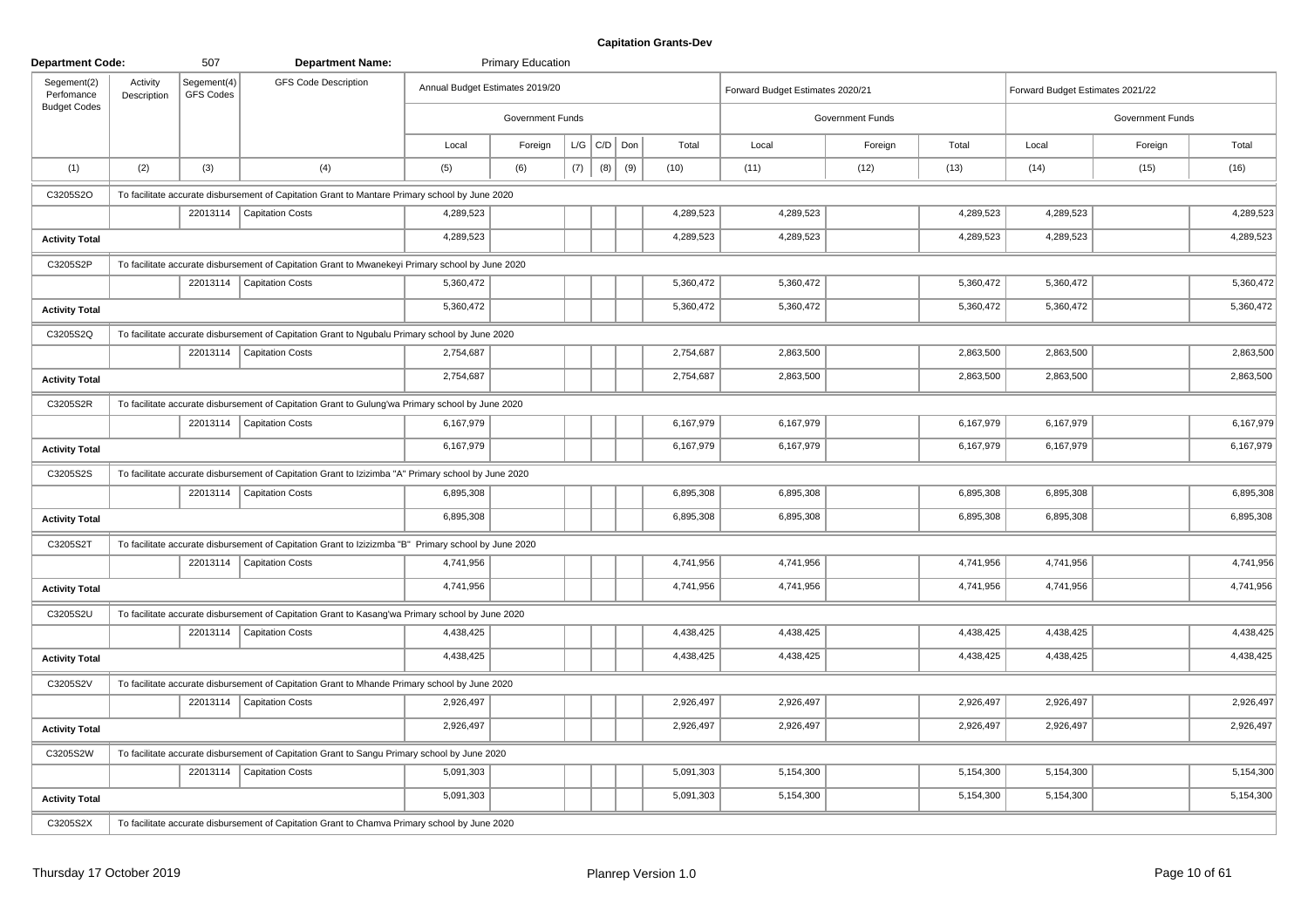# Capitation Grants-Dev

| Department Code: | | 507 | Department Name: | | Primary Education | | | | | | | | | | |
|---|---|---|---|---|---|---|---|---|---|---|---|---|---|---|---|
| Segement(2) Perfomance Budget Codes | Activity Description | Segement(4) GFS Codes | GFS Code Description | Annual Budget Estimates 2019/20 | | | | | | Forward Budget Estimates 2020/21 | | | Forward Budget Estimates 2021/22 | | |
| | | | | Government Funds | | | | | | Government Funds | | | Government Funds | | |
| | | | | Local | Foreign | L/G | C/D | Don | Total | Local | Foreign | Total | Local | Foreign | Total |
| (1) | (2) | (3) | (4) | (5) | (6) | (7) | (8) | (9) | (10) | (11) | (12) | (13) | (14) | (15) | (16) |
| C3205S2O | To facilitate accurate disbursement of Capitation Grant to Mantare Primary school by June 2020 | | | | | | | | | | | | | | |
| | | 22013114 | Capitation Costs | 4,289,523 | | | | | 4,289,523 | 4,289,523 | | 4,289,523 | 4,289,523 | | 4,289,523 |
| Activity Total | | | | 4,289,523 | | | | | 4,289,523 | 4,289,523 | | 4,289,523 | 4,289,523 | | 4,289,523 |
| C3205S2P | To facilitate accurate disbursement of Capitation Grant to Mwanekeyi Primary school by June 2020 | | | | | | | | | | | | | | |
| | | 22013114 | Capitation Costs | 5,360,472 | | | | | 5,360,472 | 5,360,472 | | 5,360,472 | 5,360,472 | | 5,360,472 |
| Activity Total | | | | 5,360,472 | | | | | 5,360,472 | 5,360,472 | | 5,360,472 | 5,360,472 | | 5,360,472 |
| C3205S2Q | To facilitate accurate disbursement of Capitation Grant to Ngubalu Primary school by June 2020 | | | | | | | | | | | | | | |
| | | 22013114 | Capitation Costs | 2,754,687 | | | | | 2,754,687 | 2,863,500 | | 2,863,500 | 2,863,500 | | 2,863,500 |
| Activity Total | | | | 2,754,687 | | | | | 2,754,687 | 2,863,500 | | 2,863,500 | 2,863,500 | | 2,863,500 |
| C3205S2R | To facilitate accurate disbursement of Capitation Grant to Gulung'wa Primary school by June 2020 | | | | | | | | | | | | | | |
| | | 22013114 | Capitation Costs | 6,167,979 | | | | | 6,167,979 | 6,167,979 | | 6,167,979 | 6,167,979 | | 6,167,979 |
| Activity Total | | | | 6,167,979 | | | | | 6,167,979 | 6,167,979 | | 6,167,979 | 6,167,979 | | 6,167,979 |
| C3205S2S | To facilitate accurate disbursement of Capitation Grant to Izizimba "A" Primary school by June 2020 | | | | | | | | | | | | | | |
| | | 22013114 | Capitation Costs | 6,895,308 | | | | | 6,895,308 | 6,895,308 | | 6,895,308 | 6,895,308 | | 6,895,308 |
| Activity Total | | | | 6,895,308 | | | | | 6,895,308 | 6,895,308 | | 6,895,308 | 6,895,308 | | 6,895,308 |
| C3205S2T | To facilitate accurate disbursement of Capitation Grant to Izizimba "B" Primary school by June 2020 | | | | | | | | | | | | | | |
| | | 22013114 | Capitation Costs | 4,741,956 | | | | | 4,741,956 | 4,741,956 | | 4,741,956 | 4,741,956 | | 4,741,956 |
| Activity Total | | | | 4,741,956 | | | | | 4,741,956 | 4,741,956 | | 4,741,956 | 4,741,956 | | 4,741,956 |
| C3205S2U | To facilitate accurate disbursement of Capitation Grant to Kasang'wa Primary school by June 2020 | | | | | | | | | | | | | | |
| | | 22013114 | Capitation Costs | 4,438,425 | | | | | 4,438,425 | 4,438,425 | | 4,438,425 | 4,438,425 | | 4,438,425 |
| Activity Total | | | | 4,438,425 | | | | | 4,438,425 | 4,438,425 | | 4,438,425 | 4,438,425 | | 4,438,425 |
| C3205S2V | To facilitate accurate disbursement of Capitation Grant to Mhande Primary school by June 2020 | | | | | | | | | | | | | | |
| | | 22013114 | Capitation Costs | 2,926,497 | | | | | 2,926,497 | 2,926,497 | | 2,926,497 | 2,926,497 | | 2,926,497 |
| Activity Total | | | | 2,926,497 | | | | | 2,926,497 | 2,926,497 | | 2,926,497 | 2,926,497 | | 2,926,497 |
| C3205S2W | To facilitate accurate disbursement of Capitation Grant to Sangu Primary school by June 2020 | | | | | | | | | | | | | | |
| | | 22013114 | Capitation Costs | 5,091,303 | | | | | 5,091,303 | 5,154,300 | | 5,154,300 | 5,154,300 | | 5,154,300 |
| Activity Total | | | | 5,091,303 | | | | | 5,091,303 | 5,154,300 | | 5,154,300 | 5,154,300 | | 5,154,300 |
| C3205S2X | To facilitate accurate disbursement of Capitation Grant to Chamva Primary school by June 2020 | | | | | | | | | | | | | | |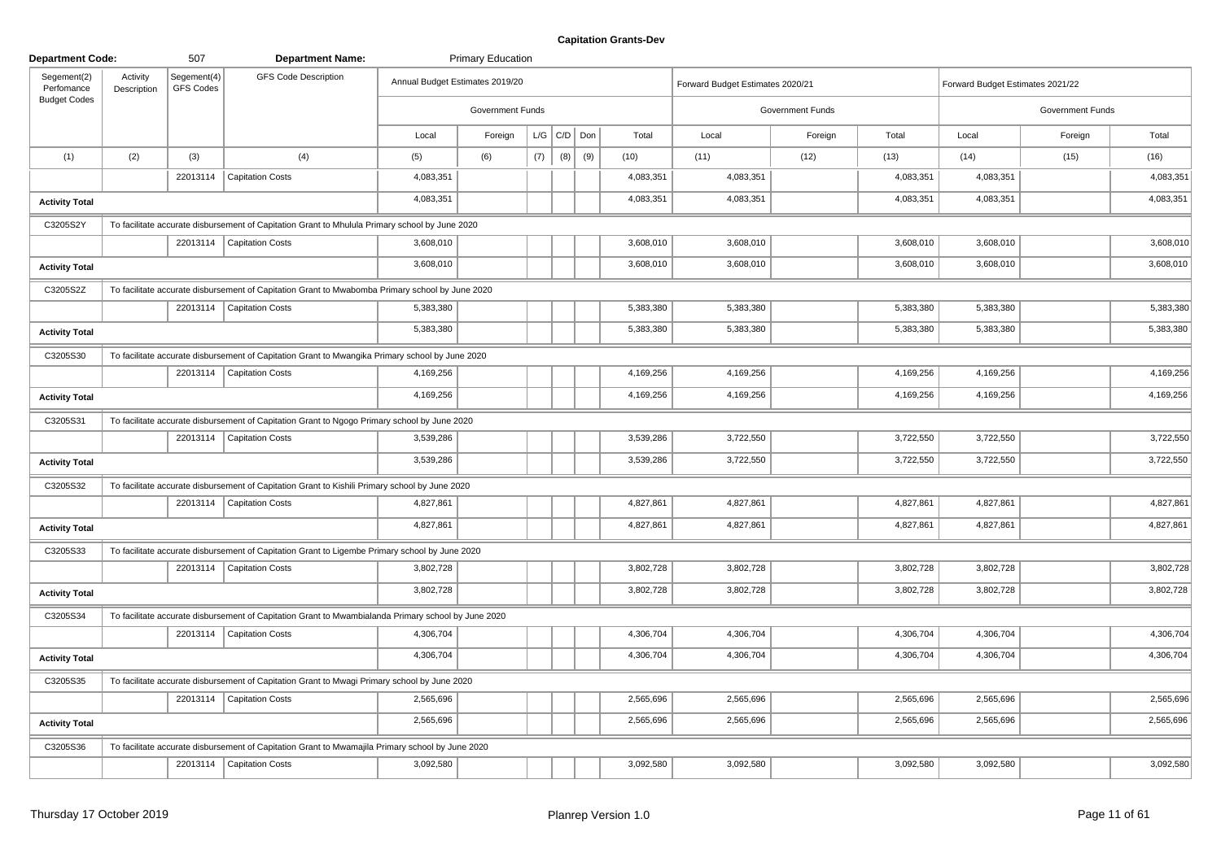**Capitation Grants-Dev**

| Department Code: | | 507 | Department Name: | Primary Education | | | | | | | | | | | |
|---|---|---|---|---|---|---|---|---|---|---|---|---|---|---|---|
| Segement(2) Perfomance Budget Codes | Activity Description | Segement(4) GFS Codes | GFS Code Description | Annual Budget Estimates 2019/20 | | | | | | Forward Budget Estimates 2020/21 | | | Forward Budget Estimates 2021/22 | | |
| | | | | Government Funds | | | | | | Government Funds | | | Government Funds | | |
| | | | | Local | Foreign | L/G | C/D | Don | Total | Local | Foreign | Total | Local | Foreign | Total |
| (1) | (2) | (3) | (4) | (5) | (6) | (7) | (8) | (9) | (10) | (11) | (12) | (13) | (14) | (15) | (16) |
| | | 22013114 | Capitation Costs | 4,083,351 | | | | | 4,083,351 | 4,083,351 | | 4,083,351 | 4,083,351 | | 4,083,351 |
| Activity Total | | | | 4,083,351 | | | | | 4,083,351 | 4,083,351 | | 4,083,351 | 4,083,351 | | 4,083,351 |
| C3205S2Y | To facilitate accurate disbursement of Capitation Grant to Mhulula Primary school by June 2020 | | | | | | | | | | | | | | |
| | | 22013114 | Capitation Costs | 3,608,010 | | | | | 3,608,010 | 3,608,010 | | 3,608,010 | 3,608,010 | | 3,608,010 |
| Activity Total | | | | 3,608,010 | | | | | 3,608,010 | 3,608,010 | | 3,608,010 | 3,608,010 | | 3,608,010 |
| C3205S2Z | To facilitate accurate disbursement of Capitation Grant to Mwabomba Primary school by June 2020 | | | | | | | | | | | | | | |
| | | 22013114 | Capitation Costs | 5,383,380 | | | | | 5,383,380 | 5,383,380 | | 5,383,380 | 5,383,380 | | 5,383,380 |
| Activity Total | | | | 5,383,380 | | | | | 5,383,380 | 5,383,380 | | 5,383,380 | 5,383,380 | | 5,383,380 |
| C3205S30 | To facilitate accurate disbursement of Capitation Grant to Mwangika Primary school by June 2020 | | | | | | | | | | | | | | |
| | | 22013114 | Capitation Costs | 4,169,256 | | | | | 4,169,256 | 4,169,256 | | 4,169,256 | 4,169,256 | | 4,169,256 |
| Activity Total | | | | 4,169,256 | | | | | 4,169,256 | 4,169,256 | | 4,169,256 | 4,169,256 | | 4,169,256 |
| C3205S31 | To facilitate accurate disbursement of Capitation Grant to Ngogo Primary school by June 2020 | | | | | | | | | | | | | | |
| | | 22013114 | Capitation Costs | 3,539,286 | | | | | 3,539,286 | 3,722,550 | | 3,722,550 | 3,722,550 | | 3,722,550 |
| Activity Total | | | | 3,539,286 | | | | | 3,539,286 | 3,722,550 | | 3,722,550 | 3,722,550 | | 3,722,550 |
| C3205S32 | To facilitate accurate disbursement of Capitation Grant to Kishili Primary school by June 2020 | | | | | | | | | | | | | | |
| | | 22013114 | Capitation Costs | 4,827,861 | | | | | 4,827,861 | 4,827,861 | | 4,827,861 | 4,827,861 | | 4,827,861 |
| Activity Total | | | | 4,827,861 | | | | | 4,827,861 | 4,827,861 | | 4,827,861 | 4,827,861 | | 4,827,861 |
| C3205S33 | To facilitate accurate disbursement of Capitation Grant to Ligembe Primary school by June 2020 | | | | | | | | | | | | | | |
| | | 22013114 | Capitation Costs | 3,802,728 | | | | | 3,802,728 | 3,802,728 | | 3,802,728 | 3,802,728 | | 3,802,728 |
| Activity Total | | | | 3,802,728 | | | | | 3,802,728 | 3,802,728 | | 3,802,728 | 3,802,728 | | 3,802,728 |
| C3205S34 | To facilitate accurate disbursement of Capitation Grant to Mwambialanda Primary school by June 2020 | | | | | | | | | | | | | | |
| | | 22013114 | Capitation Costs | 4,306,704 | | | | | 4,306,704 | 4,306,704 | | 4,306,704 | 4,306,704 | | 4,306,704 |
| Activity Total | | | | 4,306,704 | | | | | 4,306,704 | 4,306,704 | | 4,306,704 | 4,306,704 | | 4,306,704 |
| C3205S35 | To facilitate accurate disbursement of Capitation Grant to Mwagi Primary school by June 2020 | | | | | | | | | | | | | | |
| | | 22013114 | Capitation Costs | 2,565,696 | | | | | 2,565,696 | 2,565,696 | | 2,565,696 | 2,565,696 | | 2,565,696 |
| Activity Total | | | | 2,565,696 | | | | | 2,565,696 | 2,565,696 | | 2,565,696 | 2,565,696 | | 2,565,696 |
| C3205S36 | To facilitate accurate disbursement of Capitation Grant to Mwamajila Primary school by June 2020 | | | | | | | | | | | | | | |
| | | 22013114 | Capitation Costs | 3,092,580 | | | | | 3,092,580 | 3,092,580 | | 3,092,580 | 3,092,580 | | 3,092,580 |

Thursday 17 October 2019

Planrep Version 1.0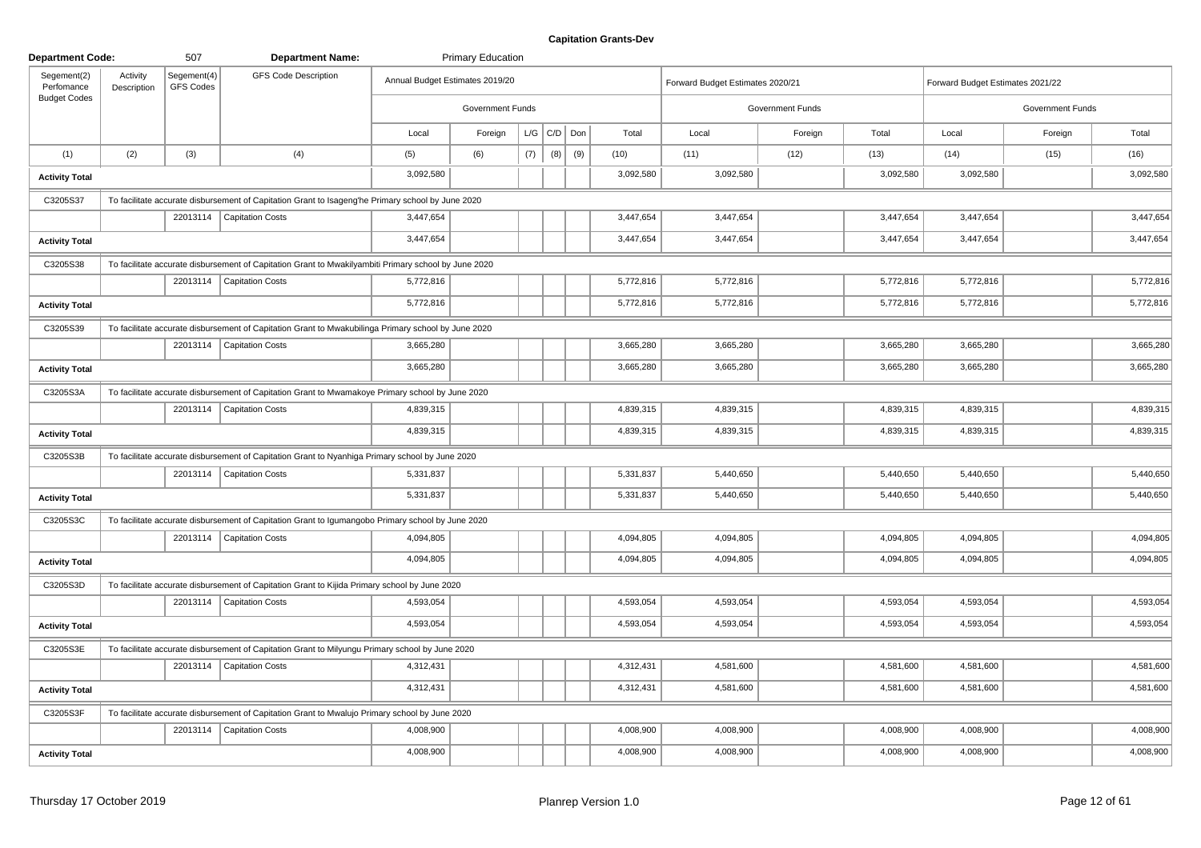## Capitation Grants-Dev

**Department Code:** 507 **Department Name:** Primary Education

| Segement(2) Perfomance Budget Codes | Activity Description | Segement(4) GFS Codes | GFS Code Description | Annual Budget Estimates 2019/20 | | | | | | Forward Budget Estimates 2020/21 | | | Forward Budget Estimates 2021/22 | | |
|---|---|---|---|---|---|---|---|---|---|---|---|---|---|---|---|
| | | | | Government Funds | | | | | | Government Funds | | | Government Funds | | |
| | | | | Local | Foreign | L/G | C/D | Don | Total | Local | Foreign | Total | Local | Foreign | Total |
| (1) | (2) | (3) | (4) | (5) | (6) | (7) | (8) | (9) | (10) | (11) | (12) | (13) | (14) | (15) | (16) |
| **Activity Total** | | | | 3,092,580 | | | | | 3,092,580 | 3,092,580 | | 3,092,580 | 3,092,580 | | 3,092,580 |
| C3205S37 | To facilitate accurate disbursement of Capitation Grant to Isageng'he Primary school by June 2020 | | | | | | | | | | | | | | |
| | | 22013114 | Capitation Costs | 3,447,654 | | | | | 3,447,654 | 3,447,654 | | 3,447,654 | 3,447,654 | | 3,447,654 |
| **Activity Total** | | | | 3,447,654 | | | | | 3,447,654 | 3,447,654 | | 3,447,654 | 3,447,654 | | 3,447,654 |
| C3205S38 | To facilitate accurate disbursement of Capitation Grant to Mwakilyambiti Primary school by June 2020 | | | | | | | | | | | | | | |
| | | 22013114 | Capitation Costs | 5,772,816 | | | | | 5,772,816 | 5,772,816 | | 5,772,816 | 5,772,816 | | 5,772,816 |
| **Activity Total** | | | | 5,772,816 | | | | | 5,772,816 | 5,772,816 | | 5,772,816 | 5,772,816 | | 5,772,816 |
| C3205S39 | To facilitate accurate disbursement of Capitation Grant to Mwakubilinga Primary school by June 2020 | | | | | | | | | | | | | | |
| | | 22013114 | Capitation Costs | 3,665,280 | | | | | 3,665,280 | 3,665,280 | | 3,665,280 | 3,665,280 | | 3,665,280 |
| **Activity Total** | | | | 3,665,280 | | | | | 3,665,280 | 3,665,280 | | 3,665,280 | 3,665,280 | | 3,665,280 |
| C3205S3A | To facilitate accurate disbursement of Capitation Grant to Mwamakoye Primary school by June 2020 | | | | | | | | | | | | | | |
| | | 22013114 | Capitation Costs | 4,839,315 | | | | | 4,839,315 | 4,839,315 | | 4,839,315 | 4,839,315 | | 4,839,315 |
| **Activity Total** | | | | 4,839,315 | | | | | 4,839,315 | 4,839,315 | | 4,839,315 | 4,839,315 | | 4,839,315 |
| C3205S3B | To facilitate accurate disbursement of Capitation Grant to Nyanhiga Primary school by June 2020 | | | | | | | | | | | | | | |
| | | 22013114 | Capitation Costs | 5,331,837 | | | | | 5,331,837 | 5,440,650 | | 5,440,650 | 5,440,650 | | 5,440,650 |
| **Activity Total** | | | | 5,331,837 | | | | | 5,331,837 | 5,440,650 | | 5,440,650 | 5,440,650 | | 5,440,650 |
| C3205S3C | To facilitate accurate disbursement of Capitation Grant to Igumangobo Primary school by June 2020 | | | | | | | | | | | | | | |
| | | 22013114 | Capitation Costs | 4,094,805 | | | | | 4,094,805 | 4,094,805 | | 4,094,805 | 4,094,805 | | 4,094,805 |
| **Activity Total** | | | | 4,094,805 | | | | | 4,094,805 | 4,094,805 | | 4,094,805 | 4,094,805 | | 4,094,805 |
| C3205S3D | To facilitate accurate disbursement of Capitation Grant to Kijida Primary school by June 2020 | | | | | | | | | | | | | | |
| | | 22013114 | Capitation Costs | 4,593,054 | | | | | 4,593,054 | 4,593,054 | | 4,593,054 | 4,593,054 | | 4,593,054 |
| **Activity Total** | | | | 4,593,054 | | | | | 4,593,054 | 4,593,054 | | 4,593,054 | 4,593,054 | | 4,593,054 |
| C3205S3E | To facilitate accurate disbursement of Capitation Grant to Milyungu Primary school by June 2020 | | | | | | | | | | | | | | |
| | | 22013114 | Capitation Costs | 4,312,431 | | | | | 4,312,431 | 4,581,600 | | 4,581,600 | 4,581,600 | | 4,581,600 |
| **Activity Total** | | | | 4,312,431 | | | | | 4,312,431 | 4,581,600 | | 4,581,600 | 4,581,600 | | 4,581,600 |
| C3205S3F | To facilitate accurate disbursement of Capitation Grant to Mwalujo Primary school by June 2020 | | | | | | | | | | | | | | |
| | | 22013114 | Capitation Costs | 4,008,900 | | | | | 4,008,900 | 4,008,900 | | 4,008,900 | 4,008,900 | | 4,008,900 |
| **Activity Total** | | | | 4,008,900 | | | | | 4,008,900 | 4,008,900 | | 4,008,900 | 4,008,900 | | 4,008,900 |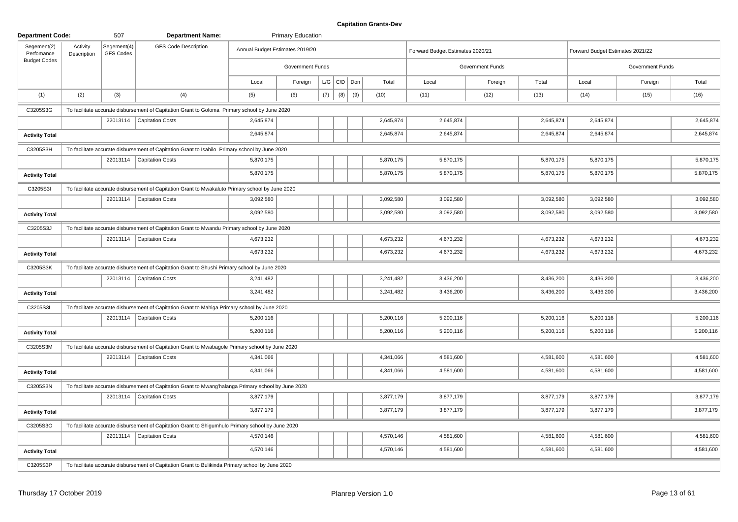# Capitation Grants-Dev

| Department Code: | | 507 | Department Name: | | Primary Education | | | | | | | | | | |
|---|---|---|---|---|---|---|---|---|---|---|---|---|---|---|---|
| Segement(2) Perfomance Budget Codes | Activity Description | Segement(4) GFS Codes | GFS Code Description | Annual Budget Estimates 2019/20 | | | | | | Forward Budget Estimates 2020/21 | | | Forward Budget Estimates 2021/22 | | |
| | | | | Government Funds | | | | | | Government Funds | | | Government Funds | | |
| | | | | Local | Foreign | L/G | C/D | Don | Total | Local | Foreign | Total | Local | Foreign | Total |
| (1) | (2) | (3) | (4) | (5) | (6) | (7) | (8) | (9) | (10) | (11) | (12) | (13) | (14) | (15) | (16) |
| C3205S3G | To facilitate accurate disbursement of Capitation Grant to Goloma Primary school by June 2020 | | | | | | | | | | | | | | |
| | | 22013114 | Capitation Costs | 2,645,874 | | | | | 2,645,874 | 2,645,874 | | 2,645,874 | 2,645,874 | | 2,645,874 |
| Activity Total | | | | 2,645,874 | | | | | 2,645,874 | 2,645,874 | | 2,645,874 | 2,645,874 | | 2,645,874 |
| C3205S3H | To facilitate accurate disbursement of Capitation Grant to Isabilo Primary school by June 2020 | | | | | | | | | | | | | | |
| | | 22013114 | Capitation Costs | 5,870,175 | | | | | 5,870,175 | 5,870,175 | | 5,870,175 | 5,870,175 | | 5,870,175 |
| Activity Total | | | | 5,870,175 | | | | | 5,870,175 | 5,870,175 | | 5,870,175 | 5,870,175 | | 5,870,175 |
| C3205S3I | To facilitate accurate disbursement of Capitation Grant to Mwakaluto Primary school by June 2020 | | | | | | | | | | | | | | |
| | | 22013114 | Capitation Costs | 3,092,580 | | | | | 3,092,580 | 3,092,580 | | 3,092,580 | 3,092,580 | | 3,092,580 |
| Activity Total | | | | 3,092,580 | | | | | 3,092,580 | 3,092,580 | | 3,092,580 | 3,092,580 | | 3,092,580 |
| C3205S3J | To facilitate accurate disbursement of Capitation Grant to Mwandu Primary school by June 2020 | | | | | | | | | | | | | | |
| | | 22013114 | Capitation Costs | 4,673,232 | | | | | 4,673,232 | 4,673,232 | | 4,673,232 | 4,673,232 | | 4,673,232 |
| Activity Total | | | | 4,673,232 | | | | | 4,673,232 | 4,673,232 | | 4,673,232 | 4,673,232 | | 4,673,232 |
| C3205S3K | To facilitate accurate disbursement of Capitation Grant to Shushi Primary school by June 2020 | | | | | | | | | | | | | | |
| | | 22013114 | Capitation Costs | 3,241,482 | | | | | 3,241,482 | 3,436,200 | | 3,436,200 | 3,436,200 | | 3,436,200 |
| Activity Total | | | | 3,241,482 | | | | | 3,241,482 | 3,436,200 | | 3,436,200 | 3,436,200 | | 3,436,200 |
| C3205S3L | To facilitate accurate disbursement of Capitation Grant to Mahiga Primary school by June 2020 | | | | | | | | | | | | | | |
| | | 22013114 | Capitation Costs | 5,200,116 | | | | | 5,200,116 | 5,200,116 | | 5,200,116 | 5,200,116 | | 5,200,116 |
| Activity Total | | | | 5,200,116 | | | | | 5,200,116 | 5,200,116 | | 5,200,116 | 5,200,116 | | 5,200,116 |
| C3205S3M | To facilitate accurate disbursement of Capitation Grant to Mwabagole Primary school by June 2020 | | | | | | | | | | | | | | |
| | | 22013114 | Capitation Costs | 4,341,066 | | | | | 4,341,066 | 4,581,600 | | 4,581,600 | 4,581,600 | | 4,581,600 |
| Activity Total | | | | 4,341,066 | | | | | 4,341,066 | 4,581,600 | | 4,581,600 | 4,581,600 | | 4,581,600 |
| C3205S3N | To facilitate accurate disbursement of Capitation Grant to Mwang'halanga Primary school by June 2020 | | | | | | | | | | | | | | |
| | | 22013114 | Capitation Costs | 3,877,179 | | | | | 3,877,179 | 3,877,179 | | 3,877,179 | 3,877,179 | | 3,877,179 |
| Activity Total | | | | 3,877,179 | | | | | 3,877,179 | 3,877,179 | | 3,877,179 | 3,877,179 | | 3,877,179 |
| C3205S3O | To facilitate accurate disbursement of Capitation Grant to Shigumhulo Primary school by June 2020 | | | | | | | | | | | | | | |
| | | 22013114 | Capitation Costs | 4,570,146 | | | | | 4,570,146 | 4,581,600 | | 4,581,600 | 4,581,600 | | 4,581,600 |
| Activity Total | | | | 4,570,146 | | | | | 4,570,146 | 4,581,600 | | 4,581,600 | 4,581,600 | | 4,581,600 |
| C3205S3P | To facilitate accurate disbursement of Capitation Grant to Bulikinda Primary school by June 2020 | | | | | | | | | | | | | | |

Thursday 17 October 2019 | Planrep Version 1.0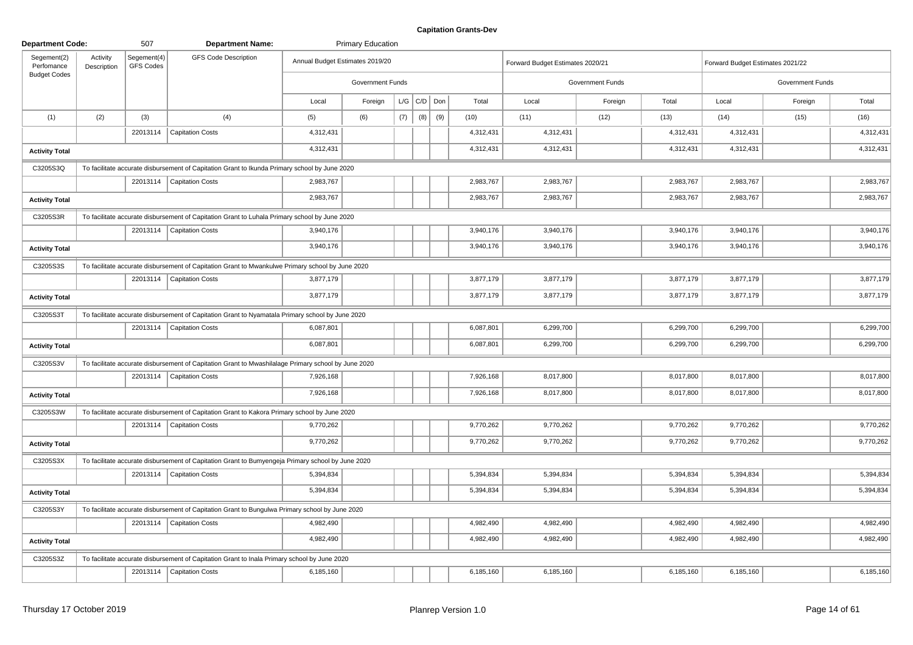# Capitation Grants-Dev

| Department Code: | | 507 | Department Name: | Primary Education | | | | | | | | | | | |
|---|---|---|---|---|---|---|---|---|---|---|---|---|---|---|---|
| Segement(2) Perfomance Budget Codes | Activity Description | Segement(4) GFS Codes | GFS Code Description | Annual Budget Estimates 2019/20 | | | | | | Forward Budget Estimates 2020/21 | | | Forward Budget Estimates 2021/22 | | |
| | | | | Government Funds | | | | | | Government Funds | | | Government Funds | | |
| | | | | Local | Foreign | L/G | C/D | Don | Total | Local | Foreign | Total | Local | Foreign | Total |
| (1) | (2) | (3) | (4) | (5) | (6) | (7) | (8) | (9) | (10) | (11) | (12) | (13) | (14) | (15) | (16) |
| | | 22013114 | Capitation Costs | 4,312,431 | | | | | 4,312,431 | 4,312,431 | | 4,312,431 | 4,312,431 | | 4,312,431 |
| Activity Total | | | | 4,312,431 | | | | | 4,312,431 | 4,312,431 | | 4,312,431 | 4,312,431 | | 4,312,431 |
| C3205S3Q | To facilitate accurate disbursement of Capitation Grant to Ikunda Primary school by June 2020 | | | | | | | | | | | | | | |
| | | 22013114 | Capitation Costs | 2,983,767 | | | | | 2,983,767 | 2,983,767 | | 2,983,767 | 2,983,767 | | 2,983,767 |
| Activity Total | | | | 2,983,767 | | | | | 2,983,767 | 2,983,767 | | 2,983,767 | 2,983,767 | | 2,983,767 |
| C3205S3R | To facilitate accurate disbursement of Capitation Grant to Luhala Primary school by June 2020 | | | | | | | | | | | | | | |
| | | 22013114 | Capitation Costs | 3,940,176 | | | | | 3,940,176 | 3,940,176 | | 3,940,176 | 3,940,176 | | 3,940,176 |
| Activity Total | | | | 3,940,176 | | | | | 3,940,176 | 3,940,176 | | 3,940,176 | 3,940,176 | | 3,940,176 |
| C3205S3S | To facilitate accurate disbursement of Capitation Grant to Mwankulwe Primary school by June 2020 | | | | | | | | | | | | | | |
| | | 22013114 | Capitation Costs | 3,877,179 | | | | | 3,877,179 | 3,877,179 | | 3,877,179 | 3,877,179 | | 3,877,179 |
| Activity Total | | | | 3,877,179 | | | | | 3,877,179 | 3,877,179 | | 3,877,179 | 3,877,179 | | 3,877,179 |
| C3205S3T | To facilitate accurate disbursement of Capitation Grant to Nyamatala Primary school by June 2020 | | | | | | | | | | | | | | |
| | | 22013114 | Capitation Costs | 6,087,801 | | | | | 6,087,801 | 6,299,700 | | 6,299,700 | 6,299,700 | | 6,299,700 |
| Activity Total | | | | 6,087,801 | | | | | 6,087,801 | 6,299,700 | | 6,299,700 | 6,299,700 | | 6,299,700 |
| C3205S3V | To facilitate accurate disbursement of Capitation Grant to Mwashilalage Primary school by June 2020 | | | | | | | | | | | | | | |
| | | 22013114 | Capitation Costs | 7,926,168 | | | | | 7,926,168 | 8,017,800 | | 8,017,800 | 8,017,800 | | 8,017,800 |
| Activity Total | | | | 7,926,168 | | | | | 7,926,168 | 8,017,800 | | 8,017,800 | 8,017,800 | | 8,017,800 |
| C3205S3W | To facilitate accurate disbursement of Capitation Grant to Kakora Primary school by June 2020 | | | | | | | | | | | | | | |
| | | 22013114 | Capitation Costs | 9,770,262 | | | | | 9,770,262 | 9,770,262 | | 9,770,262 | 9,770,262 | | 9,770,262 |
| Activity Total | | | | 9,770,262 | | | | | 9,770,262 | 9,770,262 | | 9,770,262 | 9,770,262 | | 9,770,262 |
| C3205S3X | To facilitate accurate disbursement of Capitation Grant to Bumyengeja Primary school by June 2020 | | | | | | | | | | | | | | |
| | | 22013114 | Capitation Costs | 5,394,834 | | | | | 5,394,834 | 5,394,834 | | 5,394,834 | 5,394,834 | | 5,394,834 |
| Activity Total | | | | 5,394,834 | | | | | 5,394,834 | 5,394,834 | | 5,394,834 | 5,394,834 | | 5,394,834 |
| C3205S3Y | To facilitate accurate disbursement of Capitation Grant to Bungulwa Primary school by June 2020 | | | | | | | | | | | | | | |
| | | 22013114 | Capitation Costs | 4,982,490 | | | | | 4,982,490 | 4,982,490 | | 4,982,490 | 4,982,490 | | 4,982,490 |
| Activity Total | | | | 4,982,490 | | | | | 4,982,490 | 4,982,490 | | 4,982,490 | 4,982,490 | | 4,982,490 |
| C3205S3Z | To facilitate accurate disbursement of Capitation Grant to Inala Primary school by June 2020 | | | | | | | | | | | | | | |
| | | 22013114 | Capitation Costs | 6,185,160 | | | | | 6,185,160 | 6,185,160 | | 6,185,160 | 6,185,160 | | 6,185,160 |

Thursday 17 October 2019 | Planrep Version 1.0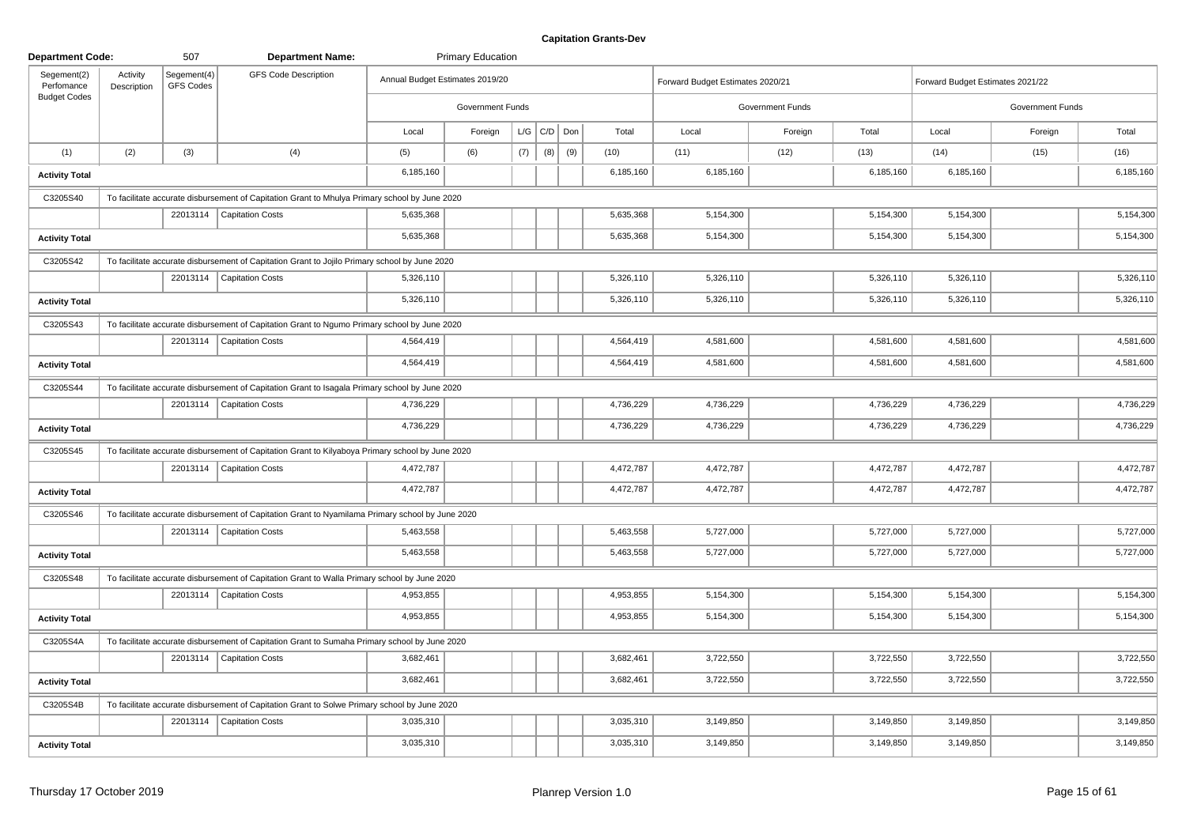# Capitation Grants-Dev

**Department Code:** 507 **Department Name:** Primary Education

| Segement(2) Perfomance Budget Codes | Activity Description | Segement(4) GFS Codes | GFS Code Description | Annual Budget Estimates 2019/20 | | | | | | Forward Budget Estimates 2020/21 | | | Forward Budget Estimates 2021/22 | | |
|---|---|---|---|---|---|---|---|---|---|---|---|---|---|---|---|
| | | | | Government Funds | | | | | | Government Funds | | | Government Funds | | |
| | | | | Local | Foreign | L/G | C/D | Don | Total | Local | Foreign | Total | Local | Foreign | Total |
| (1) | (2) | (3) | (4) | (5) | (6) | (7) | (8) | (9) | (10) | (11) | (12) | (13) | (14) | (15) | (16) |
| **Activity Total** | | | | 6,185,160 | | | | | 6,185,160 | 6,185,160 | | 6,185,160 | 6,185,160 | | 6,185,160 |
| C3205S40 | To facilitate accurate disbursement of Capitation Grant to Mhulya Primary school by June 2020 | | | | | | | | | | | | | | |
| | | 22013114 | Capitation Costs | 5,635,368 | | | | | 5,635,368 | 5,154,300 | | 5,154,300 | 5,154,300 | | 5,154,300 |
| **Activity Total** | | | | 5,635,368 | | | | | 5,635,368 | 5,154,300 | | 5,154,300 | 5,154,300 | | 5,154,300 |
| C3205S42 | To facilitate accurate disbursement of Capitation Grant to Jojilo Primary school by June 2020 | | | | | | | | | | | | | | |
| | | 22013114 | Capitation Costs | 5,326,110 | | | | | 5,326,110 | 5,326,110 | | 5,326,110 | 5,326,110 | | 5,326,110 |
| **Activity Total** | | | | 5,326,110 | | | | | 5,326,110 | 5,326,110 | | 5,326,110 | 5,326,110 | | 5,326,110 |
| C3205S43 | To facilitate accurate disbursement of Capitation Grant to Ngumo Primary school by June 2020 | | | | | | | | | | | | | | |
| | | 22013114 | Capitation Costs | 4,564,419 | | | | | 4,564,419 | 4,581,600 | | 4,581,600 | 4,581,600 | | 4,581,600 |
| **Activity Total** | | | | 4,564,419 | | | | | 4,564,419 | 4,581,600 | | 4,581,600 | 4,581,600 | | 4,581,600 |
| C3205S44 | To facilitate accurate disbursement of Capitation Grant to Isagala Primary school by June 2020 | | | | | | | | | | | | | | |
| | | 22013114 | Capitation Costs | 4,736,229 | | | | | 4,736,229 | 4,736,229 | | 4,736,229 | 4,736,229 | | 4,736,229 |
| **Activity Total** | | | | 4,736,229 | | | | | 4,736,229 | 4,736,229 | | 4,736,229 | 4,736,229 | | 4,736,229 |
| C3205S45 | To facilitate accurate disbursement of Capitation Grant to Kilyaboya Primary school by June 2020 | | | | | | | | | | | | | | |
| | | 22013114 | Capitation Costs | 4,472,787 | | | | | 4,472,787 | 4,472,787 | | 4,472,787 | 4,472,787 | | 4,472,787 |
| **Activity Total** | | | | 4,472,787 | | | | | 4,472,787 | 4,472,787 | | 4,472,787 | 4,472,787 | | 4,472,787 |
| C3205S46 | To facilitate accurate disbursement of Capitation Grant to Nyamilama Primary school by June 2020 | | | | | | | | | | | | | | |
| | | 22013114 | Capitation Costs | 5,463,558 | | | | | 5,463,558 | 5,727,000 | | 5,727,000 | 5,727,000 | | 5,727,000 |
| **Activity Total** | | | | 5,463,558 | | | | | 5,463,558 | 5,727,000 | | 5,727,000 | 5,727,000 | | 5,727,000 |
| C3205S48 | To facilitate accurate disbursement of Capitation Grant to Walla Primary school by June 2020 | | | | | | | | | | | | | | |
| | | 22013114 | Capitation Costs | 4,953,855 | | | | | 4,953,855 | 5,154,300 | | 5,154,300 | 5,154,300 | | 5,154,300 |
| **Activity Total** | | | | 4,953,855 | | | | | 4,953,855 | 5,154,300 | | 5,154,300 | 5,154,300 | | 5,154,300 |
| C3205S4A | To facilitate accurate disbursement of Capitation Grant to Sumaha Primary school by June 2020 | | | | | | | | | | | | | | |
| | | 22013114 | Capitation Costs | 3,682,461 | | | | | 3,682,461 | 3,722,550 | | 3,722,550 | 3,722,550 | | 3,722,550 |
| **Activity Total** | | | | 3,682,461 | | | | | 3,682,461 | 3,722,550 | | 3,722,550 | 3,722,550 | | 3,722,550 |
| C3205S4B | To facilitate accurate disbursement of Capitation Grant to Solwe Primary school by June 2020 | | | | | | | | | | | | | | |
| | | 22013114 | Capitation Costs | 3,035,310 | | | | | 3,035,310 | 3,149,850 | | 3,149,850 | 3,149,850 | | 3,149,850 |
| **Activity Total** | | | | 3,035,310 | | | | | 3,035,310 | 3,149,850 | | 3,149,850 | 3,149,850 | | 3,149,850 |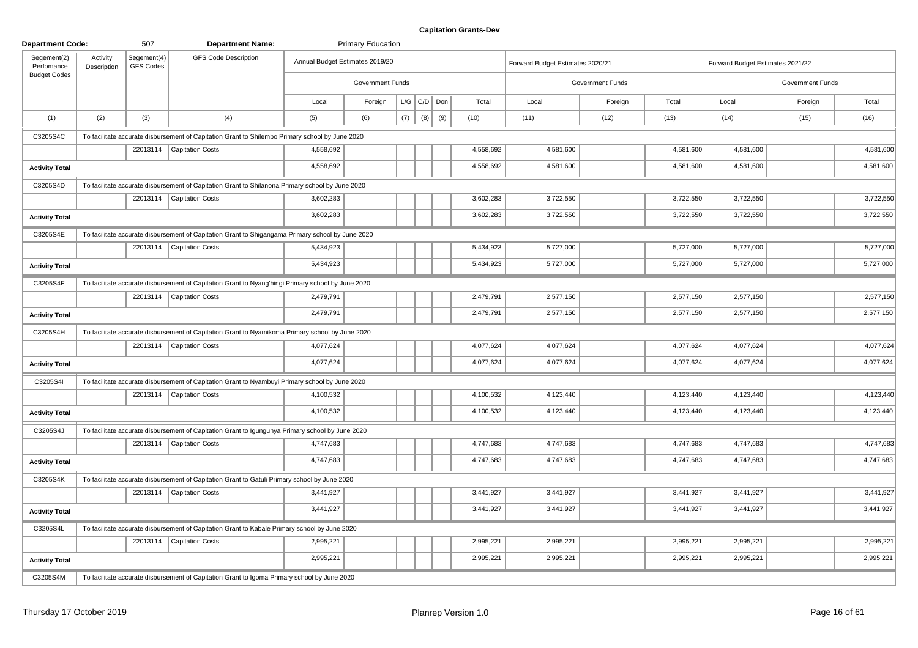# Capitation Grants-Dev

**Department Code:** 507 **Department Name:** Primary Education

| Segement(2) Perfomance Budget Codes | Activity Description | Segement(4) GFS Codes | GFS Code Description | Annual Budget Estimates 2019/20 | | | | | | Forward Budget Estimates 2020/21 | | | Forward Budget Estimates 2021/22 | | |
|---|---|---|---|---|---|---|---|---|---|---|---|---|---|---|---|
| | | | | Government Funds | | | | | | Government Funds | | | Government Funds | | |
| | | | | Local | Foreign | L/G | C/D | Don | Total | Local | Foreign | Total | Local | Foreign | Total |
| (1) | (2) | (3) | (4) | (5) | (6) | (7) | (8) | (9) | (10) | (11) | (12) | (13) | (14) | (15) | (16) |
| C3205S4C | To facilitate accurate disbursement of Capitation Grant to Shilembo Primary school by June 2020 | | | | | | | | | | | | | | |
| | | 22013114 | Capitation Costs | 4,558,692 | | | | | 4,558,692 | 4,581,600 | | 4,581,600 | 4,581,600 | | 4,581,600 |
| **Activity Total** | | | | 4,558,692 | | | | | 4,558,692 | 4,581,600 | | 4,581,600 | 4,581,600 | | 4,581,600 |
| C3205S4D | To facilitate accurate disbursement of Capitation Grant to Shilanona Primary school by June 2020 | | | | | | | | | | | | | | |
| | | 22013114 | Capitation Costs | 3,602,283 | | | | | 3,602,283 | 3,722,550 | | 3,722,550 | 3,722,550 | | 3,722,550 |
| **Activity Total** | | | | 3,602,283 | | | | | 3,602,283 | 3,722,550 | | 3,722,550 | 3,722,550 | | 3,722,550 |
| C3205S4E | To facilitate accurate disbursement of Capitation Grant to Shigangama Primary school by June 2020 | | | | | | | | | | | | | | |
| | | 22013114 | Capitation Costs | 5,434,923 | | | | | 5,434,923 | 5,727,000 | | 5,727,000 | 5,727,000 | | 5,727,000 |
| **Activity Total** | | | | 5,434,923 | | | | | 5,434,923 | 5,727,000 | | 5,727,000 | 5,727,000 | | 5,727,000 |
| C3205S4F | To facilitate accurate disbursement of Capitation Grant to Nyang'hingi Primary school by June 2020 | | | | | | | | | | | | | | |
| | | 22013114 | Capitation Costs | 2,479,791 | | | | | 2,479,791 | 2,577,150 | | 2,577,150 | 2,577,150 | | 2,577,150 |
| **Activity Total** | | | | 2,479,791 | | | | | 2,479,791 | 2,577,150 | | 2,577,150 | 2,577,150 | | 2,577,150 |
| C3205S4H | To facilitate accurate disbursement of Capitation Grant to Nyamikoma Primary school by June 2020 | | | | | | | | | | | | | | |
| | | 22013114 | Capitation Costs | 4,077,624 | | | | | 4,077,624 | 4,077,624 | | 4,077,624 | 4,077,624 | | 4,077,624 |
| **Activity Total** | | | | 4,077,624 | | | | | 4,077,624 | 4,077,624 | | 4,077,624 | 4,077,624 | | 4,077,624 |
| C3205S4I | To facilitate accurate disbursement of Capitation Grant to Nyambuyi Primary school by June 2020 | | | | | | | | | | | | | | |
| | | 22013114 | Capitation Costs | 4,100,532 | | | | | 4,100,532 | 4,123,440 | | 4,123,440 | 4,123,440 | | 4,123,440 |
| **Activity Total** | | | | 4,100,532 | | | | | 4,100,532 | 4,123,440 | | 4,123,440 | 4,123,440 | | 4,123,440 |
| C3205S4J | To facilitate accurate disbursement of Capitation Grant to Igunguhya Primary school by June 2020 | | | | | | | | | | | | | | |
| | | 22013114 | Capitation Costs | 4,747,683 | | | | | 4,747,683 | 4,747,683 | | 4,747,683 | 4,747,683 | | 4,747,683 |
| **Activity Total** | | | | 4,747,683 | | | | | 4,747,683 | 4,747,683 | | 4,747,683 | 4,747,683 | | 4,747,683 |
| C3205S4K | To facilitate accurate disbursement of Capitation Grant to Gatuli Primary school by June 2020 | | | | | | | | | | | | | | |
| | | 22013114 | Capitation Costs | 3,441,927 | | | | | 3,441,927 | 3,441,927 | | 3,441,927 | 3,441,927 | | 3,441,927 |
| **Activity Total** | | | | 3,441,927 | | | | | 3,441,927 | 3,441,927 | | 3,441,927 | 3,441,927 | | 3,441,927 |
| C3205S4L | To facilitate accurate disbursement of Capitation Grant to Kabale Primary school by June 2020 | | | | | | | | | | | | | | |
| | | 22013114 | Capitation Costs | 2,995,221 | | | | | 2,995,221 | 2,995,221 | | 2,995,221 | 2,995,221 | | 2,995,221 |
| **Activity Total** | | | | 2,995,221 | | | | | 2,995,221 | 2,995,221 | | 2,995,221 | 2,995,221 | | 2,995,221 |
| C3205S4M | To facilitate accurate disbursement of Capitation Grant to Igoma Primary school by June 2020 | | | | | | | | | | | | | | |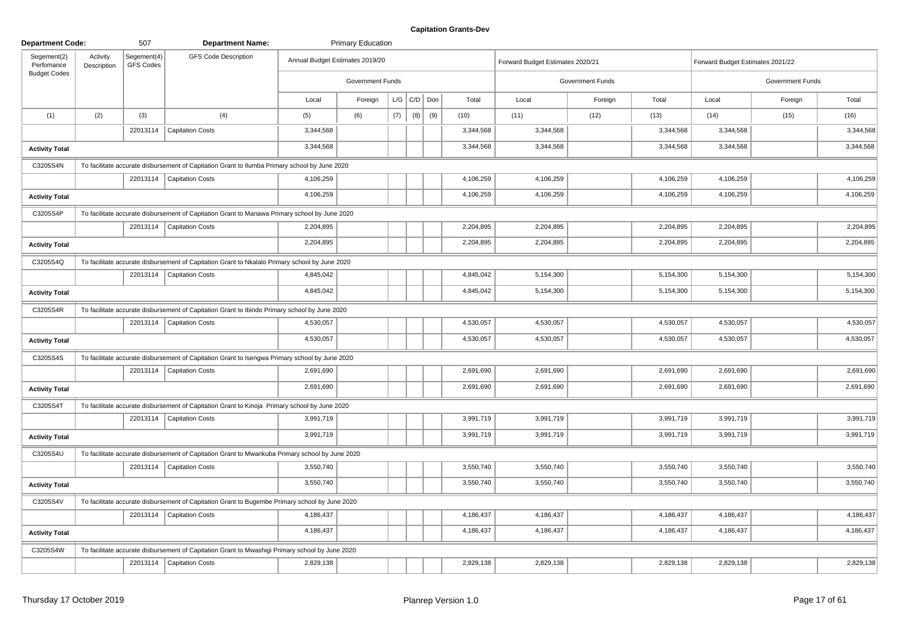# Capitation Grants-Dev

**Department Code:** 507 **Department Name:** Primary Education

| Segement(2) Perfomance Budget Codes | Activity Description | Segement(4) GFS Codes | GFS Code Description | Annual Budget Estimates 2019/20 | | | | | | Forward Budget Estimates 2020/21 | | | Forward Budget Estimates 2021/22 | | |
|---|---|---|---|---|---|---|---|---|---|---|---|---|---|---|---|
| | | | | Government Funds | | | | | | Government Funds | | | Government Funds | | |
| | | | | Local | Foreign | L/G | C/D | Don | Total | Local | Foreign | Total | Local | Foreign | Total |
| (1) | (2) | (3) | (4) | (5) | (6) | (7) | (8) | (9) | (10) | (11) | (12) | (13) | (14) | (15) | (16) |
| | | 22013114 | Capitation Costs | 3,344,568 | | | | | 3,344,568 | 3,344,568 | | 3,344,568 | 3,344,568 | | 3,344,568 |
| **Activity Total** | | | | 3,344,568 | | | | | 3,344,568 | 3,344,568 | | 3,344,568 | 3,344,568 | | 3,344,568 |
| C3205S4N | To facilitate accurate disbursement of Capitation Grant to Ilumba Primary school by June 2020 | | | | | | | | | | | | | | |
| | | 22013114 | Capitation Costs | 4,106,259 | | | | | 4,106,259 | 4,106,259 | | 4,106,259 | 4,106,259 | | 4,106,259 |
| **Activity Total** | | | | 4,106,259 | | | | | 4,106,259 | 4,106,259 | | 4,106,259 | 4,106,259 | | 4,106,259 |
| C3205S4P | To facilitate accurate disbursement of Capitation Grant to Manawa Primary school by June 2020 | | | | | | | | | | | | | | |
| | | 22013114 | Capitation Costs | 2,204,895 | | | | | 2,204,895 | 2,204,895 | | 2,204,895 | 2,204,895 | | 2,204,895 |
| **Activity Total** | | | | 2,204,895 | | | | | 2,204,895 | 2,204,895 | | 2,204,895 | 2,204,895 | | 2,204,895 |
| C3205S4Q | To facilitate accurate disbursement of Capitation Grant to Nkalalo Primary school by June 2020 | | | | | | | | | | | | | | |
| | | 22013114 | Capitation Costs | 4,845,042 | | | | | 4,845,042 | 5,154,300 | | 5,154,300 | 5,154,300 | | 5,154,300 |
| **Activity Total** | | | | 4,845,042 | | | | | 4,845,042 | 5,154,300 | | 5,154,300 | 5,154,300 | | 5,154,300 |
| C3205S4R | To facilitate accurate disbursement of Capitation Grant to Ibindo Primary school by June 2020 | | | | | | | | | | | | | | |
| | | 22013114 | Capitation Costs | 4,530,057 | | | | | 4,530,057 | 4,530,057 | | 4,530,057 | 4,530,057 | | 4,530,057 |
| **Activity Total** | | | | 4,530,057 | | | | | 4,530,057 | 4,530,057 | | 4,530,057 | 4,530,057 | | 4,530,057 |
| C3205S4S | To facilitate accurate disbursement of Capitation Grant to Isengwa Primary school by June 2020 | | | | | | | | | | | | | | |
| | | 22013114 | Capitation Costs | 2,691,690 | | | | | 2,691,690 | 2,691,690 | | 2,691,690 | 2,691,690 | | 2,691,690 |
| **Activity Total** | | | | 2,691,690 | | | | | 2,691,690 | 2,691,690 | | 2,691,690 | 2,691,690 | | 2,691,690 |
| C3205S4T | To facilitate accurate disbursement of Capitation Grant to Kinoja Primary school by June 2020 | | | | | | | | | | | | | | |
| | | 22013114 | Capitation Costs | 3,991,719 | | | | | 3,991,719 | 3,991,719 | | 3,991,719 | 3,991,719 | | 3,991,719 |
| **Activity Total** | | | | 3,991,719 | | | | | 3,991,719 | 3,991,719 | | 3,991,719 | 3,991,719 | | 3,991,719 |
| C3205S4U | To facilitate accurate disbursement of Capitation Grant to Mwankuba Primary school by June 2020 | | | | | | | | | | | | | | |
| | | 22013114 | Capitation Costs | 3,550,740 | | | | | 3,550,740 | 3,550,740 | | 3,550,740 | 3,550,740 | | 3,550,740 |
| **Activity Total** | | | | 3,550,740 | | | | | 3,550,740 | 3,550,740 | | 3,550,740 | 3,550,740 | | 3,550,740 |
| C3205S4V | To facilitate accurate disbursement of Capitation Grant to Bugembe Primary school by June 2020 | | | | | | | | | | | | | | |
| | | 22013114 | Capitation Costs | 4,186,437 | | | | | 4,186,437 | 4,186,437 | | 4,186,437 | 4,186,437 | | 4,186,437 |
| **Activity Total** | | | | 4,186,437 | | | | | 4,186,437 | 4,186,437 | | 4,186,437 | 4,186,437 | | 4,186,437 |
| C3205S4W | To facilitate accurate disbursement of Capitation Grant to Mwashigi Primary school by June 2020 | | | | | | | | | | | | | | |
| | | 22013114 | Capitation Costs | 2,829,138 | | | | | 2,829,138 | 2,829,138 | | 2,829,138 | 2,829,138 | | 2,829,138 |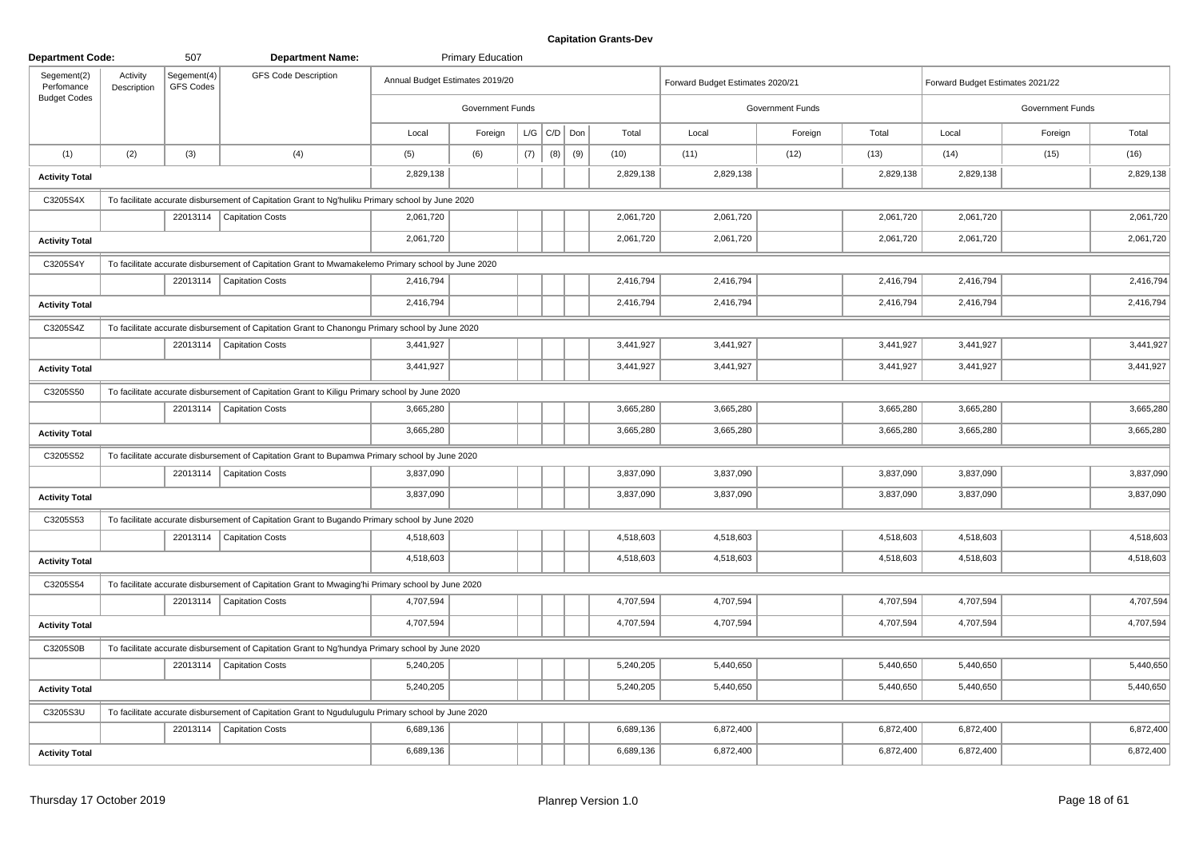**Capitation Grants-Dev**

**Department Code:** 507 **Department Name:** Primary Education

| Segement(2) Perfomance Budget Codes | Activity Description | Segement(4) GFS Codes | GFS Code Description | Annual Budget Estimates 2019/20 | | | | | | Forward Budget Estimates 2020/21 | | | Forward Budget Estimates 2021/22 | | |
|---|---|---|---|---|---|---|---|---|---|---|---|---|---|---|---|
| | | | | Government Funds | | | | | | Government Funds | | | Government Funds | | |
| | | | | Local | Foreign | L/G | C/D | Don | Total | Local | Foreign | Total | Local | Foreign | Total |
| (1) | (2) | (3) | (4) | (5) | (6) | (7) | (8) | (9) | (10) | (11) | (12) | (13) | (14) | (15) | (16) |
| **Activity Total** | | | | 2,829,138 | | | | | 2,829,138 | 2,829,138 | | 2,829,138 | 2,829,138 | | 2,829,138 |
| C3205S4X | To facilitate accurate disbursement of Capitation Grant to Ng'huliku Primary school by June 2020 | | | | | | | | | | | | | | |
| | | 22013114 | Capitation Costs | 2,061,720 | | | | | 2,061,720 | 2,061,720 | | 2,061,720 | 2,061,720 | | 2,061,720 |
| **Activity Total** | | | | 2,061,720 | | | | | 2,061,720 | 2,061,720 | | 2,061,720 | 2,061,720 | | 2,061,720 |
| C3205S4Y | To facilitate accurate disbursement of Capitation Grant to Mwamakelemo Primary school by June 2020 | | | | | | | | | | | | | | |
| | | 22013114 | Capitation Costs | 2,416,794 | | | | | 2,416,794 | 2,416,794 | | 2,416,794 | 2,416,794 | | 2,416,794 |
| **Activity Total** | | | | 2,416,794 | | | | | 2,416,794 | 2,416,794 | | 2,416,794 | 2,416,794 | | 2,416,794 |
| C3205S4Z | To facilitate accurate disbursement of Capitation Grant to Chanongu Primary school by June 2020 | | | | | | | | | | | | | | |
| | | 22013114 | Capitation Costs | 3,441,927 | | | | | 3,441,927 | 3,441,927 | | 3,441,927 | 3,441,927 | | 3,441,927 |
| **Activity Total** | | | | 3,441,927 | | | | | 3,441,927 | 3,441,927 | | 3,441,927 | 3,441,927 | | 3,441,927 |
| C3205S50 | To facilitate accurate disbursement of Capitation Grant to Kiligu Primary school by June 2020 | | | | | | | | | | | | | | |
| | | 22013114 | Capitation Costs | 3,665,280 | | | | | 3,665,280 | 3,665,280 | | 3,665,280 | 3,665,280 | | 3,665,280 |
| **Activity Total** | | | | 3,665,280 | | | | | 3,665,280 | 3,665,280 | | 3,665,280 | 3,665,280 | | 3,665,280 |
| C3205S52 | To facilitate accurate disbursement of Capitation Grant to Bupamwa Primary school by June 2020 | | | | | | | | | | | | | | |
| | | 22013114 | Capitation Costs | 3,837,090 | | | | | 3,837,090 | 3,837,090 | | 3,837,090 | 3,837,090 | | 3,837,090 |
| **Activity Total** | | | | 3,837,090 | | | | | 3,837,090 | 3,837,090 | | 3,837,090 | 3,837,090 | | 3,837,090 |
| C3205S53 | To facilitate accurate disbursement of Capitation Grant to Bugando Primary school by June 2020 | | | | | | | | | | | | | | |
| | | 22013114 | Capitation Costs | 4,518,603 | | | | | 4,518,603 | 4,518,603 | | 4,518,603 | 4,518,603 | | 4,518,603 |
| **Activity Total** | | | | 4,518,603 | | | | | 4,518,603 | 4,518,603 | | 4,518,603 | 4,518,603 | | 4,518,603 |
| C3205S54 | To facilitate accurate disbursement of Capitation Grant to Mwaging'hi Primary school by June 2020 | | | | | | | | | | | | | | |
| | | 22013114 | Capitation Costs | 4,707,594 | | | | | 4,707,594 | 4,707,594 | | 4,707,594 | 4,707,594 | | 4,707,594 |
| **Activity Total** | | | | 4,707,594 | | | | | 4,707,594 | 4,707,594 | | 4,707,594 | 4,707,594 | | 4,707,594 |
| C3205S0B | To facilitate accurate disbursement of Capitation Grant to Ng'hundya Primary school by June 2020 | | | | | | | | | | | | | | |
| | | 22013114 | Capitation Costs | 5,240,205 | | | | | 5,240,205 | 5,440,650 | | 5,440,650 | 5,440,650 | | 5,440,650 |
| **Activity Total** | | | | 5,240,205 | | | | | 5,240,205 | 5,440,650 | | 5,440,650 | 5,440,650 | | 5,440,650 |
| C3205S3U | To facilitate accurate disbursement of Capitation Grant to Ngudulugulu Primary school by June 2020 | | | | | | | | | | | | | | |
| | | 22013114 | Capitation Costs | 6,689,136 | | | | | 6,689,136 | 6,872,400 | | 6,872,400 | 6,872,400 | | 6,872,400 |
| **Activity Total** | | | | 6,689,136 | | | | | 6,689,136 | 6,872,400 | | 6,872,400 | 6,872,400 | | 6,872,400 |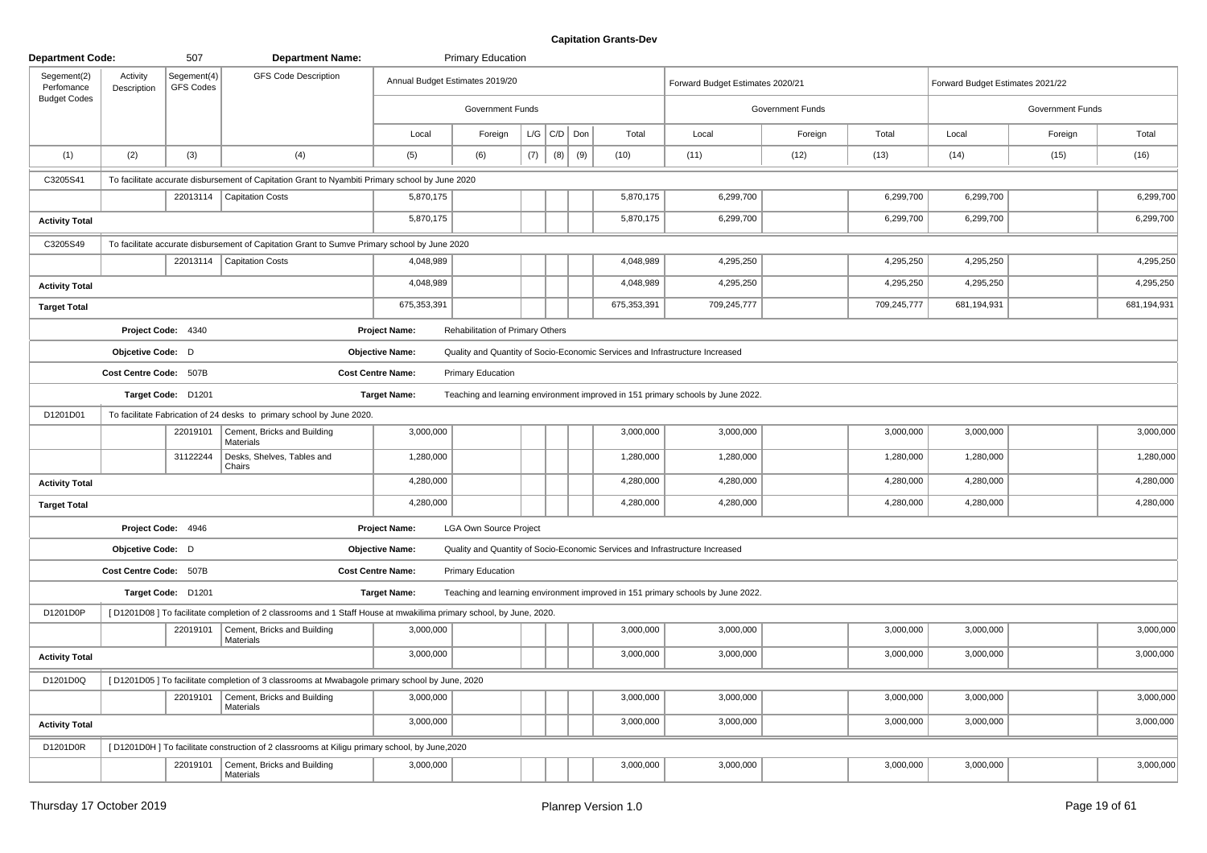# Capitation Grants-Dev

**Department Code:** 507 **Department Name:** Primary Education

| Segement(2) Perfomance Budget Codes | Activity Description | Segement(4) GFS Codes | GFS Code Description | Annual Budget Estimates 2019/20 | | | | | | Forward Budget Estimates 2020/21 | | | Forward Budget Estimates 2021/22 | | |
|---|---|---|---|---|---|---|---|---|---|---|---|---|---|---|---|
| | | | | Government Funds | | | | | | Government Funds | | | Government Funds | | |
| | | | | Local | Foreign | L/G | C/D | Don | Total | Local | Foreign | Total | Local | Foreign | Total |
| (1) | (2) | (3) | (4) | (5) | (6) | (7) | (8) | (9) | (10) | (11) | (12) | (13) | (14) | (15) | (16) |
| C3205S41 | To facilitate accurate disbursement of Capitation Grant to Nyambiti Primary school by June 2020 | | | | | | | | | | | | | | |
| | | 22013114 | Capitation Costs | 5,870,175 | | | | | 5,870,175 | 6,299,700 | | 6,299,700 | 6,299,700 | | 6,299,700 |
| **Activity Total** | | | | 5,870,175 | | | | | 5,870,175 | 6,299,700 | | 6,299,700 | 6,299,700 | | 6,299,700 |
| C3205S49 | To facilitate accurate disbursement of Capitation Grant to Sumve Primary school by June 2020 | | | | | | | | | | | | | | |
| | | 22013114 | Capitation Costs | 4,048,989 | | | | | 4,048,989 | 4,295,250 | | 4,295,250 | 4,295,250 | | 4,295,250 |
| **Activity Total** | | | | 4,048,989 | | | | | 4,048,989 | 4,295,250 | | 4,295,250 | 4,295,250 | | 4,295,250 |
| **Target Total** | | | | 675,353,391 | | | | | 675,353,391 | 709,245,777 | | 709,245,777 | 681,194,931 | | 681,194,931 |
| | **Project Code:** 4340 | | | **Project Name:** | Rehabilitation of Primary Others | | | | | | | | | | |
| | **Objcetive Code:** D | | | **Objective Name:** | Quality and Quantity of Socio-Economic Services and Infrastructure Increased | | | | | | | | | | |
| | **Cost Centre Code:** 507B | | | **Cost Centre Name:** | Primary Education | | | | | | | | | | |
| | **Target Code:** D1201 | | | **Target Name:** | Teaching and learning environment improved in 151 primary schools by June 2022. | | | | | | | | | | |
| D1201D01 | To facilitate Fabrication of 24 desks to primary school by June 2020. | | | | | | | | | | | | | | |
| | | 22019101 | Cement, Bricks and Building Materials | 3,000,000 | | | | | 3,000,000 | 3,000,000 | | 3,000,000 | 3,000,000 | | 3,000,000 |
| | | 31122244 | Desks, Shelves, Tables and Chairs | 1,280,000 | | | | | 1,280,000 | 1,280,000 | | 1,280,000 | 1,280,000 | | 1,280,000 |
| **Activity Total** | | | | 4,280,000 | | | | | 4,280,000 | 4,280,000 | | 4,280,000 | 4,280,000 | | 4,280,000 |
| **Target Total** | | | | 4,280,000 | | | | | 4,280,000 | 4,280,000 | | 4,280,000 | 4,280,000 | | 4,280,000 |
| | **Project Code:** 4946 | | | **Project Name:** | LGA Own Source Project | | | | | | | | | | |
| | **Objcetive Code:** D | | | **Objective Name:** | Quality and Quantity of Socio-Economic Services and Infrastructure Increased | | | | | | | | | | |
| | **Cost Centre Code:** 507B | | | **Cost Centre Name:** | Primary Education | | | | | | | | | | |
| | **Target Code:** D1201 | | | **Target Name:** | Teaching and learning environment improved in 151 primary schools by June 2022. | | | | | | | | | | |
| D1201D0P | [ D1201D08 ] To facilitate completion of 2 classrooms and 1 Staff House at mwakilima primary school, by June, 2020. | | | | | | | | | | | | | | |
| | | 22019101 | Cement, Bricks and Building Materials | 3,000,000 | | | | | 3,000,000 | 3,000,000 | | 3,000,000 | 3,000,000 | | 3,000,000 |
| **Activity Total** | | | | 3,000,000 | | | | | 3,000,000 | 3,000,000 | | 3,000,000 | 3,000,000 | | 3,000,000 |
| D1201D0Q | [ D1201D05 ] To facilitate completion of 3 classrooms at Mwabagole primary school by June, 2020 | | | | | | | | | | | | | | |
| | | 22019101 | Cement, Bricks and Building Materials | 3,000,000 | | | | | 3,000,000 | 3,000,000 | | 3,000,000 | 3,000,000 | | 3,000,000 |
| **Activity Total** | | | | 3,000,000 | | | | | 3,000,000 | 3,000,000 | | 3,000,000 | 3,000,000 | | 3,000,000 |
| D1201D0R | [ D1201D0H ] To facilitate construction of 2 classrooms at Kiligu primary school, by June,2020 | | | | | | | | | | | | | | |
| | | 22019101 | Cement, Bricks and Building Materials | 3,000,000 | | | | | 3,000,000 | 3,000,000 | | 3,000,000 | 3,000,000 | | 3,000,000 |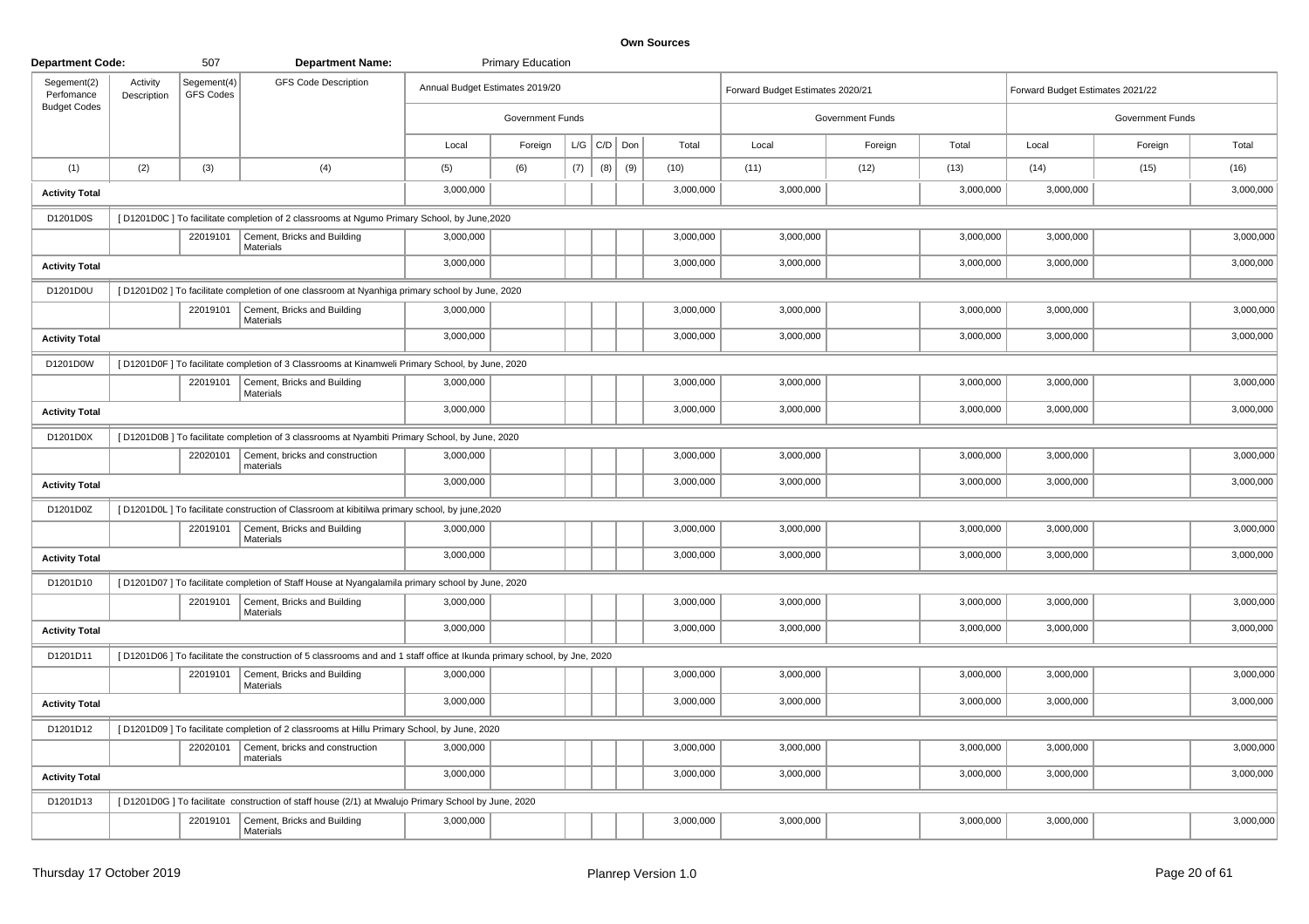**Own Sources**

| Department Code: | | 507 | Department Name: | | Primary Education | | | | | | | | | | |
|---|---|---|---|---|---|---|---|---|---|---|---|---|---|---|---|
| Segement(2) Perfomance Budget Codes | Activity Description | Segement(4) GFS Codes | GFS Code Description | Annual Budget Estimates 2019/20 | | | | | | Forward Budget Estimates 2020/21 | | | Forward Budget Estimates 2021/22 | | |
| | | | | Government Funds | | | | | | Government Funds | | | Government Funds | | |
| | | | | Local | Foreign | L/G | C/D | Don | Total | Local | Foreign | Total | Local | Foreign | Total |
| (1) | (2) | (3) | (4) | (5) | (6) | (7) | (8) | (9) | (10) | (11) | (12) | (13) | (14) | (15) | (16) |
| **Activity Total** | | | | 3,000,000 | | | | | 3,000,000 | 3,000,000 | | 3,000,000 | 3,000,000 | | 3,000,000 |
| D1201D0S | [ D1201D0C ] To facilitate completion of 2 classrooms at Ngumo Primary School, by June,2020 | | | | | | | | | | | | | | |
| | | 22019101 | Cement, Bricks and Building Materials | 3,000,000 | | | | | 3,000,000 | 3,000,000 | | 3,000,000 | 3,000,000 | | 3,000,000 |
| **Activity Total** | | | | 3,000,000 | | | | | 3,000,000 | 3,000,000 | | 3,000,000 | 3,000,000 | | 3,000,000 |
| D1201D0U | [ D1201D02 ] To facilitate completion of one classroom at Nyanhiga primary school by June, 2020 | | | | | | | | | | | | | | |
| | | 22019101 | Cement, Bricks and Building Materials | 3,000,000 | | | | | 3,000,000 | 3,000,000 | | 3,000,000 | 3,000,000 | | 3,000,000 |
| **Activity Total** | | | | 3,000,000 | | | | | 3,000,000 | 3,000,000 | | 3,000,000 | 3,000,000 | | 3,000,000 |
| D1201D0W | [ D1201D0F ] To facilitate completion of 3 Classrooms at Kinamweli Primary School, by June, 2020 | | | | | | | | | | | | | | |
| | | 22019101 | Cement, Bricks and Building Materials | 3,000,000 | | | | | 3,000,000 | 3,000,000 | | 3,000,000 | 3,000,000 | | 3,000,000 |
| **Activity Total** | | | | 3,000,000 | | | | | 3,000,000 | 3,000,000 | | 3,000,000 | 3,000,000 | | 3,000,000 |
| D1201D0X | [ D1201D0B ] To facilitate completion of 3 classrooms at Nyambiti Primary School, by June, 2020 | | | | | | | | | | | | | | |
| | | 22020101 | Cement, bricks and construction materials | 3,000,000 | | | | | 3,000,000 | 3,000,000 | | 3,000,000 | 3,000,000 | | 3,000,000 |
| **Activity Total** | | | | 3,000,000 | | | | | 3,000,000 | 3,000,000 | | 3,000,000 | 3,000,000 | | 3,000,000 |
| D1201D0Z | [ D1201D0L ] To facilitate construction of Classroom at kibitilwa primary school, by june,2020 | | | | | | | | | | | | | | |
| | | 22019101 | Cement, Bricks and Building Materials | 3,000,000 | | | | | 3,000,000 | 3,000,000 | | 3,000,000 | 3,000,000 | | 3,000,000 |
| **Activity Total** | | | | 3,000,000 | | | | | 3,000,000 | 3,000,000 | | 3,000,000 | 3,000,000 | | 3,000,000 |
| D1201D10 | [ D1201D07 ] To facilitate completion of Staff House at Nyangalamila primary school by June, 2020 | | | | | | | | | | | | | | |
| | | 22019101 | Cement, Bricks and Building Materials | 3,000,000 | | | | | 3,000,000 | 3,000,000 | | 3,000,000 | 3,000,000 | | 3,000,000 |
| **Activity Total** | | | | 3,000,000 | | | | | 3,000,000 | 3,000,000 | | 3,000,000 | 3,000,000 | | 3,000,000 |
| D1201D11 | [ D1201D06 ] To facilitate the construction of 5 classrooms and and 1 staff office at Ikunda primary school, by Jne, 2020 | | | | | | | | | | | | | | |
| | | 22019101 | Cement, Bricks and Building Materials | 3,000,000 | | | | | 3,000,000 | 3,000,000 | | 3,000,000 | 3,000,000 | | 3,000,000 |
| **Activity Total** | | | | 3,000,000 | | | | | 3,000,000 | 3,000,000 | | 3,000,000 | 3,000,000 | | 3,000,000 |
| D1201D12 | [ D1201D09 ] To facilitate completion of 2 classrooms at Hillu Primary School, by June, 2020 | | | | | | | | | | | | | | |
| | | 22020101 | Cement, bricks and construction materials | 3,000,000 | | | | | 3,000,000 | 3,000,000 | | 3,000,000 | 3,000,000 | | 3,000,000 |
| **Activity Total** | | | | 3,000,000 | | | | | 3,000,000 | 3,000,000 | | 3,000,000 | 3,000,000 | | 3,000,000 |
| D1201D13 | [ D1201D0G ] To facilitate construction of staff house (2/1) at Mwalujo Primary School by June, 2020 | | | | | | | | | | | | | | |
| | | 22019101 | Cement, Bricks and Building Materials | 3,000,000 | | | | | 3,000,000 | 3,000,000 | | 3,000,000 | 3,000,000 | | 3,000,000 |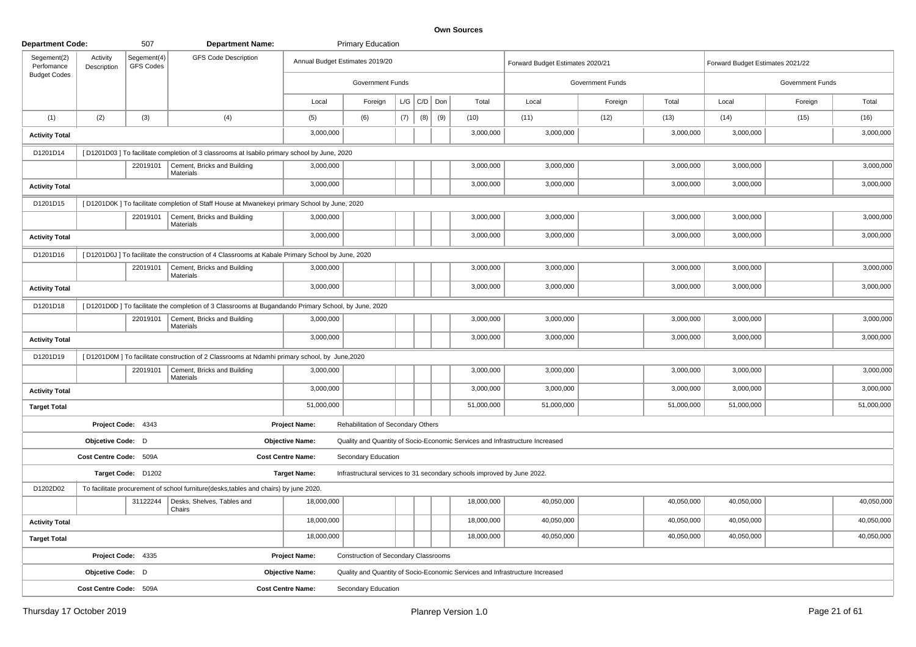**Own Sources**

| Department Code: | | 507 | Department Name: | | Primary Education | | | | | | | | | | |
|---|---|---|---|---|---|---|---|---|---|---|---|---|---|---|---|
| Segement(2) Perfomance Budget Codes | Activity Description | Segement(4) GFS Codes | GFS Code Description | Annual Budget Estimates 2019/20 | | | | | | Forward Budget Estimates 2020/21 | | | Forward Budget Estimates 2021/22 | | |
| | | | | Government Funds | | | | | | Government Funds | | | Government Funds | | |
| | | | | Local | Foreign | L/G | C/D | Don | Total | Local | Foreign | Total | Local | Foreign | Total |
| (1) | (2) | (3) | (4) | (5) | (6) | (7) | (8) | (9) | (10) | (11) | (12) | (13) | (14) | (15) | (16) |
| **Activity Total** | | | | 3,000,000 | | | | | 3,000,000 | 3,000,000 | | 3,000,000 | 3,000,000 | | 3,000,000 |
| D1201D14 | [ D1201D03 ] To facilitate completion of 3 classrooms at Isabilo primary school by June, 2020 | | | | | | | | | | | | | | |
| | | 22019101 | Cement, Bricks and Building Materials | 3,000,000 | | | | | 3,000,000 | 3,000,000 | | 3,000,000 | 3,000,000 | | 3,000,000 |
| **Activity Total** | | | | 3,000,000 | | | | | 3,000,000 | 3,000,000 | | 3,000,000 | 3,000,000 | | 3,000,000 |
| D1201D15 | [ D1201D0K ] To facilitate completion of Staff House at Mwanekeyi primary School by June, 2020 | | | | | | | | | | | | | | |
| | | 22019101 | Cement, Bricks and Building Materials | 3,000,000 | | | | | 3,000,000 | 3,000,000 | | 3,000,000 | 3,000,000 | | 3,000,000 |
| **Activity Total** | | | | 3,000,000 | | | | | 3,000,000 | 3,000,000 | | 3,000,000 | 3,000,000 | | 3,000,000 |
| D1201D16 | [ D1201D0J ] To facilitate the construction of 4 Classrooms at Kabale Primary School by June, 2020 | | | | | | | | | | | | | | |
| | | 22019101 | Cement, Bricks and Building Materials | 3,000,000 | | | | | 3,000,000 | 3,000,000 | | 3,000,000 | 3,000,000 | | 3,000,000 |
| **Activity Total** | | | | 3,000,000 | | | | | 3,000,000 | 3,000,000 | | 3,000,000 | 3,000,000 | | 3,000,000 |
| D1201D18 | [ D1201D0D ] To facilitate the completion of 3 Classrooms at Bugandando Primary School, by June, 2020 | | | | | | | | | | | | | | |
| | | 22019101 | Cement, Bricks and Building Materials | 3,000,000 | | | | | 3,000,000 | 3,000,000 | | 3,000,000 | 3,000,000 | | 3,000,000 |
| **Activity Total** | | | | 3,000,000 | | | | | 3,000,000 | 3,000,000 | | 3,000,000 | 3,000,000 | | 3,000,000 |
| D1201D19 | [ D1201D0M ] To facilitate construction of 2 Classrooms at Ndamhi primary school, by June,2020 | | | | | | | | | | | | | | |
| | | 22019101 | Cement, Bricks and Building Materials | 3,000,000 | | | | | 3,000,000 | 3,000,000 | | 3,000,000 | 3,000,000 | | 3,000,000 |
| **Activity Total** | | | | 3,000,000 | | | | | 3,000,000 | 3,000,000 | | 3,000,000 | 3,000,000 | | 3,000,000 |
| **Target Total** | | | | 51,000,000 | | | | | 51,000,000 | 51,000,000 | | 51,000,000 | 51,000,000 | | 51,000,000 |
| | Project Code: 4343 | | | Project Name: | Rehabilitation of Secondary Others | | | | | | | | | | |
| | Objcetive Code: D | | | Objective Name: | Quality and Quantity of Socio-Economic Services and Infrastructure Increased | | | | | | | | | | |
| | Cost Centre Code: 509A | | | Cost Centre Name: | Secondary Education | | | | | | | | | | |
| | Target Code: D1202 | | | Target Name: | Infrastructural services to 31 secondary schools improved by June 2022. | | | | | | | | | | |
| D1202D02 | To facilitate procurement of school furniture(desks,tables and chairs) by june 2020. | | | | | | | | | | | | | | |
| | | 31122244 | Desks, Shelves, Tables and Chairs | 18,000,000 | | | | | 18,000,000 | 40,050,000 | | 40,050,000 | 40,050,000 | | 40,050,000 |
| **Activity Total** | | | | 18,000,000 | | | | | 18,000,000 | 40,050,000 | | 40,050,000 | 40,050,000 | | 40,050,000 |
| **Target Total** | | | | 18,000,000 | | | | | 18,000,000 | 40,050,000 | | 40,050,000 | 40,050,000 | | 40,050,000 |
| | Project Code: 4335 | | | Project Name: | Construction of Secondary Classrooms | | | | | | | | | | |
| | Objcetive Code: D | | | Objective Name: | Quality and Quantity of Socio-Economic Services and Infrastructure Increased | | | | | | | | | | |
| | Cost Centre Code: 509A | | | Cost Centre Name: | Secondary Education | | | | | | | | | | |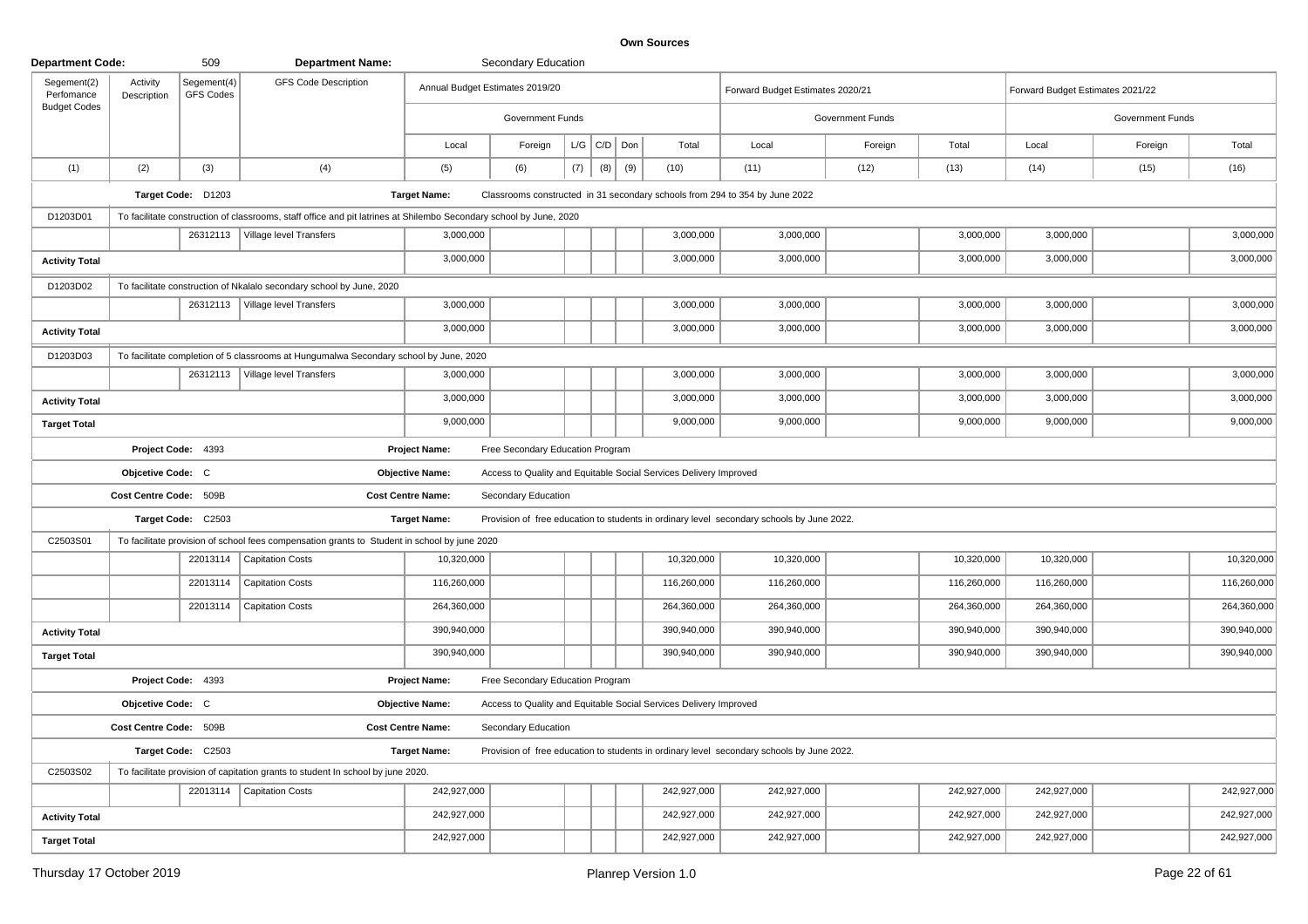**Own Sources**

| Department Code: | | 509 | Department Name: | | Secondary Education | | | | | | | | | | |
|---|---|---|---|---|---|---|---|---|---|---|---|---|---|---|---|
| Segement(2) Perfomance Budget Codes | Activity Description | Segement(4) GFS Codes | GFS Code Description | Annual Budget Estimates 2019/20 | | | | | | Forward Budget Estimates 2020/21 | | | Forward Budget Estimates 2021/22 | | |
| | | | | Government Funds | | | | | | Government Funds | | | Government Funds | | |
| | | | | Local | Foreign | L/G | C/D | Don | Total | Local | Foreign | Total | Local | Foreign | Total |
| (1) | (2) | (3) | (4) | (5) | (6) | (7) | (8) | (9) | (10) | (11) | (12) | (13) | (14) | (15) | (16) |
| | Target Code: D1203 | | | Target Name: | Classrooms constructed in 31 secondary schools from 294 to 354 by June 2022 | | | | | | | | | | |
| D1203D01 | To facilitate construction of classrooms, staff office and pit latrines at Shilembo Secondary school by June, 2020 | | | | | | | | | | | | | | |
| | | 26312113 | Village level Transfers | 3,000,000 | | | | | 3,000,000 | 3,000,000 | | 3,000,000 | 3,000,000 | | 3,000,000 |
| Activity Total | | | | 3,000,000 | | | | | 3,000,000 | 3,000,000 | | 3,000,000 | 3,000,000 | | 3,000,000 |
| D1203D02 | To facilitate construction of Nkalalo secondary school by June, 2020 | | | | | | | | | | | | | | |
| | | 26312113 | Village level Transfers | 3,000,000 | | | | | 3,000,000 | 3,000,000 | | 3,000,000 | 3,000,000 | | 3,000,000 |
| Activity Total | | | | 3,000,000 | | | | | 3,000,000 | 3,000,000 | | 3,000,000 | 3,000,000 | | 3,000,000 |
| D1203D03 | To facilitate completion of 5 classrooms at Hungumalwa Secondary school by June, 2020 | | | | | | | | | | | | | | |
| | | 26312113 | Village level Transfers | 3,000,000 | | | | | 3,000,000 | 3,000,000 | | 3,000,000 | 3,000,000 | | 3,000,000 |
| Activity Total | | | | 3,000,000 | | | | | 3,000,000 | 3,000,000 | | 3,000,000 | 3,000,000 | | 3,000,000 |
| Target Total | | | | 9,000,000 | | | | | 9,000,000 | 9,000,000 | | 9,000,000 | 9,000,000 | | 9,000,000 |
| | Project Code: 4393 | | | Project Name: | Free Secondary Education Program | | | | | | | | | | |
| | Objcetive Code: C | | | Objective Name: | Access to Quality and Equitable Social Services Delivery Improved | | | | | | | | | | |
| | Cost Centre Code: 509B | | | Cost Centre Name: | Secondary Education | | | | | | | | | | |
| | Target Code: C2503 | | | Target Name: | Provision of free education to students in ordinary level secondary schools by June 2022. | | | | | | | | | | |
| C2503S01 | To facilitate provision of school fees compensation grants to Student in school by june 2020 | | | | | | | | | | | | | | |
| | | 22013114 | Capitation Costs | 10,320,000 | | | | | 10,320,000 | 10,320,000 | | 10,320,000 | 10,320,000 | | 10,320,000 |
| | | 22013114 | Capitation Costs | 116,260,000 | | | | | 116,260,000 | 116,260,000 | | 116,260,000 | 116,260,000 | | 116,260,000 |
| | | 22013114 | Capitation Costs | 264,360,000 | | | | | 264,360,000 | 264,360,000 | | 264,360,000 | 264,360,000 | | 264,360,000 |
| Activity Total | | | | 390,940,000 | | | | | 390,940,000 | 390,940,000 | | 390,940,000 | 390,940,000 | | 390,940,000 |
| Target Total | | | | 390,940,000 | | | | | 390,940,000 | 390,940,000 | | 390,940,000 | 390,940,000 | | 390,940,000 |
| | Project Code: 4393 | | | Project Name: | Free Secondary Education Program | | | | | | | | | | |
| | Objcetive Code: C | | | Objective Name: | Access to Quality and Equitable Social Services Delivery Improved | | | | | | | | | | |
| | Cost Centre Code: 509B | | | Cost Centre Name: | Secondary Education | | | | | | | | | | |
| | Target Code: C2503 | | | Target Name: | Provision of free education to students in ordinary level secondary schools by June 2022. | | | | | | | | | | |
| C2503S02 | To facilitate provision of capitation grants to student In school by june 2020. | | | | | | | | | | | | | | |
| | | 22013114 | Capitation Costs | 242,927,000 | | | | | 242,927,000 | 242,927,000 | | 242,927,000 | 242,927,000 | | 242,927,000 |
| Activity Total | | | | 242,927,000 | | | | | 242,927,000 | 242,927,000 | | 242,927,000 | 242,927,000 | | 242,927,000 |
| Target Total | | | | 242,927,000 | | | | | 242,927,000 | 242,927,000 | | 242,927,000 | 242,927,000 | | 242,927,000 |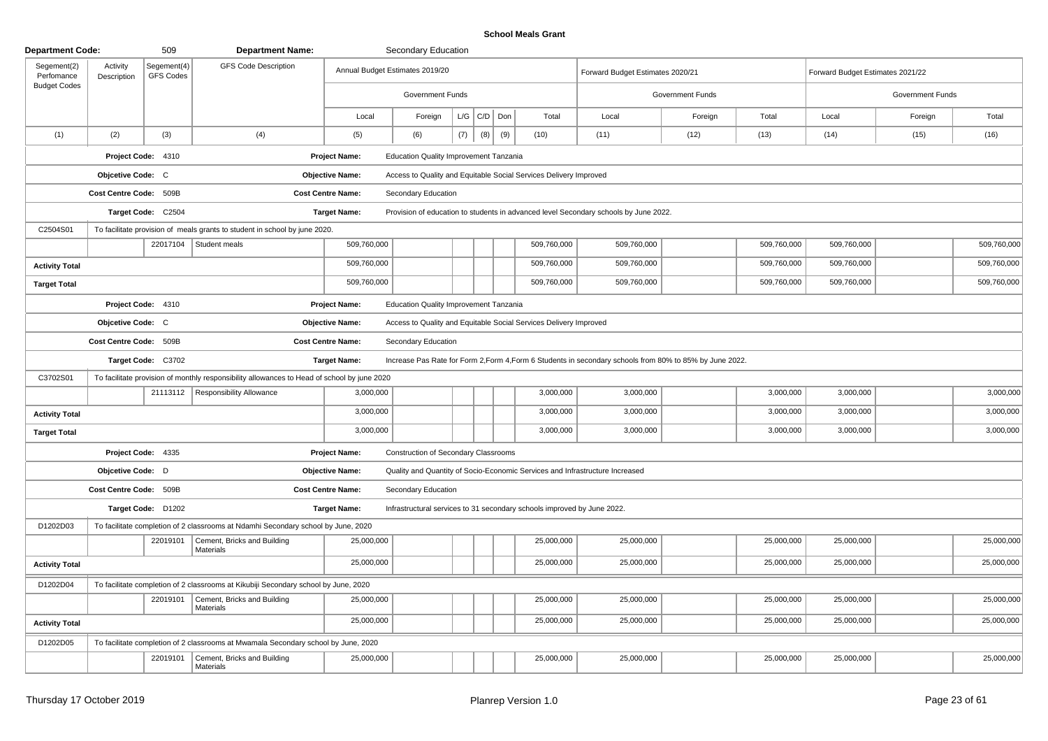# School Meals Grant

| Department Code: | | 509 | Department Name: | | Secondary Education | | | | | | | | | | |
|---|---|---|---|---|---|---|---|---|---|---|---|---|---|---|---|
| Segement(2) Perfomance Budget Codes | Activity Description | Segement(4) GFS Codes | GFS Code Description | Annual Budget Estimates 2019/20 | | | | | | Forward Budget Estimates 2020/21 | | | Forward Budget Estimates 2021/22 | | |
| | | | | Government Funds | | | | | | Government Funds | | | Government Funds | | |
| | | | | Local | Foreign | L/G | C/D | Don | Total | Local | Foreign | Total | Local | Foreign | Total |
| (1) | (2) | (3) | (4) | (5) | (6) | (7) | (8) | (9) | (10) | (11) | (12) | (13) | (14) | (15) | (16) |
| | Project Code: 4310 | | | Project Name: | Education Quality Improvement Tanzania | | | | | | | | | | |
| | Objcetive Code: C | | | Objective Name: | Access to Quality and Equitable Social Services Delivery Improved | | | | | | | | | | |
| | Cost Centre Code: 509B | | | Cost Centre Name: | Secondary Education | | | | | | | | | | |
| | Target Code: C2504 | | | Target Name: | Provision of education to students in advanced level Secondary schools by June 2022. | | | | | | | | | | |
| C2504S01 | To facilitate provision of meals grants to student in school by june 2020. | | | | | | | | | | | | | | |
| | | 22017104 | Student meals | 509,760,000 | | | | | 509,760,000 | 509,760,000 | | 509,760,000 | 509,760,000 | | 509,760,000 |
| Activity Total | | | | 509,760,000 | | | | | 509,760,000 | 509,760,000 | | 509,760,000 | 509,760,000 | | 509,760,000 |
| Target Total | | | | 509,760,000 | | | | | 509,760,000 | 509,760,000 | | 509,760,000 | 509,760,000 | | 509,760,000 |
| | Project Code: 4310 | | | Project Name: | Education Quality Improvement Tanzania | | | | | | | | | | |
| | Objcetive Code: C | | | Objective Name: | Access to Quality and Equitable Social Services Delivery Improved | | | | | | | | | | |
| | Cost Centre Code: 509B | | | Cost Centre Name: | Secondary Education | | | | | | | | | | |
| | Target Code: C3702 | | | Target Name: | Increase Pas Rate for Form 2,Form 4,Form 6 Students in secondary schools from 80% to 85% by June 2022. | | | | | | | | | | |
| C3702S01 | To facilitate provision of monthly responsibility allowances to Head of school by june 2020 | | | | | | | | | | | | | | |
| | | 21113112 | Responsibility Allowance | 3,000,000 | | | | | 3,000,000 | 3,000,000 | | 3,000,000 | 3,000,000 | | 3,000,000 |
| Activity Total | | | | 3,000,000 | | | | | 3,000,000 | 3,000,000 | | 3,000,000 | 3,000,000 | | 3,000,000 |
| Target Total | | | | 3,000,000 | | | | | 3,000,000 | 3,000,000 | | 3,000,000 | 3,000,000 | | 3,000,000 |
| | Project Code: 4335 | | | Project Name: | Construction of Secondary Classrooms | | | | | | | | | | |
| | Objcetive Code: D | | | Objective Name: | Quality and Quantity of Socio-Economic Services and Infrastructure Increased | | | | | | | | | | |
| | Cost Centre Code: 509B | | | Cost Centre Name: | Secondary Education | | | | | | | | | | |
| | Target Code: D1202 | | | Target Name: | Infrastructural services to 31 secondary schools improved by June 2022. | | | | | | | | | | |
| D1202D03 | To facilitate completion of 2 classrooms at Ndamhi Secondary school by June, 2020 | | | | | | | | | | | | | | |
| | | 22019101 | Cement, Bricks and Building Materials | 25,000,000 | | | | | 25,000,000 | 25,000,000 | | 25,000,000 | 25,000,000 | | 25,000,000 |
| Activity Total | | | | 25,000,000 | | | | | 25,000,000 | 25,000,000 | | 25,000,000 | 25,000,000 | | 25,000,000 |
| D1202D04 | To facilitate completion of 2 classrooms at Kikubiji Secondary school by June, 2020 | | | | | | | | | | | | | | |
| | | 22019101 | Cement, Bricks and Building Materials | 25,000,000 | | | | | 25,000,000 | 25,000,000 | | 25,000,000 | 25,000,000 | | 25,000,000 |
| Activity Total | | | | 25,000,000 | | | | | 25,000,000 | 25,000,000 | | 25,000,000 | 25,000,000 | | 25,000,000 |
| D1202D05 | To facilitate completion of 2 classrooms at Mwamala Secondary school by June, 2020 | | | | | | | | | | | | | | |
| | | 22019101 | Cement, Bricks and Building Materials | 25,000,000 | | | | | 25,000,000 | 25,000,000 | | 25,000,000 | 25,000,000 | | 25,000,000 |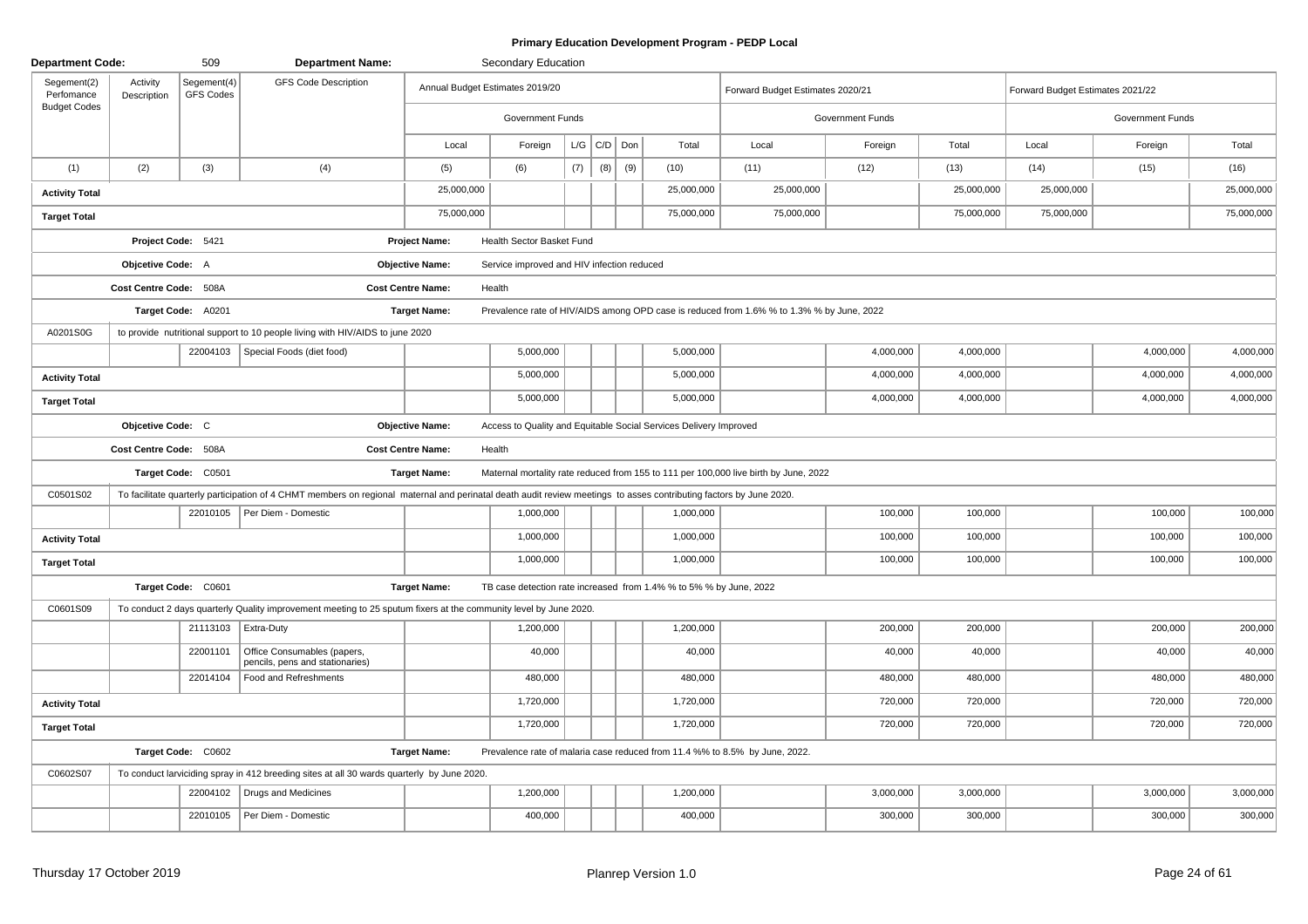# Primary Education Development Program - PEDP Local

| Department Code: | | 509 | Department Name: | | Secondary Education | | | | | | | | | | |
|---|---|---|---|---|---|---|---|---|---|---|---|---|---|---|---|
| Segement(2) Perfomance Budget Codes | Activity Description | Segement(4) GFS Codes | GFS Code Description | Annual Budget Estimates 2019/20 | | | | | | Forward Budget Estimates 2020/21 | | | Forward Budget Estimates 2021/22 | | |
| | | | | Government Funds | | | | | | Government Funds | | | Government Funds | | |
| | | | | Local | Foreign | L/G | C/D | Don | Total | Local | Foreign | Total | Local | Foreign | Total |
| (1) | (2) | (3) | (4) | (5) | (6) | (7) | (8) | (9) | (10) | (11) | (12) | (13) | (14) | (15) | (16) |
| **Activity Total** | | | | 25,000,000 | | | | | 25,000,000 | 25,000,000 | | 25,000,000 | 25,000,000 | | 25,000,000 |
| **Target Total** | | | | 75,000,000 | | | | | 75,000,000 | 75,000,000 | | 75,000,000 | 75,000,000 | | 75,000,000 |
| | **Project Code:** 5421 | | | **Project Name:** | Health Sector Basket Fund | | | | | | | | | | |
| | **Objcetive Code:** A | | | **Objective Name:** | Service improved and HIV infection reduced | | | | | | | | | | |
| | **Cost Centre Code:** 508A | | | **Cost Centre Name:** | Health | | | | | | | | | | |
| | **Target Code:** A0201 | | | **Target Name:** | Prevalence rate of HIV/AIDS among OPD case is reduced from 1.6% % to 1.3% % by June, 2022 | | | | | | | | | | |
| A0201S0G | to provide nutritional support to 10 people living with HIV/AIDS to june 2020 | | | | | | | | | | | | | | |
| | | 22004103 | Special Foods (diet food) | | 5,000,000 | | | | 5,000,000 | | 4,000,000 | 4,000,000 | | 4,000,000 | 4,000,000 |
| **Activity Total** | | | | | 5,000,000 | | | | 5,000,000 | | 4,000,000 | 4,000,000 | | 4,000,000 | 4,000,000 |
| **Target Total** | | | | | 5,000,000 | | | | 5,000,000 | | 4,000,000 | 4,000,000 | | 4,000,000 | 4,000,000 |
| | **Objcetive Code:** C | | | **Objective Name:** | Access to Quality and Equitable Social Services Delivery Improved | | | | | | | | | | |
| | **Cost Centre Code:** 508A | | | **Cost Centre Name:** | Health | | | | | | | | | | |
| | **Target Code:** C0501 | | | **Target Name:** | Maternal mortality rate reduced from 155 to 111 per 100,000 live birth by June, 2022 | | | | | | | | | | |
| C0501S02 | To facilitate quarterly participation of 4 CHMT members on regional maternal and perinatal death audit review meetings to asses contributing factors by June 2020. | | | | | | | | | | | | | | |
| | | 22010105 | Per Diem - Domestic | | 1,000,000 | | | | 1,000,000 | | 100,000 | 100,000 | | 100,000 | 100,000 |
| **Activity Total** | | | | | 1,000,000 | | | | 1,000,000 | | 100,000 | 100,000 | | 100,000 | 100,000 |
| **Target Total** | | | | | 1,000,000 | | | | 1,000,000 | | 100,000 | 100,000 | | 100,000 | 100,000 |
| | **Target Code:** C0601 | | | **Target Name:** | TB case detection rate increased from 1.4% % to 5% % by June, 2022 | | | | | | | | | | |
| C0601S09 | To conduct 2 days quarterly Quality improvement meeting to 25 sputum fixers at the community level by June 2020. | | | | | | | | | | | | | | |
| | | 21113103 | Extra-Duty | | 1,200,000 | | | | 1,200,000 | | 200,000 | 200,000 | | 200,000 | 200,000 |
| | | 22001101 | Office Consumables (papers, pencils, pens and stationaries) | | 40,000 | | | | 40,000 | | 40,000 | 40,000 | | 40,000 | 40,000 |
| | | 22014104 | Food and Refreshments | | 480,000 | | | | 480,000 | | 480,000 | 480,000 | | 480,000 | 480,000 |
| **Activity Total** | | | | | 1,720,000 | | | | 1,720,000 | | 720,000 | 720,000 | | 720,000 | 720,000 |
| **Target Total** | | | | | 1,720,000 | | | | 1,720,000 | | 720,000 | 720,000 | | 720,000 | 720,000 |
| | **Target Code:** C0602 | | | **Target Name:** | Prevalence rate of malaria case reduced from 11.4 %% to 8.5% by June, 2022. | | | | | | | | | | |
| C0602S07 | To conduct larviciding spray in 412 breeding sites at all 30 wards quarterly by June 2020. | | | | | | | | | | | | | | |
| | | 22004102 | Drugs and Medicines | | 1,200,000 | | | | 1,200,000 | | 3,000,000 | 3,000,000 | | 3,000,000 | 3,000,000 |
| | | 22010105 | Per Diem - Domestic | | 400,000 | | | | 400,000 | | 300,000 | 300,000 | | 300,000 | 300,000 |

Thursday 17 October 2019 — Planrep Version 1.0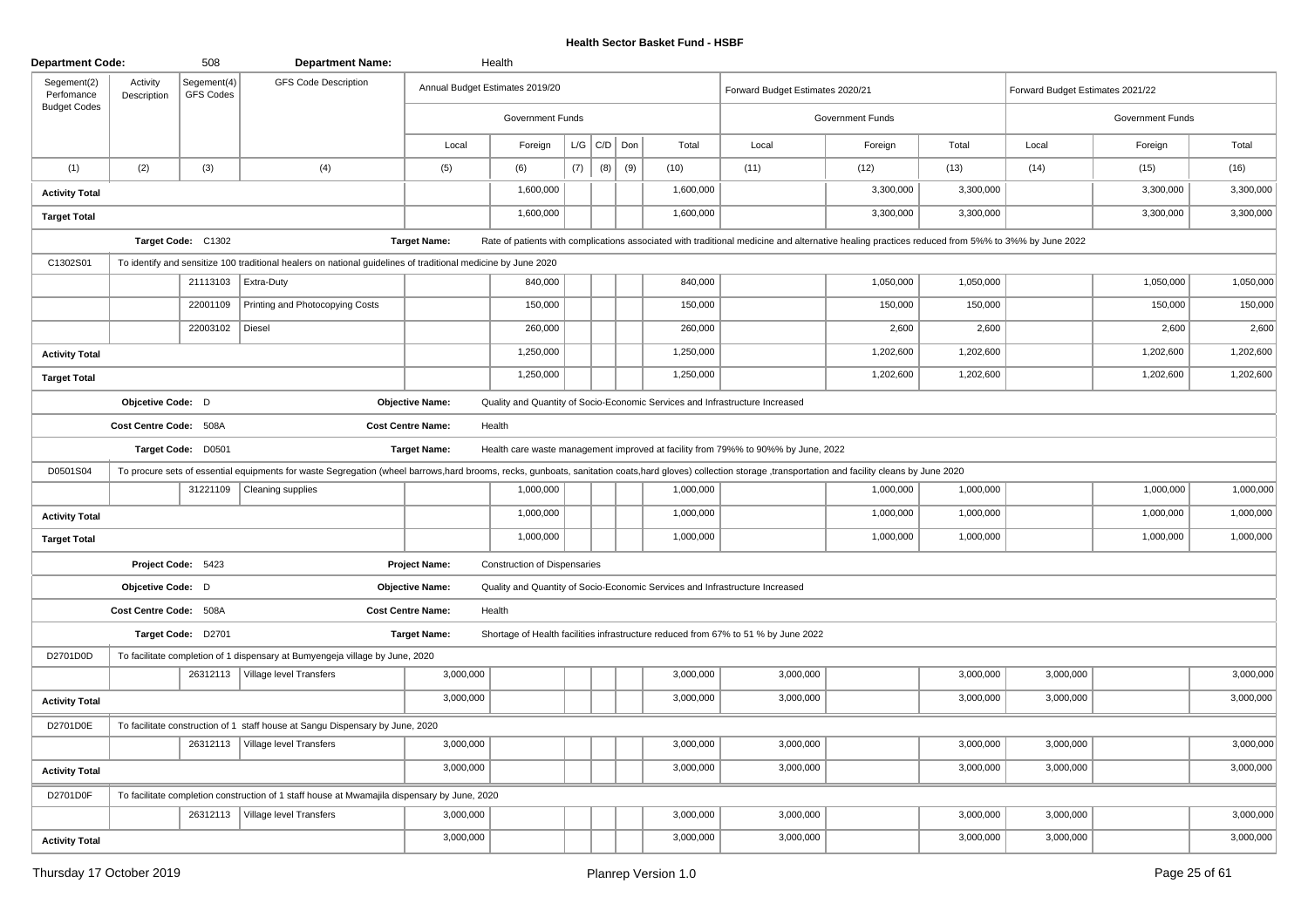# Health Sector Basket Fund - HSBF

| Department Code: | | 508 | Department Name: | | Health | | | | | | | | | | |
|---|---|---|---|---|---|---|---|---|---|---|---|---|---|---|---|
| Segement(2) Perfomance Budget Codes | Activity Description | Segement(4) GFS Codes | GFS Code Description | Annual Budget Estimates 2019/20 | | | | | | Forward Budget Estimates 2020/21 | | | Forward Budget Estimates 2021/22 | | |
| | | | | Government Funds | | | | | | Government Funds | | | Government Funds | | |
| | | | | Local | Foreign | L/G | C/D | Don | Total | Local | Foreign | Total | Local | Foreign | Total |
| (1) | (2) | (3) | (4) | (5) | (6) | (7) | (8) | (9) | (10) | (11) | (12) | (13) | (14) | (15) | (16) |
| **Activity Total** | | | | | 1,600,000 | | | | 1,600,000 | | 3,300,000 | 3,300,000 | | 3,300,000 | 3,300,000 |
| **Target Total** | | | | | 1,600,000 | | | | 1,600,000 | | 3,300,000 | 3,300,000 | | 3,300,000 | 3,300,000 |
| | **Target Code:** C1302 | | | **Target Name:** | Rate of patients with complications associated with traditional medicine and alternative healing practices reduced from 5%% to 3%% by June 2022 | | | | | | | | | | |
| C1302S01 | To identify and sensitize 100 traditional healers on national guidelines of traditional medicine by June 2020 | | | | | | | | | | | | | | |
| | | 21113103 | Extra-Duty | | 840,000 | | | | 840,000 | | 1,050,000 | 1,050,000 | | 1,050,000 | 1,050,000 |
| | | 22001109 | Printing and Photocopying Costs | | 150,000 | | | | 150,000 | | 150,000 | 150,000 | | 150,000 | 150,000 |
| | | 22003102 | Diesel | | 260,000 | | | | 260,000 | | 2,600 | 2,600 | | 2,600 | 2,600 |
| **Activity Total** | | | | | 1,250,000 | | | | 1,250,000 | | 1,202,600 | 1,202,600 | | 1,202,600 | 1,202,600 |
| **Target Total** | | | | | 1,250,000 | | | | 1,250,000 | | 1,202,600 | 1,202,600 | | 1,202,600 | 1,202,600 |
| | **Objcetive Code:** D | | | **Objective Name:** | Quality and Quantity of Socio-Economic Services and Infrastructure Increased | | | | | | | | | | |
| | **Cost Centre Code:** 508A | | | **Cost Centre Name:** | Health | | | | | | | | | | |
| | **Target Code:** D0501 | | | **Target Name:** | Health care waste management improved at facility from 79%% to 90%% by June, 2022 | | | | | | | | | | |
| D0501S04 | To procure sets of essential equipments for waste Segregation (wheel barrows,hard brooms, recks, gunboats, sanitation coats,hard gloves) collection storage ,transportation and facility cleans by June 2020 | | | | | | | | | | | | | | |
| | | 31221109 | Cleaning supplies | | 1,000,000 | | | | 1,000,000 | | 1,000,000 | 1,000,000 | | 1,000,000 | 1,000,000 |
| **Activity Total** | | | | | 1,000,000 | | | | 1,000,000 | | 1,000,000 | 1,000,000 | | 1,000,000 | 1,000,000 |
| **Target Total** | | | | | 1,000,000 | | | | 1,000,000 | | 1,000,000 | 1,000,000 | | 1,000,000 | 1,000,000 |
| | **Project Code:** 5423 | | | **Project Name:** | Construction of Dispensaries | | | | | | | | | | |
| | **Objcetive Code:** D | | | **Objective Name:** | Quality and Quantity of Socio-Economic Services and Infrastructure Increased | | | | | | | | | | |
| | **Cost Centre Code:** 508A | | | **Cost Centre Name:** | Health | | | | | | | | | | |
| | **Target Code:** D2701 | | | **Target Name:** | Shortage of Health facilities infrastructure reduced from 67% to 51 % by June 2022 | | | | | | | | | | |
| D2701D0D | To facilitate completion of 1 dispensary at Bumyengeja village by June, 2020 | | | | | | | | | | | | | | |
| | | 26312113 | Village level Transfers | 3,000,000 | | | | | 3,000,000 | 3,000,000 | | 3,000,000 | 3,000,000 | | 3,000,000 |
| **Activity Total** | | | | 3,000,000 | | | | | 3,000,000 | 3,000,000 | | 3,000,000 | 3,000,000 | | 3,000,000 |
| D2701D0E | To facilitate construction of 1 staff house at Sangu Dispensary by June, 2020 | | | | | | | | | | | | | | |
| | | 26312113 | Village level Transfers | 3,000,000 | | | | | 3,000,000 | 3,000,000 | | 3,000,000 | 3,000,000 | | 3,000,000 |
| **Activity Total** | | | | 3,000,000 | | | | | 3,000,000 | 3,000,000 | | 3,000,000 | 3,000,000 | | 3,000,000 |
| D2701D0F | To facilitate completion construction of 1 staff house at Mwamajila dispensary by June, 2020 | | | | | | | | | | | | | | |
| | | 26312113 | Village level Transfers | 3,000,000 | | | | | 3,000,000 | 3,000,000 | | 3,000,000 | 3,000,000 | | 3,000,000 |
| **Activity Total** | | | | 3,000,000 | | | | | 3,000,000 | 3,000,000 | | 3,000,000 | 3,000,000 | | 3,000,000 |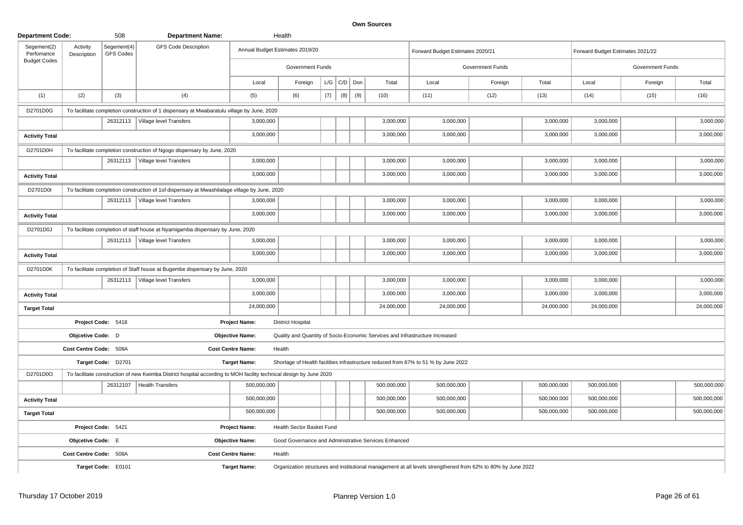**Own Sources**

| Department Code: | | 508 | Department Name: | | Health | | | | | | | | | | |
|---|---|---|---|---|---|---|---|---|---|---|---|---|---|---|---|
| Segement(2) Perfomance Budget Codes | Activity Description | Segement(4) GFS Codes | GFS Code Description | Annual Budget Estimates 2019/20 | | | | | | Forward Budget Estimates 2020/21 | | | Forward Budget Estimates 2021/22 | | |
| | | | | Government Funds | | | | | | Government Funds | | | Government Funds | | |
| | | | | Local | Foreign | L/G | C/D | Don | Total | Local | Foreign | Total | Local | Foreign | Total |
| (1) | (2) | (3) | (4) | (5) | (6) | (7) | (8) | (9) | (10) | (11) | (12) | (13) | (14) | (15) | (16) |
| D2701D0G | To facilitate completion construction of 1 dispensary at Mwabaratulu village by June, 2020 | | | | | | | | | | | | | | |
| | | 26312113 | Village level Transfers | 3,000,000 | | | | | 3,000,000 | 3,000,000 | | 3,000,000 | 3,000,000 | | 3,000,000 |
| **Activity Total** | | | | 3,000,000 | | | | | 3,000,000 | 3,000,000 | | 3,000,000 | 3,000,000 | | 3,000,000 |
| D2701D0H | To facilitate completion construction of Ngogo dispensary by June, 2020 | | | | | | | | | | | | | | |
| | | 26312113 | Village level Transfers | 3,000,000 | | | | | 3,000,000 | 3,000,000 | | 3,000,000 | 3,000,000 | | 3,000,000 |
| **Activity Total** | | | | 3,000,000 | | | | | 3,000,000 | 3,000,000 | | 3,000,000 | 3,000,000 | | 3,000,000 |
| D2701D0I | To facilitate completion construction of 1of dispensary at Mwashilalage village by June, 2020 | | | | | | | | | | | | | | |
| | | 26312113 | Village level Transfers | 3,000,000 | | | | | 3,000,000 | 3,000,000 | | 3,000,000 | 3,000,000 | | 3,000,000 |
| **Activity Total** | | | | 3,000,000 | | | | | 3,000,000 | 3,000,000 | | 3,000,000 | 3,000,000 | | 3,000,000 |
| D2701D0J | To facilitate completion of staff house at Nyamigamba dispensary by June, 2020 | | | | | | | | | | | | | | |
| | | 26312113 | Village level Transfers | 3,000,000 | | | | | 3,000,000 | 3,000,000 | | 3,000,000 | 3,000,000 | | 3,000,000 |
| **Activity Total** | | | | 3,000,000 | | | | | 3,000,000 | 3,000,000 | | 3,000,000 | 3,000,000 | | 3,000,000 |
| D2701D0K | To facilitate completion of Staff house at Bugembe dispensary by June, 2020 | | | | | | | | | | | | | | |
| | | 26312113 | Village level Transfers | 3,000,000 | | | | | 3,000,000 | 3,000,000 | | 3,000,000 | 3,000,000 | | 3,000,000 |
| **Activity Total** | | | | 3,000,000 | | | | | 3,000,000 | 3,000,000 | | 3,000,000 | 3,000,000 | | 3,000,000 |
| **Target Total** | | | | 24,000,000 | | | | | 24,000,000 | 24,000,000 | | 24,000,000 | 24,000,000 | | 24,000,000 |
| | **Project Code:** 5418 | | | **Project Name:** | District Hospital | | | | | | | | | | |
| | **Objcetive Code:** D | | | **Objective Name:** | Quality and Quantity of Socio-Economic Services and Infrastructure Increased | | | | | | | | | | |
| | **Cost Centre Code:** 508A | | | **Cost Centre Name:** | Health | | | | | | | | | | |
| | **Target Code:** D2701 | | | **Target Name:** | Shortage of Health facilities infrastructure reduced from 67% to 51 % by June 2022 | | | | | | | | | | |
| D2701D0O | To facilitate construction of new Kwimba District hospital according to MOH facility technical design by June 2020 | | | | | | | | | | | | | | |
| | | 26312107 | Health Transfers | 500,000,000 | | | | | 500,000,000 | 500,000,000 | | 500,000,000 | 500,000,000 | | 500,000,000 |
| **Activity Total** | | | | 500,000,000 | | | | | 500,000,000 | 500,000,000 | | 500,000,000 | 500,000,000 | | 500,000,000 |
| **Target Total** | | | | 500,000,000 | | | | | 500,000,000 | 500,000,000 | | 500,000,000 | 500,000,000 | | 500,000,000 |
| | **Project Code:** 5421 | | | **Project Name:** | Health Sector Basket Fund | | | | | | | | | | |
| | **Objcetive Code:** E | | | **Objective Name:** | Good Governance and Administrative Services Enhanced | | | | | | | | | | |
| | **Cost Centre Code:** 508A | | | **Cost Centre Name:** | Health | | | | | | | | | | |
| | **Target Code:** E0101 | | | **Target Name:** | Organization structures and institutional management at all levels strengthened from 62% to 80% by June 2022 | | | | | | | | | | |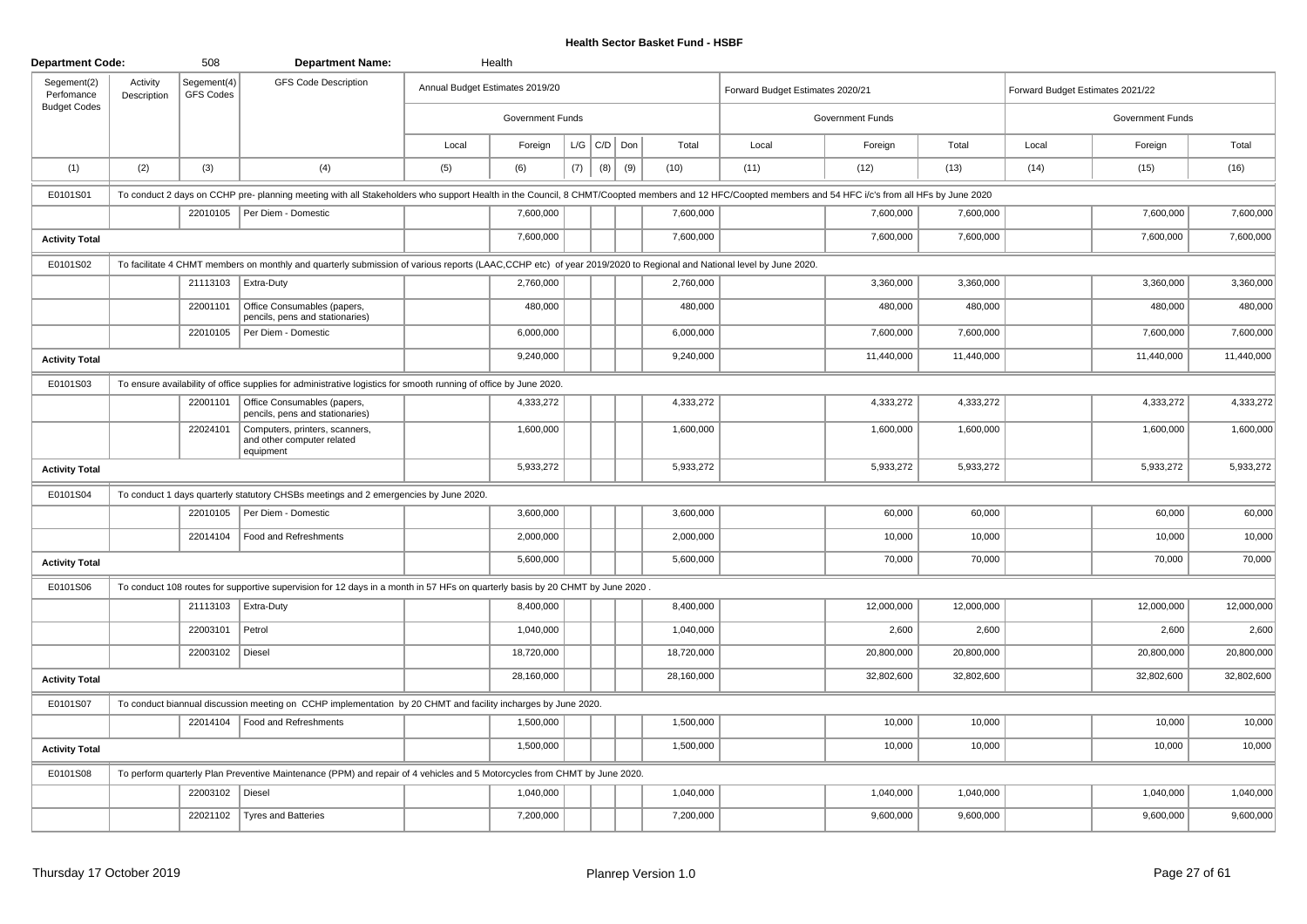# Health Sector Basket Fund - HSBF

| Department Code: | | 508 | Department Name: | | Health | | | | | | | | | | |
|---|---|---|---|---|---|---|---|---|---|---|---|---|---|---|---|
| Segement(2) Perfomance Budget Codes | Activity Description | Segement(4) GFS Codes | GFS Code Description | Annual Budget Estimates 2019/20 | | | | | | Forward Budget Estimates 2020/21 | | | Forward Budget Estimates 2021/22 | | |
| | | | | Government Funds | | | | | | Government Funds | | | Government Funds | | |
| | | | | Local | Foreign | L/G | C/D | Don | Total | Local | Foreign | Total | Local | Foreign | Total |
| (1) | (2) | (3) | (4) | (5) | (6) | (7) | (8) | (9) | (10) | (11) | (12) | (13) | (14) | (15) | (16) |
| E0101S01 | To conduct 2 days on CCHP pre- planning meeting with all Stakeholders who support Health in the Council, 8 CHMT/Coopted members and 12 HFC/Coopted members and 54 HFC i/c's from all HFs by June 2020 | | | | | | | | | | | | | | |
| | | 22010105 | Per Diem - Domestic | | 7,600,000 | | | | 7,600,000 | | 7,600,000 | 7,600,000 | | 7,600,000 | 7,600,000 |
| **Activity Total** | | | | | 7,600,000 | | | | 7,600,000 | | 7,600,000 | 7,600,000 | | 7,600,000 | 7,600,000 |
| E0101S02 | To facilitate 4 CHMT members on monthly and quarterly submission of various reports (LAAC,CCHP etc) of year 2019/2020 to Regional and National level by June 2020. | | | | | | | | | | | | | | |
| | | 21113103 | Extra-Duty | | 2,760,000 | | | | 2,760,000 | | 3,360,000 | 3,360,000 | | 3,360,000 | 3,360,000 |
| | | 22001101 | Office Consumables (papers, pencils, pens and stationaries) | | 480,000 | | | | 480,000 | | 480,000 | 480,000 | | 480,000 | 480,000 |
| | | 22010105 | Per Diem - Domestic | | 6,000,000 | | | | 6,000,000 | | 7,600,000 | 7,600,000 | | 7,600,000 | 7,600,000 |
| **Activity Total** | | | | | 9,240,000 | | | | 9,240,000 | | 11,440,000 | 11,440,000 | | 11,440,000 | 11,440,000 |
| E0101S03 | To ensure availability of office supplies for administrative logistics for smooth running of office by June 2020. | | | | | | | | | | | | | | |
| | | 22001101 | Office Consumables (papers, pencils, pens and stationaries) | | 4,333,272 | | | | 4,333,272 | | 4,333,272 | 4,333,272 | | 4,333,272 | 4,333,272 |
| | | 22024101 | Computers, printers, scanners, and other computer related equipment | | 1,600,000 | | | | 1,600,000 | | 1,600,000 | 1,600,000 | | 1,600,000 | 1,600,000 |
| **Activity Total** | | | | | 5,933,272 | | | | 5,933,272 | | 5,933,272 | 5,933,272 | | 5,933,272 | 5,933,272 |
| E0101S04 | To conduct 1 days quarterly statutory CHSBs meetings and 2 emergencies by June 2020. | | | | | | | | | | | | | | |
| | | 22010105 | Per Diem - Domestic | | 3,600,000 | | | | 3,600,000 | | 60,000 | 60,000 | | 60,000 | 60,000 |
| | | 22014104 | Food and Refreshments | | 2,000,000 | | | | 2,000,000 | | 10,000 | 10,000 | | 10,000 | 10,000 |
| **Activity Total** | | | | | 5,600,000 | | | | 5,600,000 | | 70,000 | 70,000 | | 70,000 | 70,000 |
| E0101S06 | To conduct 108 routes for supportive supervision for 12 days in a month in 57 HFs on quarterly basis by 20 CHMT by June 2020 . | | | | | | | | | | | | | | |
| | | 21113103 | Extra-Duty | | 8,400,000 | | | | 8,400,000 | | 12,000,000 | 12,000,000 | | 12,000,000 | 12,000,000 |
| | | 22003101 | Petrol | | 1,040,000 | | | | 1,040,000 | | 2,600 | 2,600 | | 2,600 | 2,600 |
| | | 22003102 | Diesel | | 18,720,000 | | | | 18,720,000 | | 20,800,000 | 20,800,000 | | 20,800,000 | 20,800,000 |
| **Activity Total** | | | | | 28,160,000 | | | | 28,160,000 | | 32,802,600 | 32,802,600 | | 32,802,600 | 32,802,600 |
| E0101S07 | To conduct biannual discussion meeting on CCHP implementation by 20 CHMT and facility incharges by June 2020. | | | | | | | | | | | | | | |
| | | 22014104 | Food and Refreshments | | 1,500,000 | | | | 1,500,000 | | 10,000 | 10,000 | | 10,000 | 10,000 |
| **Activity Total** | | | | | 1,500,000 | | | | 1,500,000 | | 10,000 | 10,000 | | 10,000 | 10,000 |
| E0101S08 | To perform quarterly Plan Preventive Maintenance (PPM) and repair of 4 vehicles and 5 Motorcycles from CHMT by June 2020. | | | | | | | | | | | | | | |
| | | 22003102 | Diesel | | 1,040,000 | | | | 1,040,000 | | 1,040,000 | 1,040,000 | | 1,040,000 | 1,040,000 |
| | | 22021102 | Tyres and Batteries | | 7,200,000 | | | | 7,200,000 | | 9,600,000 | 9,600,000 | | 9,600,000 | 9,600,000 |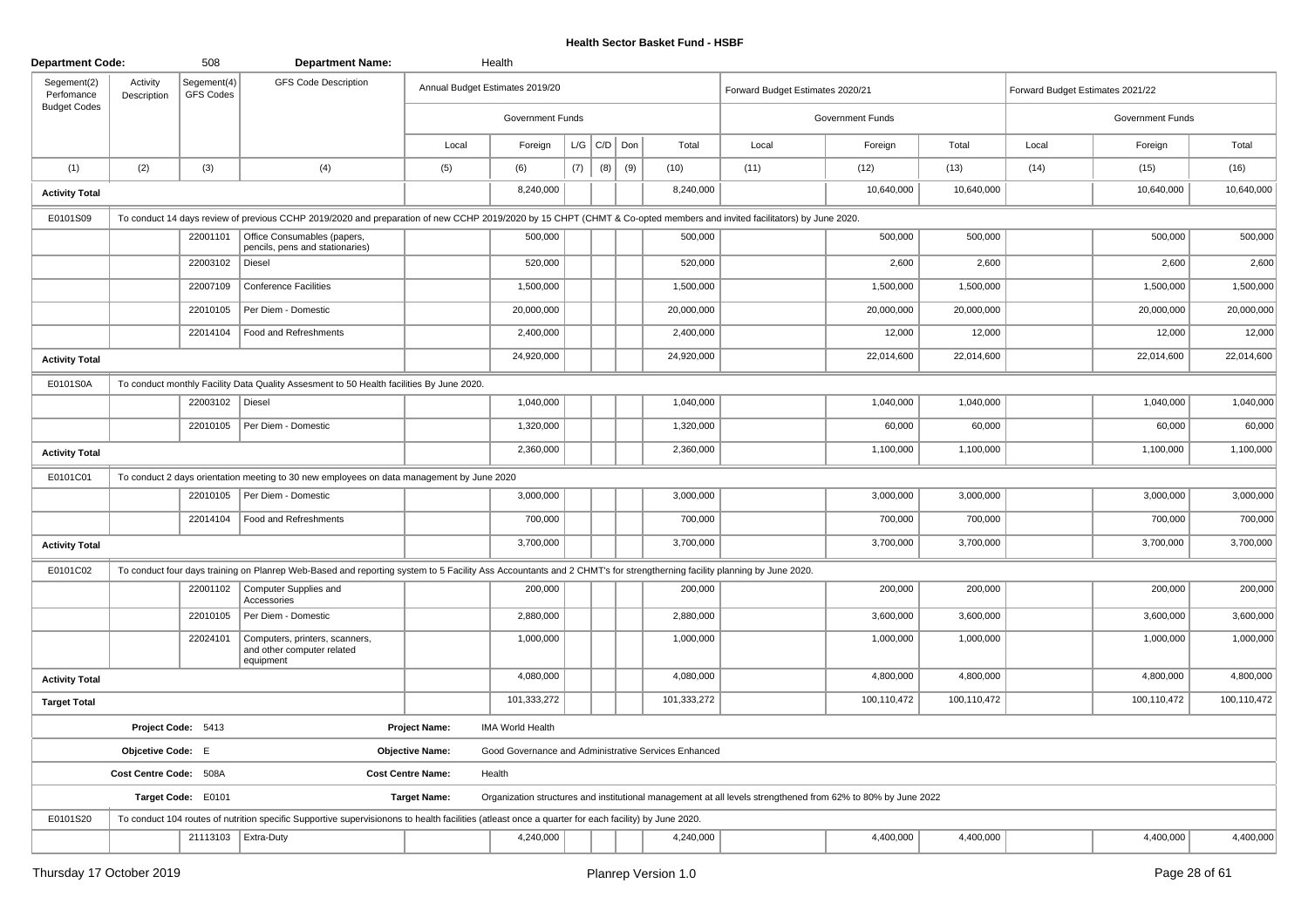**Health Sector Basket Fund - HSBF**

| Department Code: | | 508 | Department Name: | | Health | | | | | | | | | | |
|---|---|---|---|---|---|---|---|---|---|---|---|---|---|---|---|
| Segement(2) Perfomance Budget Codes | Activity Description | Segement(4) GFS Codes | GFS Code Description | Annual Budget Estimates 2019/20 | | | | | | Forward Budget Estimates 2020/21 | | | Forward Budget Estimates 2021/22 | | |
| | | | | Government Funds | | | | | | Government Funds | | | Government Funds | | |
| | | | | Local | Foreign | L/G | C/D | Don | Total | Local | Foreign | Total | Local | Foreign | Total |
| (1) | (2) | (3) | (4) | (5) | (6) | (7) | (8) | (9) | (10) | (11) | (12) | (13) | (14) | (15) | (16) |
| **Activity Total** | | | | | 8,240,000 | | | | 8,240,000 | | 10,640,000 | 10,640,000 | | 10,640,000 | 10,640,000 |
| E0101S09 | To conduct 14 days review of previous CCHP 2019/2020 and preparation of new CCHP 2019/2020 by 15 CHPT (CHMT & Co-opted members and invited facilitators) by June 2020. | | | | | | | | | | | | | | |
| | | 22001101 | Office Consumables (papers, pencils, pens and stationaries) | | 500,000 | | | | 500,000 | | 500,000 | 500,000 | | 500,000 | 500,000 |
| | | 22003102 | Diesel | | 520,000 | | | | 520,000 | | 2,600 | 2,600 | | 2,600 | 2,600 |
| | | 22007109 | Conference Facilities | | 1,500,000 | | | | 1,500,000 | | 1,500,000 | 1,500,000 | | 1,500,000 | 1,500,000 |
| | | 22010105 | Per Diem - Domestic | | 20,000,000 | | | | 20,000,000 | | 20,000,000 | 20,000,000 | | 20,000,000 | 20,000,000 |
| | | 22014104 | Food and Refreshments | | 2,400,000 | | | | 2,400,000 | | 12,000 | 12,000 | | 12,000 | 12,000 |
| **Activity Total** | | | | | 24,920,000 | | | | 24,920,000 | | 22,014,600 | 22,014,600 | | 22,014,600 | 22,014,600 |
| E0101S0A | To conduct monthly Facility Data Quality Assesment to 50 Health facilities By June 2020. | | | | | | | | | | | | | | |
| | | 22003102 | Diesel | | 1,040,000 | | | | 1,040,000 | | 1,040,000 | 1,040,000 | | 1,040,000 | 1,040,000 |
| | | 22010105 | Per Diem - Domestic | | 1,320,000 | | | | 1,320,000 | | 60,000 | 60,000 | | 60,000 | 60,000 |
| **Activity Total** | | | | | 2,360,000 | | | | 2,360,000 | | 1,100,000 | 1,100,000 | | 1,100,000 | 1,100,000 |
| E0101C01 | To conduct 2 days orientation meeting to 30 new employees on data management by June 2020 | | | | | | | | | | | | | | |
| | | 22010105 | Per Diem - Domestic | | 3,000,000 | | | | 3,000,000 | | 3,000,000 | 3,000,000 | | 3,000,000 | 3,000,000 |
| | | 22014104 | Food and Refreshments | | 700,000 | | | | 700,000 | | 700,000 | 700,000 | | 700,000 | 700,000 |
| **Activity Total** | | | | | 3,700,000 | | | | 3,700,000 | | 3,700,000 | 3,700,000 | | 3,700,000 | 3,700,000 |
| E0101C02 | To conduct four days training on Planrep Web-Based and reporting system to 5 Facility Ass Accountants and 2 CHMT's for strengthening facility planning by June 2020. | | | | | | | | | | | | | | |
| | | 22001102 | Computer Supplies and Accessories | | 200,000 | | | | 200,000 | | 200,000 | 200,000 | | 200,000 | 200,000 |
| | | 22010105 | Per Diem - Domestic | | 2,880,000 | | | | 2,880,000 | | 3,600,000 | 3,600,000 | | 3,600,000 | 3,600,000 |
| | | 22024101 | Computers, printers, scanners, and other computer related equipment | | 1,000,000 | | | | 1,000,000 | | 1,000,000 | 1,000,000 | | 1,000,000 | 1,000,000 |
| **Activity Total** | | | | | 4,080,000 | | | | 4,080,000 | | 4,800,000 | 4,800,000 | | 4,800,000 | 4,800,000 |
| **Target Total** | | | | | 101,333,272 | | | | 101,333,272 | | 100,110,472 | 100,110,472 | | 100,110,472 | 100,110,472 |
| | Project Code: 5413 | | | Project Name: | IMA World Health | | | | | | | | | | |
| | Objcetive Code: E | | | Objective Name: | Good Governance and Administrative Services Enhanced | | | | | | | | | | |
| | Cost Centre Code: 508A | | | Cost Centre Name: | Health | | | | | | | | | | |
| | Target Code: E0101 | | | Target Name: | Organization structures and institutional management at all levels strengthened from 62% to 80% by June 2022 | | | | | | | | | | |
| E0101S20 | To conduct 104 routes of nutrition specific Supportive supervisionons to health facilities (atleast once a quarter for each facility) by June 2020. | | | | | | | | | | | | | | |
| | | 21113103 | Extra-Duty | | 4,240,000 | | | | 4,240,000 | | 4,400,000 | 4,400,000 | | 4,400,000 | 4,400,000 |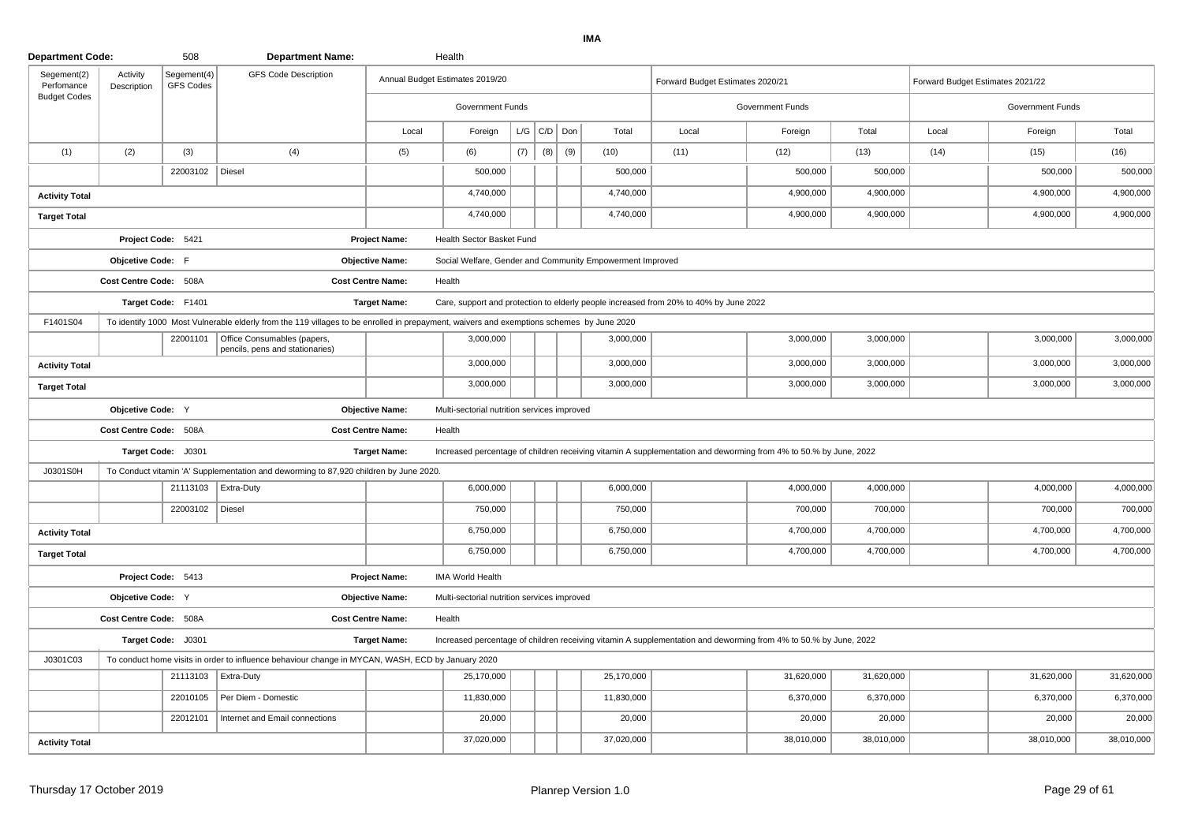**IMA**

| Department Code: | | 508 | Department Name: | | Health | | | | | | | | | | |
|---|---|---|---|---|---|---|---|---|---|---|---|---|---|---|---|
| Segement(2) Perfomance Budget Codes | Activity Description | Segement(4) GFS Codes | GFS Code Description | Annual Budget Estimates 2019/20 | | | | | | Forward Budget Estimates 2020/21 | | | Forward Budget Estimates 2021/22 | | |
| | | | | Government Funds | | | | | | Government Funds | | | Government Funds | | |
| | | | | Local | Foreign | L/G | C/D | Don | Total | Local | Foreign | Total | Local | Foreign | Total |
| (1) | (2) | (3) | (4) | (5) | (6) | (7) | (8) | (9) | (10) | (11) | (12) | (13) | (14) | (15) | (16) |
| | | 22003102 | Diesel | | 500,000 | | | | 500,000 | | 500,000 | 500,000 | | 500,000 | 500,000 |
| **Activity Total** | | | | | 4,740,000 | | | | 4,740,000 | | 4,900,000 | 4,900,000 | | 4,900,000 | 4,900,000 |
| **Target Total** | | | | | 4,740,000 | | | | 4,740,000 | | 4,900,000 | 4,900,000 | | 4,900,000 | 4,900,000 |
| | Project Code: 5421 | | | Project Name: | Health Sector Basket Fund | | | | | | | | | | |
| | Objcetive Code: F | | | Objective Name: | Social Welfare, Gender and Community Empowerment Improved | | | | | | | | | | |
| | Cost Centre Code: 508A | | | Cost Centre Name: | Health | | | | | | | | | | |
| | Target Code: F1401 | | | Target Name: | Care, support and protection to elderly people increased from 20% to 40% by June 2022 | | | | | | | | | | |
| F1401S04 | To identify 1000 Most Vulnerable elderly from the 119 villages to be enrolled in prepayment, waivers and exemptions schemes by June 2020 | | | | | | | | | | | | | | |
| | | 22001101 | Office Consumables (papers, pencils, pens and stationaries) | | 3,000,000 | | | | 3,000,000 | | 3,000,000 | 3,000,000 | | 3,000,000 | 3,000,000 |
| **Activity Total** | | | | | 3,000,000 | | | | 3,000,000 | | 3,000,000 | 3,000,000 | | 3,000,000 | 3,000,000 |
| **Target Total** | | | | | 3,000,000 | | | | 3,000,000 | | 3,000,000 | 3,000,000 | | 3,000,000 | 3,000,000 |
| | Objcetive Code: Y | | | Objective Name: | Multi-sectorial nutrition services improved | | | | | | | | | | |
| | Cost Centre Code: 508A | | | Cost Centre Name: | Health | | | | | | | | | | |
| | Target Code: J0301 | | | Target Name: | Increased percentage of children receiving vitamin A supplementation and deworming from 4% to 50.% by June, 2022 | | | | | | | | | | |
| J0301S0H | To Conduct vitamin 'A' Supplementation and deworming to 87,920 children by June 2020. | | | | | | | | | | | | | | |
| | | 21113103 | Extra-Duty | | 6,000,000 | | | | 6,000,000 | | 4,000,000 | 4,000,000 | | 4,000,000 | 4,000,000 |
| | | 22003102 | Diesel | | 750,000 | | | | 750,000 | | 700,000 | 700,000 | | 700,000 | 700,000 |
| **Activity Total** | | | | | 6,750,000 | | | | 6,750,000 | | 4,700,000 | 4,700,000 | | 4,700,000 | 4,700,000 |
| **Target Total** | | | | | 6,750,000 | | | | 6,750,000 | | 4,700,000 | 4,700,000 | | 4,700,000 | 4,700,000 |
| | Project Code: 5413 | | | Project Name: | IMA World Health | | | | | | | | | | |
| | Objcetive Code: Y | | | Objective Name: | Multi-sectorial nutrition services improved | | | | | | | | | | |
| | Cost Centre Code: 508A | | | Cost Centre Name: | Health | | | | | | | | | | |
| | Target Code: J0301 | | | Target Name: | Increased percentage of children receiving vitamin A supplementation and deworming from 4% to 50.% by June, 2022 | | | | | | | | | | |
| J0301C03 | To conduct home visits in order to influence behaviour change in MYCAN, WASH, ECD by January 2020 | | | | | | | | | | | | | | |
| | | 21113103 | Extra-Duty | | 25,170,000 | | | | 25,170,000 | | 31,620,000 | 31,620,000 | | 31,620,000 | 31,620,000 |
| | | 22010105 | Per Diem - Domestic | | 11,830,000 | | | | 11,830,000 | | 6,370,000 | 6,370,000 | | 6,370,000 | 6,370,000 |
| | | 22012101 | Internet and Email connections | | 20,000 | | | | 20,000 | | 20,000 | 20,000 | | 20,000 | 20,000 |
| **Activity Total** | | | | | 37,020,000 | | | | 37,020,000 | | 38,010,000 | 38,010,000 | | 38,010,000 | 38,010,000 |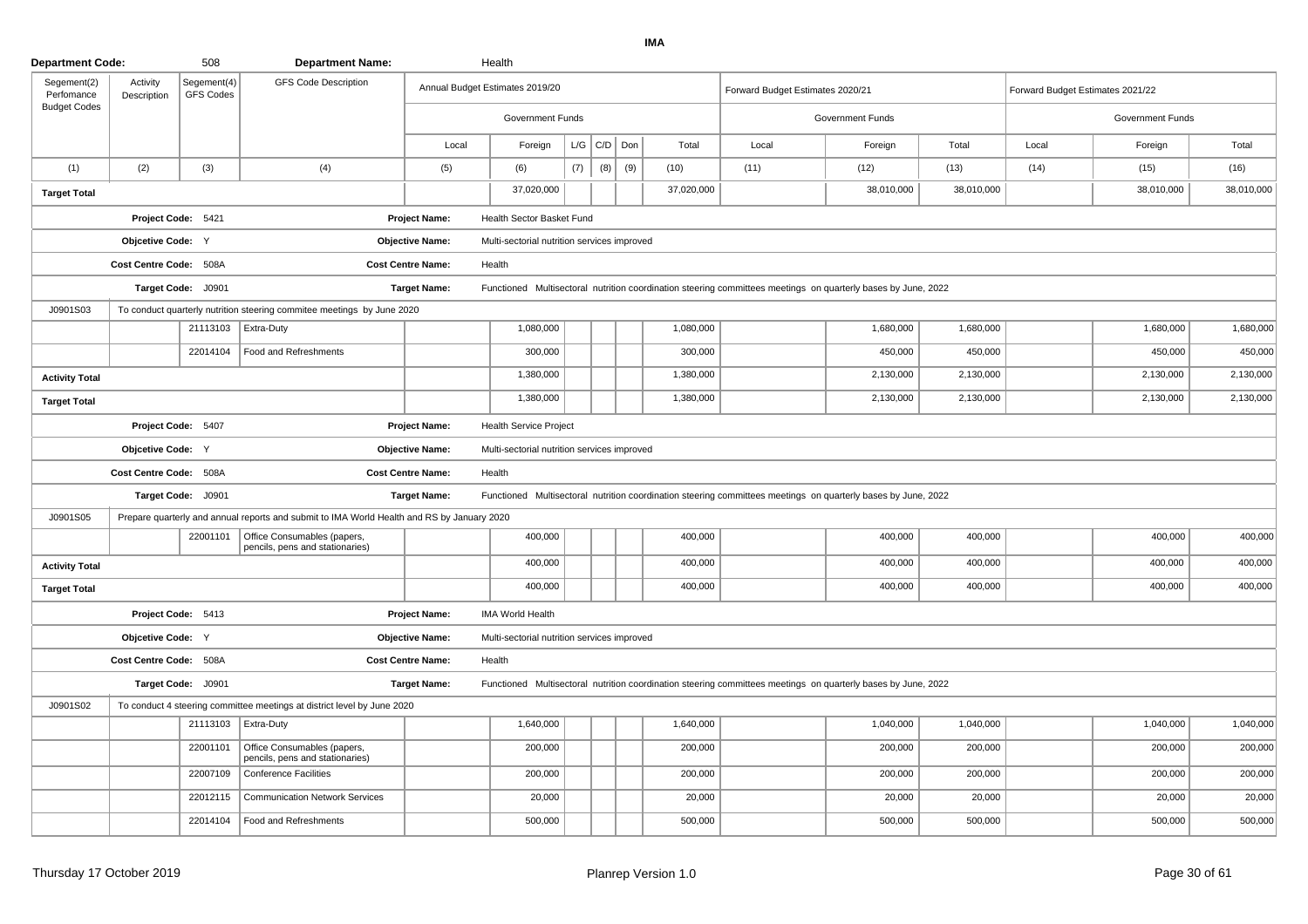**IMA**

| Department Code: | | 508 | Department Name: | | Health | | | | | | | | | | |
|---|---|---|---|---|---|---|---|---|---|---|---|---|---|---|---|
| Segement(2) Perfomance Budget Codes | Activity Description | Segement(4) GFS Codes | GFS Code Description | Annual Budget Estimates 2019/20 | | | | | | Forward Budget Estimates 2020/21 | | | Forward Budget Estimates 2021/22 | | |
| | | | | Government Funds | | | | | | Government Funds | | | Government Funds | | |
| | | | | Local | Foreign | L/G | C/D | Don | Total | Local | Foreign | Total | Local | Foreign | Total |
| (1) | (2) | (3) | (4) | (5) | (6) | (7) | (8) | (9) | (10) | (11) | (12) | (13) | (14) | (15) | (16) |
| **Target Total** | | | | | 37,020,000 | | | | 37,020,000 | | 38,010,000 | 38,010,000 | | 38,010,000 | 38,010,000 |
| | **Project Code:** 5421 | | | **Project Name:** | Health Sector Basket Fund | | | | | | | | | | |
| | **Objcetive Code:** Y | | | **Objective Name:** | Multi-sectorial nutrition services improved | | | | | | | | | | |
| | **Cost Centre Code:** 508A | | | **Cost Centre Name:** | Health | | | | | | | | | | |
| | **Target Code:** J0901 | | | **Target Name:** | Functioned Multisectoral nutrition coordination steering committees meetings on quarterly bases by June, 2022 | | | | | | | | | | |
| J0901S03 | To conduct quarterly nutrition steering commitee meetings by June 2020 | | | | | | | | | | | | | | |
| | | 21113103 | Extra-Duty | | 1,080,000 | | | | 1,080,000 | | 1,680,000 | 1,680,000 | | 1,680,000 | 1,680,000 |
| | | 22014104 | Food and Refreshments | | 300,000 | | | | 300,000 | | 450,000 | 450,000 | | 450,000 | 450,000 |
| **Activity Total** | | | | | 1,380,000 | | | | 1,380,000 | | 2,130,000 | 2,130,000 | | 2,130,000 | 2,130,000 |
| **Target Total** | | | | | 1,380,000 | | | | 1,380,000 | | 2,130,000 | 2,130,000 | | 2,130,000 | 2,130,000 |
| | **Project Code:** 5407 | | | **Project Name:** | Health Service Project | | | | | | | | | | |
| | **Objcetive Code:** Y | | | **Objective Name:** | Multi-sectorial nutrition services improved | | | | | | | | | | |
| | **Cost Centre Code:** 508A | | | **Cost Centre Name:** | Health | | | | | | | | | | |
| | **Target Code:** J0901 | | | **Target Name:** | Functioned Multisectoral nutrition coordination steering committees meetings on quarterly bases by June, 2022 | | | | | | | | | | |
| J0901S05 | Prepare quarterly and annual reports and submit to IMA World Health and RS by January 2020 | | | | | | | | | | | | | | |
| | | 22001101 | Office Consumables (papers, pencils, pens and stationaries) | | 400,000 | | | | 400,000 | | 400,000 | 400,000 | | 400,000 | 400,000 |
| **Activity Total** | | | | | 400,000 | | | | 400,000 | | 400,000 | 400,000 | | 400,000 | 400,000 |
| **Target Total** | | | | | 400,000 | | | | 400,000 | | 400,000 | 400,000 | | 400,000 | 400,000 |
| | **Project Code:** 5413 | | | **Project Name:** | IMA World Health | | | | | | | | | | |
| | **Objcetive Code:** Y | | | **Objective Name:** | Multi-sectorial nutrition services improved | | | | | | | | | | |
| | **Cost Centre Code:** 508A | | | **Cost Centre Name:** | Health | | | | | | | | | | |
| | **Target Code:** J0901 | | | **Target Name:** | Functioned Multisectoral nutrition coordination steering committees meetings on quarterly bases by June, 2022 | | | | | | | | | | |
| J0901S02 | To conduct 4 steering committee meetings at district level by June 2020 | | | | | | | | | | | | | | |
| | | 21113103 | Extra-Duty | | 1,640,000 | | | | 1,640,000 | | 1,040,000 | 1,040,000 | | 1,040,000 | 1,040,000 |
| | | 22001101 | Office Consumables (papers, pencils, pens and stationaries) | | 200,000 | | | | 200,000 | | 200,000 | 200,000 | | 200,000 | 200,000 |
| | | 22007109 | Conference Facilities | | 200,000 | | | | 200,000 | | 200,000 | 200,000 | | 200,000 | 200,000 |
| | | 22012115 | Communication Network Services | | 20,000 | | | | 20,000 | | 20,000 | 20,000 | | 20,000 | 20,000 |
| | | 22014104 | Food and Refreshments | | 500,000 | | | | 500,000 | | 500,000 | 500,000 | | 500,000 | 500,000 |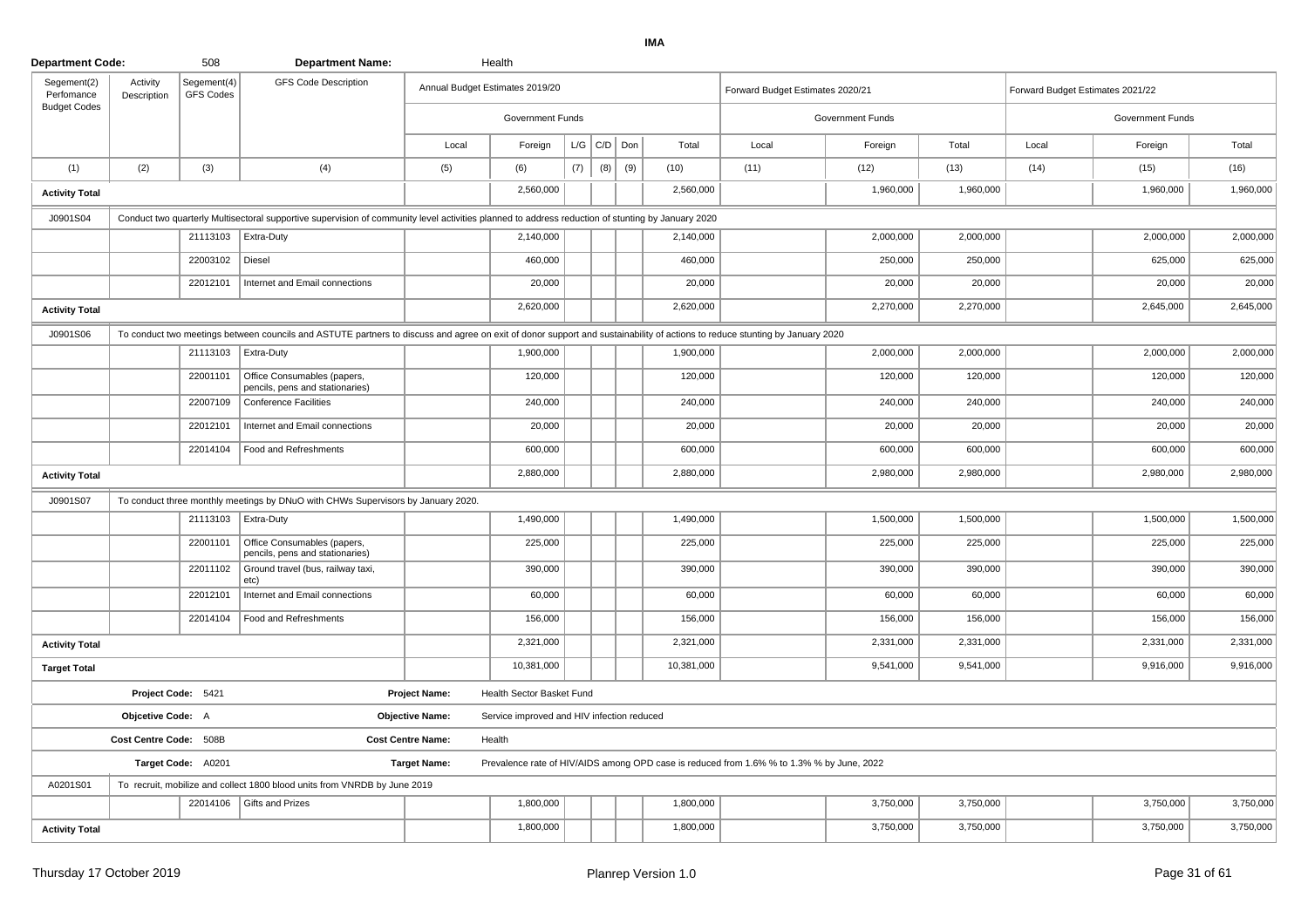**IMA**

**Department Code:** 508 **Department Name:** Health

| Segement(2) Perfomance Budget Codes | Activity Description | Segement(4) GFS Codes | GFS Code Description | Annual Budget Estimates 2019/20 | | | | | | Forward Budget Estimates 2020/21 | | | Forward Budget Estimates 2021/22 | | |
|---|---|---|---|---|---|---|---|---|---|---|---|---|---|---|---|
| | | | | Government Funds | | | | | | Government Funds | | | Government Funds | | |
| | | | | Local | Foreign | L/G | C/D | Don | Total | Local | Foreign | Total | Local | Foreign | Total |
| (1) | (2) | (3) | (4) | (5) | (6) | (7) | (8) | (9) | (10) | (11) | (12) | (13) | (14) | (15) | (16) |
| **Activity Total** | | | | | 2,560,000 | | | | 2,560,000 | | 1,960,000 | 1,960,000 | | 1,960,000 | 1,960,000 |
| J0901S04 | Conduct two quarterly Multisectoral supportive supervision of community level activities planned to address reduction of stunting by January 2020 | | | | | | | | | | | | | | |
| | | 21113103 | Extra-Duty | | 2,140,000 | | | | 2,140,000 | | 2,000,000 | 2,000,000 | | 2,000,000 | 2,000,000 |
| | | 22003102 | Diesel | | 460,000 | | | | 460,000 | | 250,000 | 250,000 | | 625,000 | 625,000 |
| | | 22012101 | Internet and Email connections | | 20,000 | | | | 20,000 | | 20,000 | 20,000 | | 20,000 | 20,000 |
| **Activity Total** | | | | | 2,620,000 | | | | 2,620,000 | | 2,270,000 | 2,270,000 | | 2,645,000 | 2,645,000 |
| J0901S06 | To conduct two meetings between councils and ASTUTE partners to discuss and agree on exit of donor support and sustainability of actions to reduce stunting by January 2020 | | | | | | | | | | | | | | |
| | | 21113103 | Extra-Duty | | 1,900,000 | | | | 1,900,000 | | 2,000,000 | 2,000,000 | | 2,000,000 | 2,000,000 |
| | | 22001101 | Office Consumables (papers, pencils, pens and stationaries) | | 120,000 | | | | 120,000 | | 120,000 | 120,000 | | 120,000 | 120,000 |
| | | 22007109 | Conference Facilities | | 240,000 | | | | 240,000 | | 240,000 | 240,000 | | 240,000 | 240,000 |
| | | 22012101 | Internet and Email connections | | 20,000 | | | | 20,000 | | 20,000 | 20,000 | | 20,000 | 20,000 |
| | | 22014104 | Food and Refreshments | | 600,000 | | | | 600,000 | | 600,000 | 600,000 | | 600,000 | 600,000 |
| **Activity Total** | | | | | 2,880,000 | | | | 2,880,000 | | 2,980,000 | 2,980,000 | | 2,980,000 | 2,980,000 |
| J0901S07 | To conduct three monthly meetings by DNuO with CHWs Supervisors by January 2020. | | | | | | | | | | | | | | |
| | | 21113103 | Extra-Duty | | 1,490,000 | | | | 1,490,000 | | 1,500,000 | 1,500,000 | | 1,500,000 | 1,500,000 |
| | | 22001101 | Office Consumables (papers, pencils, pens and stationaries) | | 225,000 | | | | 225,000 | | 225,000 | 225,000 | | 225,000 | 225,000 |
| | | 22011102 | Ground travel (bus, railway taxi, etc) | | 390,000 | | | | 390,000 | | 390,000 | 390,000 | | 390,000 | 390,000 |
| | | 22012101 | Internet and Email connections | | 60,000 | | | | 60,000 | | 60,000 | 60,000 | | 60,000 | 60,000 |
| | | 22014104 | Food and Refreshments | | 156,000 | | | | 156,000 | | 156,000 | 156,000 | | 156,000 | 156,000 |
| **Activity Total** | | | | | 2,321,000 | | | | 2,321,000 | | 2,331,000 | 2,331,000 | | 2,331,000 | 2,331,000 |
| **Target Total** | | | | | 10,381,000 | | | | 10,381,000 | | 9,541,000 | 9,541,000 | | 9,916,000 | 9,916,000 |

| | |
|---|---|
| **Project Code:** 5421 | **Project Name:** Health Sector Basket Fund |
| **Objcetive Code:** A | **Objective Name:** Service improved and HIV infection reduced |
| **Cost Centre Code:** 508B | **Cost Centre Name:** Health |
| **Target Code:** A0201 | **Target Name:** Prevalence rate of HIV/AIDS among OPD case is reduced from 1.6% % to 1.3% % by June, 2022 |

| Segement(2) Perfomance Budget Codes | Activity Description | Segement(4) GFS Codes | GFS Code Description | Local | Foreign | L/G | C/D | Don | Total | Local | Foreign | Total | Local | Foreign | Total |
|---|---|---|---|---|---|---|---|---|---|---|---|---|---|---|---|
| A0201S01 | To recruit, mobilize and collect 1800 blood units from VNRDB by June 2019 | | | | | | | | | | | | | | |
| | | 22014106 | Gifts and Prizes | | 1,800,000 | | | | 1,800,000 | | 3,750,000 | 3,750,000 | | 3,750,000 | 3,750,000 |
| **Activity Total** | | | | | 1,800,000 | | | | 1,800,000 | | 3,750,000 | 3,750,000 | | 3,750,000 | 3,750,000 |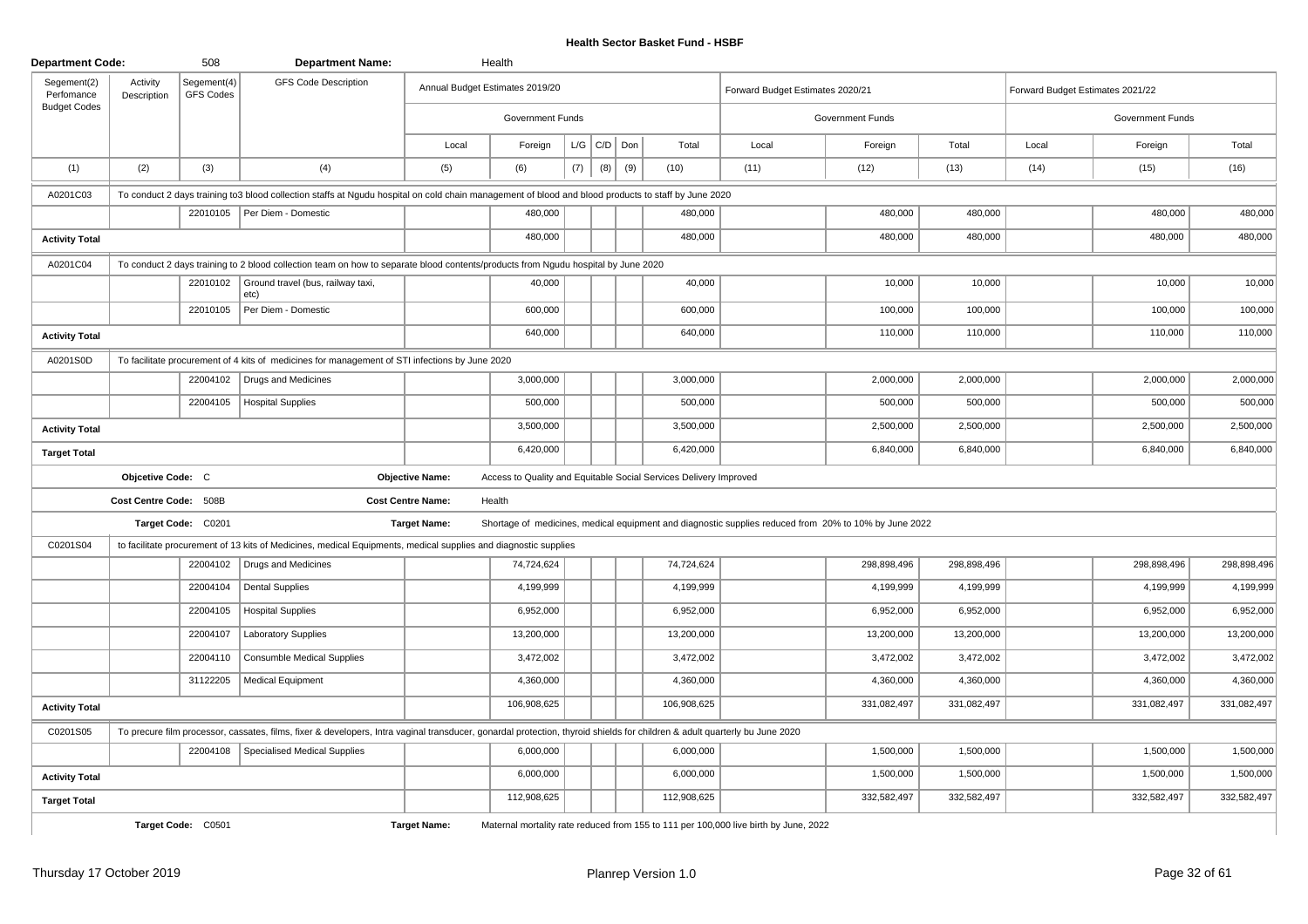# Health Sector Basket Fund - HSBF

**Department Code:** 508 **Department Name:** Health

| Segement(2) Perfomance Budget Codes | Activity Description | Segement(4) GFS Codes | GFS Code Description | Annual Budget Estimates 2019/20 | | | | | | Forward Budget Estimates 2020/21 | | | Forward Budget Estimates 2021/22 | | |
|---|---|---|---|---|---|---|---|---|---|---|---|---|---|---|---|
| | | | | Government Funds | | | | | | Government Funds | | | Government Funds | | |
| | | | | Local | Foreign | L/G | C/D | Don | Total | Local | Foreign | Total | Local | Foreign | Total |
| (1) | (2) | (3) | (4) | (5) | (6) | (7) | (8) | (9) | (10) | (11) | (12) | (13) | (14) | (15) | (16) |
| A0201C03 | To conduct 2 days training to3 blood collection staffs at Ngudu hospital on cold chain management of blood and blood products to staff by June 2020 | | | | | | | | | | | | | | |
| | | 22010105 | Per Diem - Domestic | | 480,000 | | | | 480,000 | | 480,000 | 480,000 | | 480,000 | 480,000 |
| **Activity Total** | | | | | 480,000 | | | | 480,000 | | 480,000 | 480,000 | | 480,000 | 480,000 |
| A0201C04 | To conduct 2 days training to 2 blood collection team on how to separate blood contents/products from Ngudu hospital by June 2020 | | | | | | | | | | | | | | |
| | | 22010102 | Ground travel (bus, railway taxi, etc) | | 40,000 | | | | 40,000 | | 10,000 | 10,000 | | 10,000 | 10,000 |
| | | 22010105 | Per Diem - Domestic | | 600,000 | | | | 600,000 | | 100,000 | 100,000 | | 100,000 | 100,000 |
| **Activity Total** | | | | | 640,000 | | | | 640,000 | | 110,000 | 110,000 | | 110,000 | 110,000 |
| A0201S0D | To facilitate procurement of 4 kits of medicines for management of STI infections by June 2020 | | | | | | | | | | | | | | |
| | | 22004102 | Drugs and Medicines | | 3,000,000 | | | | 3,000,000 | | 2,000,000 | 2,000,000 | | 2,000,000 | 2,000,000 |
| | | 22004105 | Hospital Supplies | | 500,000 | | | | 500,000 | | 500,000 | 500,000 | | 500,000 | 500,000 |
| **Activity Total** | | | | | 3,500,000 | | | | 3,500,000 | | 2,500,000 | 2,500,000 | | 2,500,000 | 2,500,000 |
| **Target Total** | | | | | 6,420,000 | | | | 6,420,000 | | 6,840,000 | 6,840,000 | | 6,840,000 | 6,840,000 |

**Objcetive Code:** C **Objective Name:** Access to Quality and Equitable Social Services Delivery Improved

**Cost Centre Code:** 508B **Cost Centre Name:** Health

**Target Code:** C0201 **Target Name:** Shortage of medicines, medical equipment and diagnostic supplies reduced from 20% to 10% by June 2022

| Segement(2) Perfomance Budget Codes | Activity Description | Segement(4) GFS Codes | GFS Code Description | Local | Foreign | L/G | C/D | Don | Total | Local | Foreign | Total | Local | Foreign | Total |
|---|---|---|---|---|---|---|---|---|---|---|---|---|---|---|---|
| C0201S04 | to facilitate procurement of 13 kits of Medicines, medical Equipments, medical supplies and diagnostic supplies | | | | | | | | | | | | | | |
| | | 22004102 | Drugs and Medicines | | 74,724,624 | | | | 74,724,624 | | 298,898,496 | 298,898,496 | | 298,898,496 | 298,898,496 |
| | | 22004104 | Dental Supplies | | 4,199,999 | | | | 4,199,999 | | 4,199,999 | 4,199,999 | | 4,199,999 | 4,199,999 |
| | | 22004105 | Hospital Supplies | | 6,952,000 | | | | 6,952,000 | | 6,952,000 | 6,952,000 | | 6,952,000 | 6,952,000 |
| | | 22004107 | Laboratory Supplies | | 13,200,000 | | | | 13,200,000 | | 13,200,000 | 13,200,000 | | 13,200,000 | 13,200,000 |
| | | 22004110 | Consumble Medical Supplies | | 3,472,002 | | | | 3,472,002 | | 3,472,002 | 3,472,002 | | 3,472,002 | 3,472,002 |
| | | 31122205 | Medical Equipment | | 4,360,000 | | | | 4,360,000 | | 4,360,000 | 4,360,000 | | 4,360,000 | 4,360,000 |
| **Activity Total** | | | | | 106,908,625 | | | | 106,908,625 | | 331,082,497 | 331,082,497 | | 331,082,497 | 331,082,497 |
| C0201S05 | To precure film processor, cassates, films, fixer & developers, Intra vaginal transducer, gonardal protection, thyroid shields for children & adult quarterly bu June 2020 | | | | | | | | | | | | | | |
| | | 22004108 | Specialised Medical Supplies | | 6,000,000 | | | | 6,000,000 | | 1,500,000 | 1,500,000 | | 1,500,000 | 1,500,000 |
| **Activity Total** | | | | | 6,000,000 | | | | 6,000,000 | | 1,500,000 | 1,500,000 | | 1,500,000 | 1,500,000 |
| **Target Total** | | | | | 112,908,625 | | | | 112,908,625 | | 332,582,497 | 332,582,497 | | 332,582,497 | 332,582,497 |

**Target Code:** C0501 **Target Name:** Maternal mortality rate reduced from 155 to 111 per 100,000 live birth by June, 2022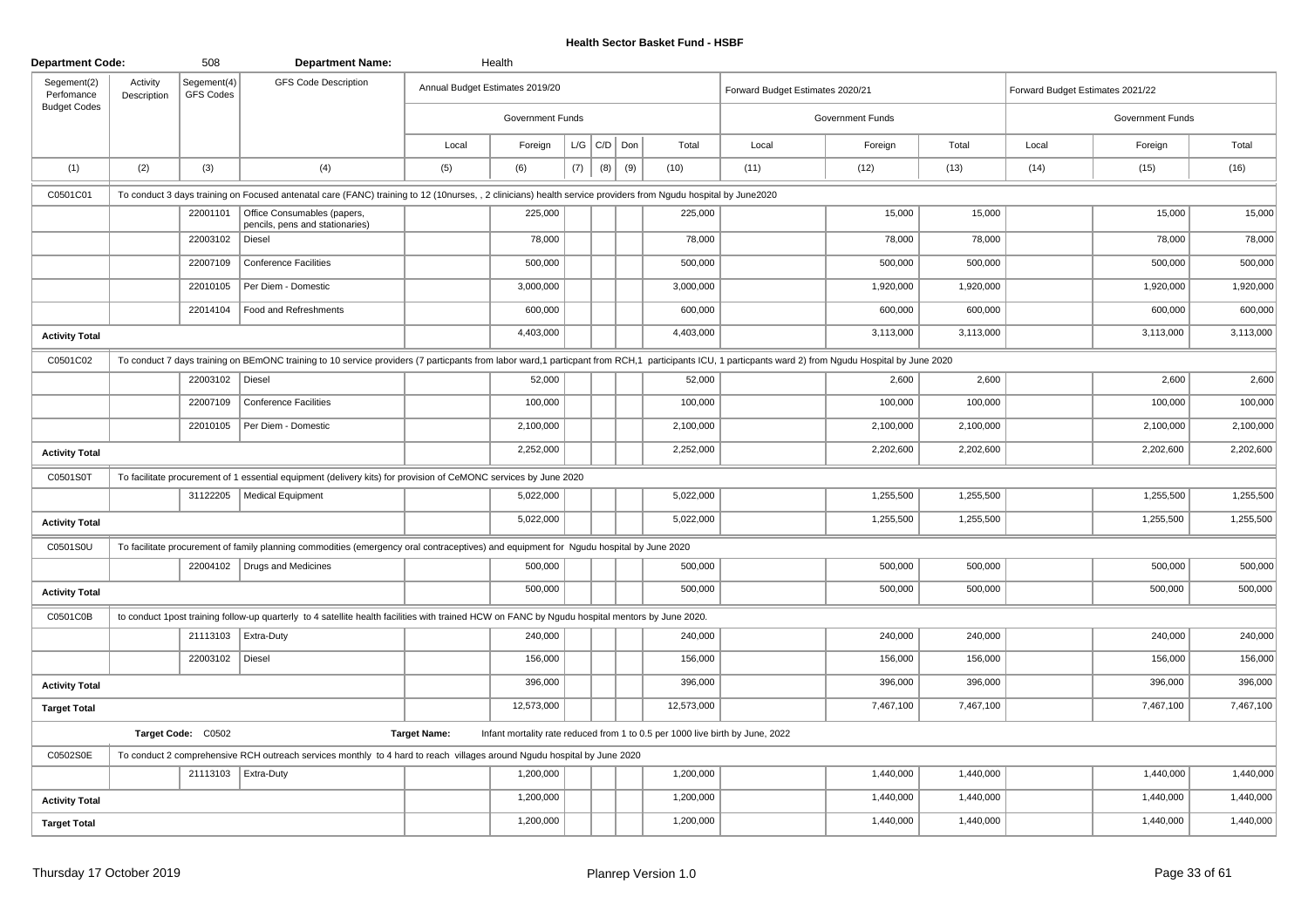# Health Sector Basket Fund - HSBF

| Department Code: | | 508 | Department Name: | | Health | | | | | | | | | | |
|---|---|---|---|---|---|---|---|---|---|---|---|---|---|---|---|
| Segement(2) Perfomance Budget Codes | Activity Description | Segement(4) GFS Codes | GFS Code Description | Annual Budget Estimates 2019/20 | | | | | | Forward Budget Estimates 2020/21 | | | Forward Budget Estimates 2021/22 | | |
| | | | | Government Funds | | | | | | Government Funds | | | Government Funds | | |
| | | | | Local | Foreign | L/G | C/D | Don | Total | Local | Foreign | Total | Local | Foreign | Total |
| (1) | (2) | (3) | (4) | (5) | (6) | (7) | (8) | (9) | (10) | (11) | (12) | (13) | (14) | (15) | (16) |
| C0501C01 | To conduct 3 days training on Focused antenatal care (FANC) training to 12 (10nurses, , 2 clinicians) health service providers from Ngudu hospital by June2020 | | | | | | | | | | | | | | |
| | | 22001101 | Office Consumables (papers, pencils, pens and stationaries) | | 225,000 | | | | 225,000 | | 15,000 | 15,000 | | 15,000 | 15,000 |
| | | 22003102 | Diesel | | 78,000 | | | | 78,000 | | 78,000 | 78,000 | | 78,000 | 78,000 |
| | | 22007109 | Conference Facilities | | 500,000 | | | | 500,000 | | 500,000 | 500,000 | | 500,000 | 500,000 |
| | | 22010105 | Per Diem - Domestic | | 3,000,000 | | | | 3,000,000 | | 1,920,000 | 1,920,000 | | 1,920,000 | 1,920,000 |
| | | 22014104 | Food and Refreshments | | 600,000 | | | | 600,000 | | 600,000 | 600,000 | | 600,000 | 600,000 |
| **Activity Total** | | | | | 4,403,000 | | | | 4,403,000 | | 3,113,000 | 3,113,000 | | 3,113,000 | 3,113,000 |
| C0501C02 | To conduct 7 days training on BEmONC training to 10 service providers (7 particpants from labor ward,1 particpant from RCH,1 participants ICU, 1 particpants ward 2) from Ngudu Hospital by June 2020 | | | | | | | | | | | | | | |
| | | 22003102 | Diesel | | 52,000 | | | | 52,000 | | 2,600 | 2,600 | | 2,600 | 2,600 |
| | | 22007109 | Conference Facilities | | 100,000 | | | | 100,000 | | 100,000 | 100,000 | | 100,000 | 100,000 |
| | | 22010105 | Per Diem - Domestic | | 2,100,000 | | | | 2,100,000 | | 2,100,000 | 2,100,000 | | 2,100,000 | 2,100,000 |
| **Activity Total** | | | | | 2,252,000 | | | | 2,252,000 | | 2,202,600 | 2,202,600 | | 2,202,600 | 2,202,600 |
| C0501S0T | To facilitate procurement of 1 essential equipment (delivery kits) for provision of CeMONC services by June 2020 | | | | | | | | | | | | | | |
| | | 31122205 | Medical Equipment | | 5,022,000 | | | | 5,022,000 | | 1,255,500 | 1,255,500 | | 1,255,500 | 1,255,500 |
| **Activity Total** | | | | | 5,022,000 | | | | 5,022,000 | | 1,255,500 | 1,255,500 | | 1,255,500 | 1,255,500 |
| C0501S0U | To facilitate procurement of family planning commodities (emergency oral contraceptives) and equipment for Ngudu hospital by June 2020 | | | | | | | | | | | | | | |
| | | 22004102 | Drugs and Medicines | | 500,000 | | | | 500,000 | | 500,000 | 500,000 | | 500,000 | 500,000 |
| **Activity Total** | | | | | 500,000 | | | | 500,000 | | 500,000 | 500,000 | | 500,000 | 500,000 |
| C0501C0B | to conduct 1post training follow-up quarterly to 4 satellite health facilities with trained HCW on FANC by Ngudu hospital mentors by June 2020. | | | | | | | | | | | | | | |
| | | 21113103 | Extra-Duty | | 240,000 | | | | 240,000 | | 240,000 | 240,000 | | 240,000 | 240,000 |
| | | 22003102 | Diesel | | 156,000 | | | | 156,000 | | 156,000 | 156,000 | | 156,000 | 156,000 |
| **Activity Total** | | | | | 396,000 | | | | 396,000 | | 396,000 | 396,000 | | 396,000 | 396,000 |
| **Target Total** | | | | | 12,573,000 | | | | 12,573,000 | | 7,467,100 | 7,467,100 | | 7,467,100 | 7,467,100 |
| | Target Code: C0502 | | | Target Name: | Infant mortality rate reduced from 1 to 0.5 per 1000 live birth by June, 2022 | | | | | | | | | | |
| C0502S0E | To conduct 2 comprehensive RCH outreach services monthly to 4 hard to reach villages around Ngudu hospital by June 2020 | | | | | | | | | | | | | | |
| | | 21113103 | Extra-Duty | | 1,200,000 | | | | 1,200,000 | | 1,440,000 | 1,440,000 | | 1,440,000 | 1,440,000 |
| **Activity Total** | | | | | 1,200,000 | | | | 1,200,000 | | 1,440,000 | 1,440,000 | | 1,440,000 | 1,440,000 |
| **Target Total** | | | | | 1,200,000 | | | | 1,200,000 | | 1,440,000 | 1,440,000 | | 1,440,000 | 1,440,000 |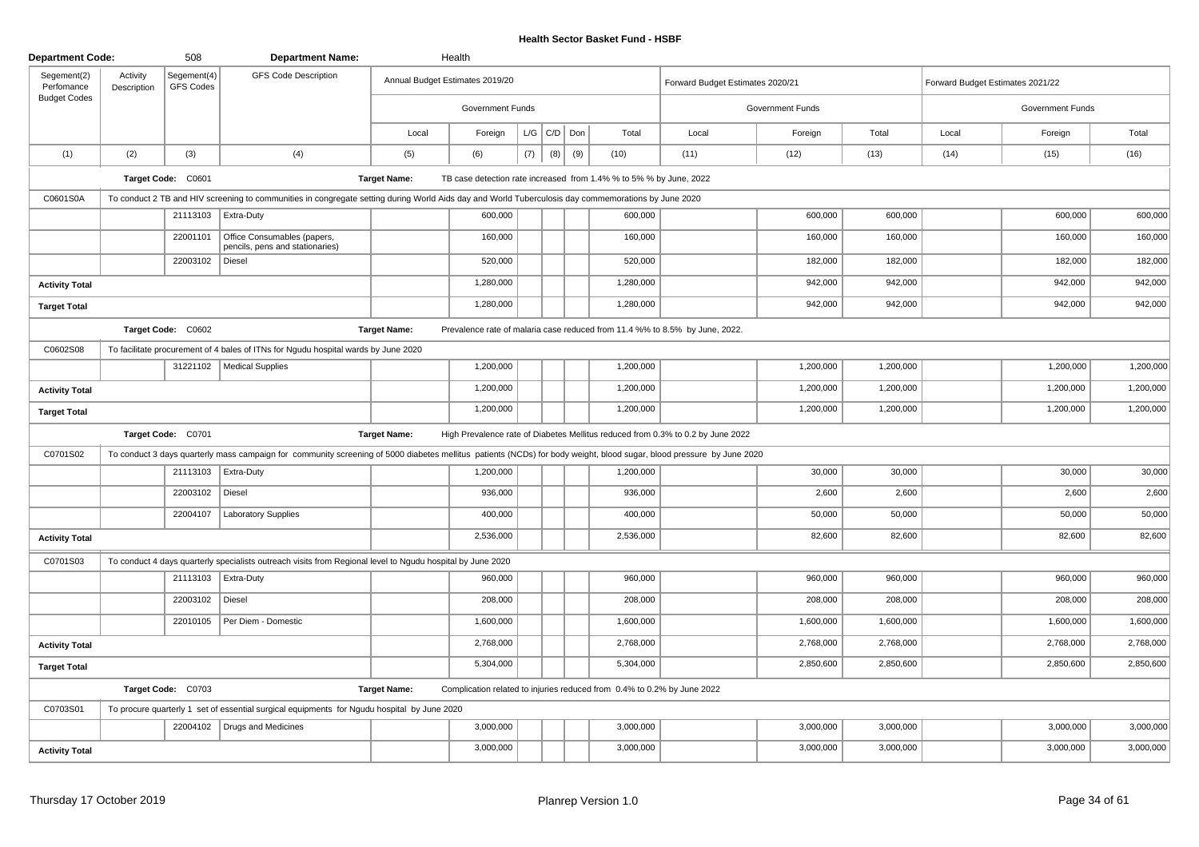## Health Sector Basket Fund - HSBF

| Department Code: | | 508 | Department Name: | | Health | | | | | | | | | | |
|---|---|---|---|---|---|---|---|---|---|---|---|---|---|---|---|
| Segement(2) Perfomance Budget Codes | Activity Description | Segement(4) GFS Codes | GFS Code Description | Annual Budget Estimates 2019/20 | | | | | | Forward Budget Estimates 2020/21 | | | Forward Budget Estimates 2021/22 | | |
| | | | | Government Funds | | | | | | Government Funds | | | Government Funds | | |
| | | | | Local | Foreign | L/G | C/D | Don | Total | Local | Foreign | Total | Local | Foreign | Total |
| (1) | (2) | (3) | (4) | (5) | (6) | (7) | (8) | (9) | (10) | (11) | (12) | (13) | (14) | (15) | (16) |
| | Target Code: C0601 | | | Target Name: | TB case detection rate increased from 1.4% % to 5% % by June, 2022 | | | | | | | | | | |
| C0601S0A | To conduct 2 TB and HIV screening to communities in congregate setting during World Aids day and World Tuberculosis day commemorations by June 2020 | | | | | | | | | | | | | | |
| | | 21113103 | Extra-Duty | | 600,000 | | | | 600,000 | | 600,000 | 600,000 | | 600,000 | 600,000 |
| | | 22001101 | Office Consumables (papers, pencils, pens and stationaries) | | 160,000 | | | | 160,000 | | 160,000 | 160,000 | | 160,000 | 160,000 |
| | | 22003102 | Diesel | | 520,000 | | | | 520,000 | | 182,000 | 182,000 | | 182,000 | 182,000 |
| Activity Total | | | | | 1,280,000 | | | | 1,280,000 | | 942,000 | 942,000 | | 942,000 | 942,000 |
| Target Total | | | | | 1,280,000 | | | | 1,280,000 | | 942,000 | 942,000 | | 942,000 | 942,000 |
| | Target Code: C0602 | | | Target Name: | Prevalence rate of malaria case reduced from 11.4 %% to 8.5% by June, 2022. | | | | | | | | | | |
| C0602S08 | To facilitate procurement of 4 bales of ITNs for Ngudu hospital wards by June 2020 | | | | | | | | | | | | | | |
| | | 31221102 | Medical Supplies | | 1,200,000 | | | | 1,200,000 | | 1,200,000 | 1,200,000 | | 1,200,000 | 1,200,000 |
| Activity Total | | | | | 1,200,000 | | | | 1,200,000 | | 1,200,000 | 1,200,000 | | 1,200,000 | 1,200,000 |
| Target Total | | | | | 1,200,000 | | | | 1,200,000 | | 1,200,000 | 1,200,000 | | 1,200,000 | 1,200,000 |
| | Target Code: C0701 | | | Target Name: | High Prevalence rate of Diabetes Mellitus reduced from 0.3% to 0.2 by June 2022 | | | | | | | | | | |
| C0701S02 | To conduct 3 days quarterly mass campaign for community screening of 5000 diabetes mellitus patients (NCDs) for body weight, blood sugar, blood pressure by June 2020 | | | | | | | | | | | | | | |
| | | 21113103 | Extra-Duty | | 1,200,000 | | | | 1,200,000 | | 30,000 | 30,000 | | 30,000 | 30,000 |
| | | 22003102 | Diesel | | 936,000 | | | | 936,000 | | 2,600 | 2,600 | | 2,600 | 2,600 |
| | | 22004107 | Laboratory Supplies | | 400,000 | | | | 400,000 | | 50,000 | 50,000 | | 50,000 | 50,000 |
| Activity Total | | | | | 2,536,000 | | | | 2,536,000 | | 82,600 | 82,600 | | 82,600 | 82,600 |
| C0701S03 | To conduct 4 days quarterly specialists outreach visits from Regional level to Ngudu hospital by June 2020 | | | | | | | | | | | | | | |
| | | 21113103 | Extra-Duty | | 960,000 | | | | 960,000 | | 960,000 | 960,000 | | 960,000 | 960,000 |
| | | 22003102 | Diesel | | 208,000 | | | | 208,000 | | 208,000 | 208,000 | | 208,000 | 208,000 |
| | | 22010105 | Per Diem - Domestic | | 1,600,000 | | | | 1,600,000 | | 1,600,000 | 1,600,000 | | 1,600,000 | 1,600,000 |
| Activity Total | | | | | 2,768,000 | | | | 2,768,000 | | 2,768,000 | 2,768,000 | | 2,768,000 | 2,768,000 |
| Target Total | | | | | 5,304,000 | | | | 5,304,000 | | 2,850,600 | 2,850,600 | | 2,850,600 | 2,850,600 |
| | Target Code: C0703 | | | Target Name: | Complication related to injuries reduced from 0.4% to 0.2% by June 2022 | | | | | | | | | | |
| C0703S01 | To procure quarterly 1 set of essential surgical equipments for Ngudu hospital by June 2020 | | | | | | | | | | | | | | |
| | | 22004102 | Drugs and Medicines | | 3,000,000 | | | | 3,000,000 | | 3,000,000 | 3,000,000 | | 3,000,000 | 3,000,000 |
| Activity Total | | | | | 3,000,000 | | | | 3,000,000 | | 3,000,000 | 3,000,000 | | 3,000,000 | 3,000,000 |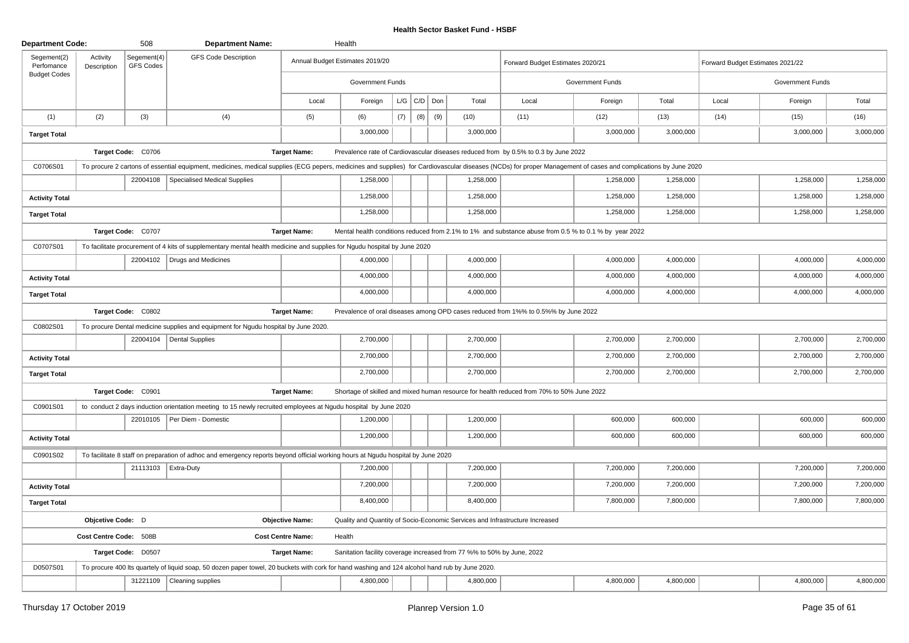## Health Sector Basket Fund - HSBF

**Department Code:** 508 **Department Name:** Health

| Segement(2) Perfomance Budget Codes | Activity Description | Segement(4) GFS Codes | GFS Code Description | Annual Budget Estimates 2019/20 | | | | | | Forward Budget Estimates 2020/21 | | | Forward Budget Estimates 2021/22 | | |
|---|---|---|---|---|---|---|---|---|---|---|---|---|---|---|---|
| | | | | Government Funds | | | | | | Government Funds | | | Government Funds | | |
| | | | | Local | Foreign | L/G | C/D | Don | Total | Local | Foreign | Total | Local | Foreign | Total |
| (1) | (2) | (3) | (4) | (5) | (6) | (7) | (8) | (9) | (10) | (11) | (12) | (13) | (14) | (15) | (16) |
| **Target Total** | | | | | 3,000,000 | | | | 3,000,000 | | 3,000,000 | 3,000,000 | | 3,000,000 | 3,000,000 |
| | Target Code: C0706 | | | Target Name: | Prevalence rate of Cardiovascular diseases reduced from by 0.5% to 0.3 by June 2022 | | | | | | | | | | |
| C0706S01 | To procure 2 cartons of essential equipment, medicines, medical supplies (ECG pepers, medicines and supplies) for Cardiovascular diseases (NCDs) for proper Management of cases and complications by June 2020 | | | | | | | | | | | | | | |
| | | 22004108 | Specialised Medical Supplies | | 1,258,000 | | | | 1,258,000 | | 1,258,000 | 1,258,000 | | 1,258,000 | 1,258,000 |
| **Activity Total** | | | | | 1,258,000 | | | | 1,258,000 | | 1,258,000 | 1,258,000 | | 1,258,000 | 1,258,000 |
| **Target Total** | | | | | 1,258,000 | | | | 1,258,000 | | 1,258,000 | 1,258,000 | | 1,258,000 | 1,258,000 |
| | Target Code: C0707 | | | Target Name: | Mental health conditions reduced from 2.1% to 1% and substance abuse from 0.5 % to 0.1 % by year 2022 | | | | | | | | | | |
| C0707S01 | To facilitate procurement of 4 kits of supplementary mental health medicine and supplies for Ngudu hospital by June 2020 | | | | | | | | | | | | | | |
| | | 22004102 | Drugs and Medicines | | 4,000,000 | | | | 4,000,000 | | 4,000,000 | 4,000,000 | | 4,000,000 | 4,000,000 |
| **Activity Total** | | | | | 4,000,000 | | | | 4,000,000 | | 4,000,000 | 4,000,000 | | 4,000,000 | 4,000,000 |
| **Target Total** | | | | | 4,000,000 | | | | 4,000,000 | | 4,000,000 | 4,000,000 | | 4,000,000 | 4,000,000 |
| | Target Code: C0802 | | | Target Name: | Prevalence of oral diseases among OPD cases reduced from 1%% to 0.5%% by June 2022 | | | | | | | | | | |
| C0802S01 | To procure Dental medicine supplies and equipment for Ngudu hospital by June 2020. | | | | | | | | | | | | | | |
| | | 22004104 | Dental Supplies | | 2,700,000 | | | | 2,700,000 | | 2,700,000 | 2,700,000 | | 2,700,000 | 2,700,000 |
| **Activity Total** | | | | | 2,700,000 | | | | 2,700,000 | | 2,700,000 | 2,700,000 | | 2,700,000 | 2,700,000 |
| **Target Total** | | | | | 2,700,000 | | | | 2,700,000 | | 2,700,000 | 2,700,000 | | 2,700,000 | 2,700,000 |
| | Target Code: C0901 | | | Target Name: | Shortage of skilled and mixed human resource for health reduced from 70% to 50% June 2022 | | | | | | | | | | |
| C0901S01 | to conduct 2 days induction orientation meeting to 15 newly recruited employees at Ngudu hospital by June 2020 | | | | | | | | | | | | | | |
| | | 22010105 | Per Diem - Domestic | | 1,200,000 | | | | 1,200,000 | | 600,000 | 600,000 | | 600,000 | 600,000 |
| **Activity Total** | | | | | 1,200,000 | | | | 1,200,000 | | 600,000 | 600,000 | | 600,000 | 600,000 |
| C0901S02 | To facilitate 8 staff on preparation of adhoc and emergency reports beyond official working hours at Ngudu hospital by June 2020 | | | | | | | | | | | | | | |
| | | 21113103 | Extra-Duty | | 7,200,000 | | | | 7,200,000 | | 7,200,000 | 7,200,000 | | 7,200,000 | 7,200,000 |
| **Activity Total** | | | | | 7,200,000 | | | | 7,200,000 | | 7,200,000 | 7,200,000 | | 7,200,000 | 7,200,000 |
| **Target Total** | | | | | 8,400,000 | | | | 8,400,000 | | 7,800,000 | 7,800,000 | | 7,800,000 | 7,800,000 |
| | Objcetive Code: D | | | Objective Name: | Quality and Quantity of Socio-Economic Services and Infrastructure Increased | | | | | | | | | | |
| | Cost Centre Code: 508B | | | Cost Centre Name: | Health | | | | | | | | | | |
| | Target Code: D0507 | | | Target Name: | Sanitation facility coverage increased from 77 %% to 50% by June, 2022 | | | | | | | | | | |
| D0507S01 | To procure 400 lts quartely of liquid soap, 50 dozen paper towel, 20 buckets with cork for hand washing and 124 alcohol hand rub by June 2020. | | | | | | | | | | | | | | |
| | | 31221109 | Cleaning supplies | | 4,800,000 | | | | 4,800,000 | | 4,800,000 | 4,800,000 | | 4,800,000 | 4,800,000 |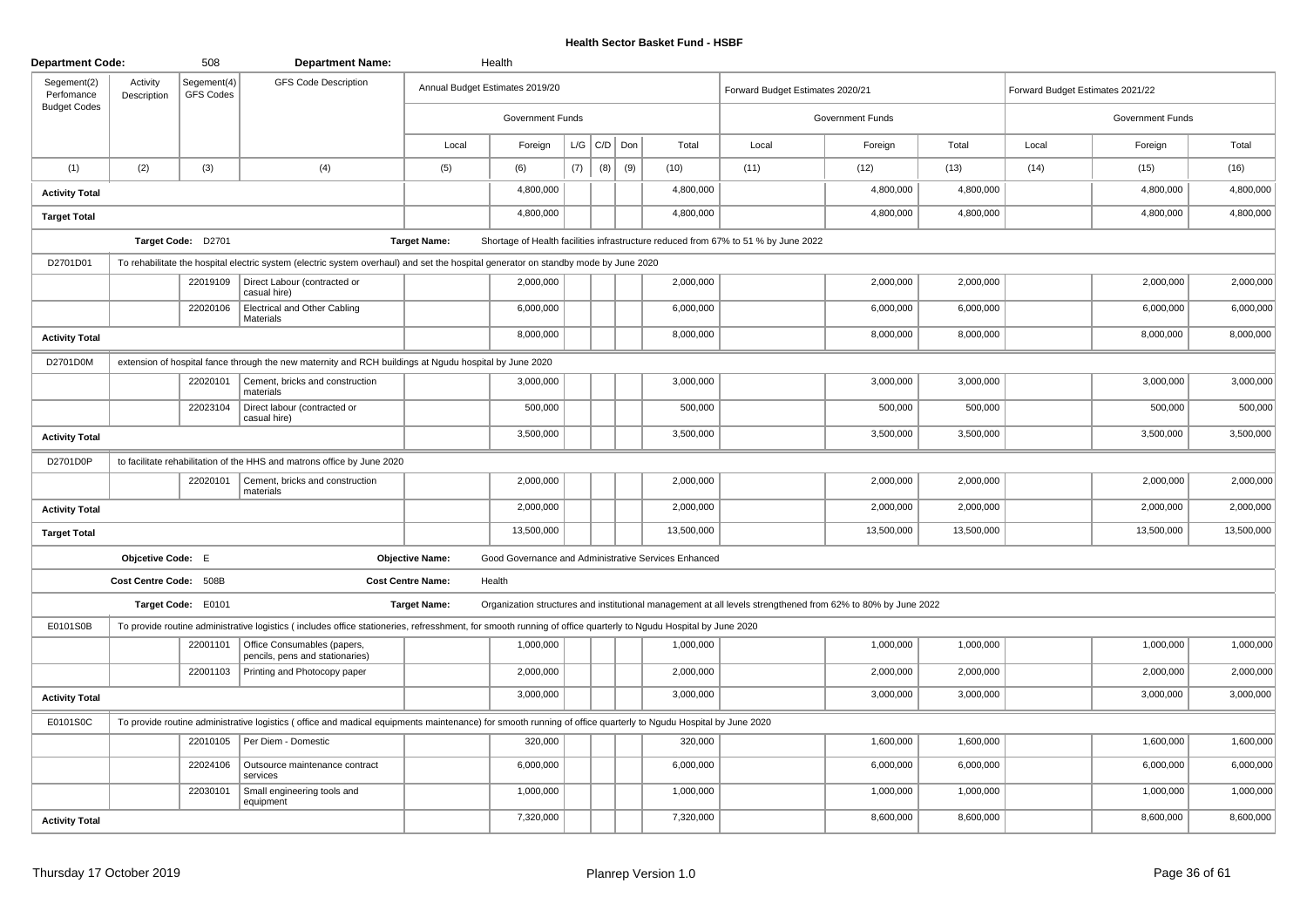## Health Sector Basket Fund - HSBF

| Department Code: | 508 | | Department Name: | Health | | | | | | | | | | | |
|---|---|---|---|---|---|---|---|---|---|---|---|---|---|---|---|
| Segement(2) Perfomance Budget Codes | Activity Description | Segement(4) GFS Codes | GFS Code Description | Annual Budget Estimates 2019/20 | | | | | | Forward Budget Estimates 2020/21 | | | Forward Budget Estimates 2021/22 | | |
| | | | | Government Funds | | | | | | Government Funds | | | Government Funds | | |
| | | | | Local | Foreign | L/G | C/D | Don | Total | Local | Foreign | Total | Local | Foreign | Total |
| (1) | (2) | (3) | (4) | (5) | (6) | (7) | (8) | (9) | (10) | (11) | (12) | (13) | (14) | (15) | (16) |
| **Activity Total** | | | | | 4,800,000 | | | | 4,800,000 | | 4,800,000 | 4,800,000 | | 4,800,000 | 4,800,000 |
| **Target Total** | | | | | 4,800,000 | | | | 4,800,000 | | 4,800,000 | 4,800,000 | | 4,800,000 | 4,800,000 |
| | Target Code: D2701 | | | Target Name: | Shortage of Health facilities infrastructure reduced from 67% to 51 % by June 2022 | | | | | | | | | | |
| D2701D01 | To rehabilitate the hospital electric system (electric system overhaul) and set the hospital generator on standby mode by June 2020 | | | | | | | | | | | | | | |
| | | 22019109 | Direct Labour (contracted or casual hire) | | 2,000,000 | | | | 2,000,000 | | 2,000,000 | 2,000,000 | | 2,000,000 | 2,000,000 |
| | | 22020106 | Electrical and Other Cabling Materials | | 6,000,000 | | | | 6,000,000 | | 6,000,000 | 6,000,000 | | 6,000,000 | 6,000,000 |
| **Activity Total** | | | | | 8,000,000 | | | | 8,000,000 | | 8,000,000 | 8,000,000 | | 8,000,000 | 8,000,000 |
| D2701D0M | extension of hospital fance through the new maternity and RCH buildings at Ngudu hospital by June 2020 | | | | | | | | | | | | | | |
| | | 22020101 | Cement, bricks and construction materials | | 3,000,000 | | | | 3,000,000 | | 3,000,000 | 3,000,000 | | 3,000,000 | 3,000,000 |
| | | 22023104 | Direct labour (contracted or casual hire) | | 500,000 | | | | 500,000 | | 500,000 | 500,000 | | 500,000 | 500,000 |
| **Activity Total** | | | | | 3,500,000 | | | | 3,500,000 | | 3,500,000 | 3,500,000 | | 3,500,000 | 3,500,000 |
| D2701D0P | to facilitate rehabilitation of the HHS and matrons office by June 2020 | | | | | | | | | | | | | | |
| | | 22020101 | Cement, bricks and construction materials | | 2,000,000 | | | | 2,000,000 | | 2,000,000 | 2,000,000 | | 2,000,000 | 2,000,000 |
| **Activity Total** | | | | | 2,000,000 | | | | 2,000,000 | | 2,000,000 | 2,000,000 | | 2,000,000 | 2,000,000 |
| **Target Total** | | | | | 13,500,000 | | | | 13,500,000 | | 13,500,000 | 13,500,000 | | 13,500,000 | 13,500,000 |
| | Objcetive Code: E | | | Objective Name: | Good Governance and Administrative Services Enhanced | | | | | | | | | | |
| | Cost Centre Code: 508B | | | Cost Centre Name: | Health | | | | | | | | | | |
| | Target Code: E0101 | | | Target Name: | Organization structures and institutional management at all levels strengthened from 62% to 80% by June 2022 | | | | | | | | | | |
| E0101S0B | To provide routine administrative logistics ( includes office stationeries, refresshment, for smooth running of office quarterly to Ngudu Hospital by June 2020 | | | | | | | | | | | | | | |
| | | 22001101 | Office Consumables (papers, pencils, pens and stationaries) | | 1,000,000 | | | | 1,000,000 | | 1,000,000 | 1,000,000 | | 1,000,000 | 1,000,000 |
| | | 22001103 | Printing and Photocopy paper | | 2,000,000 | | | | 2,000,000 | | 2,000,000 | 2,000,000 | | 2,000,000 | 2,000,000 |
| **Activity Total** | | | | | 3,000,000 | | | | 3,000,000 | | 3,000,000 | 3,000,000 | | 3,000,000 | 3,000,000 |
| E0101S0C | To provide routine administrative logistics ( office and madical equipments maintenance) for smooth running of office quarterly to Ngudu Hospital by June 2020 | | | | | | | | | | | | | | |
| | | 22010105 | Per Diem - Domestic | | 320,000 | | | | 320,000 | | 1,600,000 | 1,600,000 | | 1,600,000 | 1,600,000 |
| | | 22024106 | Outsource maintenance contract services | | 6,000,000 | | | | 6,000,000 | | 6,000,000 | 6,000,000 | | 6,000,000 | 6,000,000 |
| | | 22030101 | Small engineering tools and equipment | | 1,000,000 | | | | 1,000,000 | | 1,000,000 | 1,000,000 | | 1,000,000 | 1,000,000 |
| **Activity Total** | | | | | 7,320,000 | | | | 7,320,000 | | 8,600,000 | 8,600,000 | | 8,600,000 | 8,600,000 |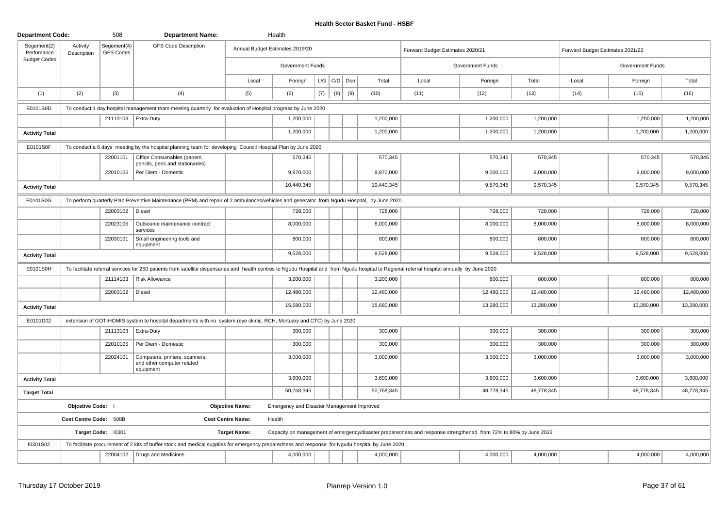# Health Sector Basket Fund - HSBF

| Department Code: | | 508 | Department Name: | | Health | | | | | | | | | | |
|---|---|---|---|---|---|---|---|---|---|---|---|---|---|---|---|
| Segement(2) Perfomance Budget Codes | Activity Description | Segement(4) GFS Codes | GFS Code Description | Annual Budget Estimates 2019/20 | | | | | | Forward Budget Estimates 2020/21 | | | Forward Budget Estimates 2021/22 | | |
| | | | | Government Funds | | | | | | Government Funds | | | Government Funds | | |
| | | | | Local | Foreign | L/G | C/D | Don | Total | Local | Foreign | Total | Local | Foreign | Total |
| (1) | (2) | (3) | (4) | (5) | (6) | (7) | (8) | (9) | (10) | (11) | (12) | (13) | (14) | (15) | (16) |
| E0101S0D | To conduct 1 day hospital management team meeting quarterly for evaluation of Hospital progress by June 2020 | | | | | | | | | | | | | | |
| | | 21113103 | Extra-Duty | | 1,200,000 | | | | 1,200,000 | | 1,200,000 | 1,200,000 | | 1,200,000 | 1,200,000 |
| **Activity Total** | | | | | 1,200,000 | | | | 1,200,000 | | 1,200,000 | 1,200,000 | | 1,200,000 | 1,200,000 |
| E0101S0F | To conduct a 6 days meeting by the hospital planning team for developing Council Hospital Plan by June 2020 | | | | | | | | | | | | | | |
| | | 22001101 | Office Consumables (papers, pencils, pens and stationaries) | | 570,345 | | | | 570,345 | | 570,345 | 570,345 | | 570,345 | 570,345 |
| | | 22010105 | Per Diem - Domestic | | 9,870,000 | | | | 9,870,000 | | 9,000,000 | 9,000,000 | | 9,000,000 | 9,000,000 |
| **Activity Total** | | | | | 10,440,345 | | | | 10,440,345 | | 9,570,345 | 9,570,345 | | 9,570,345 | 9,570,345 |
| E0101S0G | To perform quarterly Plan Preventive Maintenance (PPM) and repair of 2 ambulances/vehicles and generator from Ngudu Hospital, by June 2020 | | | | | | | | | | | | | | |
| | | 22003102 | Diesel | | 728,000 | | | | 728,000 | | 728,000 | 728,000 | | 728,000 | 728,000 |
| | | 22023105 | Outsource maintenance contract services | | 8,000,000 | | | | 8,000,000 | | 8,000,000 | 8,000,000 | | 8,000,000 | 8,000,000 |
| | | 22030101 | Small engineering tools and equipment | | 800,000 | | | | 800,000 | | 800,000 | 800,000 | | 800,000 | 800,000 |
| **Activity Total** | | | | | 9,528,000 | | | | 9,528,000 | | 9,528,000 | 9,528,000 | | 9,528,000 | 9,528,000 |
| E0101S0H | To facilitate referral services for 250 patients from satellite dispensaries and health centres to Ngudu Hospital and from Ngudu hospital to Regional referral hospital annually by June 2020 | | | | | | | | | | | | | | |
| | | 21114103 | Risk Allowance | | 3,200,000 | | | | 3,200,000 | | 800,000 | 800,000 | | 800,000 | 800,000 |
| | | 22003102 | Diesel | | 12,480,000 | | | | 12,480,000 | | 12,480,000 | 12,480,000 | | 12,480,000 | 12,480,000 |
| **Activity Total** | | | | | 15,680,000 | | | | 15,680,000 | | 13,280,000 | 13,280,000 | | 13,280,000 | 13,280,000 |
| E0101D02 | extension of GOT-HOMIS system to hospital departments with no system (eye ckinic, RCH, Mortuary and CTC) by June 2020 | | | | | | | | | | | | | | |
| | | 21113103 | Extra-Duty | | 300,000 | | | | 300,000 | | 300,000 | 300,000 | | 300,000 | 300,000 |
| | | 22010105 | Per Diem - Domestic | | 300,000 | | | | 300,000 | | 300,000 | 300,000 | | 300,000 | 300,000 |
| | | 22024101 | Computers, printers, scanners, and other computer related equipment | | 3,000,000 | | | | 3,000,000 | | 3,000,000 | 3,000,000 | | 3,000,000 | 3,000,000 |
| **Activity Total** | | | | | 3,600,000 | | | | 3,600,000 | | 3,600,000 | 3,600,000 | | 3,600,000 | 3,600,000 |
| **Target Total** | | | | | 50,768,345 | | | | 50,768,345 | | 48,778,345 | 48,778,345 | | 48,778,345 | 48,778,345 |
| | **Objcetive Code:** I | | | **Objective Name:** | Emergency and Disaster Management Improved | | | | | | | | | | |
| | **Cost Centre Code:** 508B | | | **Cost Centre Name:** | Health | | | | | | | | | | |
| | **Target Code:** I0301 | | | **Target Name:** | Capacity on management of emergency/disaster preparedness and response strengthened from 72% to 80% by June 2022 | | | | | | | | | | |
| I0301S02 | To facilitate procurement of 2 kits of buffer stock and medical supplies for emergency preparedness and response for Ngudu hospital by June 2020 | | | | | | | | | | | | | | |
| | | 22004102 | Drugs and Medicines | | 4,000,000 | | | | 4,000,000 | | 4,000,000 | 4,000,000 | | 4,000,000 | 4,000,000 |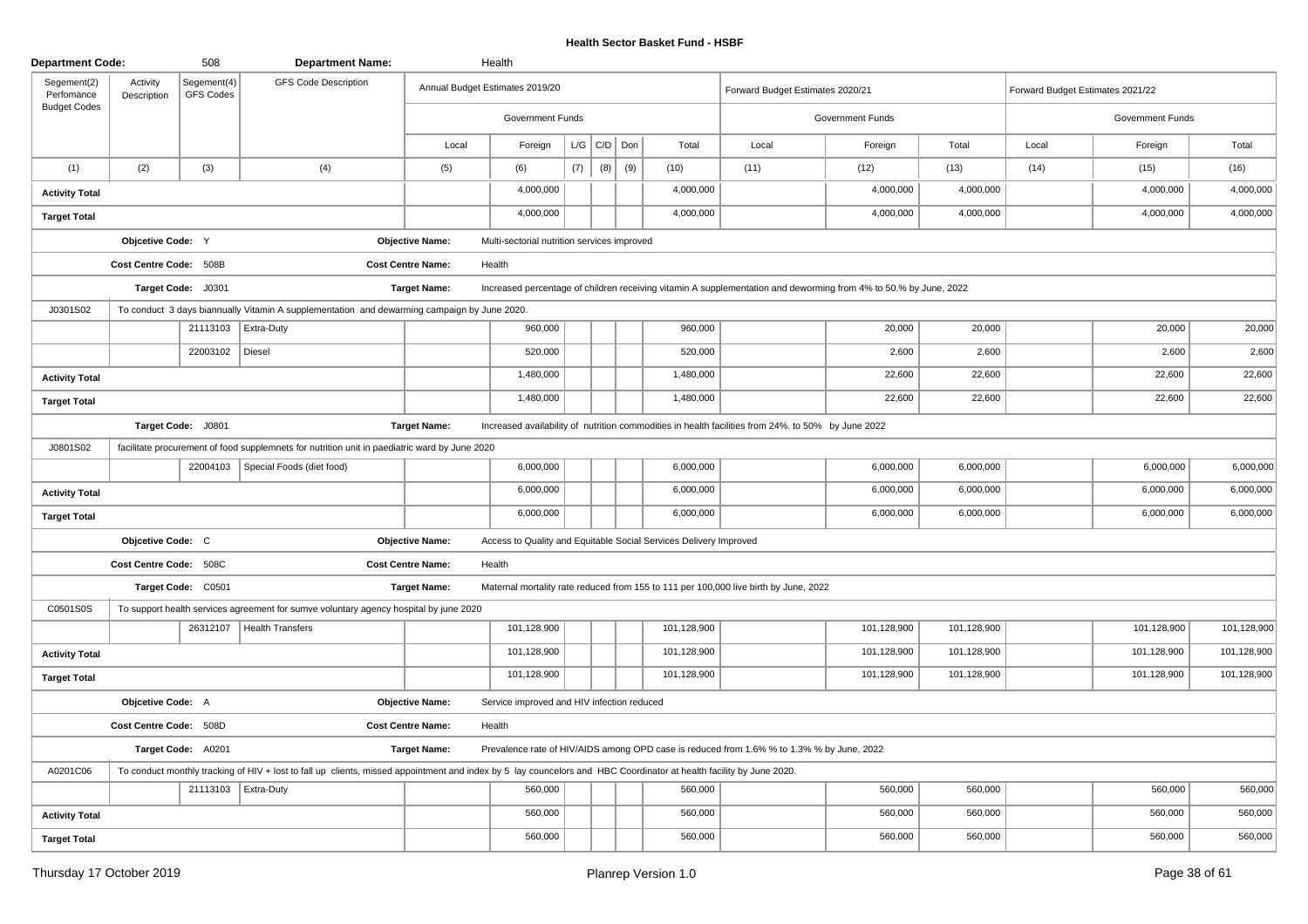## Health Sector Basket Fund - HSBF

| Department Code: | | 508 | Department Name: | | Health | | | | | | | | | | |
|---|---|---|---|---|---|---|---|---|---|---|---|---|---|---|---|
| Segement(2) Perfomance Budget Codes | Activity Description | Segement(4) GFS Codes | GFS Code Description | Annual Budget Estimates 2019/20 | | | | | | Forward Budget Estimates 2020/21 | | | Forward Budget Estimates 2021/22 | | |
| | | | | Government Funds | | | | | | Government Funds | | | Government Funds | | |
| | | | | Local | Foreign | L/G | C/D | Don | Total | Local | Foreign | Total | Local | Foreign | Total |
| (1) | (2) | (3) | (4) | (5) | (6) | (7) | (8) | (9) | (10) | (11) | (12) | (13) | (14) | (15) | (16) |
| **Activity Total** | | | | | 4,000,000 | | | | 4,000,000 | | 4,000,000 | 4,000,000 | | 4,000,000 | 4,000,000 |
| **Target Total** | | | | | 4,000,000 | | | | 4,000,000 | | 4,000,000 | 4,000,000 | | 4,000,000 | 4,000,000 |
| | **Objcetive Code:** Y | | | **Objective Name:** | Multi-sectorial nutrition services improved | | | | | | | | | | |
| | **Cost Centre Code:** 508B | | | **Cost Centre Name:** | Health | | | | | | | | | | |
| | **Target Code:** J0301 | | | **Target Name:** | Increased percentage of children receiving vitamin A supplementation and deworming from 4% to 50.% by June, 2022 | | | | | | | | | | |
| J0301S02 | To conduct 3 days biannually Vitamin A supplementation and dewarming campaign by June 2020. | | | | | | | | | | | | | | |
| | | 21113103 | Extra-Duty | | 960,000 | | | | 960,000 | | 20,000 | 20,000 | | 20,000 | 20,000 |
| | | 22003102 | Diesel | | 520,000 | | | | 520,000 | | 2,600 | 2,600 | | 2,600 | 2,600 |
| **Activity Total** | | | | | 1,480,000 | | | | 1,480,000 | | 22,600 | 22,600 | | 22,600 | 22,600 |
| **Target Total** | | | | | 1,480,000 | | | | 1,480,000 | | 22,600 | 22,600 | | 22,600 | 22,600 |
| | **Target Code:** J0801 | | | **Target Name:** | Increased availability of nutrition commodities in health facilities from 24%. to 50% by June 2022 | | | | | | | | | | |
| J0801S02 | facilitate procurement of food supplemnets for nutrition unit in paediatric ward by June 2020 | | | | | | | | | | | | | | |
| | | 22004103 | Special Foods (diet food) | | 6,000,000 | | | | 6,000,000 | | 6,000,000 | 6,000,000 | | 6,000,000 | 6,000,000 |
| **Activity Total** | | | | | 6,000,000 | | | | 6,000,000 | | 6,000,000 | 6,000,000 | | 6,000,000 | 6,000,000 |
| **Target Total** | | | | | 6,000,000 | | | | 6,000,000 | | 6,000,000 | 6,000,000 | | 6,000,000 | 6,000,000 |
| | **Objcetive Code:** C | | | **Objective Name:** | Access to Quality and Equitable Social Services Delivery Improved | | | | | | | | | | |
| | **Cost Centre Code:** 508C | | | **Cost Centre Name:** | Health | | | | | | | | | | |
| | **Target Code:** C0501 | | | **Target Name:** | Maternal mortality rate reduced from 155 to 111 per 100,000 live birth by June, 2022 | | | | | | | | | | |
| C0501S0S | To support health services agreement for sumve voluntary agency hospital by june 2020 | | | | | | | | | | | | | | |
| | | 26312107 | Health Transfers | | 101,128,900 | | | | 101,128,900 | | 101,128,900 | 101,128,900 | | 101,128,900 | 101,128,900 |
| **Activity Total** | | | | | 101,128,900 | | | | 101,128,900 | | 101,128,900 | 101,128,900 | | 101,128,900 | 101,128,900 |
| **Target Total** | | | | | 101,128,900 | | | | 101,128,900 | | 101,128,900 | 101,128,900 | | 101,128,900 | 101,128,900 |
| | **Objcetive Code:** A | | | **Objective Name:** | Service improved and HIV infection reduced | | | | | | | | | | |
| | **Cost Centre Code:** 508D | | | **Cost Centre Name:** | Health | | | | | | | | | | |
| | **Target Code:** A0201 | | | **Target Name:** | Prevalence rate of HIV/AIDS among OPD case is reduced from 1.6% % to 1.3% % by June, 2022 | | | | | | | | | | |
| A0201C06 | To conduct monthly tracking of HIV + lost to fall up clients, missed appointment and index by 5 lay councelors and HBC Coordinator at health facility by June 2020. | | | | | | | | | | | | | | |
| | | 21113103 | Extra-Duty | | 560,000 | | | | 560,000 | | 560,000 | 560,000 | | 560,000 | 560,000 |
| **Activity Total** | | | | | 560,000 | | | | 560,000 | | 560,000 | 560,000 | | 560,000 | 560,000 |
| **Target Total** | | | | | 560,000 | | | | 560,000 | | 560,000 | 560,000 | | 560,000 | 560,000 |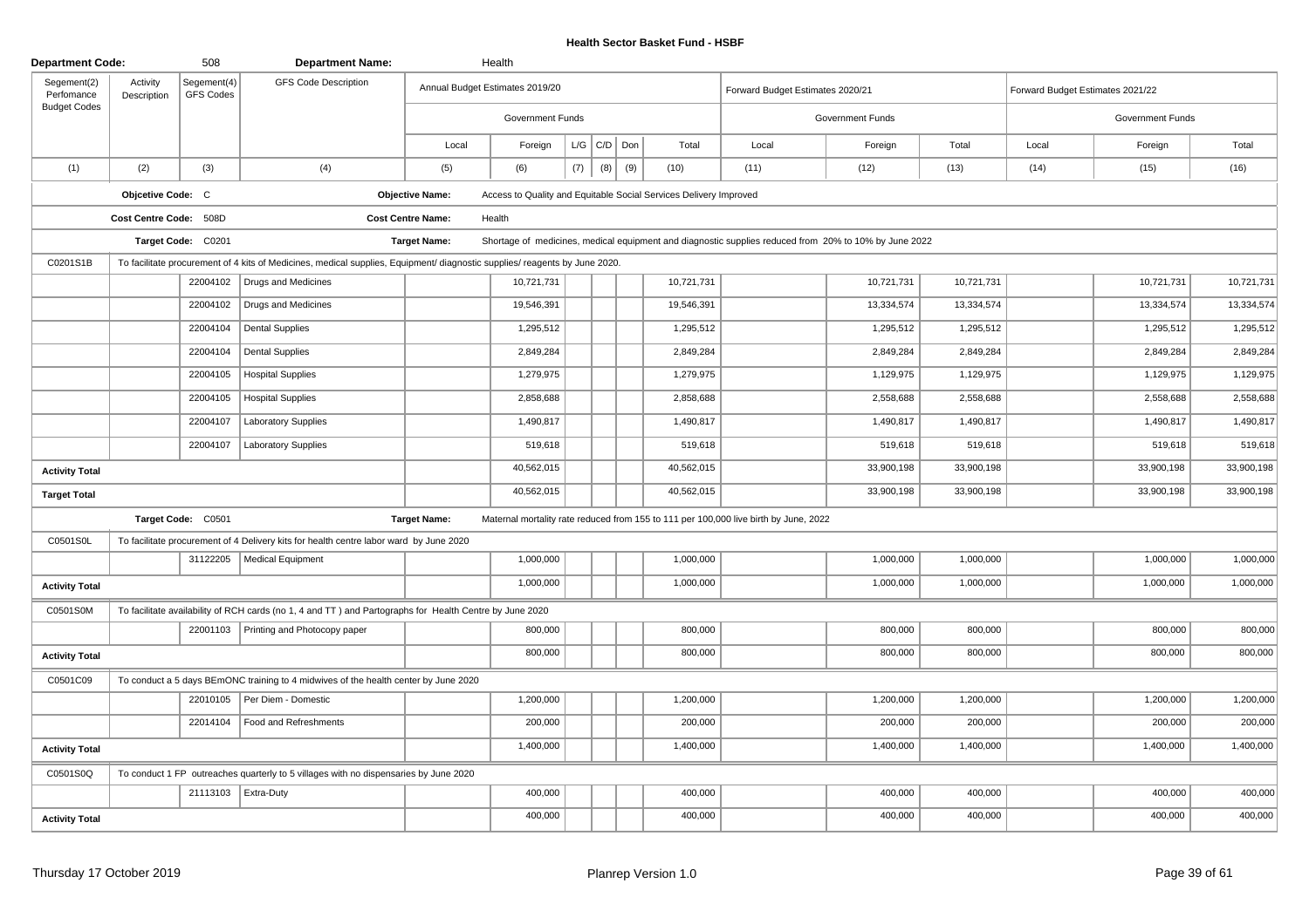# Health Sector Basket Fund - HSBF

| Department Code: | | 508 | Department Name: | | Health | | | | | | | | | | | | | |
|---|---|---|---|---|---|---|---|---|---|---|---|---|---|---|---|---|---|---|
| Segement(2) Perfomance Budget Codes | Activity Description | Segement(4) GFS Codes | GFS Code Description | Annual Budget Estimates 2019/20 | | | | | | Forward Budget Estimates 2020/21 | | | Forward Budget Estimates 2021/22 | | |
| | | | | Government Funds | | | | | | Government Funds | | | Government Funds | | |
| | | | | Local | Foreign | L/G | C/D | Don | Total | Local | Foreign | Total | Local | Foreign | Total |
| (1) | (2) | (3) | (4) | (5) | (6) | (7) | (8) | (9) | (10) | (11) | (12) | (13) | (14) | (15) | (16) |
| | Objcetive Code: C | | | Objective Name: | Access to Quality and Equitable Social Services Delivery Improved | | | | | | | | | | |
| | Cost Centre Code: 508D | | | Cost Centre Name: | Health | | | | | | | | | | |
| | Target Code: C0201 | | | Target Name: | Shortage of medicines, medical equipment and diagnostic supplies reduced from 20% to 10% by June 2022 | | | | | | | | | | |
| C0201S1B | To facilitate procurement of 4 kits of Medicines, medical supplies, Equipment/ diagnostic supplies/ reagents by June 2020. | | | | | | | | | | | | | | |
| | | 22004102 | Drugs and Medicines | | 10,721,731 | | | | 10,721,731 | | 10,721,731 | 10,721,731 | | 10,721,731 | 10,721,731 |
| | | 22004102 | Drugs and Medicines | | 19,546,391 | | | | 19,546,391 | | 13,334,574 | 13,334,574 | | 13,334,574 | 13,334,574 |
| | | 22004104 | Dental Supplies | | 1,295,512 | | | | 1,295,512 | | 1,295,512 | 1,295,512 | | 1,295,512 | 1,295,512 |
| | | 22004104 | Dental Supplies | | 2,849,284 | | | | 2,849,284 | | 2,849,284 | 2,849,284 | | 2,849,284 | 2,849,284 |
| | | 22004105 | Hospital Supplies | | 1,279,975 | | | | 1,279,975 | | 1,129,975 | 1,129,975 | | 1,129,975 | 1,129,975 |
| | | 22004105 | Hospital Supplies | | 2,858,688 | | | | 2,858,688 | | 2,558,688 | 2,558,688 | | 2,558,688 | 2,558,688 |
| | | 22004107 | Laboratory Supplies | | 1,490,817 | | | | 1,490,817 | | 1,490,817 | 1,490,817 | | 1,490,817 | 1,490,817 |
| | | 22004107 | Laboratory Supplies | | 519,618 | | | | 519,618 | | 519,618 | 519,618 | | 519,618 | 519,618 |
| Activity Total | | | | | 40,562,015 | | | | 40,562,015 | | 33,900,198 | 33,900,198 | | 33,900,198 | 33,900,198 |
| Target Total | | | | | 40,562,015 | | | | 40,562,015 | | 33,900,198 | 33,900,198 | | 33,900,198 | 33,900,198 |
| | Target Code: C0501 | | | Target Name: | Maternal mortality rate reduced from 155 to 111 per 100,000 live birth by June, 2022 | | | | | | | | | | |
| C0501S0L | To facilitate procurement of 4 Delivery kits for health centre labor ward by June 2020 | | | | | | | | | | | | | | |
| | | 31122205 | Medical Equipment | | 1,000,000 | | | | 1,000,000 | | 1,000,000 | 1,000,000 | | 1,000,000 | 1,000,000 |
| Activity Total | | | | | 1,000,000 | | | | 1,000,000 | | 1,000,000 | 1,000,000 | | 1,000,000 | 1,000,000 |
| C0501S0M | To facilitate availability of RCH cards (no 1, 4 and TT ) and Partographs for Health Centre by June 2020 | | | | | | | | | | | | | | |
| | | 22001103 | Printing and Photocopy paper | | 800,000 | | | | 800,000 | | 800,000 | 800,000 | | 800,000 | 800,000 |
| Activity Total | | | | | 800,000 | | | | 800,000 | | 800,000 | 800,000 | | 800,000 | 800,000 |
| C0501C09 | To conduct a 5 days BEmONC training to 4 midwives of the health center by June 2020 | | | | | | | | | | | | | | |
| | | 22010105 | Per Diem - Domestic | | 1,200,000 | | | | 1,200,000 | | 1,200,000 | 1,200,000 | | 1,200,000 | 1,200,000 |
| | | 22014104 | Food and Refreshments | | 200,000 | | | | 200,000 | | 200,000 | 200,000 | | 200,000 | 200,000 |
| Activity Total | | | | | 1,400,000 | | | | 1,400,000 | | 1,400,000 | 1,400,000 | | 1,400,000 | 1,400,000 |
| C0501S0Q | To conduct 1 FP outreaches quarterly to 5 villages with no dispensaries by June 2020 | | | | | | | | | | | | | | |
| | | 21113103 | Extra-Duty | | 400,000 | | | | 400,000 | | 400,000 | 400,000 | | 400,000 | 400,000 |
| Activity Total | | | | | 400,000 | | | | 400,000 | | 400,000 | 400,000 | | 400,000 | 400,000 |

Thursday 17 October 2019

Planrep Version 1.0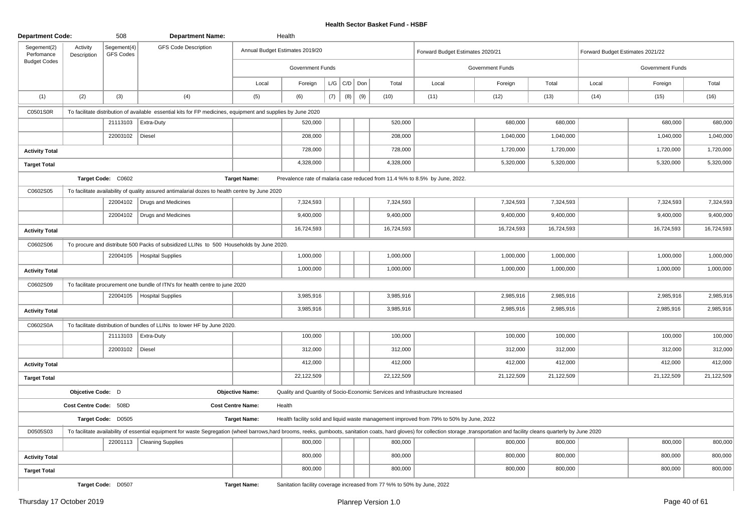# Health Sector Basket Fund - HSBF

| Department Code: | | 508 | Department Name: | | Health | | | | | | | | | | |
|---|---|---|---|---|---|---|---|---|---|---|---|---|---|---|---|
| Segement(2) Perfomance Budget Codes | Activity Description | Segement(4) GFS Codes | GFS Code Description | Annual Budget Estimates 2019/20 | | | | | | Forward Budget Estimates 2020/21 | | | Forward Budget Estimates 2021/22 | | |
| | | | | Government Funds | | | | | | Government Funds | | | Government Funds | | |
| | | | | Local | Foreign | L/G | C/D | Don | Total | Local | Foreign | Total | Local | Foreign | Total |
| (1) | (2) | (3) | (4) | (5) | (6) | (7) | (8) | (9) | (10) | (11) | (12) | (13) | (14) | (15) | (16) |
| C0501S0R | To facilitate distribution of available essential kits for FP medicines, equipment and supplies by June 2020 | | | | | | | | | | | | | | |
| | | 21113103 | Extra-Duty | | 520,000 | | | | 520,000 | | 680,000 | 680,000 | | 680,000 | 680,000 |
| | | 22003102 | Diesel | | 208,000 | | | | 208,000 | | 1,040,000 | 1,040,000 | | 1,040,000 | 1,040,000 |
| **Activity Total** | | | | | 728,000 | | | | 728,000 | | 1,720,000 | 1,720,000 | | 1,720,000 | 1,720,000 |
| **Target Total** | | | | | 4,328,000 | | | | 4,328,000 | | 5,320,000 | 5,320,000 | | 5,320,000 | 5,320,000 |
| | Target Code: C0602 | | | Target Name: | Prevalence rate of malaria case reduced from 11.4 %% to 8.5% by June, 2022. | | | | | | | | | | |
| C0602S05 | To facilitate availability of quality assured antimalarial dozes to health centre by June 2020 | | | | | | | | | | | | | | |
| | | 22004102 | Drugs and Medicines | | 7,324,593 | | | | 7,324,593 | | 7,324,593 | 7,324,593 | | 7,324,593 | 7,324,593 |
| | | 22004102 | Drugs and Medicines | | 9,400,000 | | | | 9,400,000 | | 9,400,000 | 9,400,000 | | 9,400,000 | 9,400,000 |
| **Activity Total** | | | | | 16,724,593 | | | | 16,724,593 | | 16,724,593 | 16,724,593 | | 16,724,593 | 16,724,593 |
| C0602S06 | To procure and distribute 500 Packs of subsidized LLINs to 500 Households by June 2020. | | | | | | | | | | | | | | |
| | | 22004105 | Hospital Supplies | | 1,000,000 | | | | 1,000,000 | | 1,000,000 | 1,000,000 | | 1,000,000 | 1,000,000 |
| **Activity Total** | | | | | 1,000,000 | | | | 1,000,000 | | 1,000,000 | 1,000,000 | | 1,000,000 | 1,000,000 |
| C0602S09 | To facilitate procurement one bundle of ITN's for health centre to june 2020 | | | | | | | | | | | | | | |
| | | 22004105 | Hospital Supplies | | 3,985,916 | | | | 3,985,916 | | 2,985,916 | 2,985,916 | | 2,985,916 | 2,985,916 |
| **Activity Total** | | | | | 3,985,916 | | | | 3,985,916 | | 2,985,916 | 2,985,916 | | 2,985,916 | 2,985,916 |
| C0602S0A | To facilitate distribution of bundles of LLINs to lower HF by June 2020. | | | | | | | | | | | | | | |
| | | 21113103 | Extra-Duty | | 100,000 | | | | 100,000 | | 100,000 | 100,000 | | 100,000 | 100,000 |
| | | 22003102 | Diesel | | 312,000 | | | | 312,000 | | 312,000 | 312,000 | | 312,000 | 312,000 |
| **Activity Total** | | | | | 412,000 | | | | 412,000 | | 412,000 | 412,000 | | 412,000 | 412,000 |
| **Target Total** | | | | | 22,122,509 | | | | 22,122,509 | | 21,122,509 | 21,122,509 | | 21,122,509 | 21,122,509 |
| | Objcetive Code: D | | | Objective Name: | Quality and Quantity of Socio-Economic Services and Infrastructure Increased | | | | | | | | | | |
| | Cost Centre Code: 508D | | | Cost Centre Name: | Health | | | | | | | | | | |
| | Target Code: D0505 | | | Target Name: | Health facility solid and liquid waste management improved from 79% to 50% by June, 2022 | | | | | | | | | | |
| D0505S03 | To facilitate availability of essential equipment for waste Segregation (wheel barrows,hard brooms, reeks, gumboots, sanitation coats, hard gloves) for collection storage ,transportation and facility cleans quarterly by June 2020 | | | | | | | | | | | | | | |
| | | 22001113 | Cleaning Supplies | | 800,000 | | | | 800,000 | | 800,000 | 800,000 | | 800,000 | 800,000 |
| **Activity Total** | | | | | 800,000 | | | | 800,000 | | 800,000 | 800,000 | | 800,000 | 800,000 |
| **Target Total** | | | | | 800,000 | | | | 800,000 | | 800,000 | 800,000 | | 800,000 | 800,000 |
| | Target Code: D0507 | | | Target Name: | Sanitation facility coverage increased from 77 %% to 50% by June, 2022 | | | | | | | | | | |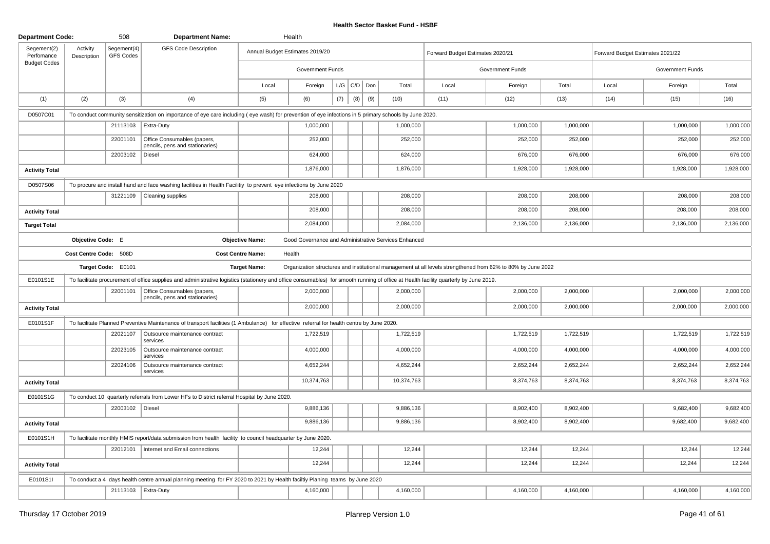**Health Sector Basket Fund - HSBF**

| Department Code: | | 508 | Department Name: | | Health | | | | | | | | | | |
|---|---|---|---|---|---|---|---|---|---|---|---|---|---|---|---|
| Segement(2) Perfomance Budget Codes | Activity Description | Segement(4) GFS Codes | GFS Code Description | Annual Budget Estimates 2019/20 | | | | | | Forward Budget Estimates 2020/21 | | | Forward Budget Estimates 2021/22 | | |
| | | | | Government Funds | | | | | | Government Funds | | | Government Funds | | |
| | | | | Local | Foreign | L/G | C/D | Don | Total | Local | Foreign | Total | Local | Foreign | Total |
| (1) | (2) | (3) | (4) | (5) | (6) | (7) | (8) | (9) | (10) | (11) | (12) | (13) | (14) | (15) | (16) |
| D0507C01 | To conduct community sensitization on importance of eye care including ( eye wash) for prevention of eye infections in 5 primary schools by June 2020. | | | | | | | | | | | | | | |
| | | 21113103 | Extra-Duty | | 1,000,000 | | | | 1,000,000 | | 1,000,000 | 1,000,000 | | 1,000,000 | 1,000,000 |
| | | 22001101 | Office Consumables (papers, pencils, pens and stationaries) | | 252,000 | | | | 252,000 | | 252,000 | 252,000 | | 252,000 | 252,000 |
| | | 22003102 | Diesel | | 624,000 | | | | 624,000 | | 676,000 | 676,000 | | 676,000 | 676,000 |
| Activity Total | | | | | 1,876,000 | | | | 1,876,000 | | 1,928,000 | 1,928,000 | | 1,928,000 | 1,928,000 |
| D0507S06 | To procure and install hand and face washing facilities in Health Facilitiy to prevent eye infections by June 2020 | | | | | | | | | | | | | | |
| | | 31221109 | Cleaning supplies | | 208,000 | | | | 208,000 | | 208,000 | 208,000 | | 208,000 | 208,000 |
| Activity Total | | | | | 208,000 | | | | 208,000 | | 208,000 | 208,000 | | 208,000 | 208,000 |
| Target Total | | | | | 2,084,000 | | | | 2,084,000 | | 2,136,000 | 2,136,000 | | 2,136,000 | 2,136,000 |
| | Objcetive Code: E | | | Objective Name: | Good Governance and Administrative Services Enhanced | | | | | | | | | | |
| | Cost Centre Code: 508D | | | Cost Centre Name: | Health | | | | | | | | | | |
| | Target Code: E0101 | | | Target Name: | Organization structures and institutional management at all levels strengthened from 62% to 80% by June 2022 | | | | | | | | | | |
| E0101S1E | To facilitate procurement of office supplies and administrative logistics (stationery and office consumables) for smooth running of office at Health facility quarterly by June 2019. | | | | | | | | | | | | | | |
| | | 22001101 | Office Consumables (papers, pencils, pens and stationaries) | | 2,000,000 | | | | 2,000,000 | | 2,000,000 | 2,000,000 | | 2,000,000 | 2,000,000 |
| Activity Total | | | | | 2,000,000 | | | | 2,000,000 | | 2,000,000 | 2,000,000 | | 2,000,000 | 2,000,000 |
| E0101S1F | To facilitate Planned Preventive Maintenance of transport facilities (1 Ambulance) for effective referral for health centre by June 2020. | | | | | | | | | | | | | | |
| | | 22021107 | Outsource maintenance contract services | | 1,722,519 | | | | 1,722,519 | | 1,722,519 | 1,722,519 | | 1,722,519 | 1,722,519 |
| | | 22023105 | Outsource maintenance contract services | | 4,000,000 | | | | 4,000,000 | | 4,000,000 | 4,000,000 | | 4,000,000 | 4,000,000 |
| | | 22024106 | Outsource maintenance contract services | | 4,652,244 | | | | 4,652,244 | | 2,652,244 | 2,652,244 | | 2,652,244 | 2,652,244 |
| Activity Total | | | | | 10,374,763 | | | | 10,374,763 | | 8,374,763 | 8,374,763 | | 8,374,763 | 8,374,763 |
| E0101S1G | To conduct 10 quarterly referrals from Lower HFs to District referral Hospital by June 2020. | | | | | | | | | | | | | | |
| | | 22003102 | Diesel | | 9,886,136 | | | | 9,886,136 | | 8,902,400 | 8,902,400 | | 9,682,400 | 9,682,400 |
| Activity Total | | | | | 9,886,136 | | | | 9,886,136 | | 8,902,400 | 8,902,400 | | 9,682,400 | 9,682,400 |
| E0101S1H | To facilitate monthly HMIS report/data submission from health facility to council headquarter by June 2020. | | | | | | | | | | | | | | |
| | | 22012101 | Internet and Email connections | | 12,244 | | | | 12,244 | | 12,244 | 12,244 | | 12,244 | 12,244 |
| Activity Total | | | | | 12,244 | | | | 12,244 | | 12,244 | 12,244 | | 12,244 | 12,244 |
| E0101S1I | To conduct a 4 days health centre annual planning meeting for FY 2020 to 2021 by Health faciltiy Planing teams by June 2020 | | | | | | | | | | | | | | |
| | | 21113103 | Extra-Duty | | 4,160,000 | | | | 4,160,000 | | 4,160,000 | 4,160,000 | | 4,160,000 | 4,160,000 |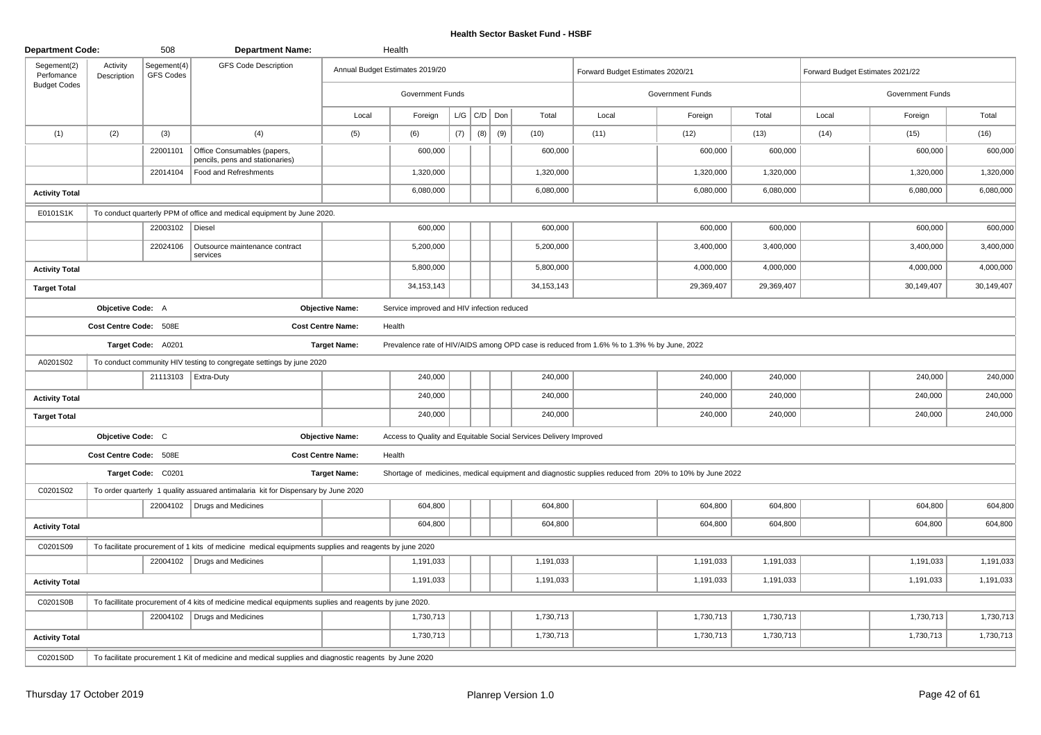# Health Sector Basket Fund - HSBF

| Department Code: | | 508 | Department Name: | | Health | | | | | | | | | | |
|---|---|---|---|---|---|---|---|---|---|---|---|---|---|---|---|
| Segement(2) Perfomance Budget Codes | Activity Description | Segement(4) GFS Codes | GFS Code Description | Annual Budget Estimates 2019/20 | | | | | | Forward Budget Estimates 2020/21 | | | Forward Budget Estimates 2021/22 | | |
| | | | | Government Funds | | | | | | Government Funds | | | Government Funds | | |
| | | | | Local | Foreign | L/G | C/D | Don | Total | Local | Foreign | Total | Local | Foreign | Total |
| (1) | (2) | (3) | (4) | (5) | (6) | (7) | (8) | (9) | (10) | (11) | (12) | (13) | (14) | (15) | (16) |
| | | 22001101 | Office Consumables (papers, pencils, pens and stationaries) | | 600,000 | | | | 600,000 | | 600,000 | 600,000 | | 600,000 | 600,000 |
| | | 22014104 | Food and Refreshments | | 1,320,000 | | | | 1,320,000 | | 1,320,000 | 1,320,000 | | 1,320,000 | 1,320,000 |
| **Activity Total** | | | | | 6,080,000 | | | | 6,080,000 | | 6,080,000 | 6,080,000 | | 6,080,000 | 6,080,000 |
| E0101S1K | To conduct quarterly PPM of office and medical equipment by June 2020. | | | | | | | | | | | | | | |
| | | 22003102 | Diesel | | 600,000 | | | | 600,000 | | 600,000 | 600,000 | | 600,000 | 600,000 |
| | | 22024106 | Outsource maintenance contract services | | 5,200,000 | | | | 5,200,000 | | 3,400,000 | 3,400,000 | | 3,400,000 | 3,400,000 |
| **Activity Total** | | | | | 5,800,000 | | | | 5,800,000 | | 4,000,000 | 4,000,000 | | 4,000,000 | 4,000,000 |
| **Target Total** | | | | | 34,153,143 | | | | 34,153,143 | | 29,369,407 | 29,369,407 | | 30,149,407 | 30,149,407 |
| | Objcetive Code: A | | | Objective Name: | Service improved and HIV infection reduced | | | | | | | | | | |
| | Cost Centre Code: 508E | | | Cost Centre Name: | Health | | | | | | | | | | |
| | Target Code: A0201 | | | Target Name: | Prevalence rate of HIV/AIDS among OPD case is reduced from 1.6% % to 1.3% % by June, 2022 | | | | | | | | | | |
| A0201S02 | To conduct community HIV testing to congregate settings by june 2020 | | | | | | | | | | | | | | |
| | | 21113103 | Extra-Duty | | 240,000 | | | | 240,000 | | 240,000 | 240,000 | | 240,000 | 240,000 |
| **Activity Total** | | | | | 240,000 | | | | 240,000 | | 240,000 | 240,000 | | 240,000 | 240,000 |
| **Target Total** | | | | | 240,000 | | | | 240,000 | | 240,000 | 240,000 | | 240,000 | 240,000 |
| | Objcetive Code: C | | | Objective Name: | Access to Quality and Equitable Social Services Delivery Improved | | | | | | | | | | |
| | Cost Centre Code: 508E | | | Cost Centre Name: | Health | | | | | | | | | | |
| | Target Code: C0201 | | | Target Name: | Shortage of medicines, medical equipment and diagnostic supplies reduced from 20% to 10% by June 2022 | | | | | | | | | | |
| C0201S02 | To order quarterly 1 quality assuared antimalaria kit for Dispensary by June 2020 | | | | | | | | | | | | | | |
| | | 22004102 | Drugs and Medicines | | 604,800 | | | | 604,800 | | 604,800 | 604,800 | | 604,800 | 604,800 |
| **Activity Total** | | | | | 604,800 | | | | 604,800 | | 604,800 | 604,800 | | 604,800 | 604,800 |
| C0201S09 | To facilitate procurement of 1 kits of medicine medical equipments supplies and reagents by june 2020 | | | | | | | | | | | | | | |
| | | 22004102 | Drugs and Medicines | | 1,191,033 | | | | 1,191,033 | | 1,191,033 | 1,191,033 | | 1,191,033 | 1,191,033 |
| **Activity Total** | | | | | 1,191,033 | | | | 1,191,033 | | 1,191,033 | 1,191,033 | | 1,191,033 | 1,191,033 |
| C0201S0B | To facillitate procurement of 4 kits of medicine medical equipments suplies and reagents by june 2020. | | | | | | | | | | | | | | |
| | | 22004102 | Drugs and Medicines | | 1,730,713 | | | | 1,730,713 | | 1,730,713 | 1,730,713 | | 1,730,713 | 1,730,713 |
| **Activity Total** | | | | | 1,730,713 | | | | 1,730,713 | | 1,730,713 | 1,730,713 | | 1,730,713 | 1,730,713 |
| C0201S0D | To facilitate procurement 1 Kit of medicine and medical supplies and diagnostic reagents by June 2020 | | | | | | | | | | | | | | |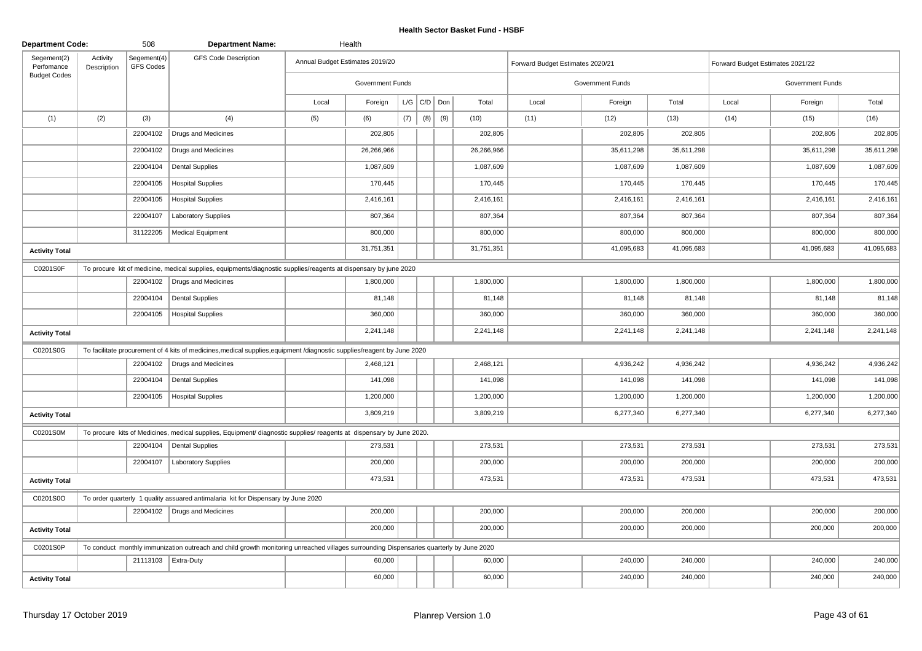# Health Sector Basket Fund - HSBF

| Department Code: | | 508 | Department Name: | | Health | | | | | | | | | | |
|---|---|---|---|---|---|---|---|---|---|---|---|---|---|---|---|
| Segement(2) Perfomance Budget Codes | Activity Description | Segement(4) GFS Codes | GFS Code Description | Annual Budget Estimates 2019/20 | | | | | | Forward Budget Estimates 2020/21 | | | Forward Budget Estimates 2021/22 | | |
| | | | | Government Funds | | | | | | Government Funds | | | Government Funds | | |
| | | | | Local | Foreign | L/G | C/D | Don | Total | Local | Foreign | Total | Local | Foreign | Total |
| (1) | (2) | (3) | (4) | (5) | (6) | (7) | (8) | (9) | (10) | (11) | (12) | (13) | (14) | (15) | (16) |
| | | 22004102 | Drugs and Medicines | | 202,805 | | | | 202,805 | | 202,805 | 202,805 | | 202,805 | 202,805 |
| | | 22004102 | Drugs and Medicines | | 26,266,966 | | | | 26,266,966 | | 35,611,298 | 35,611,298 | | 35,611,298 | 35,611,298 |
| | | 22004104 | Dental Supplies | | 1,087,609 | | | | 1,087,609 | | 1,087,609 | 1,087,609 | | 1,087,609 | 1,087,609 |
| | | 22004105 | Hospital Supplies | | 170,445 | | | | 170,445 | | 170,445 | 170,445 | | 170,445 | 170,445 |
| | | 22004105 | Hospital Supplies | | 2,416,161 | | | | 2,416,161 | | 2,416,161 | 2,416,161 | | 2,416,161 | 2,416,161 |
| | | 22004107 | Laboratory Supplies | | 807,364 | | | | 807,364 | | 807,364 | 807,364 | | 807,364 | 807,364 |
| | | 31122205 | Medical Equipment | | 800,000 | | | | 800,000 | | 800,000 | 800,000 | | 800,000 | 800,000 |
| **Activity Total** | | | | | 31,751,351 | | | | 31,751,351 | | 41,095,683 | 41,095,683 | | 41,095,683 | 41,095,683 |
| C0201S0F | To procure kit of medicine, medical supplies, equipments/diagnostic supplies/reagents at dispensary by june 2020 | | | | | | | | | | | | | | |
| | | 22004102 | Drugs and Medicines | | 1,800,000 | | | | 1,800,000 | | 1,800,000 | 1,800,000 | | 1,800,000 | 1,800,000 |
| | | 22004104 | Dental Supplies | | 81,148 | | | | 81,148 | | 81,148 | 81,148 | | 81,148 | 81,148 |
| | | 22004105 | Hospital Supplies | | 360,000 | | | | 360,000 | | 360,000 | 360,000 | | 360,000 | 360,000 |
| **Activity Total** | | | | | 2,241,148 | | | | 2,241,148 | | 2,241,148 | 2,241,148 | | 2,241,148 | 2,241,148 |
| C0201S0G | To facilitate procurement of 4 kits of medicines,medical supplies,equipment /diagnostic supplies/reagent by June 2020 | | | | | | | | | | | | | | |
| | | 22004102 | Drugs and Medicines | | 2,468,121 | | | | 2,468,121 | | 4,936,242 | 4,936,242 | | 4,936,242 | 4,936,242 |
| | | 22004104 | Dental Supplies | | 141,098 | | | | 141,098 | | 141,098 | 141,098 | | 141,098 | 141,098 |
| | | 22004105 | Hospital Supplies | | 1,200,000 | | | | 1,200,000 | | 1,200,000 | 1,200,000 | | 1,200,000 | 1,200,000 |
| **Activity Total** | | | | | 3,809,219 | | | | 3,809,219 | | 6,277,340 | 6,277,340 | | 6,277,340 | 6,277,340 |
| C0201S0M | To procure kits of Medicines, medical supplies, Equipment/ diagnostic supplies/ reagents at dispensary by June 2020. | | | | | | | | | | | | | | |
| | | 22004104 | Dental Supplies | | 273,531 | | | | 273,531 | | 273,531 | 273,531 | | 273,531 | 273,531 |
| | | 22004107 | Laboratory Supplies | | 200,000 | | | | 200,000 | | 200,000 | 200,000 | | 200,000 | 200,000 |
| **Activity Total** | | | | | 473,531 | | | | 473,531 | | 473,531 | 473,531 | | 473,531 | 473,531 |
| C0201S0O | To order quarterly 1 quality assuared antimalaria kit for Dispensary by June 2020 | | | | | | | | | | | | | | |
| | | 22004102 | Drugs and Medicines | | 200,000 | | | | 200,000 | | 200,000 | 200,000 | | 200,000 | 200,000 |
| **Activity Total** | | | | | 200,000 | | | | 200,000 | | 200,000 | 200,000 | | 200,000 | 200,000 |
| C0201S0P | To conduct monthly immunization outreach and child growth monitoring unreached villages surrounding Dispensaries quarterly by June 2020 | | | | | | | | | | | | | | |
| | | 21113103 | Extra-Duty | | 60,000 | | | | 60,000 | | 240,000 | 240,000 | | 240,000 | 240,000 |
| **Activity Total** | | | | | 60,000 | | | | 60,000 | | 240,000 | 240,000 | | 240,000 | 240,000 |

Thursday 17 October 2019 — Planrep Version 1.0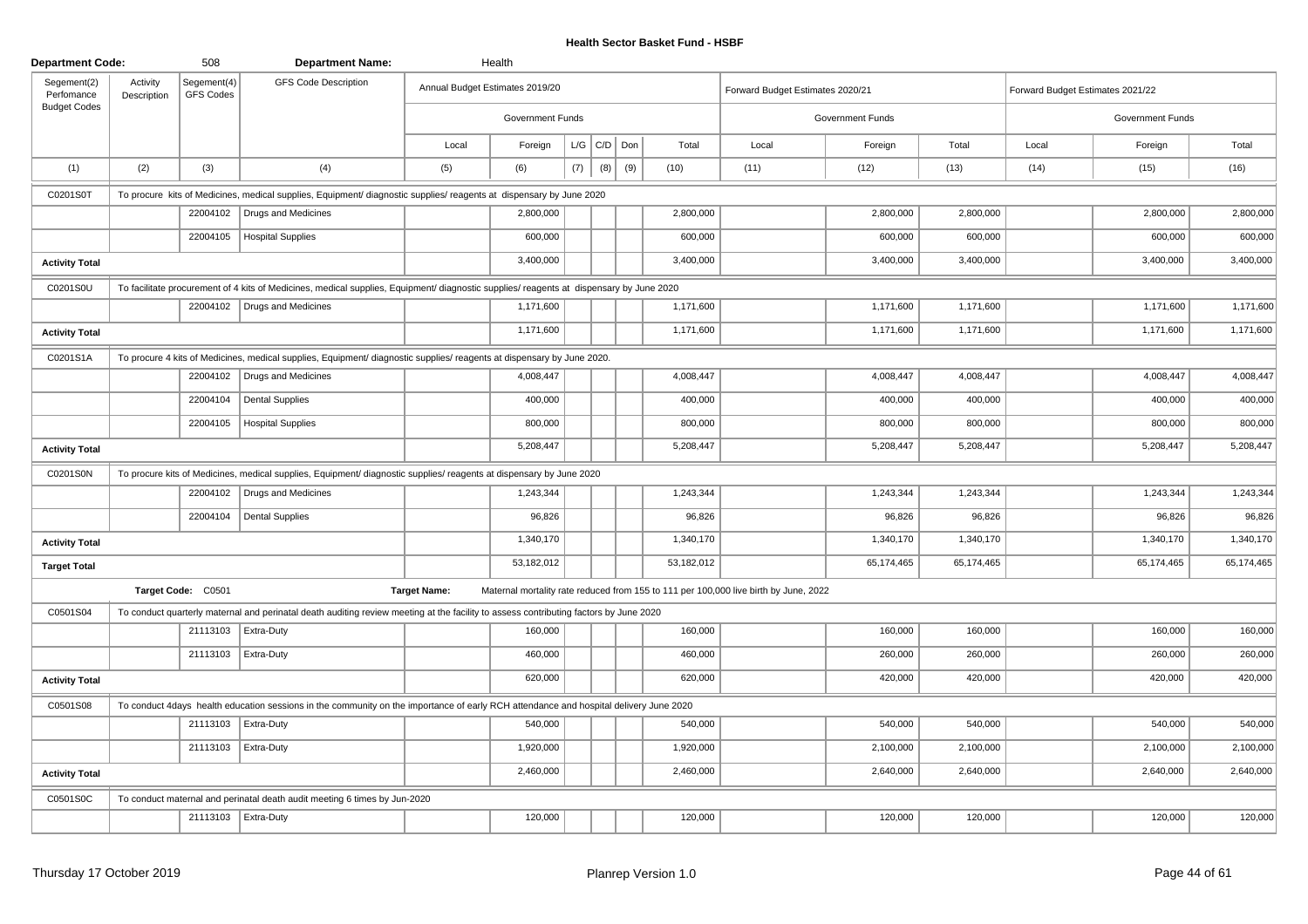# Health Sector Basket Fund - HSBF

| Department Code: | | 508 | Department Name: | | Health | | | | | | | | | | | |
|---|---|---|---|---|---|---|---|---|---|---|---|---|---|---|---|---|
| Segement(2) Perfomance Budget Codes | Activity Description | Segement(4) GFS Codes | GFS Code Description | Annual Budget Estimates 2019/20 | | | | | | Forward Budget Estimates 2020/21 | | | Forward Budget Estimates 2021/22 | | | |
| | | | | Government Funds | | | | | | Government Funds | | | Government Funds | | | |
| | | | | Local | Foreign | L/G | C/D | Don | Total | Local | Foreign | Total | Local | Foreign | Total | |
| (1) | (2) | (3) | (4) | (5) | (6) | (7) | (8) | (9) | (10) | (11) | (12) | (13) | (14) | (15) | (16) | |
| C0201S0T | To procure kits of Medicines, medical supplies, Equipment/ diagnostic supplies/ reagents at dispensary by June 2020 | | | | | | | | | | | | | | | |
| | | 22004102 | Drugs and Medicines | | 2,800,000 | | | | 2,800,000 | | 2,800,000 | 2,800,000 | | 2,800,000 | 2,800,000 | |
| | | 22004105 | Hospital Supplies | | 600,000 | | | | 600,000 | | 600,000 | 600,000 | | 600,000 | 600,000 | |
| Activity Total | | | | | 3,400,000 | | | | 3,400,000 | | 3,400,000 | 3,400,000 | | 3,400,000 | 3,400,000 | |
| C0201S0U | To facilitate procurement of 4 kits of Medicines, medical supplies, Equipment/ diagnostic supplies/ reagents at dispensary by June 2020 | | | | | | | | | | | | | | | |
| | | 22004102 | Drugs and Medicines | | 1,171,600 | | | | 1,171,600 | | 1,171,600 | 1,171,600 | | 1,171,600 | 1,171,600 | |
| Activity Total | | | | | 1,171,600 | | | | 1,171,600 | | 1,171,600 | 1,171,600 | | 1,171,600 | 1,171,600 | |
| C0201S1A | To procure 4 kits of Medicines, medical supplies, Equipment/ diagnostic supplies/ reagents at dispensary by June 2020. | | | | | | | | | | | | | | | |
| | | 22004102 | Drugs and Medicines | | 4,008,447 | | | | 4,008,447 | | 4,008,447 | 4,008,447 | | 4,008,447 | 4,008,447 | |
| | | 22004104 | Dental Supplies | | 400,000 | | | | 400,000 | | 400,000 | 400,000 | | 400,000 | 400,000 | |
| | | 22004105 | Hospital Supplies | | 800,000 | | | | 800,000 | | 800,000 | 800,000 | | 800,000 | 800,000 | |
| Activity Total | | | | | 5,208,447 | | | | 5,208,447 | | 5,208,447 | 5,208,447 | | 5,208,447 | 5,208,447 | |
| C0201S0N | To procure kits of Medicines, medical supplies, Equipment/ diagnostic supplies/ reagents at dispensary by June 2020 | | | | | | | | | | | | | | | |
| | | 22004102 | Drugs and Medicines | | 1,243,344 | | | | 1,243,344 | | 1,243,344 | 1,243,344 | | 1,243,344 | 1,243,344 | |
| | | 22004104 | Dental Supplies | | 96,826 | | | | 96,826 | | 96,826 | 96,826 | | 96,826 | 96,826 | |
| Activity Total | | | | | 1,340,170 | | | | 1,340,170 | | 1,340,170 | 1,340,170 | | 1,340,170 | 1,340,170 | |
| Target Total | | | | | 53,182,012 | | | | 53,182,012 | | 65,174,465 | 65,174,465 | | 65,174,465 | 65,174,465 | |
| Target Code: C0501 | | | | Target Name: | Maternal mortality rate reduced from 155 to 111 per 100,000 live birth by June, 2022 | | | | | | | | | | | |
| C0501S04 | To conduct quarterly maternal and perinatal death auditing review meeting at the facility to assess contributing factors by June 2020 | | | | | | | | | | | | | | | |
| | | 21113103 | Extra-Duty | | 160,000 | | | | 160,000 | | 160,000 | 160,000 | | 160,000 | 160,000 | |
| | | 21113103 | Extra-Duty | | 460,000 | | | | 460,000 | | 260,000 | 260,000 | | 260,000 | 260,000 | |
| Activity Total | | | | | 620,000 | | | | 620,000 | | 420,000 | 420,000 | | 420,000 | 420,000 | |
| C0501S08 | To conduct 4days health education sessions in the community on the importance of early RCH attendance and hospital delivery June 2020 | | | | | | | | | | | | | | | |
| | | 21113103 | Extra-Duty | | 540,000 | | | | 540,000 | | 540,000 | 540,000 | | 540,000 | 540,000 | |
| | | 21113103 | Extra-Duty | | 1,920,000 | | | | 1,920,000 | | 2,100,000 | 2,100,000 | | 2,100,000 | 2,100,000 | |
| Activity Total | | | | | 2,460,000 | | | | 2,460,000 | | 2,640,000 | 2,640,000 | | 2,640,000 | 2,640,000 | |
| C0501S0C | To conduct maternal and perinatal death audit meeting 6 times by Jun-2020 | | | | | | | | | | | | | | | |
| | | 21113103 | Extra-Duty | | 120,000 | | | | 120,000 | | 120,000 | 120,000 | | 120,000 | 120,000 | |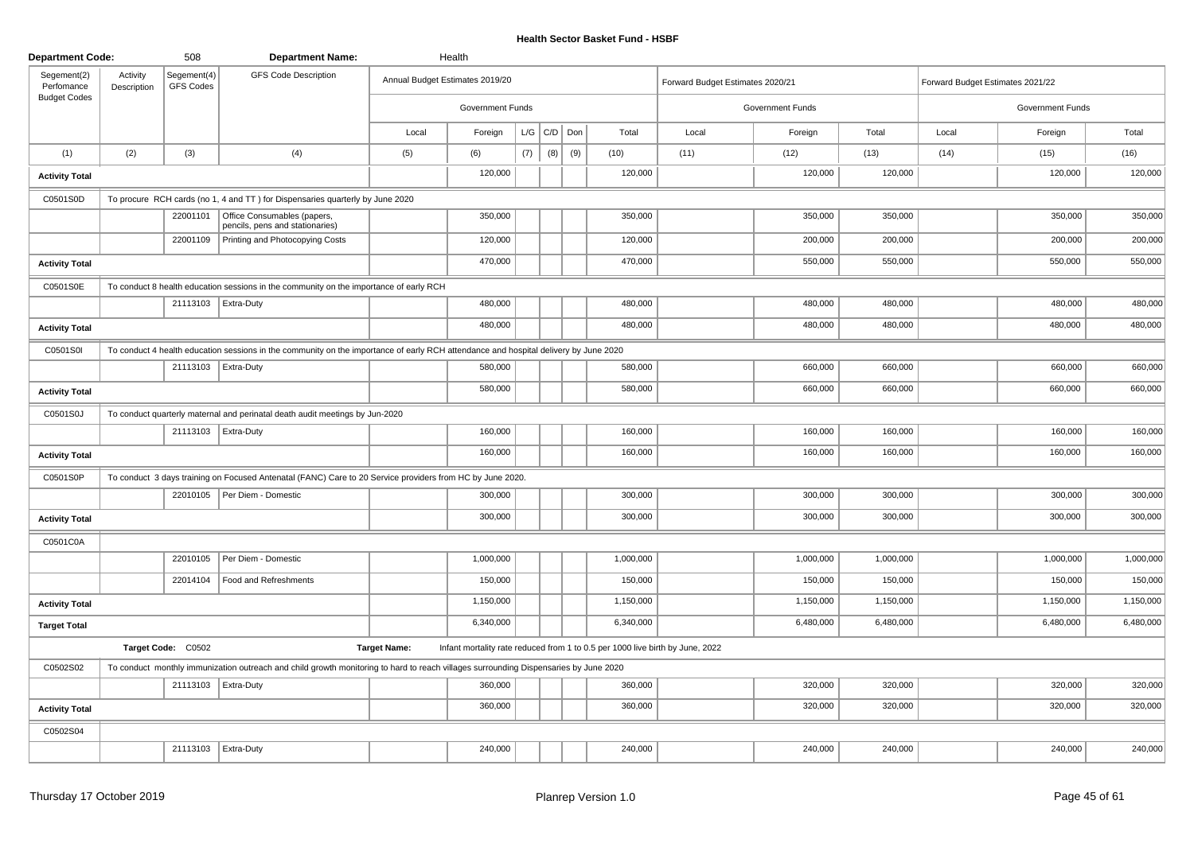# Health Sector Basket Fund - HSBF

| Department Code: | | 508 | Department Name: | | Health | | | | | | | | | | |
|---|---|---|---|---|---|---|---|---|---|---|---|---|---|---|---|
| Segement(2) Perfomance Budget Codes | Activity Description | Segement(4) GFS Codes | GFS Code Description | Annual Budget Estimates 2019/20 | | | | | | Forward Budget Estimates 2020/21 | | | Forward Budget Estimates 2021/22 | | |
| | | | | Government Funds | | | | | | Government Funds | | | Government Funds | | |
| | | | | Local | Foreign | L/G | C/D | Don | Total | Local | Foreign | Total | Local | Foreign | Total |
| (1) | (2) | (3) | (4) | (5) | (6) | (7) | (8) | (9) | (10) | (11) | (12) | (13) | (14) | (15) | (16) |
| **Activity Total** | | | | | 120,000 | | | | 120,000 | | 120,000 | 120,000 | | 120,000 | 120,000 |
| C0501S0D | To procure RCH cards (no 1, 4 and TT ) for Dispensaries quarterly by June 2020 | | | | | | | | | | | | | | |
| | | 22001101 | Office Consumables (papers, pencils, pens and stationaries) | | 350,000 | | | | 350,000 | | 350,000 | 350,000 | | 350,000 | 350,000 |
| | | 22001109 | Printing and Photocopying Costs | | 120,000 | | | | 120,000 | | 200,000 | 200,000 | | 200,000 | 200,000 |
| **Activity Total** | | | | | 470,000 | | | | 470,000 | | 550,000 | 550,000 | | 550,000 | 550,000 |
| C0501S0E | To conduct 8 health education sessions in the community on the importance of early RCH | | | | | | | | | | | | | | |
| | | 21113103 | Extra-Duty | | 480,000 | | | | 480,000 | | 480,000 | 480,000 | | 480,000 | 480,000 |
| **Activity Total** | | | | | 480,000 | | | | 480,000 | | 480,000 | 480,000 | | 480,000 | 480,000 |
| C0501S0I | To conduct 4 health education sessions in the community on the importance of early RCH attendance and hospital delivery by June 2020 | | | | | | | | | | | | | | |
| | | 21113103 | Extra-Duty | | 580,000 | | | | 580,000 | | 660,000 | 660,000 | | 660,000 | 660,000 |
| **Activity Total** | | | | | 580,000 | | | | 580,000 | | 660,000 | 660,000 | | 660,000 | 660,000 |
| C0501S0J | To conduct quarterly maternal and perinatal death audit meetings by Jun-2020 | | | | | | | | | | | | | | |
| | | 21113103 | Extra-Duty | | 160,000 | | | | 160,000 | | 160,000 | 160,000 | | 160,000 | 160,000 |
| **Activity Total** | | | | | 160,000 | | | | 160,000 | | 160,000 | 160,000 | | 160,000 | 160,000 |
| C0501S0P | To conduct 3 days training on Focused Antenatal (FANC) Care to 20 Service providers from HC by June 2020. | | | | | | | | | | | | | | |
| | | 22010105 | Per Diem - Domestic | | 300,000 | | | | 300,000 | | 300,000 | 300,000 | | 300,000 | 300,000 |
| **Activity Total** | | | | | 300,000 | | | | 300,000 | | 300,000 | 300,000 | | 300,000 | 300,000 |
| C0501C0A | | | | | | | | | | | | | | | |
| | | 22010105 | Per Diem - Domestic | | 1,000,000 | | | | 1,000,000 | | 1,000,000 | 1,000,000 | | 1,000,000 | 1,000,000 |
| | | 22014104 | Food and Refreshments | | 150,000 | | | | 150,000 | | 150,000 | 150,000 | | 150,000 | 150,000 |
| **Activity Total** | | | | | 1,150,000 | | | | 1,150,000 | | 1,150,000 | 1,150,000 | | 1,150,000 | 1,150,000 |
| **Target Total** | | | | | 6,340,000 | | | | 6,340,000 | | 6,480,000 | 6,480,000 | | 6,480,000 | 6,480,000 |
| | **Target Code: C0502** | | | **Target Name:** | Infant mortality rate reduced from 1 to 0.5 per 1000 live birth by June, 2022 | | | | | | | | | | |
| C0502S02 | To conduct monthly immunization outreach and child growth monitoring to hard to reach villages surrounding Dispensaries by June 2020 | | | | | | | | | | | | | | |
| | | 21113103 | Extra-Duty | | 360,000 | | | | 360,000 | | 320,000 | 320,000 | | 320,000 | 320,000 |
| **Activity Total** | | | | | 360,000 | | | | 360,000 | | 320,000 | 320,000 | | 320,000 | 320,000 |
| C0502S04 | | | | | | | | | | | | | | | |
| | | 21113103 | Extra-Duty | | 240,000 | | | | 240,000 | | 240,000 | 240,000 | | 240,000 | 240,000 |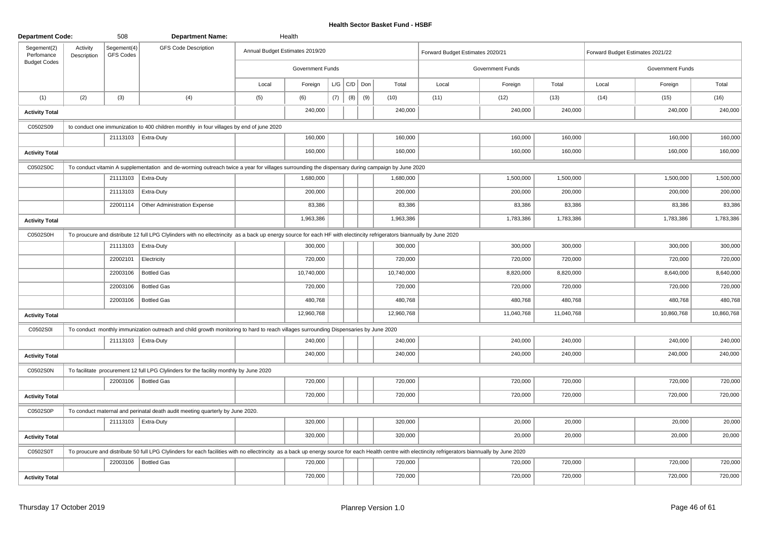# Health Sector Basket Fund - HSBF

| Department Code: | 508 | | Department Name: | Health | | | | | | | | | | | |
|---|---|---|---|---|---|---|---|---|---|---|---|---|---|---|---|
| Segement(2) Perfomance Budget Codes | Activity Description | Segement(4) GFS Codes | GFS Code Description | Annual Budget Estimates 2019/20 | | | | | | Forward Budget Estimates 2020/21 | | | Forward Budget Estimates 2021/22 | | |
| | | | | Government Funds | | | | | | Government Funds | | | Government Funds | | |
| | | | | Local | Foreign | L/G | C/D | Don | Total | Local | Foreign | Total | Local | Foreign | Total |
| (1) | (2) | (3) | (4) | (5) | (6) | (7) | (8) | (9) | (10) | (11) | (12) | (13) | (14) | (15) | (16) |
| **Activity Total** | | | | | 240,000 | | | | 240,000 | | 240,000 | 240,000 | | 240,000 | 240,000 |
| C0502S09 | to conduct one immunization to 400 children monthly in four villages by end of june 2020 | | | | | | | | | | | | | | |
| | | 21113103 | Extra-Duty | | 160,000 | | | | 160,000 | | 160,000 | 160,000 | | 160,000 | 160,000 |
| **Activity Total** | | | | | 160,000 | | | | 160,000 | | 160,000 | 160,000 | | 160,000 | 160,000 |
| C0502S0C | To conduct vitamin A supplementation and de-worming outreach twice a year for villages surrounding the dispensary during campaign by June 2020 | | | | | | | | | | | | | | |
| | | 21113103 | Extra-Duty | | 1,680,000 | | | | 1,680,000 | | 1,500,000 | 1,500,000 | | 1,500,000 | 1,500,000 |
| | | 21113103 | Extra-Duty | | 200,000 | | | | 200,000 | | 200,000 | 200,000 | | 200,000 | 200,000 |
| | | 22001114 | Other Administration Expense | | 83,386 | | | | 83,386 | | 83,386 | 83,386 | | 83,386 | 83,386 |
| **Activity Total** | | | | | 1,963,386 | | | | 1,963,386 | | 1,783,386 | 1,783,386 | | 1,783,386 | 1,783,386 |
| C0502S0H | To proucure and distribute 12 full LPG Clylinders with no ellectrincity as a back up energy source for each HF with electincity refrigerators biannually by June 2020 | | | | | | | | | | | | | | |
| | | 21113103 | Extra-Duty | | 300,000 | | | | 300,000 | | 300,000 | 300,000 | | 300,000 | 300,000 |
| | | 22002101 | Electricity | | 720,000 | | | | 720,000 | | 720,000 | 720,000 | | 720,000 | 720,000 |
| | | 22003106 | Bottled Gas | | 10,740,000 | | | | 10,740,000 | | 8,820,000 | 8,820,000 | | 8,640,000 | 8,640,000 |
| | | 22003106 | Bottled Gas | | 720,000 | | | | 720,000 | | 720,000 | 720,000 | | 720,000 | 720,000 |
| | | 22003106 | Bottled Gas | | 480,768 | | | | 480,768 | | 480,768 | 480,768 | | 480,768 | 480,768 |
| **Activity Total** | | | | | 12,960,768 | | | | 12,960,768 | | 11,040,768 | 11,040,768 | | 10,860,768 | 10,860,768 |
| C0502S0I | To conduct monthly immunization outreach and child growth monitoring to hard to reach villages surrounding Dispensaries by June 2020 | | | | | | | | | | | | | | |
| | | 21113103 | Extra-Duty | | 240,000 | | | | 240,000 | | 240,000 | 240,000 | | 240,000 | 240,000 |
| **Activity Total** | | | | | 240,000 | | | | 240,000 | | 240,000 | 240,000 | | 240,000 | 240,000 |
| C0502S0N | To facilitate procurement 12 full LPG Clylinders for the facility monthly by June 2020 | | | | | | | | | | | | | | |
| | | 22003106 | Bottled Gas | | 720,000 | | | | 720,000 | | 720,000 | 720,000 | | 720,000 | 720,000 |
| **Activity Total** | | | | | 720,000 | | | | 720,000 | | 720,000 | 720,000 | | 720,000 | 720,000 |
| C0502S0P | To conduct maternal and perinatal death audit meeting quarterly by June 2020. | | | | | | | | | | | | | | |
| | | 21113103 | Extra-Duty | | 320,000 | | | | 320,000 | | 20,000 | 20,000 | | 20,000 | 20,000 |
| **Activity Total** | | | | | 320,000 | | | | 320,000 | | 20,000 | 20,000 | | 20,000 | 20,000 |
| C0502S0T | To proucure and distribute 50 full LPG Clylinders for each facilities with no ellectrincity as a back up energy source for each Health centre with electincity refrigerators biannually by June 2020 | | | | | | | | | | | | | | |
| | | 22003106 | Bottled Gas | | 720,000 | | | | 720,000 | | 720,000 | 720,000 | | 720,000 | 720,000 |
| **Activity Total** | | | | | 720,000 | | | | 720,000 | | 720,000 | 720,000 | | 720,000 | 720,000 |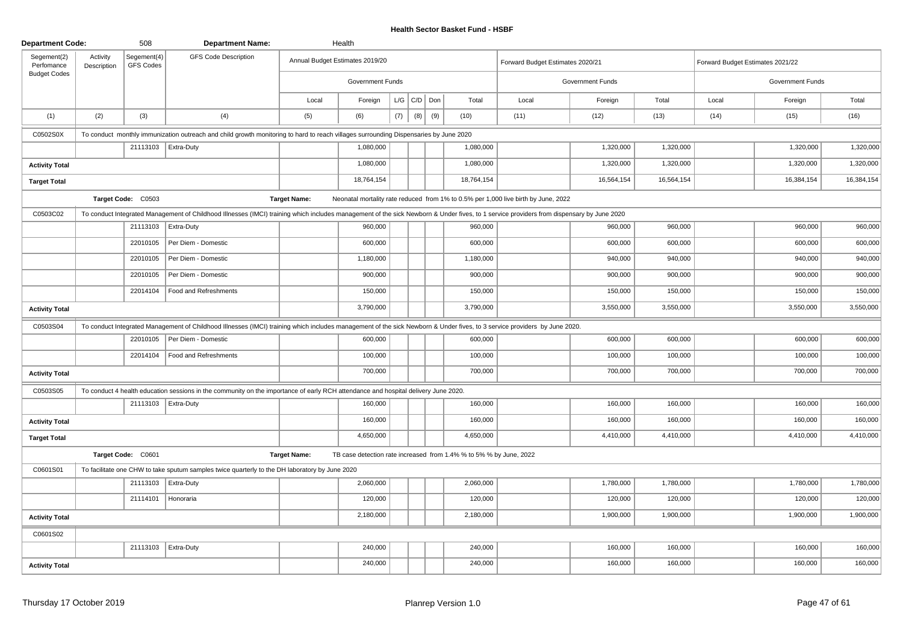## Health Sector Basket Fund - HSBF

| Department Code: | | 508 | Department Name: | | Health | | | | | | | | | | |
|---|---|---|---|---|---|---|---|---|---|---|---|---|---|---|---|
| Segement(2) Perfomance Budget Codes | Activity Description | Segement(4) GFS Codes | GFS Code Description | Annual Budget Estimates 2019/20 | | | | | | Forward Budget Estimates 2020/21 | | | Forward Budget Estimates 2021/22 | | |
| | | | | Government Funds | | | | | | Government Funds | | | Government Funds | | |
| | | | | Local | Foreign | L/G | C/D | Don | Total | Local | Foreign | Total | Local | Foreign | Total |
| (1) | (2) | (3) | (4) | (5) | (6) | (7) | (8) | (9) | (10) | (11) | (12) | (13) | (14) | (15) | (16) |
| C0502S0X | To conduct monthly immunization outreach and child growth monitoring to hard to reach villages surrounding Dispensaries by June 2020 | | | | | | | | | | | | | | |
| | | 21113103 | Extra-Duty | | 1,080,000 | | | | 1,080,000 | | 1,320,000 | 1,320,000 | | 1,320,000 | 1,320,000 |
| **Activity Total** | | | | | 1,080,000 | | | | 1,080,000 | | 1,320,000 | 1,320,000 | | 1,320,000 | 1,320,000 |
| **Target Total** | | | | | 18,764,154 | | | | 18,764,154 | | 16,564,154 | 16,564,154 | | 16,384,154 | 16,384,154 |
| | Target Code: C0503 | | | Target Name: | Neonatal mortality rate reduced from 1% to 0.5% per 1,000 live birth by June, 2022 | | | | | | | | | | |
| C0503C02 | To conduct Integrated Management of Childhood Illnesses (IMCI) training which includes management of the sick Newborn & Under fives, to 1 service providers from dispensary by June 2020 | | | | | | | | | | | | | | |
| | | 21113103 | Extra-Duty | | 960,000 | | | | 960,000 | | 960,000 | 960,000 | | 960,000 | 960,000 |
| | | 22010105 | Per Diem - Domestic | | 600,000 | | | | 600,000 | | 600,000 | 600,000 | | 600,000 | 600,000 |
| | | 22010105 | Per Diem - Domestic | | 1,180,000 | | | | 1,180,000 | | 940,000 | 940,000 | | 940,000 | 940,000 |
| | | 22010105 | Per Diem - Domestic | | 900,000 | | | | 900,000 | | 900,000 | 900,000 | | 900,000 | 900,000 |
| | | 22014104 | Food and Refreshments | | 150,000 | | | | 150,000 | | 150,000 | 150,000 | | 150,000 | 150,000 |
| **Activity Total** | | | | | 3,790,000 | | | | 3,790,000 | | 3,550,000 | 3,550,000 | | 3,550,000 | 3,550,000 |
| C0503S04 | To conduct Integrated Management of Childhood Illnesses (IMCI) training which includes management of the sick Newborn & Under fives, to 3 service providers by June 2020. | | | | | | | | | | | | | | |
| | | 22010105 | Per Diem - Domestic | | 600,000 | | | | 600,000 | | 600,000 | 600,000 | | 600,000 | 600,000 |
| | | 22014104 | Food and Refreshments | | 100,000 | | | | 100,000 | | 100,000 | 100,000 | | 100,000 | 100,000 |
| **Activity Total** | | | | | 700,000 | | | | 700,000 | | 700,000 | 700,000 | | 700,000 | 700,000 |
| C0503S05 | To conduct 4 health education sessions in the community on the importance of early RCH attendance and hospital delivery June 2020. | | | | | | | | | | | | | | |
| | | 21113103 | Extra-Duty | | 160,000 | | | | 160,000 | | 160,000 | 160,000 | | 160,000 | 160,000 |
| **Activity Total** | | | | | 160,000 | | | | 160,000 | | 160,000 | 160,000 | | 160,000 | 160,000 |
| **Target Total** | | | | | 4,650,000 | | | | 4,650,000 | | 4,410,000 | 4,410,000 | | 4,410,000 | 4,410,000 |
| | Target Code: C0601 | | | Target Name: | TB case detection rate increased from 1.4% % to 5% % by June, 2022 | | | | | | | | | | |
| C0601S01 | To facilitate one CHW to take sputum samples twice quarterly to the DH laboratory by June 2020 | | | | | | | | | | | | | | |
| | | 21113103 | Extra-Duty | | 2,060,000 | | | | 2,060,000 | | 1,780,000 | 1,780,000 | | 1,780,000 | 1,780,000 |
| | | 21114101 | Honoraria | | 120,000 | | | | 120,000 | | 120,000 | 120,000 | | 120,000 | 120,000 |
| **Activity Total** | | | | | 2,180,000 | | | | 2,180,000 | | 1,900,000 | 1,900,000 | | 1,900,000 | 1,900,000 |
| C0601S02 | | | | | | | | | | | | | | | |
| | | 21113103 | Extra-Duty | | 240,000 | | | | 240,000 | | 160,000 | 160,000 | | 160,000 | 160,000 |
| **Activity Total** | | | | | 240,000 | | | | 240,000 | | 160,000 | 160,000 | | 160,000 | 160,000 |

Thursday 17 October 2019

Planrep Version 1.0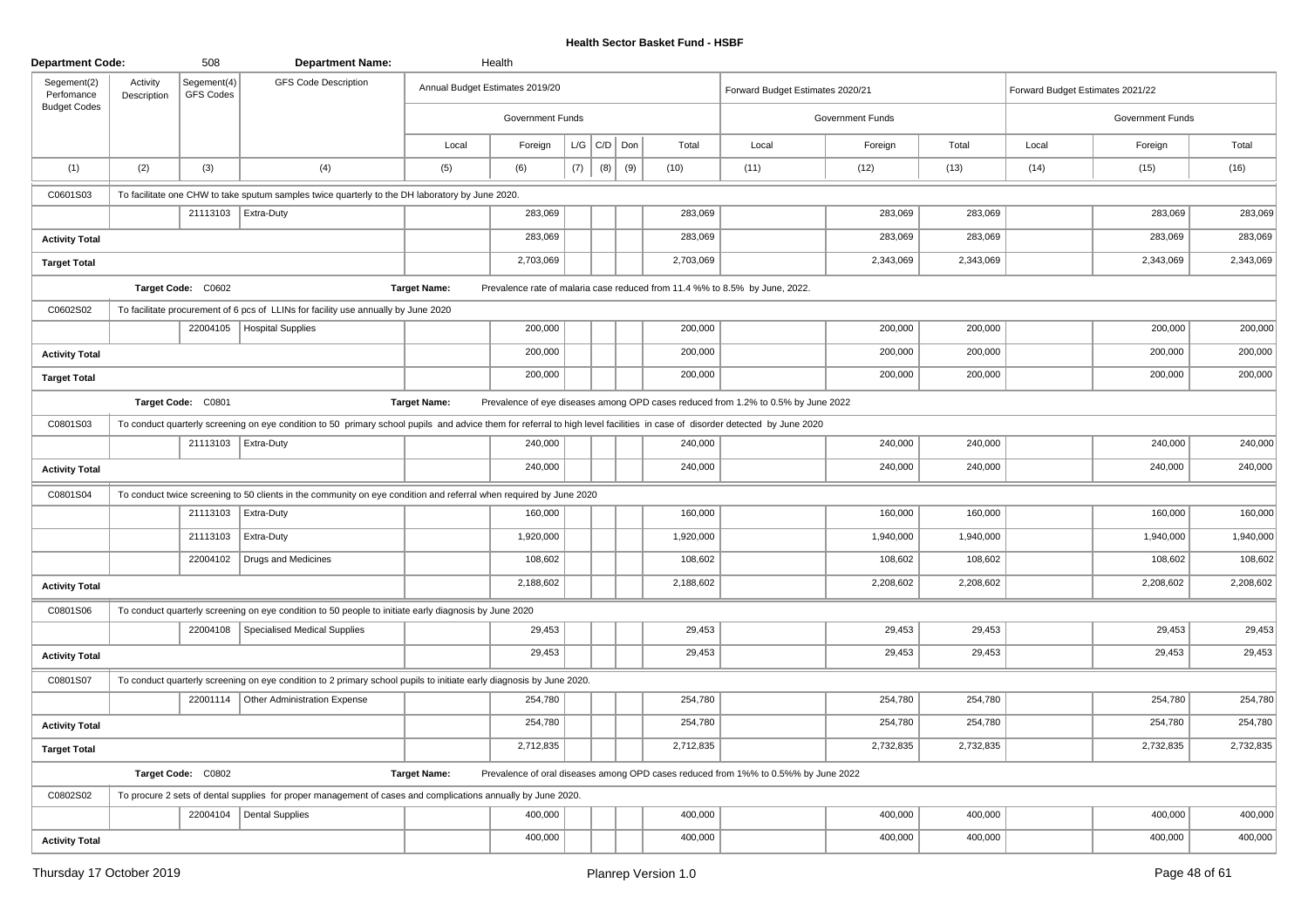## Health Sector Basket Fund - HSBF

| Department Code: | | 508 | Department Name: | | Health | | | | | | | | | | |
|---|---|---|---|---|---|---|---|---|---|---|---|---|---|---|---|
| Segement(2) Perfomance Budget Codes | Activity Description | Segement(4) GFS Codes | GFS Code Description | Annual Budget Estimates 2019/20 | | | | | | Forward Budget Estimates 2020/21 | | | Forward Budget Estimates 2021/22 | | |
| | | | | Government Funds | | | | | | Government Funds | | | Government Funds | | |
| | | | | Local | Foreign | L/G | C/D | Don | Total | Local | Foreign | Total | Local | Foreign | Total |
| (1) | (2) | (3) | (4) | (5) | (6) | (7) | (8) | (9) | (10) | (11) | (12) | (13) | (14) | (15) | (16) |
| C0601S03 | To facilitate one CHW to take sputum samples twice quarterly to the DH laboratory by June 2020. | | | | | | | | | | | | | | |
| | | 21113103 | Extra-Duty | | 283,069 | | | | 283,069 | | 283,069 | 283,069 | | 283,069 | 283,069 |
| Activity Total | | | | | 283,069 | | | | 283,069 | | 283,069 | 283,069 | | 283,069 | 283,069 |
| Target Total | | | | | 2,703,069 | | | | 2,703,069 | | 2,343,069 | 2,343,069 | | 2,343,069 | 2,343,069 |
| | Target Code: C0602 | | | Target Name: | Prevalence rate of malaria case reduced from 11.4 %% to 8.5% by June, 2022. | | | | | | | | | | |
| C0602S02 | To facilitate procurement of 6 pcs of LLINs for facility use annually by June 2020 | | | | | | | | | | | | | | |
| | | 22004105 | Hospital Supplies | | 200,000 | | | | 200,000 | | 200,000 | 200,000 | | 200,000 | 200,000 |
| Activity Total | | | | | 200,000 | | | | 200,000 | | 200,000 | 200,000 | | 200,000 | 200,000 |
| Target Total | | | | | 200,000 | | | | 200,000 | | 200,000 | 200,000 | | 200,000 | 200,000 |
| | Target Code: C0801 | | | Target Name: | Prevalence of eye diseases among OPD cases reduced from 1.2% to 0.5% by June 2022 | | | | | | | | | | |
| C0801S03 | To conduct quarterly screening on eye condition to 50 primary school pupils and advice them for referral to high level facilities in case of disorder detected by June 2020 | | | | | | | | | | | | | | |
| | | 21113103 | Extra-Duty | | 240,000 | | | | 240,000 | | 240,000 | 240,000 | | 240,000 | 240,000 |
| Activity Total | | | | | 240,000 | | | | 240,000 | | 240,000 | 240,000 | | 240,000 | 240,000 |
| C0801S04 | To conduct twice screening to 50 clients in the community on eye condition and referral when required by June 2020 | | | | | | | | | | | | | | |
| | | 21113103 | Extra-Duty | | 160,000 | | | | 160,000 | | 160,000 | 160,000 | | 160,000 | 160,000 |
| | | 21113103 | Extra-Duty | | 1,920,000 | | | | 1,920,000 | | 1,940,000 | 1,940,000 | | 1,940,000 | 1,940,000 |
| | | 22004102 | Drugs and Medicines | | 108,602 | | | | 108,602 | | 108,602 | 108,602 | | 108,602 | 108,602 |
| Activity Total | | | | | 2,188,602 | | | | 2,188,602 | | 2,208,602 | 2,208,602 | | 2,208,602 | 2,208,602 |
| C0801S06 | To conduct quarterly screening on eye condition to 50 people to initiate early diagnosis by June 2020 | | | | | | | | | | | | | | |
| | | 22004108 | Specialised Medical Supplies | | 29,453 | | | | 29,453 | | 29,453 | 29,453 | | 29,453 | 29,453 |
| Activity Total | | | | | 29,453 | | | | 29,453 | | 29,453 | 29,453 | | 29,453 | 29,453 |
| C0801S07 | To conduct quarterly screening on eye condition to 2 primary school pupils to initiate early diagnosis by June 2020. | | | | | | | | | | | | | | |
| | | 22001114 | Other Administration Expense | | 254,780 | | | | 254,780 | | 254,780 | 254,780 | | 254,780 | 254,780 |
| Activity Total | | | | | 254,780 | | | | 254,780 | | 254,780 | 254,780 | | 254,780 | 254,780 |
| Target Total | | | | | 2,712,835 | | | | 2,712,835 | | 2,732,835 | 2,732,835 | | 2,732,835 | 2,732,835 |
| | Target Code: C0802 | | | Target Name: | Prevalence of oral diseases among OPD cases reduced from 1%% to 0.5%% by June 2022 | | | | | | | | | | |
| C0802S02 | To procure 2 sets of dental supplies for proper management of cases and complications annually by June 2020. | | | | | | | | | | | | | | |
| | | 22004104 | Dental Supplies | | 400,000 | | | | 400,000 | | 400,000 | 400,000 | | 400,000 | 400,000 |
| Activity Total | | | | | 400,000 | | | | 400,000 | | 400,000 | 400,000 | | 400,000 | 400,000 |

Thursday 17 October 2019 | Planrep Version 1.0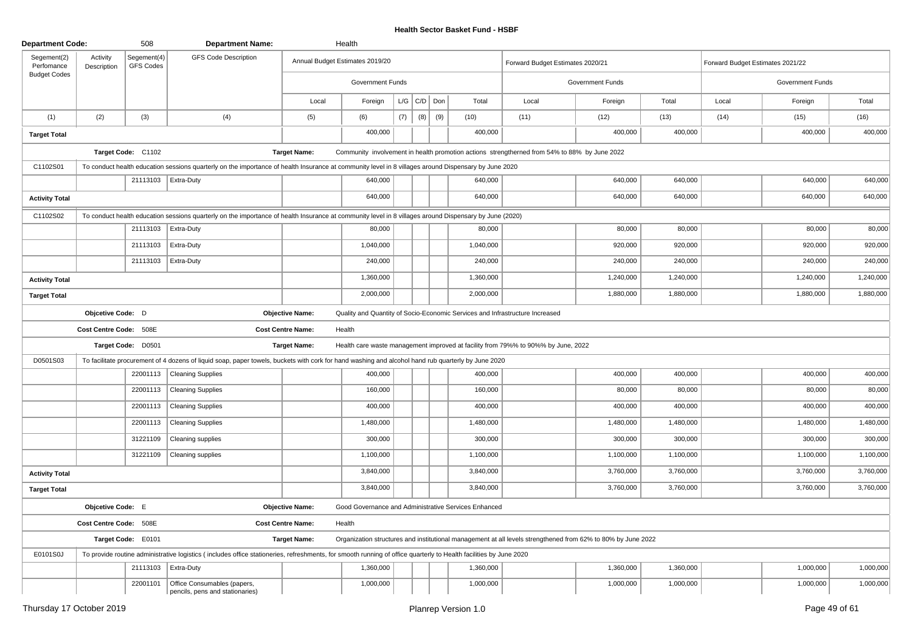# Health Sector Basket Fund - HSBF

| Department Code: | | 508 | Department Name: | | Health | | | | | | | | | | |
|---|---|---|---|---|---|---|---|---|---|---|---|---|---|---|---|
| Segement(2) Perfomance Budget Codes | Activity Description | Segement(4) GFS Codes | GFS Code Description | Annual Budget Estimates 2019/20 | | | | | | Forward Budget Estimates 2020/21 | | | Forward Budget Estimates 2021/22 | | |
| | | | | Government Funds | | | | | | Government Funds | | | Government Funds | | |
| | | | | Local | Foreign | L/G | C/D | Don | Total | Local | Foreign | Total | Local | Foreign | Total |
| (1) | (2) | (3) | (4) | (5) | (6) | (7) | (8) | (9) | (10) | (11) | (12) | (13) | (14) | (15) | (16) |
| **Target Total** | | | | | 400,000 | | | | 400,000 | | 400,000 | 400,000 | | 400,000 | 400,000 |
| | Target Code: C1102 | | | Target Name: | Community involvement in health promotion actions strengtherned from 54% to 88% by June 2022 | | | | | | | | | | |
| C1102S01 | To conduct health education sessions quarterly on the importance of health Insurance at community level in 8 villages around Dispensary by June 2020 | | | | | | | | | | | | | | |
| | | 21113103 | Extra-Duty | | 640,000 | | | | 640,000 | | 640,000 | 640,000 | | 640,000 | 640,000 |
| **Activity Total** | | | | | 640,000 | | | | 640,000 | | 640,000 | 640,000 | | 640,000 | 640,000 |
| C1102S02 | To conduct health education sessions quarterly on the importance of health Insurance at community level in 8 villages around Dispensary by June (2020) | | | | | | | | | | | | | | |
| | | 21113103 | Extra-Duty | | 80,000 | | | | 80,000 | | 80,000 | 80,000 | | 80,000 | 80,000 |
| | | 21113103 | Extra-Duty | | 1,040,000 | | | | 1,040,000 | | 920,000 | 920,000 | | 920,000 | 920,000 |
| | | 21113103 | Extra-Duty | | 240,000 | | | | 240,000 | | 240,000 | 240,000 | | 240,000 | 240,000 |
| **Activity Total** | | | | | 1,360,000 | | | | 1,360,000 | | 1,240,000 | 1,240,000 | | 1,240,000 | 1,240,000 |
| **Target Total** | | | | | 2,000,000 | | | | 2,000,000 | | 1,880,000 | 1,880,000 | | 1,880,000 | 1,880,000 |
| | Objcetive Code: D | | | Objective Name: | Quality and Quantity of Socio-Economic Services and Infrastructure Increased | | | | | | | | | | |
| | Cost Centre Code: 508E | | | Cost Centre Name: | Health | | | | | | | | | | |
| | Target Code: D0501 | | | Target Name: | Health care waste management improved at facility from 79%% to 90%% by June, 2022 | | | | | | | | | | |
| D0501S03 | To facilitate procurement of 4 dozens of liquid soap, paper towels, buckets with cork for hand washing and alcohol hand rub quarterly by June 2020 | | | | | | | | | | | | | | |
| | | 22001113 | Cleaning Supplies | | 400,000 | | | | 400,000 | | 400,000 | 400,000 | | 400,000 | 400,000 |
| | | 22001113 | Cleaning Supplies | | 160,000 | | | | 160,000 | | 80,000 | 80,000 | | 80,000 | 80,000 |
| | | 22001113 | Cleaning Supplies | | 400,000 | | | | 400,000 | | 400,000 | 400,000 | | 400,000 | 400,000 |
| | | 22001113 | Cleaning Supplies | | 1,480,000 | | | | 1,480,000 | | 1,480,000 | 1,480,000 | | 1,480,000 | 1,480,000 |
| | | 31221109 | Cleaning supplies | | 300,000 | | | | 300,000 | | 300,000 | 300,000 | | 300,000 | 300,000 |
| | | 31221109 | Cleaning supplies | | 1,100,000 | | | | 1,100,000 | | 1,100,000 | 1,100,000 | | 1,100,000 | 1,100,000 |
| **Activity Total** | | | | | 3,840,000 | | | | 3,840,000 | | 3,760,000 | 3,760,000 | | 3,760,000 | 3,760,000 |
| **Target Total** | | | | | 3,840,000 | | | | 3,840,000 | | 3,760,000 | 3,760,000 | | 3,760,000 | 3,760,000 |
| | Objcetive Code: E | | | Objective Name: | Good Governance and Administrative Services Enhanced | | | | | | | | | | |
| | Cost Centre Code: 508E | | | Cost Centre Name: | Health | | | | | | | | | | |
| | Target Code: E0101 | | | Target Name: | Organization structures and institutional management at all levels strengthened from 62% to 80% by June 2022 | | | | | | | | | | |
| E0101S0J | To provide routine administrative logistics ( includes office stationeries, refreshments, for smooth running of office quarterly to Health facilities by June 2020 | | | | | | | | | | | | | | |
| | | 21113103 | Extra-Duty | | 1,360,000 | | | | 1,360,000 | | 1,360,000 | 1,360,000 | | 1,000,000 | 1,000,000 |
| | | 22001101 | Office Consumables (papers, pencils, pens and stationaries) | | 1,000,000 | | | | 1,000,000 | | 1,000,000 | 1,000,000 | | 1,000,000 | 1,000,000 |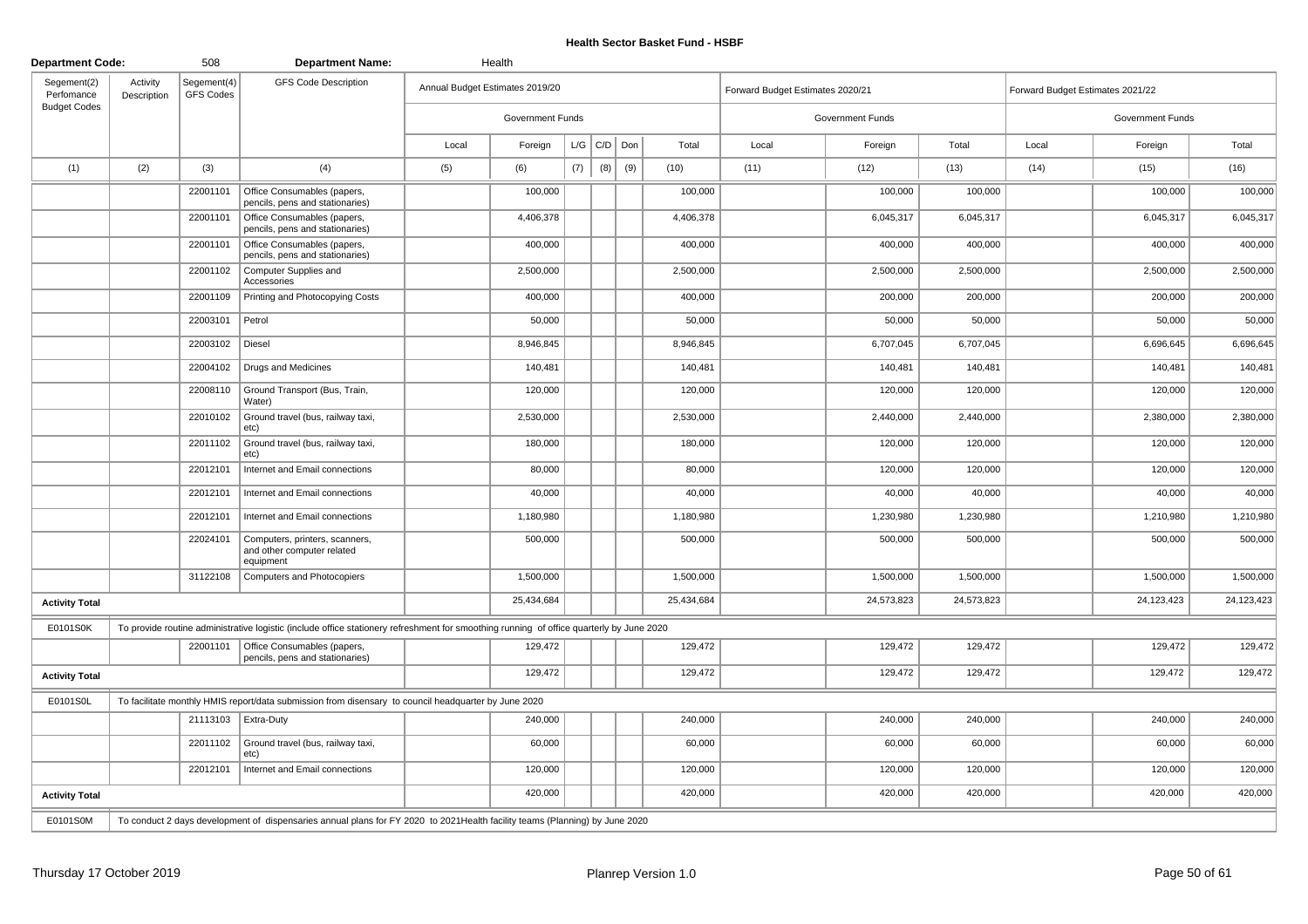## Health Sector Basket Fund - HSBF

**Department Code:** 508 **Department Name:** Health

| Segement(2) Perfomance Budget Codes | Activity Description | Segement(4) GFS Codes | GFS Code Description | Annual Budget Estimates 2019/20 | | | | | | Forward Budget Estimates 2020/21 | | | Forward Budget Estimates 2021/22 | | |
|---|---|---|---|---|---|---|---|---|---|---|---|---|---|---|---|
| | | | | Government Funds | | | | | | Government Funds | | | Government Funds | | |
| | | | | Local | Foreign | L/G | C/D | Don | Total | Local | Foreign | Total | Local | Foreign | Total |
| (1) | (2) | (3) | (4) | (5) | (6) | (7) | (8) | (9) | (10) | (11) | (12) | (13) | (14) | (15) | (16) |
| | | 22001101 | Office Consumables (papers, pencils, pens and stationaries) | | 100,000 | | | | 100,000 | | 100,000 | 100,000 | | 100,000 | 100,000 |
| | | 22001101 | Office Consumables (papers, pencils, pens and stationaries) | | 4,406,378 | | | | 4,406,378 | | 6,045,317 | 6,045,317 | | 6,045,317 | 6,045,317 |
| | | 22001101 | Office Consumables (papers, pencils, pens and stationaries) | | 400,000 | | | | 400,000 | | 400,000 | 400,000 | | 400,000 | 400,000 |
| | | 22001102 | Computer Supplies and Accessories | | 2,500,000 | | | | 2,500,000 | | 2,500,000 | 2,500,000 | | 2,500,000 | 2,500,000 |
| | | 22001109 | Printing and Photocopying Costs | | 400,000 | | | | 400,000 | | 200,000 | 200,000 | | 200,000 | 200,000 |
| | | 22003101 | Petrol | | 50,000 | | | | 50,000 | | 50,000 | 50,000 | | 50,000 | 50,000 |
| | | 22003102 | Diesel | | 8,946,845 | | | | 8,946,845 | | 6,707,045 | 6,707,045 | | 6,696,645 | 6,696,645 |
| | | 22004102 | Drugs and Medicines | | 140,481 | | | | 140,481 | | 140,481 | 140,481 | | 140,481 | 140,481 |
| | | 22008110 | Ground Transport (Bus, Train, Water) | | 120,000 | | | | 120,000 | | 120,000 | 120,000 | | 120,000 | 120,000 |
| | | 22010102 | Ground travel (bus, railway taxi, etc) | | 2,530,000 | | | | 2,530,000 | | 2,440,000 | 2,440,000 | | 2,380,000 | 2,380,000 |
| | | 22011102 | Ground travel (bus, railway taxi, etc) | | 180,000 | | | | 180,000 | | 120,000 | 120,000 | | 120,000 | 120,000 |
| | | 22012101 | Internet and Email connections | | 80,000 | | | | 80,000 | | 120,000 | 120,000 | | 120,000 | 120,000 |
| | | 22012101 | Internet and Email connections | | 40,000 | | | | 40,000 | | 40,000 | 40,000 | | 40,000 | 40,000 |
| | | 22012101 | Internet and Email connections | | 1,180,980 | | | | 1,180,980 | | 1,230,980 | 1,230,980 | | 1,210,980 | 1,210,980 |
| | | 22024101 | Computers, printers, scanners, and other computer related equipment | | 500,000 | | | | 500,000 | | 500,000 | 500,000 | | 500,000 | 500,000 |
| | | 31122108 | Computers and Photocopiers | | 1,500,000 | | | | 1,500,000 | | 1,500,000 | 1,500,000 | | 1,500,000 | 1,500,000 |
| **Activity Total** | | | | | 25,434,684 | | | | 25,434,684 | | 24,573,823 | 24,573,823 | | 24,123,423 | 24,123,423 |
| E0101S0K | To provide routine administrative logistic (include office stationery refreshment for smoothing running of office quarterly by June 2020 | | | | | | | | | | | | | | |
| | | 22001101 | Office Consumables (papers, pencils, pens and stationaries) | | 129,472 | | | | 129,472 | | 129,472 | 129,472 | | 129,472 | 129,472 |
| **Activity Total** | | | | | 129,472 | | | | 129,472 | | 129,472 | 129,472 | | 129,472 | 129,472 |
| E0101S0L | To facilitate monthly HMIS report/data submission from disensary to council headquarter by June 2020 | | | | | | | | | | | | | | |
| | | 21113103 | Extra-Duty | | 240,000 | | | | 240,000 | | 240,000 | 240,000 | | 240,000 | 240,000 |
| | | 22011102 | Ground travel (bus, railway taxi, etc) | | 60,000 | | | | 60,000 | | 60,000 | 60,000 | | 60,000 | 60,000 |
| | | 22012101 | Internet and Email connections | | 120,000 | | | | 120,000 | | 120,000 | 120,000 | | 120,000 | 120,000 |
| **Activity Total** | | | | | 420,000 | | | | 420,000 | | 420,000 | 420,000 | | 420,000 | 420,000 |
| E0101S0M | To conduct 2 days development of dispensaries annual plans for FY 2020 to 2021Health facility teams (Planning) by June 2020 | | | | | | | | | | | | | | |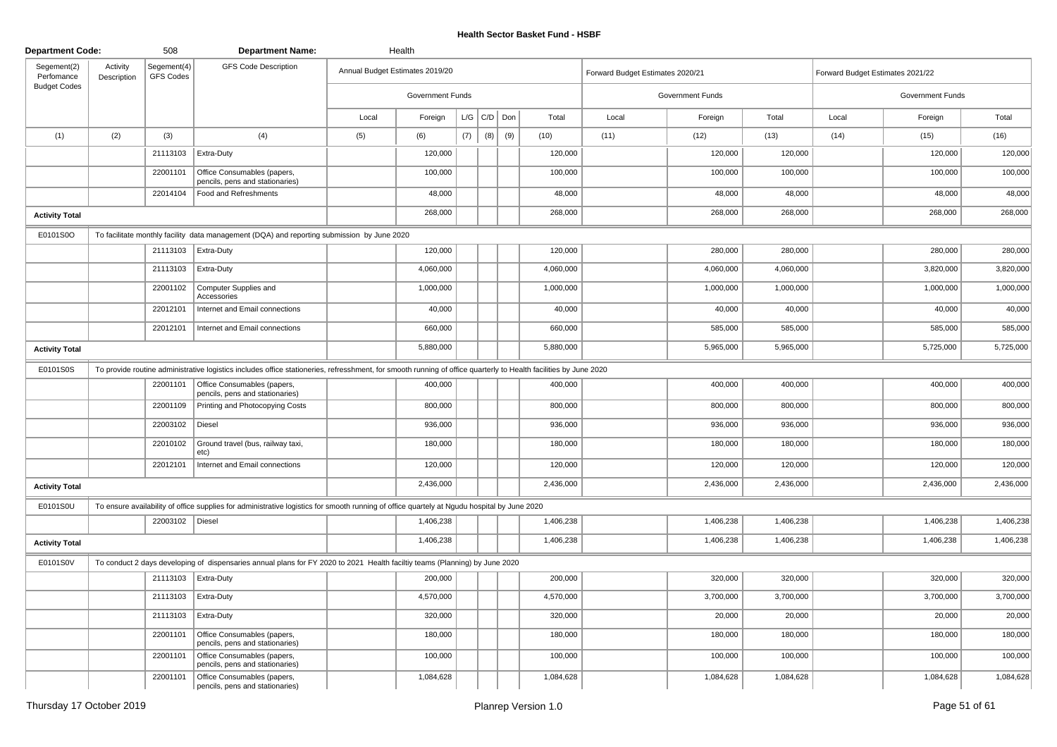# Health Sector Basket Fund - HSBF

| Department Code: | | 508 | Department Name: | | Health | | | | | | | | | | |
|---|---|---|---|---|---|---|---|---|---|---|---|---|---|---|---|
| Segement(2) Perfomance Budget Codes | Activity Description | Segement(4) GFS Codes | GFS Code Description | Annual Budget Estimates 2019/20 | | | | | | Forward Budget Estimates 2020/21 | | | Forward Budget Estimates 2021/22 | | |
| | | | | Government Funds | | | | | | Government Funds | | | Government Funds | | |
| | | | | Local | Foreign | L/G | C/D | Don | Total | Local | Foreign | Total | Local | Foreign | Total |
| (1) | (2) | (3) | (4) | (5) | (6) | (7) | (8) | (9) | (10) | (11) | (12) | (13) | (14) | (15) | (16) |
| | | 21113103 | Extra-Duty | | 120,000 | | | | 120,000 | | 120,000 | 120,000 | | 120,000 | 120,000 |
| | | 22001101 | Office Consumables (papers, pencils, pens and stationaries) | | 100,000 | | | | 100,000 | | 100,000 | 100,000 | | 100,000 | 100,000 |
| | | 22014104 | Food and Refreshments | | 48,000 | | | | 48,000 | | 48,000 | 48,000 | | 48,000 | 48,000 |
| **Activity Total** | | | | | 268,000 | | | | 268,000 | | 268,000 | 268,000 | | 268,000 | 268,000 |
| E0101S0O | To facilitate monthly facility data management (DQA) and reporting submission by June 2020 | | | | | | | | | | | | | | |
| | | 21113103 | Extra-Duty | | 120,000 | | | | 120,000 | | 280,000 | 280,000 | | 280,000 | 280,000 |
| | | 21113103 | Extra-Duty | | 4,060,000 | | | | 4,060,000 | | 4,060,000 | 4,060,000 | | 3,820,000 | 3,820,000 |
| | | 22001102 | Computer Supplies and Accessories | | 1,000,000 | | | | 1,000,000 | | 1,000,000 | 1,000,000 | | 1,000,000 | 1,000,000 |
| | | 22012101 | Internet and Email connections | | 40,000 | | | | 40,000 | | 40,000 | 40,000 | | 40,000 | 40,000 |
| | | 22012101 | Internet and Email connections | | 660,000 | | | | 660,000 | | 585,000 | 585,000 | | 585,000 | 585,000 |
| **Activity Total** | | | | | 5,880,000 | | | | 5,880,000 | | 5,965,000 | 5,965,000 | | 5,725,000 | 5,725,000 |
| E0101S0S | To provide routine administrative logistics includes office stationeries, refresshment, for smooth running of office quarterly to Health facilities by June 2020 | | | | | | | | | | | | | | |
| | | 22001101 | Office Consumables (papers, pencils, pens and stationaries) | | 400,000 | | | | 400,000 | | 400,000 | 400,000 | | 400,000 | 400,000 |
| | | 22001109 | Printing and Photocopying Costs | | 800,000 | | | | 800,000 | | 800,000 | 800,000 | | 800,000 | 800,000 |
| | | 22003102 | Diesel | | 936,000 | | | | 936,000 | | 936,000 | 936,000 | | 936,000 | 936,000 |
| | | 22010102 | Ground travel (bus, railway taxi, etc) | | 180,000 | | | | 180,000 | | 180,000 | 180,000 | | 180,000 | 180,000 |
| | | 22012101 | Internet and Email connections | | 120,000 | | | | 120,000 | | 120,000 | 120,000 | | 120,000 | 120,000 |
| **Activity Total** | | | | | 2,436,000 | | | | 2,436,000 | | 2,436,000 | 2,436,000 | | 2,436,000 | 2,436,000 |
| E0101S0U | To ensure availability of office supplies for administrative logistics for smooth running of office quartely at Ngudu hospital by June 2020 | | | | | | | | | | | | | | |
| | | 22003102 | Diesel | | 1,406,238 | | | | 1,406,238 | | 1,406,238 | 1,406,238 | | 1,406,238 | 1,406,238 |
| **Activity Total** | | | | | 1,406,238 | | | | 1,406,238 | | 1,406,238 | 1,406,238 | | 1,406,238 | 1,406,238 |
| E0101S0V | To conduct 2 days developing of dispensaries annual plans for FY 2020 to 2021 Health faciltiy teams (Planning) by June 2020 | | | | | | | | | | | | | | |
| | | 21113103 | Extra-Duty | | 200,000 | | | | 200,000 | | 320,000 | 320,000 | | 320,000 | 320,000 |
| | | 21113103 | Extra-Duty | | 4,570,000 | | | | 4,570,000 | | 3,700,000 | 3,700,000 | | 3,700,000 | 3,700,000 |
| | | 21113103 | Extra-Duty | | 320,000 | | | | 320,000 | | 20,000 | 20,000 | | 20,000 | 20,000 |
| | | 22001101 | Office Consumables (papers, pencils, pens and stationaries) | | 180,000 | | | | 180,000 | | 180,000 | 180,000 | | 180,000 | 180,000 |
| | | 22001101 | Office Consumables (papers, pencils, pens and stationaries) | | 100,000 | | | | 100,000 | | 100,000 | 100,000 | | 100,000 | 100,000 |
| | | 22001101 | Office Consumables (papers, pencils, pens and stationaries) | | 1,084,628 | | | | 1,084,628 | | 1,084,628 | 1,084,628 | | 1,084,628 | 1,084,628 |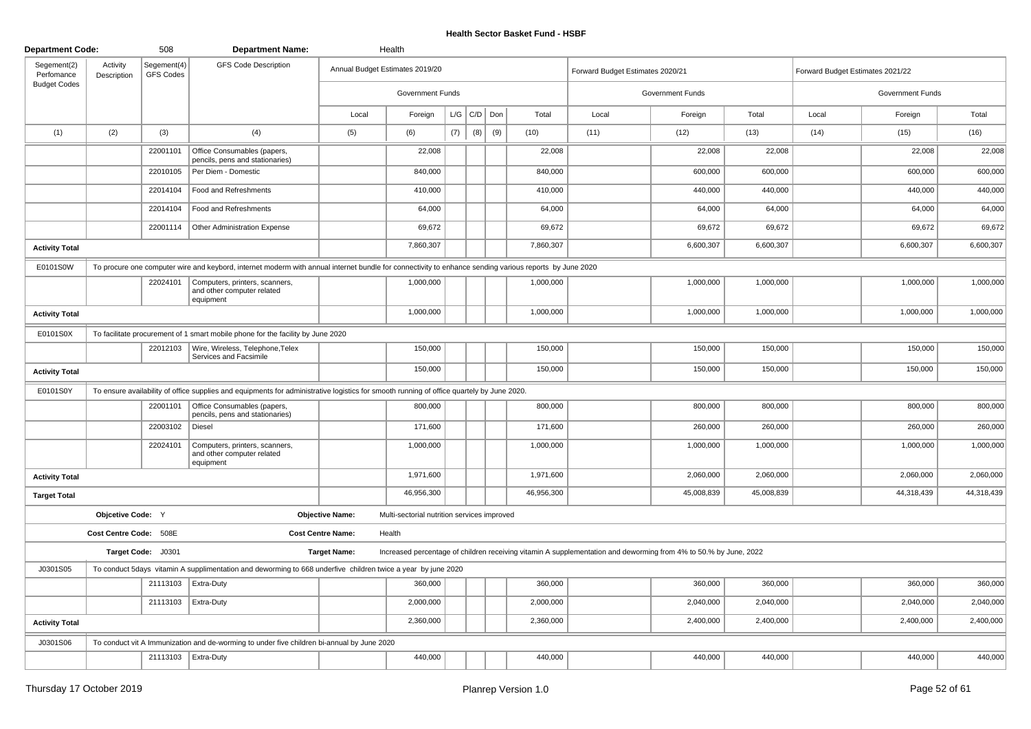# Health Sector Basket Fund - HSBF

| Department Code: | | 508 | Department Name: | | Health | | | | | | | | | | |
|---|---|---|---|---|---|---|---|---|---|---|---|---|---|---|---|
| Segement(2) Perfomance Budget Codes | Activity Description | Segement(4) GFS Codes | GFS Code Description | Annual Budget Estimates 2019/20 | | | | | | Forward Budget Estimates 2020/21 | | | Forward Budget Estimates 2021/22 | | |
| | | | | Government Funds | | | | | | Government Funds | | | Government Funds | | |
| | | | | Local | Foreign | L/G | C/D | Don | Total | Local | Foreign | Total | Local | Foreign | Total |
| (1) | (2) | (3) | (4) | (5) | (6) | (7) | (8) | (9) | (10) | (11) | (12) | (13) | (14) | (15) | (16) |
| | | 22001101 | Office Consumables (papers, pencils, pens and stationaries) | | 22,008 | | | | 22,008 | | 22,008 | 22,008 | | 22,008 | 22,008 |
| | | 22010105 | Per Diem - Domestic | | 840,000 | | | | 840,000 | | 600,000 | 600,000 | | 600,000 | 600,000 |
| | | 22014104 | Food and Refreshments | | 410,000 | | | | 410,000 | | 440,000 | 440,000 | | 440,000 | 440,000 |
| | | 22014104 | Food and Refreshments | | 64,000 | | | | 64,000 | | 64,000 | 64,000 | | 64,000 | 64,000 |
| | | 22001114 | Other Administration Expense | | 69,672 | | | | 69,672 | | 69,672 | 69,672 | | 69,672 | 69,672 |
| **Activity Total** | | | | | 7,860,307 | | | | 7,860,307 | | 6,600,307 | 6,600,307 | | 6,600,307 | 6,600,307 |
| E0101S0W | To procure one computer wire and keybord, internet moderm with annual internet bundle for connectivity to enhance sending various reports by June 2020 | | | | | | | | | | | | | | |
| | | 22024101 | Computers, printers, scanners, and other computer related equipment | | 1,000,000 | | | | 1,000,000 | | 1,000,000 | 1,000,000 | | 1,000,000 | 1,000,000 |
| **Activity Total** | | | | | 1,000,000 | | | | 1,000,000 | | 1,000,000 | 1,000,000 | | 1,000,000 | 1,000,000 |
| E0101S0X | To facilitate procurement of 1 smart mobile phone for the facility by June 2020 | | | | | | | | | | | | | | |
| | | 22012103 | Wire, Wireless, Telephone,Telex Services and Facsimile | | 150,000 | | | | 150,000 | | 150,000 | 150,000 | | 150,000 | 150,000 |
| **Activity Total** | | | | | 150,000 | | | | 150,000 | | 150,000 | 150,000 | | 150,000 | 150,000 |
| E0101S0Y | To ensure availability of office supplies and equipments for administrative logistics for smooth running of office quartely by June 2020. | | | | | | | | | | | | | | |
| | | 22001101 | Office Consumables (papers, pencils, pens and stationaries) | | 800,000 | | | | 800,000 | | 800,000 | 800,000 | | 800,000 | 800,000 |
| | | 22003102 | Diesel | | 171,600 | | | | 171,600 | | 260,000 | 260,000 | | 260,000 | 260,000 |
| | | 22024101 | Computers, printers, scanners, and other computer related equipment | | 1,000,000 | | | | 1,000,000 | | 1,000,000 | 1,000,000 | | 1,000,000 | 1,000,000 |
| **Activity Total** | | | | | 1,971,600 | | | | 1,971,600 | | 2,060,000 | 2,060,000 | | 2,060,000 | 2,060,000 |
| **Target Total** | | | | | 46,956,300 | | | | 46,956,300 | | 45,008,839 | 45,008,839 | | 44,318,439 | 44,318,439 |
| | Objcetive Code: Y | | | Objective Name: | Multi-sectorial nutrition services improved | | | | | | | | | | |
| | Cost Centre Code: 508E | | | Cost Centre Name: | Health | | | | | | | | | | |
| | Target Code: J0301 | | | Target Name: | Increased percentage of children receiving vitamin A supplementation and deworming from 4% to 50.% by June, 2022 | | | | | | | | | | |
| J0301S05 | To conduct 5days vitamin A supplimentation and deworming to 668 underfive children twice a year by june 2020 | | | | | | | | | | | | | | |
| | | 21113103 | Extra-Duty | | 360,000 | | | | 360,000 | | 360,000 | 360,000 | | 360,000 | 360,000 |
| | | 21113103 | Extra-Duty | | 2,000,000 | | | | 2,000,000 | | 2,040,000 | 2,040,000 | | 2,040,000 | 2,040,000 |
| **Activity Total** | | | | | 2,360,000 | | | | 2,360,000 | | 2,400,000 | 2,400,000 | | 2,400,000 | 2,400,000 |
| J0301S06 | To conduct vit A Immunization and de-worming to under five children bi-annual by June 2020 | | | | | | | | | | | | | | |
| | | 21113103 | Extra-Duty | | 440,000 | | | | 440,000 | | 440,000 | 440,000 | | 440,000 | 440,000 |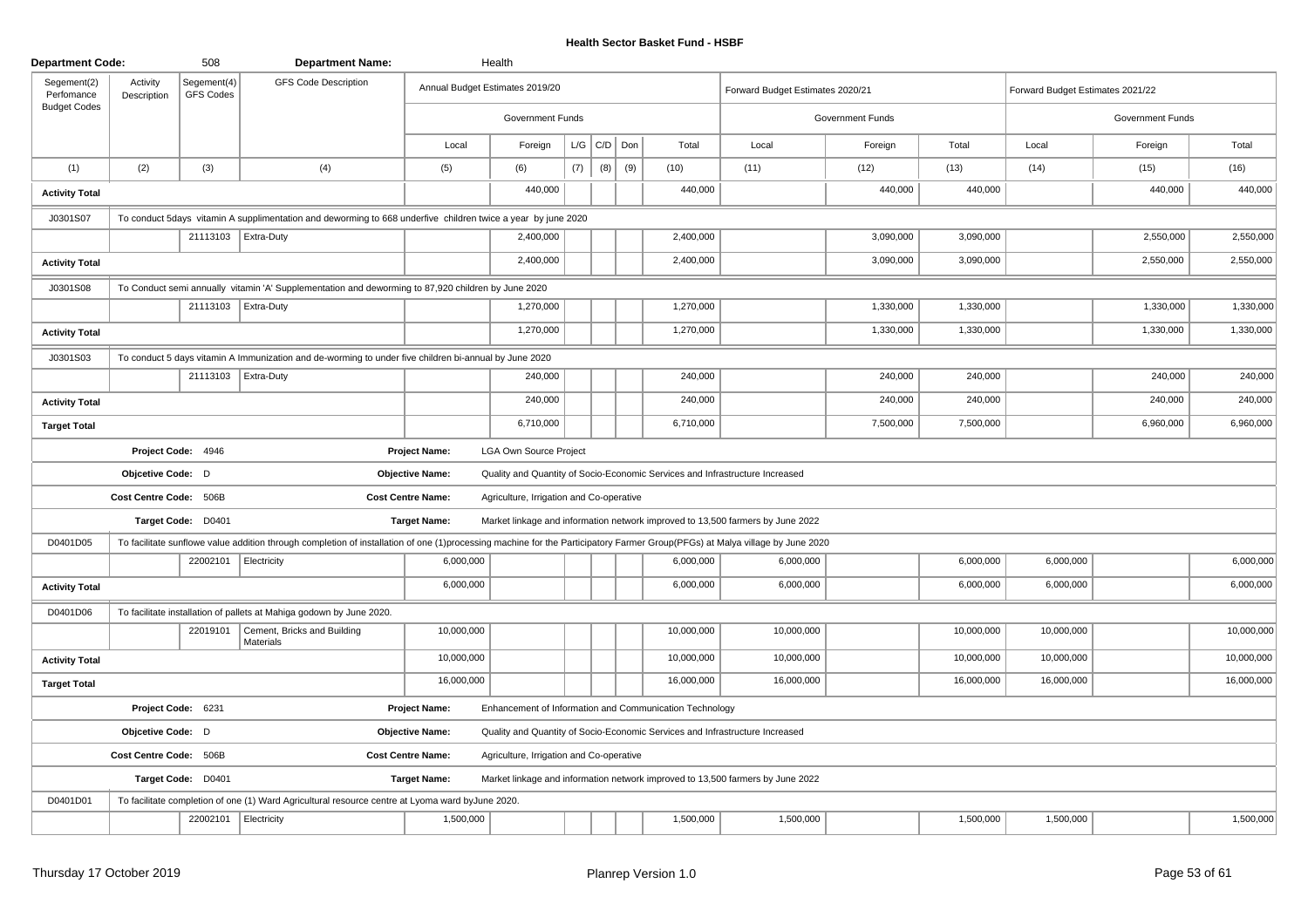# Health Sector Basket Fund - HSBF

| Department Code: | | 508 | Department Name: | | Health | | | | | | | | | | |
|---|---|---|---|---|---|---|---|---|---|---|---|---|---|---|---|
| Segement(2) Perfomance Budget Codes | Activity Description | Segement(4) GFS Codes | GFS Code Description | Annual Budget Estimates 2019/20 | | | | | | Forward Budget Estimates 2020/21 | | | Forward Budget Estimates 2021/22 | | |
| | | | | Government Funds | | | | | | Government Funds | | | Government Funds | | |
| | | | | Local | Foreign | L/G | C/D | Don | Total | Local | Foreign | Total | Local | Foreign | Total |
| (1) | (2) | (3) | (4) | (5) | (6) | (7) | (8) | (9) | (10) | (11) | (12) | (13) | (14) | (15) | (16) |
| **Activity Total** | | | | | 440,000 | | | | 440,000 | | 440,000 | 440,000 | | 440,000 | 440,000 |
| J0301S07 | To conduct 5days vitamin A supplimentation and deworming to 668 underfive children twice a year by june 2020 | | | | | | | | | | | | | | |
| | | 21113103 | Extra-Duty | | 2,400,000 | | | | 2,400,000 | | 3,090,000 | 3,090,000 | | 2,550,000 | 2,550,000 |
| **Activity Total** | | | | | 2,400,000 | | | | 2,400,000 | | 3,090,000 | 3,090,000 | | 2,550,000 | 2,550,000 |
| J0301S08 | To Conduct semi annually vitamin 'A' Supplementation and deworming to 87,920 children by June 2020 | | | | | | | | | | | | | | |
| | | 21113103 | Extra-Duty | | 1,270,000 | | | | 1,270,000 | | 1,330,000 | 1,330,000 | | 1,330,000 | 1,330,000 |
| **Activity Total** | | | | | 1,270,000 | | | | 1,270,000 | | 1,330,000 | 1,330,000 | | 1,330,000 | 1,330,000 |
| J0301S03 | To conduct 5 days vitamin A Immunization and de-worming to under five children bi-annual by June 2020 | | | | | | | | | | | | | | |
| | | 21113103 | Extra-Duty | | 240,000 | | | | 240,000 | | 240,000 | 240,000 | | 240,000 | 240,000 |
| **Activity Total** | | | | | 240,000 | | | | 240,000 | | 240,000 | 240,000 | | 240,000 | 240,000 |
| **Target Total** | | | | | 6,710,000 | | | | 6,710,000 | | 7,500,000 | 7,500,000 | | 6,960,000 | 6,960,000 |
| | Project Code: 4946 | | | Project Name: | LGA Own Source Project | | | | | | | | | | |
| | Objcetive Code: D | | | Objective Name: | Quality and Quantity of Socio-Economic Services and Infrastructure Increased | | | | | | | | | | |
| | Cost Centre Code: 506B | | | Cost Centre Name: | Agriculture, Irrigation and Co-operative | | | | | | | | | | |
| | Target Code: D0401 | | | Target Name: | Market linkage and information network improved to 13,500 farmers by June 2022 | | | | | | | | | | |
| D0401D05 | To facilitate sunflowe value addition through completion of installation of one (1)processing machine for the Participatory Farmer Group(PFGs) at Malya village by June 2020 | | | | | | | | | | | | | | |
| | | 22002101 | Electricity | 6,000,000 | | | | | 6,000,000 | 6,000,000 | | 6,000,000 | 6,000,000 | | 6,000,000 |
| **Activity Total** | | | | 6,000,000 | | | | | 6,000,000 | 6,000,000 | | 6,000,000 | 6,000,000 | | 6,000,000 |
| D0401D06 | To facilitate installation of pallets at Mahiga godown by June 2020. | | | | | | | | | | | | | | |
| | | 22019101 | Cement, Bricks and Building Materials | 10,000,000 | | | | | 10,000,000 | 10,000,000 | | 10,000,000 | 10,000,000 | | 10,000,000 |
| **Activity Total** | | | | 10,000,000 | | | | | 10,000,000 | 10,000,000 | | 10,000,000 | 10,000,000 | | 10,000,000 |
| **Target Total** | | | | 16,000,000 | | | | | 16,000,000 | 16,000,000 | | 16,000,000 | 16,000,000 | | 16,000,000 |
| | Project Code: 6231 | | | Project Name: | Enhancement of Information and Communication Technology | | | | | | | | | | |
| | Objcetive Code: D | | | Objective Name: | Quality and Quantity of Socio-Economic Services and Infrastructure Increased | | | | | | | | | | |
| | Cost Centre Code: 506B | | | Cost Centre Name: | Agriculture, Irrigation and Co-operative | | | | | | | | | | |
| | Target Code: D0401 | | | Target Name: | Market linkage and information network improved to 13,500 farmers by June 2022 | | | | | | | | | | |
| D0401D01 | To facilitate completion of one (1) Ward Agricultural resource centre at Lyoma ward byJune 2020. | | | | | | | | | | | | | | |
| | | 22002101 | Electricity | 1,500,000 | | | | | 1,500,000 | 1,500,000 | | 1,500,000 | 1,500,000 | | 1,500,000 |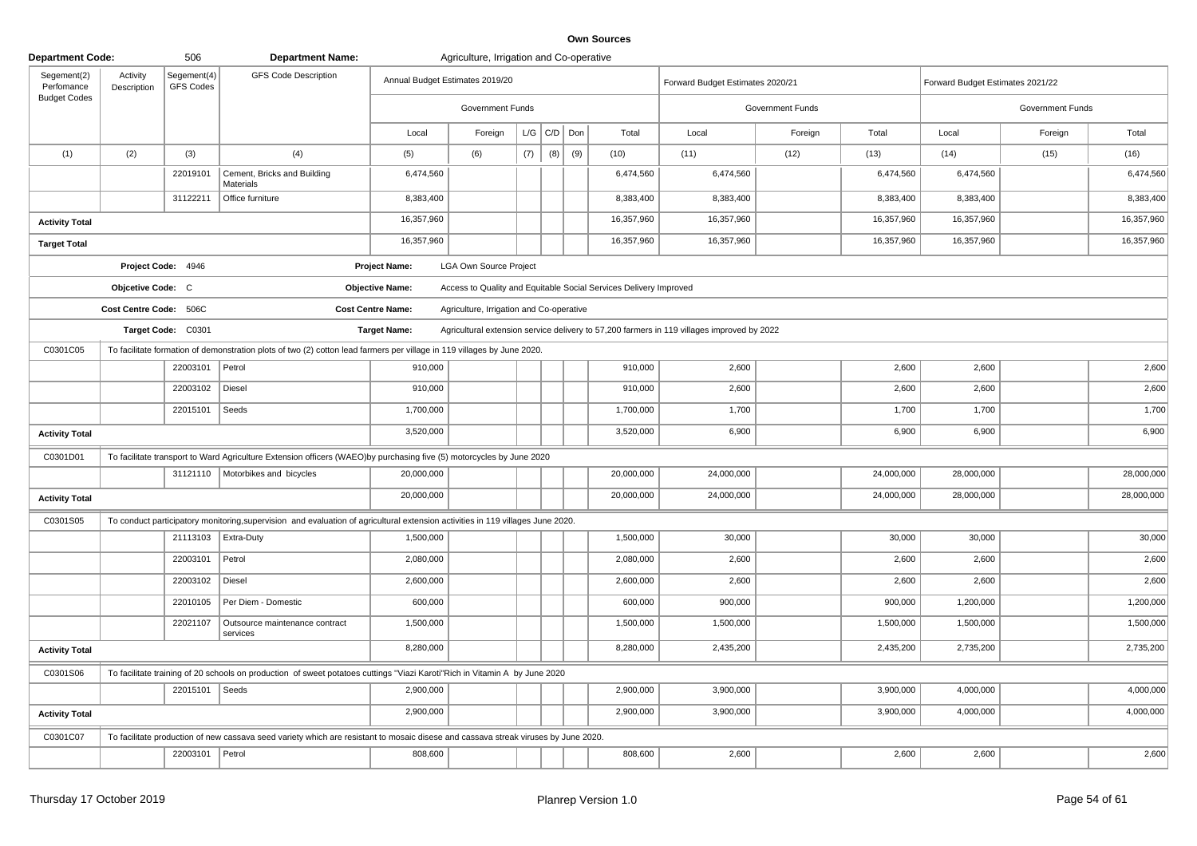# Own Sources

| Department Code: | | 506 | Department Name: | Agriculture, Irrigation and Co-operative | | | | | | | | | | | |
|---|---|---|---|---|---|---|---|---|---|---|---|---|---|---|---|
| Segement(2) Perfomance Budget Codes | Activity Description | Segement(4) GFS Codes | GFS Code Description | Annual Budget Estimates 2019/20 | | | | | | Forward Budget Estimates 2020/21 | | | Forward Budget Estimates 2021/22 | | |
| | | | | Government Funds | | | | | | Government Funds | | | Government Funds | | |
| | | | | Local | Foreign | L/G | C/D | Don | Total | Local | Foreign | Total | Local | Foreign | Total |
| (1) | (2) | (3) | (4) | (5) | (6) | (7) | (8) | (9) | (10) | (11) | (12) | (13) | (14) | (15) | (16) |
| | | 22019101 | Cement, Bricks and Building Materials | 6,474,560 | | | | | 6,474,560 | 6,474,560 | | 6,474,560 | 6,474,560 | | 6,474,560 |
| | | 31122211 | Office furniture | 8,383,400 | | | | | 8,383,400 | 8,383,400 | | 8,383,400 | 8,383,400 | | 8,383,400 |
| Activity Total | | | | 16,357,960 | | | | | 16,357,960 | 16,357,960 | | 16,357,960 | 16,357,960 | | 16,357,960 |
| Target Total | | | | 16,357,960 | | | | | 16,357,960 | 16,357,960 | | 16,357,960 | 16,357,960 | | 16,357,960 |
| | Project Code: 4946 | | | Project Name: | LGA Own Source Project | | | | | | | | | | |
| | Objcetive Code: C | | | Objective Name: | Access to Quality and Equitable Social Services Delivery Improved | | | | | | | | | | |
| | Cost Centre Code: 506C | | | Cost Centre Name: | Agriculture, Irrigation and Co-operative | | | | | | | | | | |
| | Target Code: C0301 | | | Target Name: | Agricultural extension service delivery to 57,200 farmers in 119 villages improved by 2022 | | | | | | | | | | |
| C0301C05 | To facilitate formation of demonstration plots of two (2) cotton lead farmers per village in 119 villages by June 2020. | | | | | | | | | | | | | | |
| | | 22003101 | Petrol | 910,000 | | | | | 910,000 | 2,600 | | 2,600 | 2,600 | | 2,600 |
| | | 22003102 | Diesel | 910,000 | | | | | 910,000 | 2,600 | | 2,600 | 2,600 | | 2,600 |
| | | 22015101 | Seeds | 1,700,000 | | | | | 1,700,000 | 1,700 | | 1,700 | 1,700 | | 1,700 |
| Activity Total | | | | 3,520,000 | | | | | 3,520,000 | 6,900 | | 6,900 | 6,900 | | 6,900 |
| C0301D01 | To facilitate transport to Ward Agriculture Extension officers (WAEO)by purchasing five (5) motorcycles by June 2020 | | | | | | | | | | | | | | |
| | | 31121110 | Motorbikes and bicycles | 20,000,000 | | | | | 20,000,000 | 24,000,000 | | 24,000,000 | 28,000,000 | | 28,000,000 |
| Activity Total | | | | 20,000,000 | | | | | 20,000,000 | 24,000,000 | | 24,000,000 | 28,000,000 | | 28,000,000 |
| C0301S05 | To conduct participatory monitoring,supervision and evaluation of agricultural extension activities in 119 villages June 2020. | | | | | | | | | | | | | | |
| | | 21113103 | Extra-Duty | 1,500,000 | | | | | 1,500,000 | 30,000 | | 30,000 | 30,000 | | 30,000 |
| | | 22003101 | Petrol | 2,080,000 | | | | | 2,080,000 | 2,600 | | 2,600 | 2,600 | | 2,600 |
| | | 22003102 | Diesel | 2,600,000 | | | | | 2,600,000 | 2,600 | | 2,600 | 2,600 | | 2,600 |
| | | 22010105 | Per Diem - Domestic | 600,000 | | | | | 600,000 | 900,000 | | 900,000 | 1,200,000 | | 1,200,000 |
| | | 22021107 | Outsource maintenance contract services | 1,500,000 | | | | | 1,500,000 | 1,500,000 | | 1,500,000 | 1,500,000 | | 1,500,000 |
| Activity Total | | | | 8,280,000 | | | | | 8,280,000 | 2,435,200 | | 2,435,200 | 2,735,200 | | 2,735,200 |
| C0301S06 | To facilitate training of 20 schools on production of sweet potatoes cuttings "Viazi Karoti"Rich in Vitamin A by June 2020 | | | | | | | | | | | | | | |
| | | 22015101 | Seeds | 2,900,000 | | | | | 2,900,000 | 3,900,000 | | 3,900,000 | 4,000,000 | | 4,000,000 |
| Activity Total | | | | 2,900,000 | | | | | 2,900,000 | 3,900,000 | | 3,900,000 | 4,000,000 | | 4,000,000 |
| C0301C07 | To facilitate production of new cassava seed variety which are resistant to mosaic disese and cassava streak viruses by June 2020. | | | | | | | | | | | | | | |
| | | 22003101 | Petrol | 808,600 | | | | | 808,600 | 2,600 | | 2,600 | 2,600 | | 2,600 |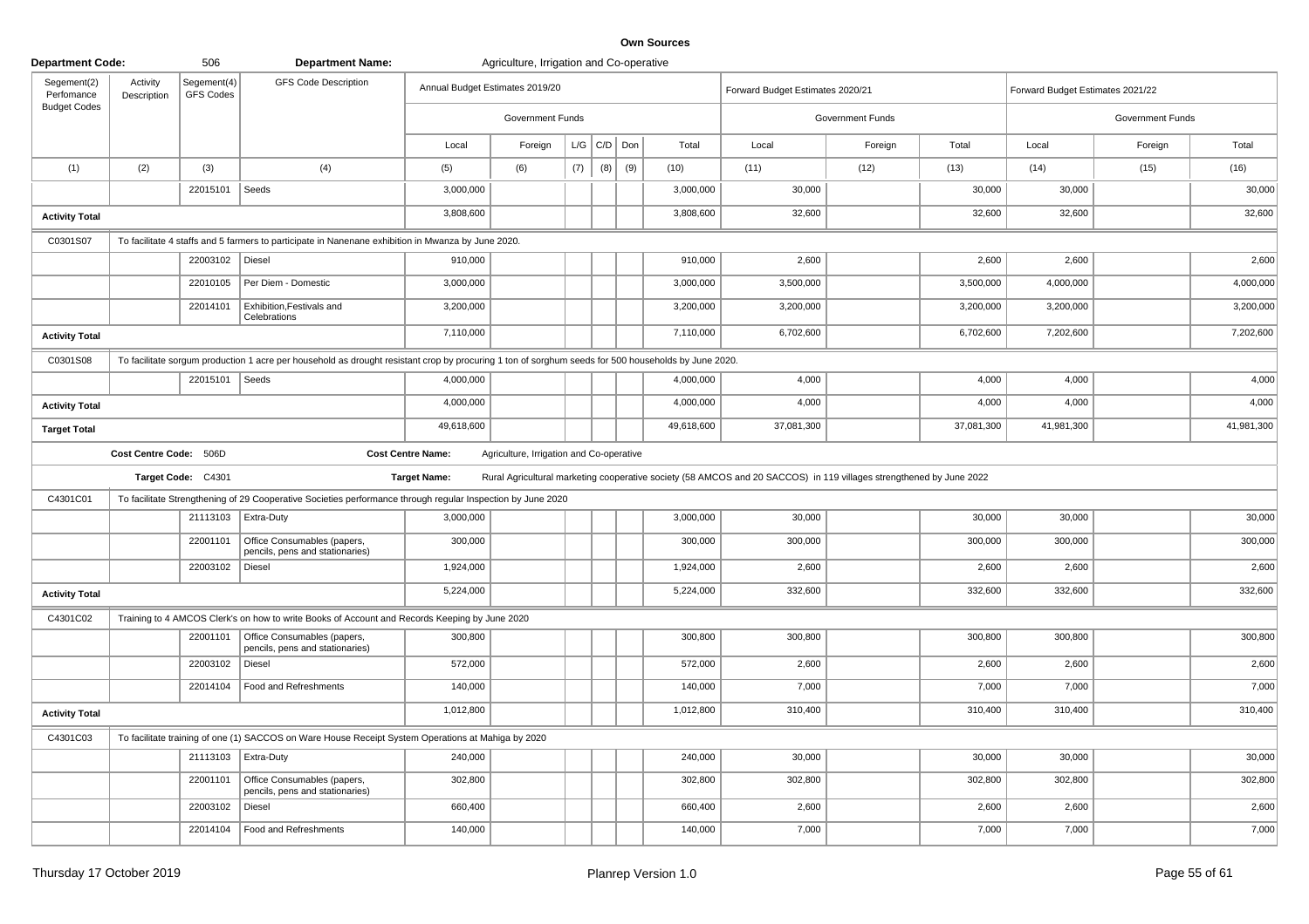**Own Sources**

**Department Code:** 506 **Department Name:** Agriculture, Irrigation and Co-operative

| Segement(2) Perfomance Budget Codes | Activity Description | Segement(4) GFS Codes | GFS Code Description | Annual Budget Estimates 2019/20 | | | | | | Forward Budget Estimates 2020/21 | | | Forward Budget Estimates 2021/22 | | |
|---|---|---|---|---|---|---|---|---|---|---|---|---|---|---|---|
| | | | | Government Funds | | | | | | Government Funds | | | Government Funds | | |
| | | | | Local | Foreign | L/G | C/D | Don | Total | Local | Foreign | Total | Local | Foreign | Total |
| (1) | (2) | (3) | (4) | (5) | (6) | (7) | (8) | (9) | (10) | (11) | (12) | (13) | (14) | (15) | (16) |
| | | 22015101 | Seeds | 3,000,000 | | | | | 3,000,000 | 30,000 | | 30,000 | 30,000 | | 30,000 |
| **Activity Total** | | | | 3,808,600 | | | | | 3,808,600 | 32,600 | | 32,600 | 32,600 | | 32,600 |
| C0301S07 | To facilitate 4 staffs and 5 farmers to participate in Nanenane exhibition in Mwanza by June 2020. | | | | | | | | | | | | | | |
| | | 22003102 | Diesel | 910,000 | | | | | 910,000 | 2,600 | | 2,600 | 2,600 | | 2,600 |
| | | 22010105 | Per Diem - Domestic | 3,000,000 | | | | | 3,000,000 | 3,500,000 | | 3,500,000 | 4,000,000 | | 4,000,000 |
| | | 22014101 | Exhibition,Festivals and Celebrations | 3,200,000 | | | | | 3,200,000 | 3,200,000 | | 3,200,000 | 3,200,000 | | 3,200,000 |
| **Activity Total** | | | | 7,110,000 | | | | | 7,110,000 | 6,702,600 | | 6,702,600 | 7,202,600 | | 7,202,600 |
| C0301S08 | To facilitate sorgum production 1 acre per household as drought resistant crop by procuring 1 ton of sorghum seeds for 500 households by June 2020. | | | | | | | | | | | | | | |
| | | 22015101 | Seeds | 4,000,000 | | | | | 4,000,000 | 4,000 | | 4,000 | 4,000 | | 4,000 |
| **Activity Total** | | | | 4,000,000 | | | | | 4,000,000 | 4,000 | | 4,000 | 4,000 | | 4,000 |
| **Target Total** | | | | 49,618,600 | | | | | 49,618,600 | 37,081,300 | | 37,081,300 | 41,981,300 | | 41,981,300 |
| | **Cost Centre Code:** 506D | | | **Cost Centre Name:** | Agriculture, Irrigation and Co-operative | | | | | | | | | | |
| | **Target Code:** C4301 | | | **Target Name:** | Rural Agricultural marketing cooperative society (58 AMCOS and 20 SACCOS) in 119 villages strengthened by June 2022 | | | | | | | | | | |
| C4301C01 | To facilitate Strengthening of 29 Cooperative Societies performance through regular Inspection by June 2020 | | | | | | | | | | | | | | |
| | | 21113103 | Extra-Duty | 3,000,000 | | | | | 3,000,000 | 30,000 | | 30,000 | 30,000 | | 30,000 |
| | | 22001101 | Office Consumables (papers, pencils, pens and stationaries) | 300,000 | | | | | 300,000 | 300,000 | | 300,000 | 300,000 | | 300,000 |
| | | 22003102 | Diesel | 1,924,000 | | | | | 1,924,000 | 2,600 | | 2,600 | 2,600 | | 2,600 |
| **Activity Total** | | | | 5,224,000 | | | | | 5,224,000 | 332,600 | | 332,600 | 332,600 | | 332,600 |
| C4301C02 | Training to 4 AMCOS Clerk's on how to write Books of Account and Records Keeping by June 2020 | | | | | | | | | | | | | | |
| | | 22001101 | Office Consumables (papers, pencils, pens and stationaries) | 300,800 | | | | | 300,800 | 300,800 | | 300,800 | 300,800 | | 300,800 |
| | | 22003102 | Diesel | 572,000 | | | | | 572,000 | 2,600 | | 2,600 | 2,600 | | 2,600 |
| | | 22014104 | Food and Refreshments | 140,000 | | | | | 140,000 | 7,000 | | 7,000 | 7,000 | | 7,000 |
| **Activity Total** | | | | 1,012,800 | | | | | 1,012,800 | 310,400 | | 310,400 | 310,400 | | 310,400 |
| C4301C03 | To facilitate training of one (1) SACCOS on Ware House Receipt System Operations at Mahiga by 2020 | | | | | | | | | | | | | | |
| | | 21113103 | Extra-Duty | 240,000 | | | | | 240,000 | 30,000 | | 30,000 | 30,000 | | 30,000 |
| | | 22001101 | Office Consumables (papers, pencils, pens and stationaries) | 302,800 | | | | | 302,800 | 302,800 | | 302,800 | 302,800 | | 302,800 |
| | | 22003102 | Diesel | 660,400 | | | | | 660,400 | 2,600 | | 2,600 | 2,600 | | 2,600 |
| | | 22014104 | Food and Refreshments | 140,000 | | | | | 140,000 | 7,000 | | 7,000 | 7,000 | | 7,000 |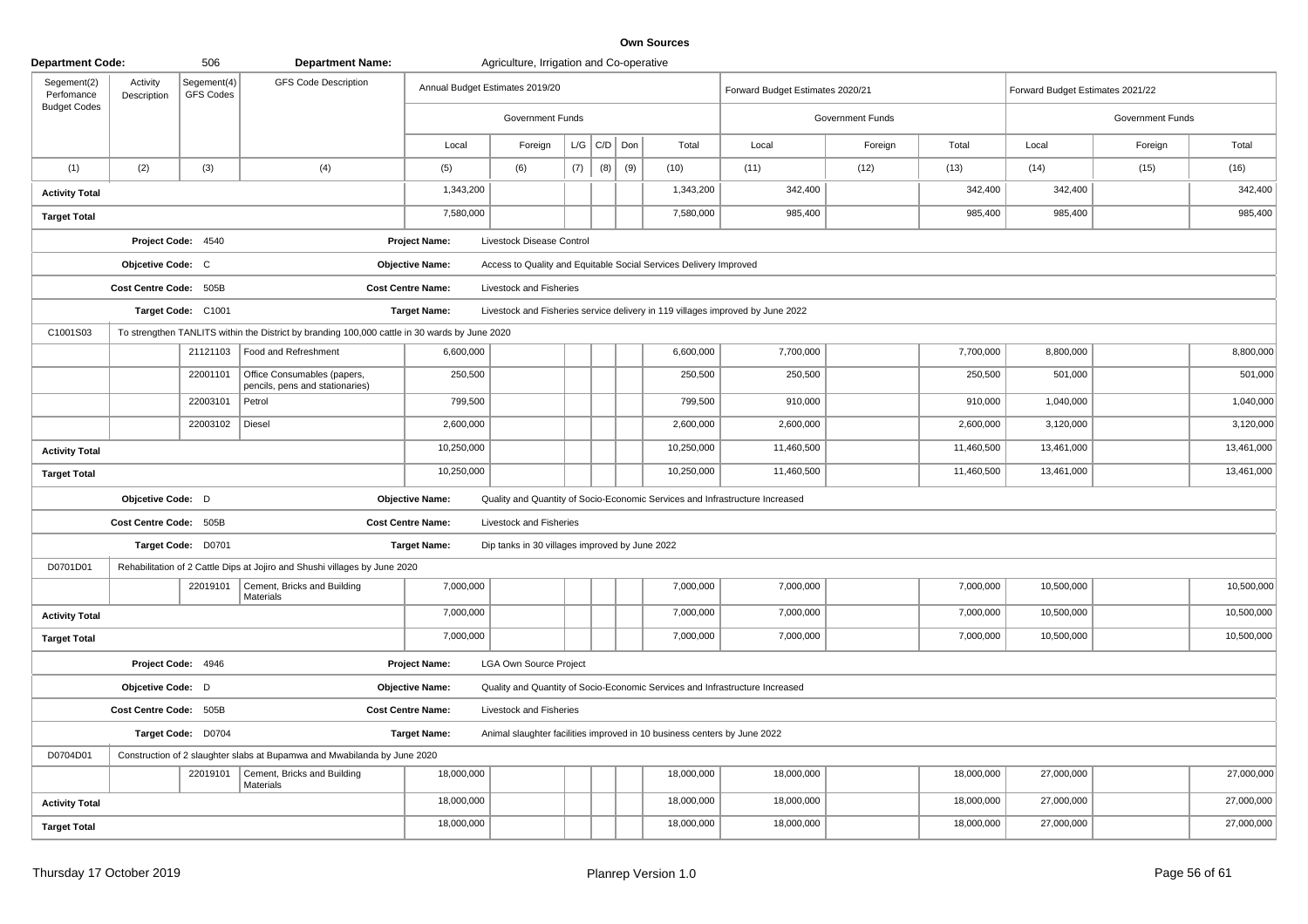**Own Sources**

**Department Code:** 506 **Department Name:** Agriculture, Irrigation and Co-operative

| Segement(2) Perfomance Budget Codes | Activity Description | Segement(4) GFS Codes | GFS Code Description | Annual Budget Estimates 2019/20 | | | | | | Forward Budget Estimates 2020/21 | | | Forward Budget Estimates 2021/22 | | |
|---|---|---|---|---|---|---|---|---|---|---|---|---|---|---|---|
| | | | | Government Funds | | | | | | Government Funds | | | Government Funds | | |
| | | | | Local | Foreign | L/G | C/D | Don | Total | Local | Foreign | Total | Local | Foreign | Total |
| (1) | (2) | (3) | (4) | (5) | (6) | (7) | (8) | (9) | (10) | (11) | (12) | (13) | (14) | (15) | (16) |
| **Activity Total** | | | | 1,343,200 | | | | | 1,343,200 | 342,400 | | 342,400 | 342,400 | | 342,400 |
| **Target Total** | | | | 7,580,000 | | | | | 7,580,000 | 985,400 | | 985,400 | 985,400 | | 985,400 |
| | **Project Code:** 4540 | | | **Project Name:** | Livestock Disease Control | | | | | | | | | | |
| | **Objcetive Code:** C | | | **Objective Name:** | Access to Quality and Equitable Social Services Delivery Improved | | | | | | | | | | |
| | **Cost Centre Code:** 505B | | | **Cost Centre Name:** | Livestock and Fisheries | | | | | | | | | | |
| | **Target Code:** C1001 | | | **Target Name:** | Livestock and Fisheries service delivery in 119 villages improved by June 2022 | | | | | | | | | | |
| C1001S03 | To strengthen TANLITS within the District by branding 100,000 cattle in 30 wards by June 2020 | | | | | | | | | | | | | | |
| | | 21121103 | Food and Refreshment | 6,600,000 | | | | | 6,600,000 | 7,700,000 | | 7,700,000 | 8,800,000 | | 8,800,000 |
| | | 22001101 | Office Consumables (papers, pencils, pens and stationaries) | 250,500 | | | | | 250,500 | 250,500 | | 250,500 | 501,000 | | 501,000 |
| | | 22003101 | Petrol | 799,500 | | | | | 799,500 | 910,000 | | 910,000 | 1,040,000 | | 1,040,000 |
| | | 22003102 | Diesel | 2,600,000 | | | | | 2,600,000 | 2,600,000 | | 2,600,000 | 3,120,000 | | 3,120,000 |
| **Activity Total** | | | | 10,250,000 | | | | | 10,250,000 | 11,460,500 | | 11,460,500 | 13,461,000 | | 13,461,000 |
| **Target Total** | | | | 10,250,000 | | | | | 10,250,000 | 11,460,500 | | 11,460,500 | 13,461,000 | | 13,461,000 |
| | **Objcetive Code:** D | | | **Objective Name:** | Quality and Quantity of Socio-Economic Services and Infrastructure Increased | | | | | | | | | | |
| | **Cost Centre Code:** 505B | | | **Cost Centre Name:** | Livestock and Fisheries | | | | | | | | | | |
| | **Target Code:** D0701 | | | **Target Name:** | Dip tanks in 30 villages improved by June 2022 | | | | | | | | | | |
| D0701D01 | Rehabilitation of 2 Cattle Dips at Jojiro and Shushi villages by June 2020 | | | | | | | | | | | | | | |
| | | 22019101 | Cement, Bricks and Building Materials | 7,000,000 | | | | | 7,000,000 | 7,000,000 | | 7,000,000 | 10,500,000 | | 10,500,000 |
| **Activity Total** | | | | 7,000,000 | | | | | 7,000,000 | 7,000,000 | | 7,000,000 | 10,500,000 | | 10,500,000 |
| **Target Total** | | | | 7,000,000 | | | | | 7,000,000 | 7,000,000 | | 7,000,000 | 10,500,000 | | 10,500,000 |
| | **Project Code:** 4946 | | | **Project Name:** | LGA Own Source Project | | | | | | | | | | |
| | **Objcetive Code:** D | | | **Objective Name:** | Quality and Quantity of Socio-Economic Services and Infrastructure Increased | | | | | | | | | | |
| | **Cost Centre Code:** 505B | | | **Cost Centre Name:** | Livestock and Fisheries | | | | | | | | | | |
| | **Target Code:** D0704 | | | **Target Name:** | Animal slaughter facilities improved in 10 business centers by June 2022 | | | | | | | | | | |
| D0704D01 | Construction of 2 slaughter slabs at Bupamwa and Mwabilanda by June 2020 | | | | | | | | | | | | | | |
| | | 22019101 | Cement, Bricks and Building Materials | 18,000,000 | | | | | 18,000,000 | 18,000,000 | | 18,000,000 | 27,000,000 | | 27,000,000 |
| **Activity Total** | | | | 18,000,000 | | | | | 18,000,000 | 18,000,000 | | 18,000,000 | 27,000,000 | | 27,000,000 |
| **Target Total** | | | | 18,000,000 | | | | | 18,000,000 | 18,000,000 | | 18,000,000 | 27,000,000 | | 27,000,000 |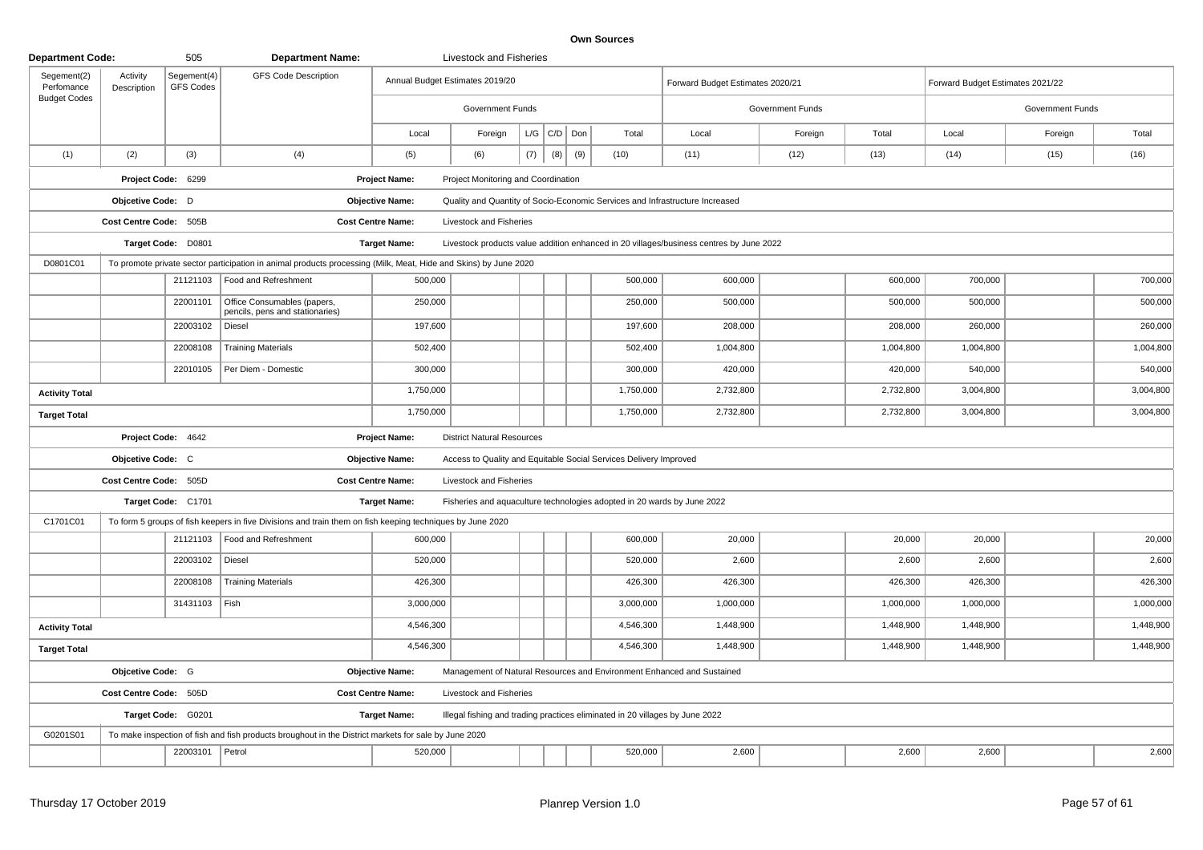**Own Sources**

**Department Code:** 505 **Department Name:** Livestock and Fisheries

| Segement(2) Perfomance Budget Codes | Activity Description | Segement(4) GFS Codes | GFS Code Description | Annual Budget Estimates 2019/20 | | | | | | Forward Budget Estimates 2020/21 | | | Forward Budget Estimates 2021/22 | | |
|---|---|---|---|---|---|---|---|---|---|---|---|---|---|---|---|
| | | | | Government Funds | | | | | | Government Funds | | | Government Funds | | |
| | | | | Local | Foreign | L/G | C/D | Don | Total | Local | Foreign | Total | Local | Foreign | Total |
| (1) | (2) | (3) | (4) | (5) | (6) | (7) | (8) | (9) | (10) | (11) | (12) | (13) | (14) | (15) | (16) |
| | **Project Code:** 6299 | | **Project Name:** | Project Monitoring and Coordination | | | | | | | | | | | |
| | **Objcetive Code:** D | | **Objective Name:** | Quality and Quantity of Socio-Economic Services and Infrastructure Increased | | | | | | | | | | | |
| | **Cost Centre Code:** 505B | | **Cost Centre Name:** | Livestock and Fisheries | | | | | | | | | | | |
| | **Target Code:** D0801 | | **Target Name:** | Livestock products value addition enhanced in 20 villages/business centres by June 2022 | | | | | | | | | | | |
| D0801C01 | To promote private sector participation in animal products processing (Milk, Meat, Hide and Skins) by June 2020 | | | | | | | | | | | | | | |
| | | 21121103 | Food and Refreshment | 500,000 | | | | | 500,000 | 600,000 | | 600,000 | 700,000 | | 700,000 |
| | | 22001101 | Office Consumables (papers, pencils, pens and stationaries) | 250,000 | | | | | 250,000 | 500,000 | | 500,000 | 500,000 | | 500,000 |
| | | 22003102 | Diesel | 197,600 | | | | | 197,600 | 208,000 | | 208,000 | 260,000 | | 260,000 |
| | | 22008108 | Training Materials | 502,400 | | | | | 502,400 | 1,004,800 | | 1,004,800 | 1,004,800 | | 1,004,800 |
| | | 22010105 | Per Diem - Domestic | 300,000 | | | | | 300,000 | 420,000 | | 420,000 | 540,000 | | 540,000 |
| **Activity Total** | | | | 1,750,000 | | | | | 1,750,000 | 2,732,800 | | 2,732,800 | 3,004,800 | | 3,004,800 |
| **Target Total** | | | | 1,750,000 | | | | | 1,750,000 | 2,732,800 | | 2,732,800 | 3,004,800 | | 3,004,800 |
| | **Project Code:** 4642 | | **Project Name:** | District Natural Resources | | | | | | | | | | | |
| | **Objcetive Code:** C | | **Objective Name:** | Access to Quality and Equitable Social Services Delivery Improved | | | | | | | | | | | |
| | **Cost Centre Code:** 505D | | **Cost Centre Name:** | Livestock and Fisheries | | | | | | | | | | | |
| | **Target Code:** C1701 | | **Target Name:** | Fisheries and aquaculture technologies adopted in 20 wards by June 2022 | | | | | | | | | | | |
| C1701C01 | To form 5 groups of fish keepers in five Divisions and train them on fish keeping techniques by June 2020 | | | | | | | | | | | | | | |
| | | 21121103 | Food and Refreshment | 600,000 | | | | | 600,000 | 20,000 | | 20,000 | 20,000 | | 20,000 |
| | | 22003102 | Diesel | 520,000 | | | | | 520,000 | 2,600 | | 2,600 | 2,600 | | 2,600 |
| | | 22008108 | Training Materials | 426,300 | | | | | 426,300 | 426,300 | | 426,300 | 426,300 | | 426,300 |
| | | 31431103 | Fish | 3,000,000 | | | | | 3,000,000 | 1,000,000 | | 1,000,000 | 1,000,000 | | 1,000,000 |
| **Activity Total** | | | | 4,546,300 | | | | | 4,546,300 | 1,448,900 | | 1,448,900 | 1,448,900 | | 1,448,900 |
| **Target Total** | | | | 4,546,300 | | | | | 4,546,300 | 1,448,900 | | 1,448,900 | 1,448,900 | | 1,448,900 |
| | **Objcetive Code:** G | | **Objective Name:** | Management of Natural Resources and Environment Enhanced and Sustained | | | | | | | | | | | |
| | **Cost Centre Code:** 505D | | **Cost Centre Name:** | Livestock and Fisheries | | | | | | | | | | | |
| | **Target Code:** G0201 | | **Target Name:** | Illegal fishing and trading practices eliminated in 20 villages by June 2022 | | | | | | | | | | | |
| G0201S01 | To make inspection of fish and fish products broughout in the District markets for sale by June 2020 | | | | | | | | | | | | | | |
| | | 22003101 | Petrol | 520,000 | | | | | 520,000 | 2,600 | | 2,600 | 2,600 | | 2,600 |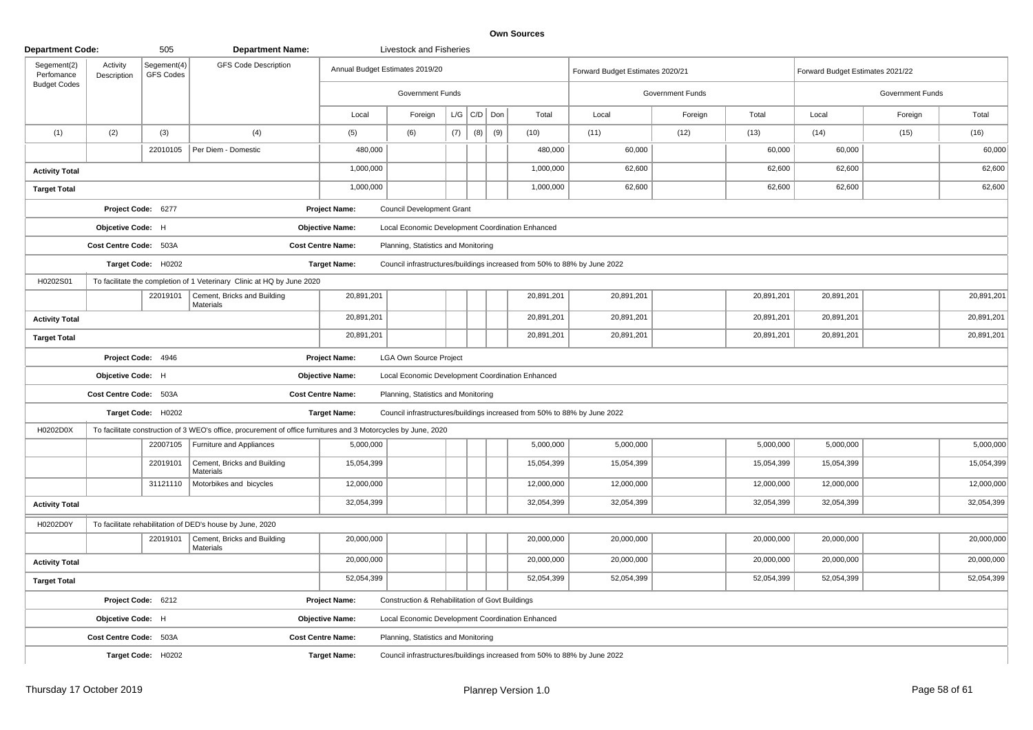**Own Sources**

**Department Code:** 505 **Department Name:** Livestock and Fisheries

| Segement(2) Perfomance Budget Codes | Activity Description | Segement(4) GFS Codes | GFS Code Description | Annual Budget Estimates 2019/20 | | | | | | Forward Budget Estimates 2020/21 | | | Forward Budget Estimates 2021/22 | | |
|---|---|---|---|---|---|---|---|---|---|---|---|---|---|---|---|
| | | | | Government Funds | | | | | | Government Funds | | | Government Funds | | |
| | | | | Local | Foreign | L/G | C/D | Don | Total | Local | Foreign | Total | Local | Foreign | Total |
| (1) | (2) | (3) | (4) | (5) | (6) | (7) | (8) | (9) | (10) | (11) | (12) | (13) | (14) | (15) | (16) |
| | | 22010105 | Per Diem - Domestic | 480,000 | | | | | 480,000 | 60,000 | | 60,000 | 60,000 | | 60,000 |
| **Activity Total** | | | | 1,000,000 | | | | | 1,000,000 | 62,600 | | 62,600 | 62,600 | | 62,600 |
| **Target Total** | | | | 1,000,000 | | | | | 1,000,000 | 62,600 | | 62,600 | 62,600 | | 62,600 |
| | **Project Code:** 6277 | | | **Project Name:** | Council Development Grant | | | | | | | | | | |
| | **Objcetive Code:** H | | | **Objective Name:** | Local Economic Development Coordination Enhanced | | | | | | | | | | |
| | **Cost Centre Code:** 503A | | | **Cost Centre Name:** | Planning, Statistics and Monitoring | | | | | | | | | | |
| | **Target Code:** H0202 | | | **Target Name:** | Council infrastructures/buildings increased from 50% to 88% by June 2022 | | | | | | | | | | |
| H0202S01 | To facilitate the completion of 1 Veterinary Clinic at HQ by June 2020 | | | | | | | | | | | | | | |
| | | 22019101 | Cement, Bricks and Building Materials | 20,891,201 | | | | | 20,891,201 | 20,891,201 | | 20,891,201 | 20,891,201 | | 20,891,201 |
| **Activity Total** | | | | 20,891,201 | | | | | 20,891,201 | 20,891,201 | | 20,891,201 | 20,891,201 | | 20,891,201 |
| **Target Total** | | | | 20,891,201 | | | | | 20,891,201 | 20,891,201 | | 20,891,201 | 20,891,201 | | 20,891,201 |
| | **Project Code:** 4946 | | | **Project Name:** | LGA Own Source Project | | | | | | | | | | |
| | **Objcetive Code:** H | | | **Objective Name:** | Local Economic Development Coordination Enhanced | | | | | | | | | | |
| | **Cost Centre Code:** 503A | | | **Cost Centre Name:** | Planning, Statistics and Monitoring | | | | | | | | | | |
| | **Target Code:** H0202 | | | **Target Name:** | Council infrastructures/buildings increased from 50% to 88% by June 2022 | | | | | | | | | | |
| H0202D0X | To facilitate construction of 3 WEO's office, procurement of office furnitures and 3 Motorcycles by June, 2020 | | | | | | | | | | | | | | |
| | | 22007105 | Furniture and Appliances | 5,000,000 | | | | | 5,000,000 | 5,000,000 | | 5,000,000 | 5,000,000 | | 5,000,000 |
| | | 22019101 | Cement, Bricks and Building Materials | 15,054,399 | | | | | 15,054,399 | 15,054,399 | | 15,054,399 | 15,054,399 | | 15,054,399 |
| | | 31121110 | Motorbikes and bicycles | 12,000,000 | | | | | 12,000,000 | 12,000,000 | | 12,000,000 | 12,000,000 | | 12,000,000 |
| **Activity Total** | | | | 32,054,399 | | | | | 32,054,399 | 32,054,399 | | 32,054,399 | 32,054,399 | | 32,054,399 |
| H0202D0Y | To facilitate rehabilitation of DED's house by June, 2020 | | | | | | | | | | | | | | |
| | | 22019101 | Cement, Bricks and Building Materials | 20,000,000 | | | | | 20,000,000 | 20,000,000 | | 20,000,000 | 20,000,000 | | 20,000,000 |
| **Activity Total** | | | | 20,000,000 | | | | | 20,000,000 | 20,000,000 | | 20,000,000 | 20,000,000 | | 20,000,000 |
| **Target Total** | | | | 52,054,399 | | | | | 52,054,399 | 52,054,399 | | 52,054,399 | 52,054,399 | | 52,054,399 |
| | **Project Code:** 6212 | | | **Project Name:** | Construction & Rehabilitation of Govt Buildings | | | | | | | | | | |
| | **Objcetive Code:** H | | | **Objective Name:** | Local Economic Development Coordination Enhanced | | | | | | | | | | |
| | **Cost Centre Code:** 503A | | | **Cost Centre Name:** | Planning, Statistics and Monitoring | | | | | | | | | | |
| | **Target Code:** H0202 | | | **Target Name:** | Council infrastructures/buildings increased from 50% to 88% by June 2022 | | | | | | | | | | |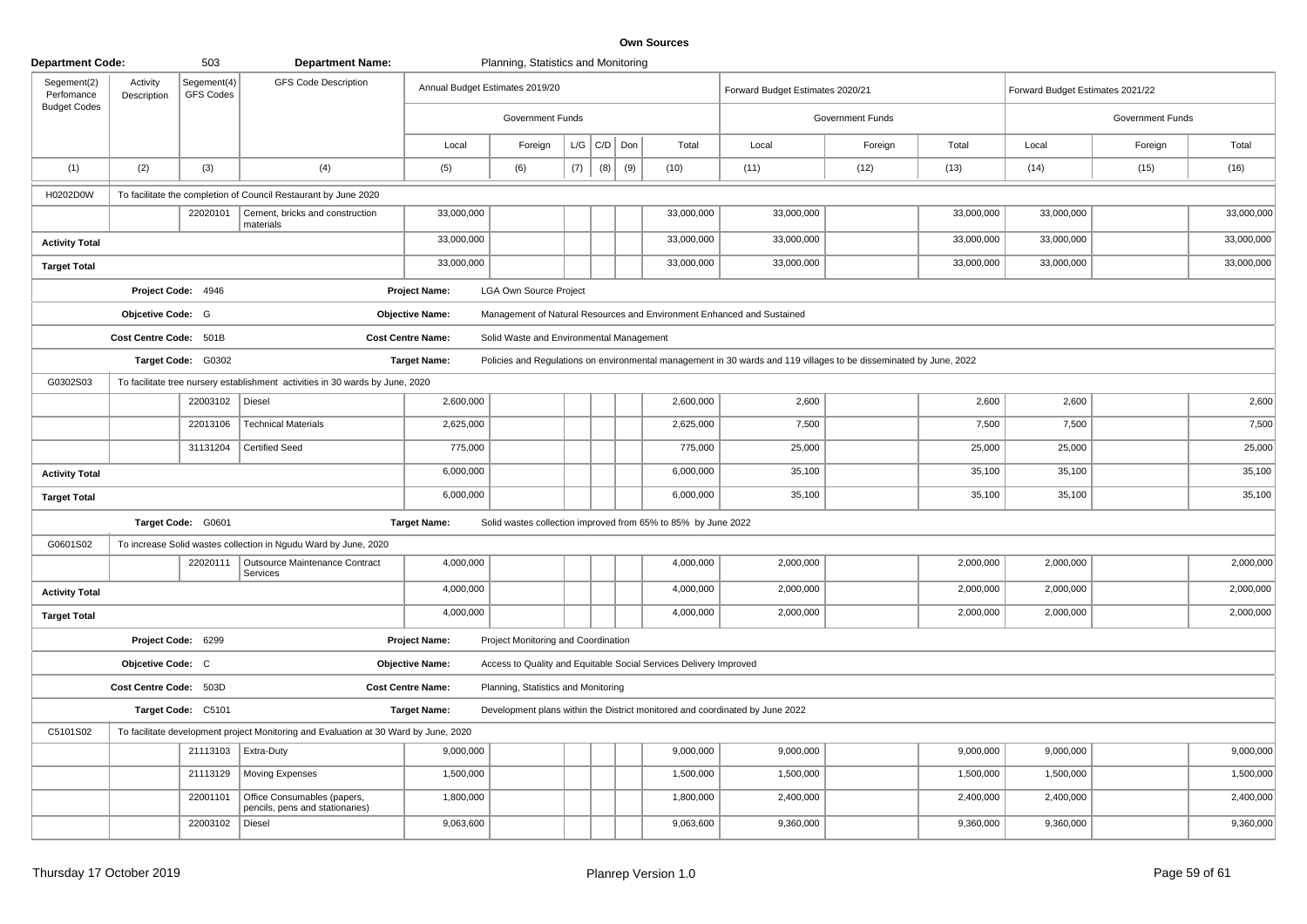**Own Sources**

**Department Code:** 503 **Department Name:** Planning, Statistics and Monitoring

| Segement(2) Perfomance Budget Codes | Activity Description | Segement(4) GFS Codes | GFS Code Description | Annual Budget Estimates 2019/20 | | | | | | Forward Budget Estimates 2020/21 | | | Forward Budget Estimates 2021/22 | | |
|---|---|---|---|---|---|---|---|---|---|---|---|---|---|---|---|
| | | | | Government Funds | | | | | | Government Funds | | | Government Funds | | |
| | | | | Local | Foreign | L/G | C/D | Don | Total | Local | Foreign | Total | Local | Foreign | Total |
| (1) | (2) | (3) | (4) | (5) | (6) | (7) | (8) | (9) | (10) | (11) | (12) | (13) | (14) | (15) | (16) |
| H0202D0W | To facilitate the completion of Council Restaurant by June 2020 | | | | | | | | | | | | | | |
| | | 22020101 | Cement, bricks and construction materials | 33,000,000 | | | | | 33,000,000 | 33,000,000 | | 33,000,000 | 33,000,000 | | 33,000,000 |
| **Activity Total** | | | | 33,000,000 | | | | | 33,000,000 | 33,000,000 | | 33,000,000 | 33,000,000 | | 33,000,000 |
| **Target Total** | | | | 33,000,000 | | | | | 33,000,000 | 33,000,000 | | 33,000,000 | 33,000,000 | | 33,000,000 |
| | **Project Code:** 4946 | | | **Project Name:** | LGA Own Source Project | | | | | | | | | | |
| | **Objcetive Code:** G | | | **Objective Name:** | Management of Natural Resources and Environment Enhanced and Sustained | | | | | | | | | | |
| | **Cost Centre Code:** 501B | | | **Cost Centre Name:** | Solid Waste and Environmental Management | | | | | | | | | | |
| | **Target Code:** G0302 | | | **Target Name:** | Policies and Regulations on environmental management in 30 wards and 119 villages to be disseminated by June, 2022 | | | | | | | | | | |
| G0302S03 | To facilitate tree nursery establishment activities in 30 wards by June, 2020 | | | | | | | | | | | | | | |
| | | 22003102 | Diesel | 2,600,000 | | | | | 2,600,000 | 2,600 | | 2,600 | 2,600 | | 2,600 |
| | | 22013106 | Technical Materials | 2,625,000 | | | | | 2,625,000 | 7,500 | | 7,500 | 7,500 | | 7,500 |
| | | 31131204 | Certified Seed | 775,000 | | | | | 775,000 | 25,000 | | 25,000 | 25,000 | | 25,000 |
| **Activity Total** | | | | 6,000,000 | | | | | 6,000,000 | 35,100 | | 35,100 | 35,100 | | 35,100 |
| **Target Total** | | | | 6,000,000 | | | | | 6,000,000 | 35,100 | | 35,100 | 35,100 | | 35,100 |
| | **Target Code:** G0601 | | | **Target Name:** | Solid wastes collection improved from 65% to 85% by June 2022 | | | | | | | | | | |
| G0601S02 | To increase Solid wastes collection in Ngudu Ward by June, 2020 | | | | | | | | | | | | | | |
| | | 22020111 | Outsource Maintenance Contract Services | 4,000,000 | | | | | 4,000,000 | 2,000,000 | | 2,000,000 | 2,000,000 | | 2,000,000 |
| **Activity Total** | | | | 4,000,000 | | | | | 4,000,000 | 2,000,000 | | 2,000,000 | 2,000,000 | | 2,000,000 |
| **Target Total** | | | | 4,000,000 | | | | | 4,000,000 | 2,000,000 | | 2,000,000 | 2,000,000 | | 2,000,000 |
| | **Project Code:** 6299 | | | **Project Name:** | Project Monitoring and Coordination | | | | | | | | | | |
| | **Objcetive Code:** C | | | **Objective Name:** | Access to Quality and Equitable Social Services Delivery Improved | | | | | | | | | | |
| | **Cost Centre Code:** 503D | | | **Cost Centre Name:** | Planning, Statistics and Monitoring | | | | | | | | | | |
| | **Target Code:** C5101 | | | **Target Name:** | Development plans within the District monitored and coordinated by June 2022 | | | | | | | | | | |
| C5101S02 | To facilitate development project Monitoring and Evaluation at 30 Ward by June, 2020 | | | | | | | | | | | | | | |
| | | 21113103 | Extra-Duty | 9,000,000 | | | | | 9,000,000 | 9,000,000 | | 9,000,000 | 9,000,000 | | 9,000,000 |
| | | 21113129 | Moving Expenses | 1,500,000 | | | | | 1,500,000 | 1,500,000 | | 1,500,000 | 1,500,000 | | 1,500,000 |
| | | 22001101 | Office Consumables (papers, pencils, pens and stationaries) | 1,800,000 | | | | | 1,800,000 | 2,400,000 | | 2,400,000 | 2,400,000 | | 2,400,000 |
| | | 22003102 | Diesel | 9,063,600 | | | | | 9,063,600 | 9,360,000 | | 9,360,000 | 9,360,000 | | 9,360,000 |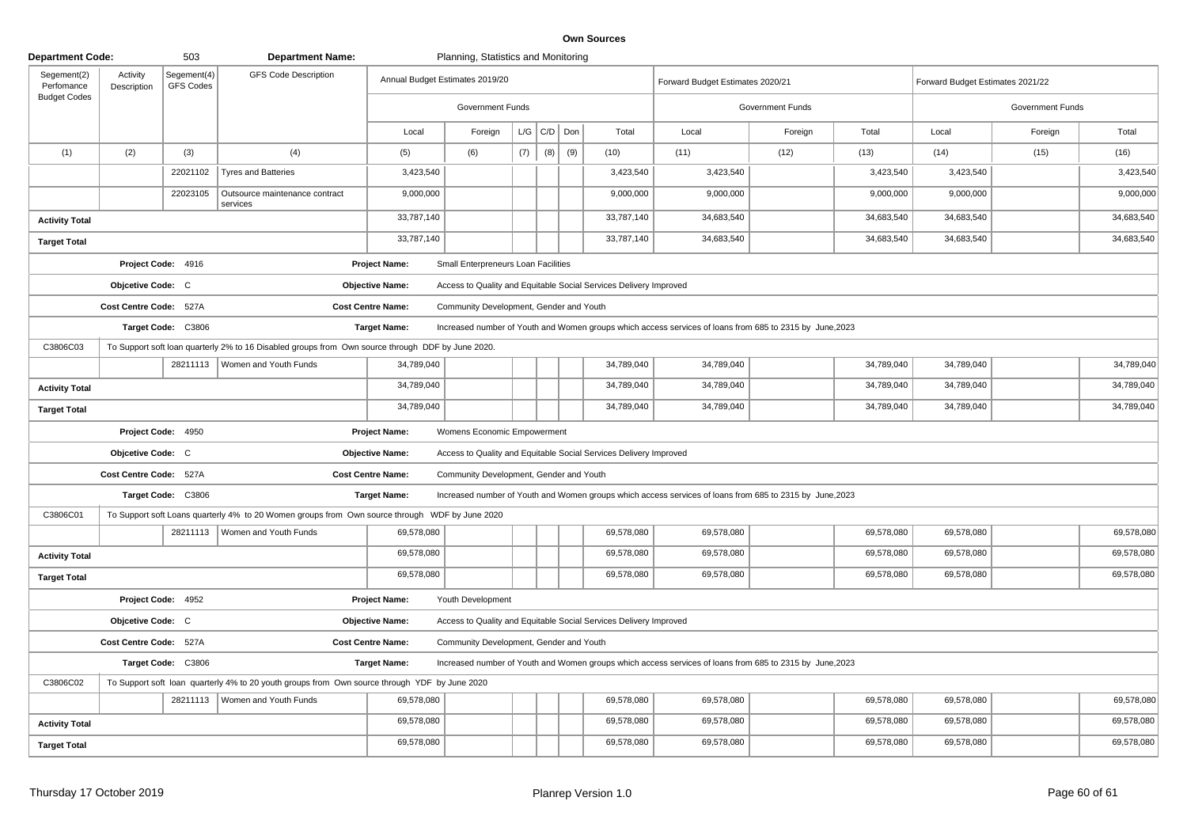# Own Sources

**Department Code:** 503 **Department Name:** Planning, Statistics and Monitoring

| Segement(2) Perfomance Budget Codes | Activity Description | Segement(4) GFS Codes | GFS Code Description | Annual Budget Estimates 2019/20 | | | | | | Forward Budget Estimates 2020/21 | | | Forward Budget Estimates 2021/22 | | |
|---|---|---|---|---|---|---|---|---|---|---|---|---|---|---|---|
| | | | | Government Funds | | | | | | Government Funds | | | Government Funds | | |
| | | | | Local | Foreign | L/G | C/D | Don | Total | Local | Foreign | Total | Local | Foreign | Total |
| (1) | (2) | (3) | (4) | (5) | (6) | (7) | (8) | (9) | (10) | (11) | (12) | (13) | (14) | (15) | (16) |
| | | 22021102 | Tyres and Batteries | 3,423,540 | | | | | 3,423,540 | 3,423,540 | | 3,423,540 | 3,423,540 | | 3,423,540 |
| | | 22023105 | Outsource maintenance contract services | 9,000,000 | | | | | 9,000,000 | 9,000,000 | | 9,000,000 | 9,000,000 | | 9,000,000 |
| **Activity Total** | | | | 33,787,140 | | | | | 33,787,140 | 34,683,540 | | 34,683,540 | 34,683,540 | | 34,683,540 |
| **Target Total** | | | | 33,787,140 | | | | | 33,787,140 | 34,683,540 | | 34,683,540 | 34,683,540 | | 34,683,540 |
| **Project Code:** 4916 | | | | **Project Name:** | Small Enterpreneurs Loan Facilities | | | | | | | | | | |
| **Objcetive Code:** C | | | | **Objective Name:** | Access to Quality and Equitable Social Services Delivery Improved | | | | | | | | | | |
| **Cost Centre Code:** 527A | | | | **Cost Centre Name:** | Community Development, Gender and Youth | | | | | | | | | | |
| **Target Code:** C3806 | | | | **Target Name:** | Increased number of Youth and Women groups which access services of loans from 685 to 2315 by June,2023 | | | | | | | | | | |
| C3806C03 | To Support soft loan quarterly 2% to 16 Disabled groups from Own source through DDF by June 2020. | | | | | | | | | | | | | | |
| | | 28211113 | Women and Youth Funds | 34,789,040 | | | | | 34,789,040 | 34,789,040 | | 34,789,040 | 34,789,040 | | 34,789,040 |
| **Activity Total** | | | | 34,789,040 | | | | | 34,789,040 | 34,789,040 | | 34,789,040 | 34,789,040 | | 34,789,040 |
| **Target Total** | | | | 34,789,040 | | | | | 34,789,040 | 34,789,040 | | 34,789,040 | 34,789,040 | | 34,789,040 |
| **Project Code:** 4950 | | | | **Project Name:** | Womens Economic Empowerment | | | | | | | | | | |
| **Objcetive Code:** C | | | | **Objective Name:** | Access to Quality and Equitable Social Services Delivery Improved | | | | | | | | | | |
| **Cost Centre Code:** 527A | | | | **Cost Centre Name:** | Community Development, Gender and Youth | | | | | | | | | | |
| **Target Code:** C3806 | | | | **Target Name:** | Increased number of Youth and Women groups which access services of loans from 685 to 2315 by June,2023 | | | | | | | | | | |
| C3806C01 | To Support soft Loans quarterly 4% to 20 Women groups from Own source through WDF by June 2020 | | | | | | | | | | | | | | |
| | | 28211113 | Women and Youth Funds | 69,578,080 | | | | | 69,578,080 | 69,578,080 | | 69,578,080 | 69,578,080 | | 69,578,080 |
| **Activity Total** | | | | 69,578,080 | | | | | 69,578,080 | 69,578,080 | | 69,578,080 | 69,578,080 | | 69,578,080 |
| **Target Total** | | | | 69,578,080 | | | | | 69,578,080 | 69,578,080 | | 69,578,080 | 69,578,080 | | 69,578,080 |
| **Project Code:** 4952 | | | | **Project Name:** | Youth Development | | | | | | | | | | |
| **Objcetive Code:** C | | | | **Objective Name:** | Access to Quality and Equitable Social Services Delivery Improved | | | | | | | | | | |
| **Cost Centre Code:** 527A | | | | **Cost Centre Name:** | Community Development, Gender and Youth | | | | | | | | | | |
| **Target Code:** C3806 | | | | **Target Name:** | Increased number of Youth and Women groups which access services of loans from 685 to 2315 by June,2023 | | | | | | | | | | |
| C3806C02 | To Support soft loan quarterly 4% to 20 youth groups from Own source through YDF by June 2020 | | | | | | | | | | | | | | |
| | | 28211113 | Women and Youth Funds | 69,578,080 | | | | | 69,578,080 | 69,578,080 | | 69,578,080 | 69,578,080 | | 69,578,080 |
| **Activity Total** | | | | 69,578,080 | | | | | 69,578,080 | 69,578,080 | | 69,578,080 | 69,578,080 | | 69,578,080 |
| **Target Total** | | | | 69,578,080 | | | | | 69,578,080 | 69,578,080 | | 69,578,080 | 69,578,080 | | 69,578,080 |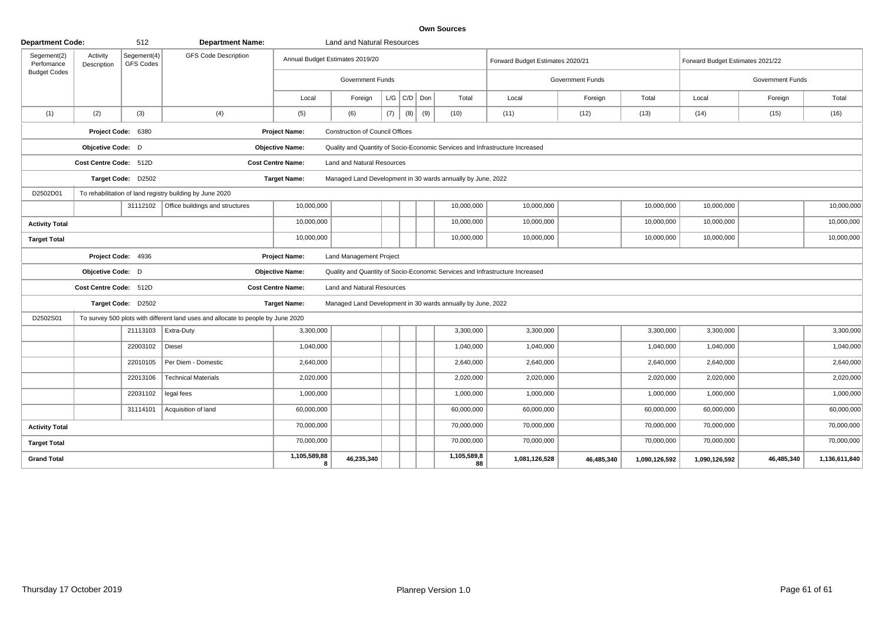**Own Sources**

| Department Code: | | 512 | Department Name: | | Land and Natural Resources | | | | | | | | | | |
|---|---|---|---|---|---|---|---|---|---|---|---|---|---|---|---|
| Segement(2) Perfomance Budget Codes | Activity Description | Segement(4) GFS Codes | GFS Code Description | Annual Budget Estimates 2019/20 | | | | | | Forward Budget Estimates 2020/21 | | | Forward Budget Estimates 2021/22 | | |
| | | | | Government Funds | | | | | | Government Funds | | | Government Funds | | |
| | | | | Local | Foreign | L/G | C/D | Don | Total | Local | Foreign | Total | Local | Foreign | Total |
| (1) | (2) | (3) | (4) | (5) | (6) | (7) | (8) | (9) | (10) | (11) | (12) | (13) | (14) | (15) | (16) |
| | Project Code: 6380 | | | Project Name: | Construction of Council Offices | | | | | | | | | | |
| | Objcetive Code: D | | | Objective Name: | Quality and Quantity of Socio-Economic Services and Infrastructure Increased | | | | | | | | | | |
| | Cost Centre Code: 512D | | | Cost Centre Name: | Land and Natural Resources | | | | | | | | | | |
| | Target Code: D2502 | | | Target Name: | Managed Land Development in 30 wards annually by June, 2022 | | | | | | | | | | |
| D2502D01 | To rehabilitation of land registry building by June 2020 | | | | | | | | | | | | | | |
| | | 31112102 | Office buildings and structures | 10,000,000 | | | | | 10,000,000 | 10,000,000 | | 10,000,000 | 10,000,000 | | 10,000,000 |
| Activity Total | | | | 10,000,000 | | | | | 10,000,000 | 10,000,000 | | 10,000,000 | 10,000,000 | | 10,000,000 |
| Target Total | | | | 10,000,000 | | | | | 10,000,000 | 10,000,000 | | 10,000,000 | 10,000,000 | | 10,000,000 |
| | Project Code: 4936 | | | Project Name: | Land Management Project | | | | | | | | | | |
| | Objcetive Code: D | | | Objective Name: | Quality and Quantity of Socio-Economic Services and Infrastructure Increased | | | | | | | | | | |
| | Cost Centre Code: 512D | | | Cost Centre Name: | Land and Natural Resources | | | | | | | | | | |
| | Target Code: D2502 | | | Target Name: | Managed Land Development in 30 wards annually by June, 2022 | | | | | | | | | | |
| D2502S01 | To survey 500 plots with different land uses and allocate to people by June 2020 | | | | | | | | | | | | | | |
| | | 21113103 | Extra-Duty | 3,300,000 | | | | | 3,300,000 | 3,300,000 | | 3,300,000 | 3,300,000 | | 3,300,000 |
| | | 22003102 | Diesel | 1,040,000 | | | | | 1,040,000 | 1,040,000 | | 1,040,000 | 1,040,000 | | 1,040,000 |
| | | 22010105 | Per Diem - Domestic | 2,640,000 | | | | | 2,640,000 | 2,640,000 | | 2,640,000 | 2,640,000 | | 2,640,000 |
| | | 22013106 | Technical Materials | 2,020,000 | | | | | 2,020,000 | 2,020,000 | | 2,020,000 | 2,020,000 | | 2,020,000 |
| | | 22031102 | legal fees | 1,000,000 | | | | | 1,000,000 | 1,000,000 | | 1,000,000 | 1,000,000 | | 1,000,000 |
| | | 31114101 | Acquisition of land | 60,000,000 | | | | | 60,000,000 | 60,000,000 | | 60,000,000 | 60,000,000 | | 60,000,000 |
| Activity Total | | | | 70,000,000 | | | | | 70,000,000 | 70,000,000 | | 70,000,000 | 70,000,000 | | 70,000,000 |
| Target Total | | | | 70,000,000 | | | | | 70,000,000 | 70,000,000 | | 70,000,000 | 70,000,000 | | 70,000,000 |
| Grand Total | | | | 1,105,589,888 | 46,235,340 | | | | 1,105,589,888 | 1,081,126,528 | 46,485,340 | 1,090,126,592 | 1,090,126,592 | 46,485,340 | 1,136,611,840 |